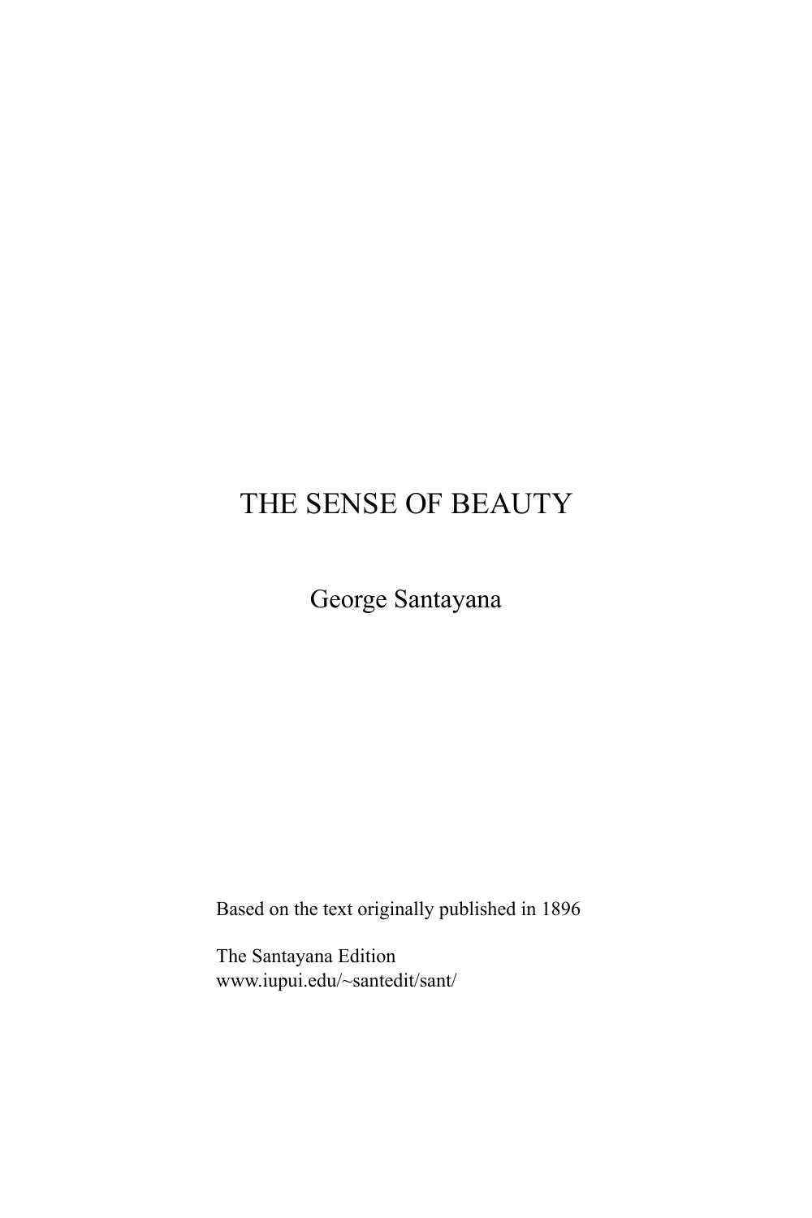# THE SENSE OF BEAUTY

George Santayana

Based on the text originally published in 1896

The Santayana Edition
www.iupui.edu/~santedit/sant/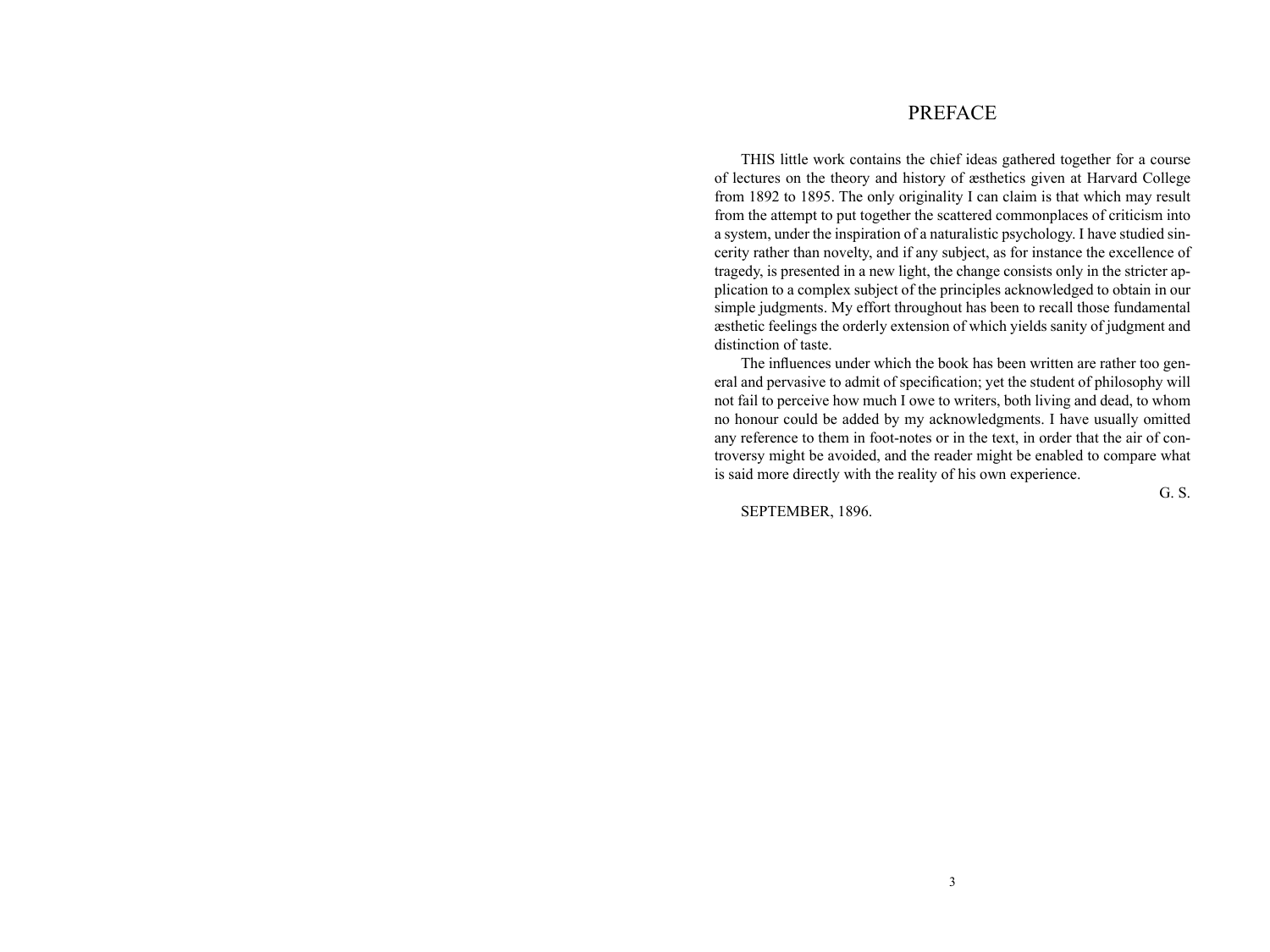# PREFACE

THIS little work contains the chief ideas gathered together for a course of lectures on the theory and history of æsthetics given at Harvard College from 1892 to 1895. The only originality I can claim is that which may result from the attempt to put together the scattered commonplaces of criticism into a system, under the inspiration of a naturalistic psychology. I have studied sincerity rather than novelty, and if any subject, as for instance the excellence of tragedy, is presented in a new light, the change consists only in the stricter application to a complex subject of the principles acknowledged to obtain in our simple judgments. My effort throughout has been to recall those fundamental æsthetic feelings the orderly extension of which yields sanity of judgment and distinction of taste.

The influences under which the book has been written are rather too general and pervasive to admit of specification; yet the student of philosophy will not fail to perceive how much I owe to writers, both living and dead, to whom no honour could be added by my acknowledgments. I have usually omitted any reference to them in foot-notes or in the text, in order that the air of controversy might be avoided, and the reader might be enabled to compare what is said more directly with the reality of his own experience.

G. S.

SEPTEMBER, 1896.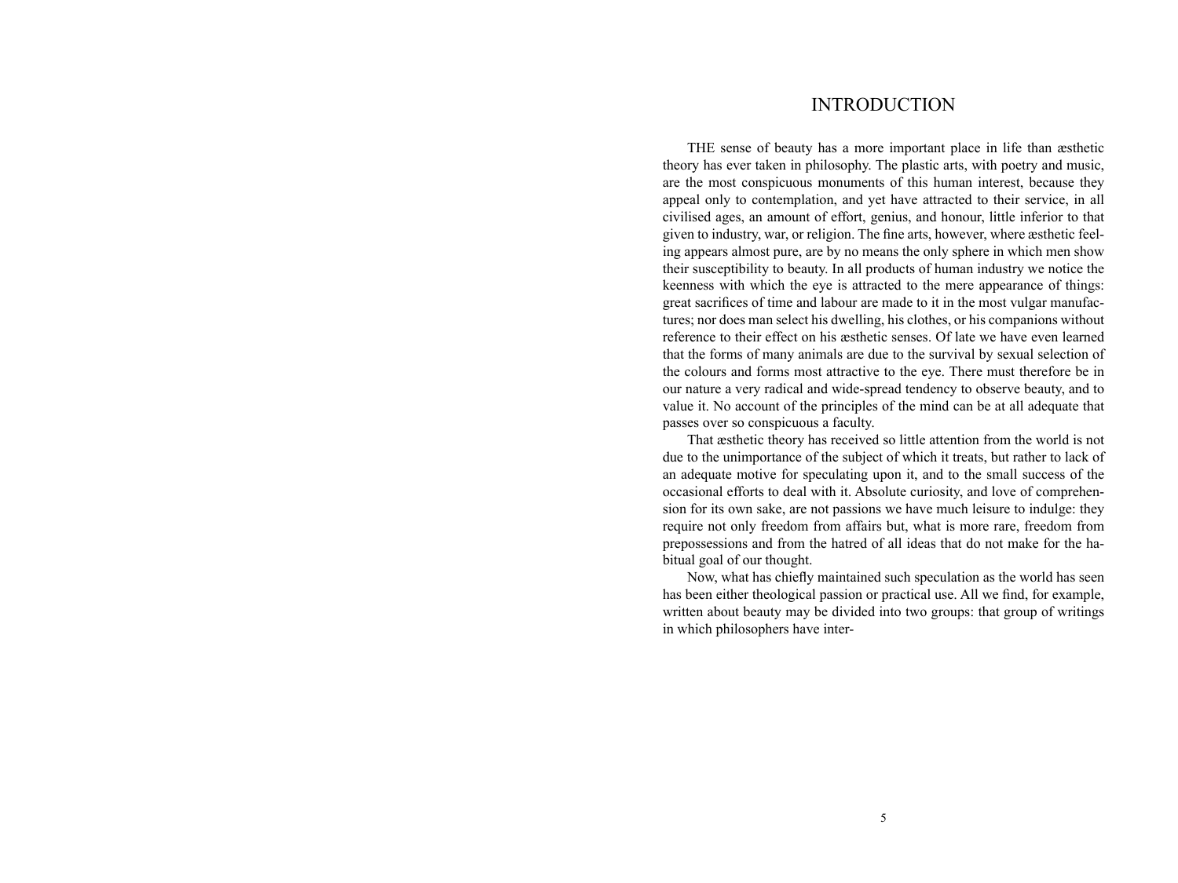# INTRODUCTION

THE sense of beauty has a more important place in life than æsthetic theory has ever taken in philosophy. The plastic arts, with poetry and music, are the most conspicuous monuments of this human interest, because they appeal only to contemplation, and yet have attracted to their service, in all civilised ages, an amount of effort, genius, and honour, little inferior to that given to industry, war, or religion. The fine arts, however, where æsthetic feeling appears almost pure, are by no means the only sphere in which men show their susceptibility to beauty. In all products of human industry we notice the keenness with which the eye is attracted to the mere appearance of things: great sacrifices of time and labour are made to it in the most vulgar manufactures; nor does man select his dwelling, his clothes, or his companions without reference to their effect on his æsthetic senses. Of late we have even learned that the forms of many animals are due to the survival by sexual selection of the colours and forms most attractive to the eye. There must therefore be in our nature a very radical and wide-spread tendency to observe beauty, and to value it. No account of the principles of the mind can be at all adequate that passes over so conspicuous a faculty.

That æsthetic theory has received so little attention from the world is not due to the unimportance of the subject of which it treats, but rather to lack of an adequate motive for speculating upon it, and to the small success of the occasional efforts to deal with it. Absolute curiosity, and love of comprehension for its own sake, are not passions we have much leisure to indulge: they require not only freedom from affairs but, what is more rare, freedom from prepossessions and from the hatred of all ideas that do not make for the habitual goal of our thought.

Now, what has chiefly maintained such speculation as the world has seen has been either theological passion or practical use. All we find, for example, written about beauty may be divided into two groups: that group of writings in which philosophers have inter-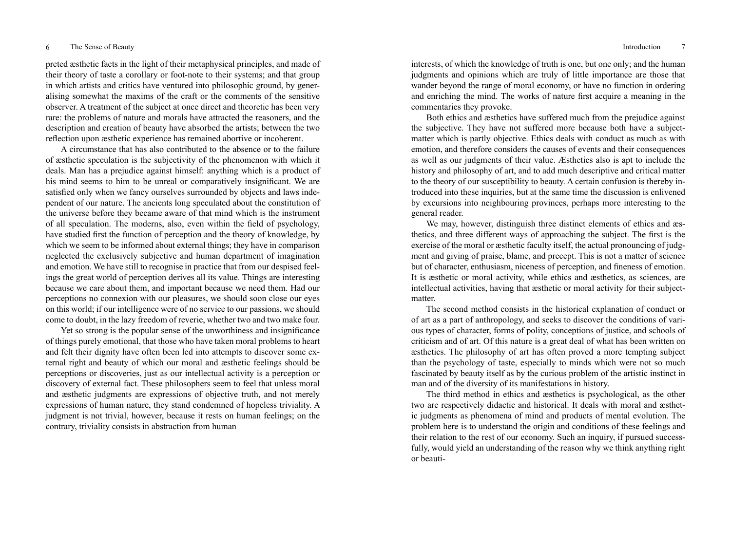preted æsthetic facts in the light of their metaphysical principles, and made of their theory of taste a corollary or foot-note to their systems; and that group in which artists and critics have ventured into philosophic ground, by generalising somewhat the maxims of the craft or the comments of the sensitive observer. A treatment of the subject at once direct and theoretic has been very rare: the problems of nature and morals have attracted the reasoners, and the description and creation of beauty have absorbed the artists; between the two reflection upon æsthetic experience has remained abortive or incoherent.

A circumstance that has also contributed to the absence or to the failure of æsthetic speculation is the subjectivity of the phenomenon with which it deals. Man has a prejudice against himself: anything which is a product of his mind seems to him to be unreal or comparatively insignificant. We are satisfied only when we fancy ourselves surrounded by objects and laws independent of our nature. The ancients long speculated about the constitution of the universe before they became aware of that mind which is the instrument of all speculation. The moderns, also, even within the field of psychology, have studied first the function of perception and the theory of knowledge, by which we seem to be informed about external things; they have in comparison neglected the exclusively subjective and human department of imagination and emotion. We have still to recognise in practice that from our despised feelings the great world of perception derives all its value. Things are interesting because we care about them, and important because we need them. Had our perceptions no connexion with our pleasures, we should soon close our eyes on this world; if our intelligence were of no service to our passions, we should come to doubt, in the lazy freedom of reverie, whether two and two make four.

Yet so strong is the popular sense of the unworthiness and insignificance of things purely emotional, that those who have taken moral problems to heart and felt their dignity have often been led into attempts to discover some external right and beauty of which our moral and æsthetic feelings should be perceptions or discoveries, just as our intellectual activity is a perception or discovery of external fact. These philosophers seem to feel that unless moral and æsthetic judgments are expressions of objective truth, and not merely expressions of human nature, they stand condemned of hopeless triviality. A judgment is not trivial, however, because it rests on human feelings; on the contrary, triviality consists in abstraction from human interests, of which the knowledge of truth is one, but one only; and the human judgments and opinions which are truly of little importance are those that wander beyond the range of moral economy, or have no function in ordering and enriching the mind. The works of nature first acquire a meaning in the commentaries they provoke.

Both ethics and æsthetics have suffered much from the prejudice against the subjective. They have not suffered more because both have a subject-matter which is partly objective. Ethics deals with conduct as much as with emotion, and therefore considers the causes of events and their consequences as well as our judgments of their value. Æsthetics also is apt to include the history and philosophy of art, and to add much descriptive and critical matter to the theory of our susceptibility to beauty. A certain confusion is thereby introduced into these inquiries, but at the same time the discussion is enlivened by excursions into neighbouring provinces, perhaps more interesting to the general reader.

We may, however, distinguish three distinct elements of ethics and æsthetics, and three different ways of approaching the subject. The first is the exercise of the moral or æsthetic faculty itself, the actual pronouncing of judgment and giving of praise, blame, and precept. This is not a matter of science but of character, enthusiasm, niceness of perception, and fineness of emotion. It is æsthetic or moral activity, while ethics and æsthetics, as sciences, are intellectual activities, having that æsthetic or moral activity for their subject-matter.

The second method consists in the historical explanation of conduct or of art as a part of anthropology, and seeks to discover the conditions of various types of character, forms of polity, conceptions of justice, and schools of criticism and of art. Of this nature is a great deal of what has been written on æsthetics. The philosophy of art has often proved a more tempting subject than the psychology of taste, especially to minds which were not so much fascinated by beauty itself as by the curious problem of the artistic instinct in man and of the diversity of its manifestations in history.

The third method in ethics and æsthetics is psychological, as the other two are respectively didactic and historical. It deals with moral and æsthetic judgments as phenomena of mind and products of mental evolution. The problem here is to understand the origin and conditions of these feelings and their relation to the rest of our economy. Such an inquiry, if pursued successfully, would yield an understanding of the reason why we think anything right or beauti-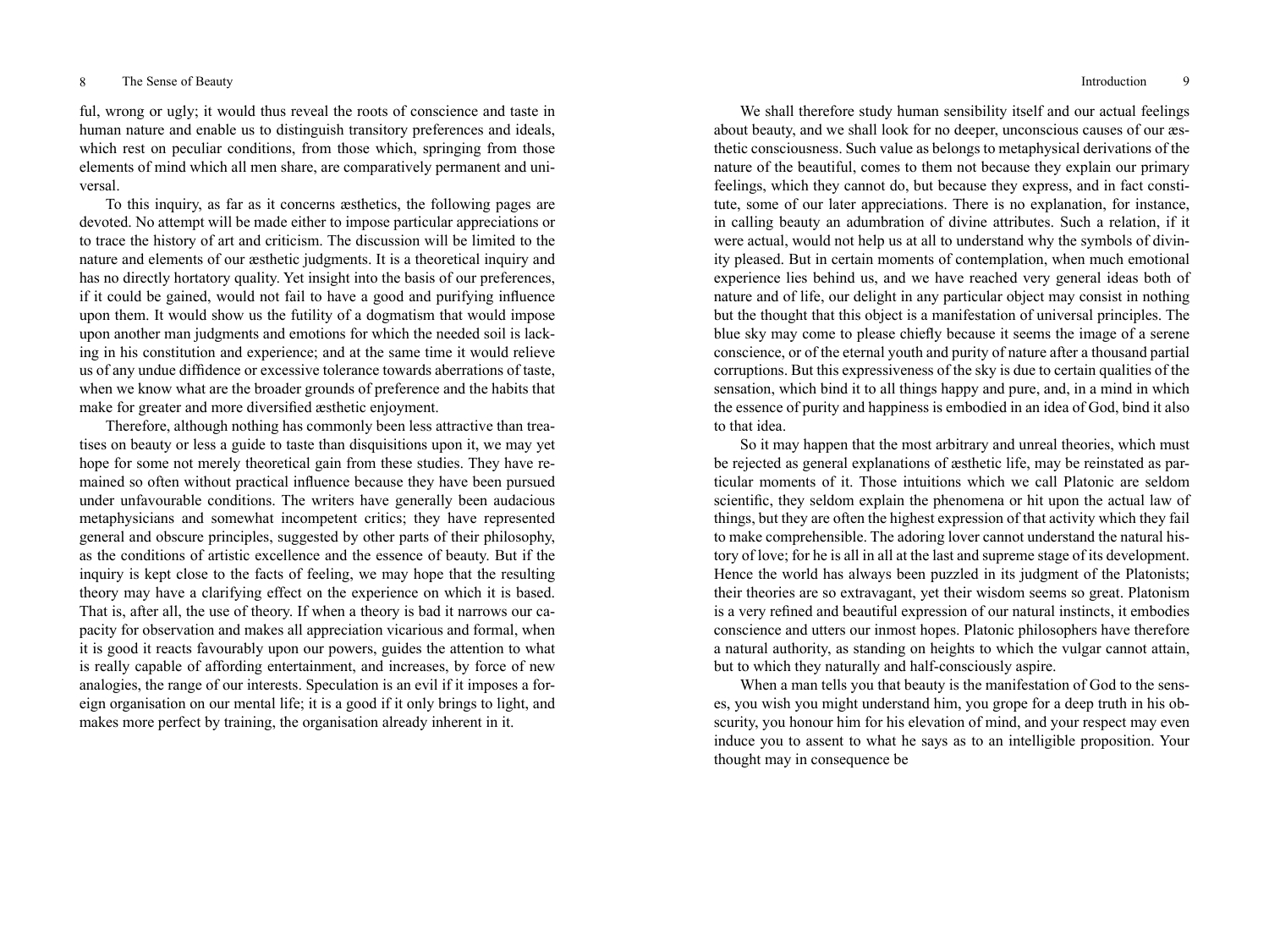ful, wrong or ugly; it would thus reveal the roots of conscience and taste in human nature and enable us to distinguish transitory preferences and ideals, which rest on peculiar conditions, from those which, springing from those elements of mind which all men share, are comparatively permanent and universal.

To this inquiry, as far as it concerns æsthetics, the following pages are devoted. No attempt will be made either to impose particular appreciations or to trace the history of art and criticism. The discussion will be limited to the nature and elements of our æsthetic judgments. It is a theoretical inquiry and has no directly hortatory quality. Yet insight into the basis of our preferences, if it could be gained, would not fail to have a good and purifying influence upon them. It would show us the futility of a dogmatism that would impose upon another man judgments and emotions for which the needed soil is lacking in his constitution and experience; and at the same time it would relieve us of any undue diffidence or excessive tolerance towards aberrations of taste, when we know what are the broader grounds of preference and the habits that make for greater and more diversified æsthetic enjoyment.

Therefore, although nothing has commonly been less attractive than treatises on beauty or less a guide to taste than disquisitions upon it, we may yet hope for some not merely theoretical gain from these studies. They have remained so often without practical influence because they have been pursued under unfavourable conditions. The writers have generally been audacious metaphysicians and somewhat incompetent critics; they have represented general and obscure principles, suggested by other parts of their philosophy, as the conditions of artistic excellence and the essence of beauty. But if the inquiry is kept close to the facts of feeling, we may hope that the resulting theory may have a clarifying effect on the experience on which it is based. That is, after all, the use of theory. If when a theory is bad it narrows our capacity for observation and makes all appreciation vicarious and formal, when it is good it reacts favourably upon our powers, guides the attention to what is really capable of affording entertainment, and increases, by force of new analogies, the range of our interests. Speculation is an evil if it imposes a foreign organisation on our mental life; it is a good if it only brings to light, and makes more perfect by training, the organisation already inherent in it.

We shall therefore study human sensibility itself and our actual feelings about beauty, and we shall look for no deeper, unconscious causes of our æsthetic consciousness. Such value as belongs to metaphysical derivations of the nature of the beautiful, comes to them not because they explain our primary feelings, which they cannot do, but because they express, and in fact constitute, some of our later appreciations. There is no explanation, for instance, in calling beauty an adumbration of divine attributes. Such a relation, if it were actual, would not help us at all to understand why the symbols of divinity pleased. But in certain moments of contemplation, when much emotional experience lies behind us, and we have reached very general ideas both of nature and of life, our delight in any particular object may consist in nothing but the thought that this object is a manifestation of universal principles. The blue sky may come to please chiefly because it seems the image of a serene conscience, or of the eternal youth and purity of nature after a thousand partial corruptions. But this expressiveness of the sky is due to certain qualities of the sensation, which bind it to all things happy and pure, and, in a mind in which the essence of purity and happiness is embodied in an idea of God, bind it also to that idea.

So it may happen that the most arbitrary and unreal theories, which must be rejected as general explanations of æsthetic life, may be reinstated as particular moments of it. Those intuitions which we call Platonic are seldom scientific, they seldom explain the phenomena or hit upon the actual law of things, but they are often the highest expression of that activity which they fail to make comprehensible. The adoring lover cannot understand the natural history of love; for he is all in all at the last and supreme stage of its development. Hence the world has always been puzzled in its judgment of the Platonists; their theories are so extravagant, yet their wisdom seems so great. Platonism is a very refined and beautiful expression of our natural instincts, it embodies conscience and utters our inmost hopes. Platonic philosophers have therefore a natural authority, as standing on heights to which the vulgar cannot attain, but to which they naturally and half-consciously aspire.

When a man tells you that beauty is the manifestation of God to the senses, you wish you might understand him, you grope for a deep truth in his obscurity, you honour him for his elevation of mind, and your respect may even induce you to assent to what he says as to an intelligible proposition. Your thought may in consequence be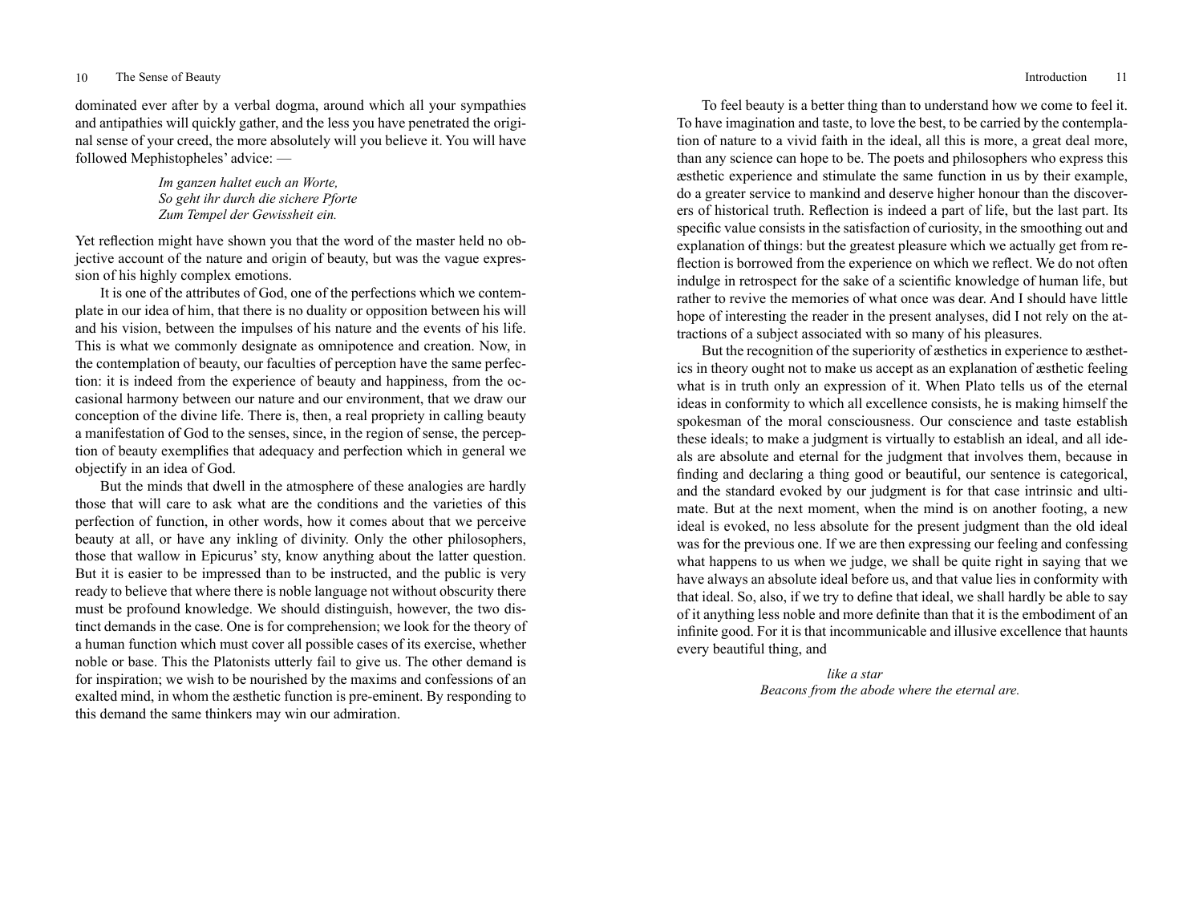dominated ever after by a verbal dogma, around which all your sympathies and antipathies will quickly gather, and the less you have penetrated the original sense of your creed, the more absolutely will you believe it. You will have followed Mephistopheles' advice: —

> *Im ganzen haltet euch an Worte,*
> *So geht ihr durch die sichere Pforte*
> *Zum Tempel der Gewissheit ein.*

Yet reflection might have shown you that the word of the master held no objective account of the nature and origin of beauty, but was the vague expression of his highly complex emotions.

It is one of the attributes of God, one of the perfections which we contemplate in our idea of him, that there is no duality or opposition between his will and his vision, between the impulses of his nature and the events of his life. This is what we commonly designate as omnipotence and creation. Now, in the contemplation of beauty, our faculties of perception have the same perfection: it is indeed from the experience of beauty and happiness, from the occasional harmony between our nature and our environment, that we draw our conception of the divine life. There is, then, a real propriety in calling beauty a manifestation of God to the senses, since, in the region of sense, the perception of beauty exemplifies that adequacy and perfection which in general we objectify in an idea of God.

But the minds that dwell in the atmosphere of these analogies are hardly those that will care to ask what are the conditions and the varieties of this perfection of function, in other words, how it comes about that we perceive beauty at all, or have any inkling of divinity. Only the other philosophers, those that wallow in Epicurus' sty, know anything about the latter question. But it is easier to be impressed than to be instructed, and the public is very ready to believe that where there is noble language not without obscurity there must be profound knowledge. We should distinguish, however, the two distinct demands in the case. One is for comprehension; we look for the theory of a human function which must cover all possible cases of its exercise, whether noble or base. This the Platonists utterly fail to give us. The other demand is for inspiration; we wish to be nourished by the maxims and confessions of an exalted mind, in whom the æsthetic function is pre-eminent. By responding to this demand the same thinkers may win our admiration.

To feel beauty is a better thing than to understand how we come to feel it. To have imagination and taste, to love the best, to be carried by the contemplation of nature to a vivid faith in the ideal, all this is more, a great deal more, than any science can hope to be. The poets and philosophers who express this æsthetic experience and stimulate the same function in us by their example, do a greater service to mankind and deserve higher honour than the discoverers of historical truth. Reflection is indeed a part of life, but the last part. Its specific value consists in the satisfaction of curiosity, in the smoothing out and explanation of things: but the greatest pleasure which we actually get from reflection is borrowed from the experience on which we reflect. We do not often indulge in retrospect for the sake of a scientific knowledge of human life, but rather to revive the memories of what once was dear. And I should have little hope of interesting the reader in the present analyses, did I not rely on the attractions of a subject associated with so many of his pleasures.

But the recognition of the superiority of æsthetics in experience to æsthetics in theory ought not to make us accept as an explanation of æsthetic feeling what is in truth only an expression of it. When Plato tells us of the eternal ideas in conformity to which all excellence consists, he is making himself the spokesman of the moral consciousness. Our conscience and taste establish these ideals; to make a judgment is virtually to establish an ideal, and all ideals are absolute and eternal for the judgment that involves them, because in finding and declaring a thing good or beautiful, our sentence is categorical, and the standard evoked by our judgment is for that case intrinsic and ultimate. But at the next moment, when the mind is on another footing, a new ideal is evoked, no less absolute for the present judgment than the old ideal was for the previous one. If we are then expressing our feeling and confessing what happens to us when we judge, we shall be quite right in saying that we have always an absolute ideal before us, and that value lies in conformity with that ideal. So, also, if we try to define that ideal, we shall hardly be able to say of it anything less noble and more definite than that it is the embodiment of an infinite good. For it is that incommunicable and illusive excellence that haunts every beautiful thing, and

> *like a star*
> *Beacons from the abode where the eternal are.*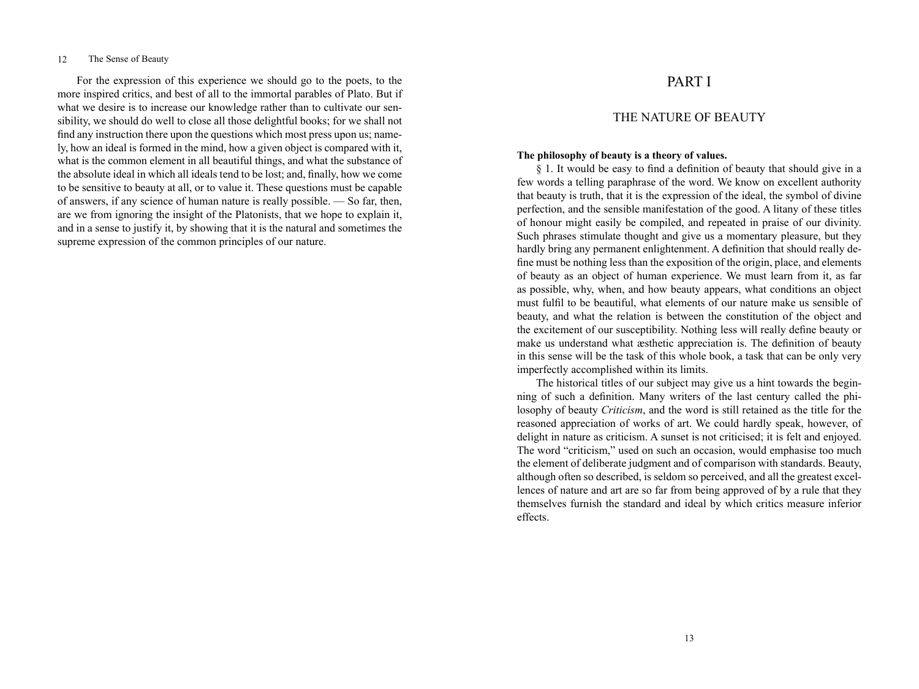For the expression of this experience we should go to the poets, to the more inspired critics, and best of all to the immortal parables of Plato. But if what we desire is to increase our knowledge rather than to cultivate our sensibility, we should do well to close all those delightful books; for we shall not find any instruction there upon the questions which most press upon us; namely, how an ideal is formed in the mind, how a given object is compared with it, what is the common element in all beautiful things, and what the substance of the absolute ideal in which all ideals tend to be lost; and, finally, how we come to be sensitive to beauty at all, or to value it. These questions must be capable of answers, if any science of human nature is really possible. — So far, then, are we from ignoring the insight of the Platonists, that we hope to explain it, and in a sense to justify it, by showing that it is the natural and sometimes the supreme expression of the common principles of our nature.

# PART I

## THE NATURE OF BEAUTY

**The philosophy of beauty is a theory of values.**

§ 1. It would be easy to find a definition of beauty that should give in a few words a telling paraphrase of the word. We know on excellent authority that beauty is truth, that it is the expression of the ideal, the symbol of divine perfection, and the sensible manifestation of the good. A litany of these titles of honour might easily be compiled, and repeated in praise of our divinity. Such phrases stimulate thought and give us a momentary pleasure, but they hardly bring any permanent enlightenment. A definition that should really define must be nothing less than the exposition of the origin, place, and elements of beauty as an object of human experience. We must learn from it, as far as possible, why, when, and how beauty appears, what conditions an object must fulfil to be beautiful, what elements of our nature make us sensible of beauty, and what the relation is between the constitution of the object and the excitement of our susceptibility. Nothing less will really define beauty or make us understand what æsthetic appreciation is. The definition of beauty in this sense will be the task of this whole book, a task that can be only very imperfectly accomplished within its limits.

The historical titles of our subject may give us a hint towards the beginning of such a definition. Many writers of the last century called the philosophy of beauty *Criticism*, and the word is still retained as the title for the reasoned appreciation of works of art. We could hardly speak, however, of delight in nature as criticism. A sunset is not criticised; it is felt and enjoyed. The word "criticism," used on such an occasion, would emphasise too much the element of deliberate judgment and of comparison with standards. Beauty, although often so described, is seldom so perceived, and all the greatest excellences of nature and art are so far from being approved of by a rule that they themselves furnish the standard and ideal by which critics measure inferior effects.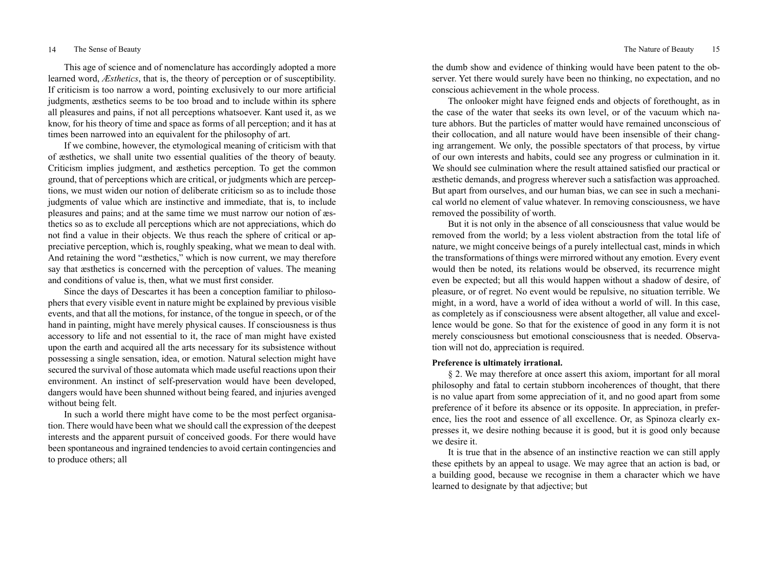This age of science and of nomenclature has accordingly adopted a more learned word, *Æsthetics*, that is, the theory of perception or of susceptibility. If criticism is too narrow a word, pointing exclusively to our more artificial judgments, æsthetics seems to be too broad and to include within its sphere all pleasures and pains, if not all perceptions whatsoever. Kant used it, as we know, for his theory of time and space as forms of all perception; and it has at times been narrowed into an equivalent for the philosophy of art.

If we combine, however, the etymological meaning of criticism with that of æsthetics, we shall unite two essential qualities of the theory of beauty. Criticism implies judgment, and æsthetics perception. To get the common ground, that of perceptions which are critical, or judgments which are perceptions, we must widen our notion of deliberate criticism so as to include those judgments of value which are instinctive and immediate, that is, to include pleasures and pains; and at the same time we must narrow our notion of æsthetics so as to exclude all perceptions which are not appreciations, which do not find a value in their objects. We thus reach the sphere of critical or appreciative perception, which is, roughly speaking, what we mean to deal with. And retaining the word "æsthetics," which is now current, we may therefore say that æsthetics is concerned with the perception of values. The meaning and conditions of value is, then, what we must first consider.

Since the days of Descartes it has been a conception familiar to philosophers that every visible event in nature might be explained by previous visible events, and that all the motions, for instance, of the tongue in speech, or of the hand in painting, might have merely physical causes. If consciousness is thus accessory to life and not essential to it, the race of man might have existed upon the earth and acquired all the arts necessary for its subsistence without possessing a single sensation, idea, or emotion. Natural selection might have secured the survival of those automata which made useful reactions upon their environment. An instinct of self-preservation would have been developed, dangers would have been shunned without being feared, and injuries avenged without being felt.

In such a world there might have come to be the most perfect organisation. There would have been what we should call the expression of the deepest interests and the apparent pursuit of conceived goods. For there would have been spontaneous and ingrained tendencies to avoid certain contingencies and to produce others; all the dumb show and evidence of thinking would have been patent to the observer. Yet there would surely have been no thinking, no expectation, and no conscious achievement in the whole process.

The onlooker might have feigned ends and objects of forethought, as in the case of the water that seeks its own level, or of the vacuum which nature abhors. But the particles of matter would have remained unconscious of their collocation, and all nature would have been insensible of their changing arrangement. We only, the possible spectators of that process, by virtue of our own interests and habits, could see any progress or culmination in it. We should see culmination where the result attained satisfied our practical or æsthetic demands, and progress wherever such a satisfaction was approached. But apart from ourselves, and our human bias, we can see in such a mechanical world no element of value whatever. In removing consciousness, we have removed the possibility of worth.

But it is not only in the absence of all consciousness that value would be removed from the world; by a less violent abstraction from the total life of nature, we might conceive beings of a purely intellectual cast, minds in which the transformations of things were mirrored without any emotion. Every event would then be noted, its relations would be observed, its recurrence might even be expected; but all this would happen without a shadow of desire, of pleasure, or of regret. No event would be repulsive, no situation terrible. We might, in a word, have a world of idea without a world of will. In this case, as completely as if consciousness were absent altogether, all value and excellence would be gone. So that for the existence of good in any form it is not merely consciousness but emotional consciousness that is needed. Observation will not do, appreciation is required.

**Preference is ultimately irrational.**

§ 2. We may therefore at once assert this axiom, important for all moral philosophy and fatal to certain stubborn incoherences of thought, that there is no value apart from some appreciation of it, and no good apart from some preference of it before its absence or its opposite. In appreciation, in preference, lies the root and essence of all excellence. Or, as Spinoza clearly expresses it, we desire nothing because it is good, but it is good only because we desire it.

It is true that in the absence of an instinctive reaction we can still apply these epithets by an appeal to usage. We may agree that an action is bad, or a building good, because we recognise in them a character which we have learned to designate by that adjective; but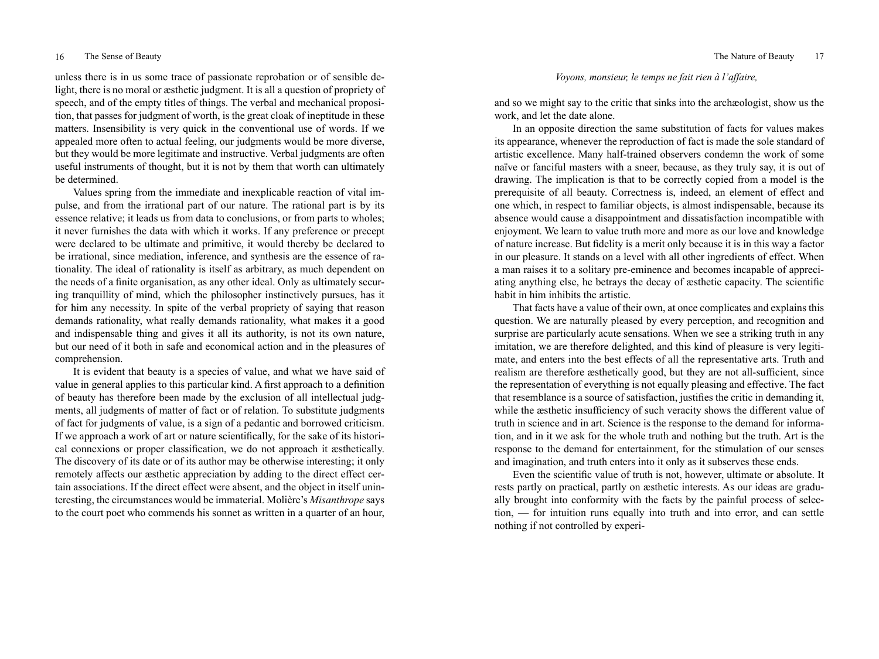unless there is in us some trace of passionate reprobation or of sensible delight, there is no moral or æsthetic judgment. It is all a question of propriety of speech, and of the empty titles of things. The verbal and mechanical proposition, that passes for judgment of worth, is the great cloak of ineptitude in these matters. Insensibility is very quick in the conventional use of words. If we appealed more often to actual feeling, our judgments would be more diverse, but they would be more legitimate and instructive. Verbal judgments are often useful instruments of thought, but it is not by them that worth can ultimately be determined.

Values spring from the immediate and inexplicable reaction of vital impulse, and from the irrational part of our nature. The rational part is by its essence relative; it leads us from data to conclusions, or from parts to wholes; it never furnishes the data with which it works. If any preference or precept were declared to be ultimate and primitive, it would thereby be declared to be irrational, since mediation, inference, and synthesis are the essence of rationality. The ideal of rationality is itself as arbitrary, as much dependent on the needs of a finite organisation, as any other ideal. Only as ultimately securing tranquillity of mind, which the philosopher instinctively pursues, has it for him any necessity. In spite of the verbal propriety of saying that reason demands rationality, what really demands rationality, what makes it a good and indispensable thing and gives it all its authority, is not its own nature, but our need of it both in safe and economical action and in the pleasures of comprehension.

It is evident that beauty is a species of value, and what we have said of value in general applies to this particular kind. A first approach to a definition of beauty has therefore been made by the exclusion of all intellectual judgments, all judgments of matter of fact or of relation. To substitute judgments of fact for judgments of value, is a sign of a pedantic and borrowed criticism. If we approach a work of art or nature scientifically, for the sake of its historical connexions or proper classification, we do not approach it æsthetically. The discovery of its date or of its author may be otherwise interesting; it only remotely affects our æsthetic appreciation by adding to the direct effect certain associations. If the direct effect were absent, and the object in itself uninteresting, the circumstances would be immaterial. Molière's *Misanthrope* says to the court poet who commends his sonnet as written in a quarter of an hour,

*Voyons, monsieur, le temps ne fait rien à l'affaire,*

and so we might say to the critic that sinks into the archæologist, show us the work, and let the date alone.

In an opposite direction the same substitution of facts for values makes its appearance, whenever the reproduction of fact is made the sole standard of artistic excellence. Many half-trained observers condemn the work of some naïve or fanciful masters with a sneer, because, as they truly say, it is out of drawing. The implication is that to be correctly copied from a model is the prerequisite of all beauty. Correctness is, indeed, an element of effect and one which, in respect to familiar objects, is almost indispensable, because its absence would cause a disappointment and dissatisfaction incompatible with enjoyment. We learn to value truth more and more as our love and knowledge of nature increase. But fidelity is a merit only because it is in this way a factor in our pleasure. It stands on a level with all other ingredients of effect. When a man raises it to a solitary pre-eminence and becomes incapable of appreciating anything else, he betrays the decay of æsthetic capacity. The scientific habit in him inhibits the artistic.

That facts have a value of their own, at once complicates and explains this question. We are naturally pleased by every perception, and recognition and surprise are particularly acute sensations. When we see a striking truth in any imitation, we are therefore delighted, and this kind of pleasure is very legitimate, and enters into the best effects of all the representative arts. Truth and realism are therefore æsthetically good, but they are not all-sufficient, since the representation of everything is not equally pleasing and effective. The fact that resemblance is a source of satisfaction, justifies the critic in demanding it, while the æsthetic insufficiency of such veracity shows the different value of truth in science and in art. Science is the response to the demand for information, and in it we ask for the whole truth and nothing but the truth. Art is the response to the demand for entertainment, for the stimulation of our senses and imagination, and truth enters into it only as it subserves these ends.

Even the scientific value of truth is not, however, ultimate or absolute. It rests partly on practical, partly on æsthetic interests. As our ideas are gradually brought into conformity with the facts by the painful process of selection, — for intuition runs equally into truth and into error, and can settle nothing if not controlled by experi-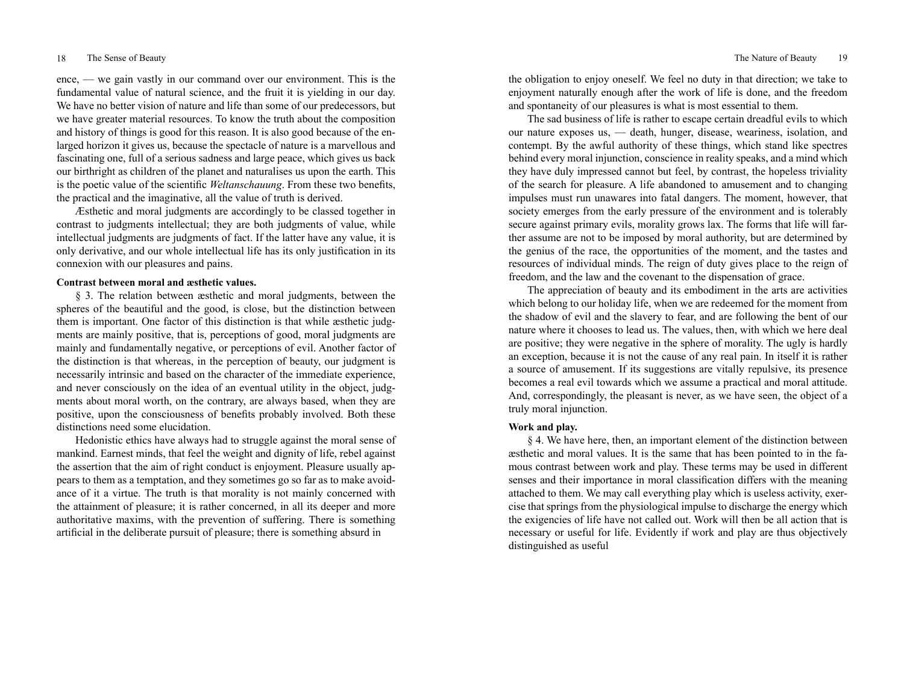ence, — we gain vastly in our command over our environment. This is the fundamental value of natural science, and the fruit it is yielding in our day. We have no better vision of nature and life than some of our predecessors, but we have greater material resources. To know the truth about the composition and history of things is good for this reason. It is also good because of the enlarged horizon it gives us, because the spectacle of nature is a marvellous and fascinating one, full of a serious sadness and large peace, which gives us back our birthright as children of the planet and naturalises us upon the earth. This is the poetic value of the scientific *Weltanschauung*. From these two benefits, the practical and the imaginative, all the value of truth is derived.

Æsthetic and moral judgments are accordingly to be classed together in contrast to judgments intellectual; they are both judgments of value, while intellectual judgments are judgments of fact. If the latter have any value, it is only derivative, and our whole intellectual life has its only justification in its connexion with our pleasures and pains.

**Contrast between moral and æsthetic values.**

§ 3. The relation between æsthetic and moral judgments, between the spheres of the beautiful and the good, is close, but the distinction between them is important. One factor of this distinction is that while æsthetic judgments are mainly positive, that is, perceptions of good, moral judgments are mainly and fundamentally negative, or perceptions of evil. Another factor of the distinction is that whereas, in the perception of beauty, our judgment is necessarily intrinsic and based on the character of the immediate experience, and never consciously on the idea of an eventual utility in the object, judgments about moral worth, on the contrary, are always based, when they are positive, upon the consciousness of benefits probably involved. Both these distinctions need some elucidation.

Hedonistic ethics have always had to struggle against the moral sense of mankind. Earnest minds, that feel the weight and dignity of life, rebel against the assertion that the aim of right conduct is enjoyment. Pleasure usually appears to them as a temptation, and they sometimes go so far as to make avoidance of it a virtue. The truth is that morality is not mainly concerned with the attainment of pleasure; it is rather concerned, in all its deeper and more authoritative maxims, with the prevention of suffering. There is something artificial in the deliberate pursuit of pleasure; there is something absurd in the obligation to enjoy oneself. We feel no duty in that direction; we take to enjoyment naturally enough after the work of life is done, and the freedom and spontaneity of our pleasures is what is most essential to them.

The sad business of life is rather to escape certain dreadful evils to which our nature exposes us, — death, hunger, disease, weariness, isolation, and contempt. By the awful authority of these things, which stand like spectres behind every moral injunction, conscience in reality speaks, and a mind which they have duly impressed cannot but feel, by contrast, the hopeless triviality of the search for pleasure. A life abandoned to amusement and to changing impulses must run unawares into fatal dangers. The moment, however, that society emerges from the early pressure of the environment and is tolerably secure against primary evils, morality grows lax. The forms that life will farther assume are not to be imposed by moral authority, but are determined by the genius of the race, the opportunities of the moment, and the tastes and resources of individual minds. The reign of duty gives place to the reign of freedom, and the law and the covenant to the dispensation of grace.

The appreciation of beauty and its embodiment in the arts are activities which belong to our holiday life, when we are redeemed for the moment from the shadow of evil and the slavery to fear, and are following the bent of our nature where it chooses to lead us. The values, then, with which we here deal are positive; they were negative in the sphere of morality. The ugly is hardly an exception, because it is not the cause of any real pain. In itself it is rather a source of amusement. If its suggestions are vitally repulsive, its presence becomes a real evil towards which we assume a practical and moral attitude. And, correspondingly, the pleasant is never, as we have seen, the object of a truly moral injunction.

**Work and play.**

§ 4. We have here, then, an important element of the distinction between æsthetic and moral values. It is the same that has been pointed to in the famous contrast between work and play. These terms may be used in different senses and their importance in moral classification differs with the meaning attached to them. We may call everything play which is useless activity, exercise that springs from the physiological impulse to discharge the energy which the exigencies of life have not called out. Work will then be all action that is necessary or useful for life. Evidently if work and play are thus objectively distinguished as useful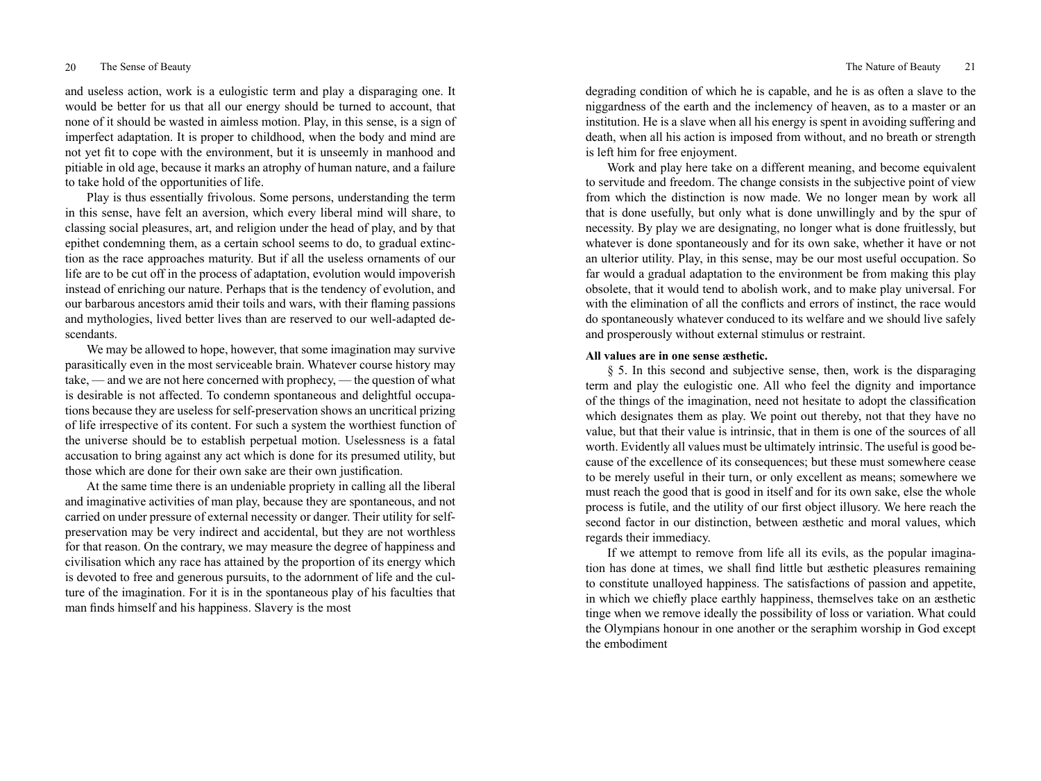and useless action, work is a eulogistic term and play a disparaging one. It would be better for us that all our energy should be turned to account, that none of it should be wasted in aimless motion. Play, in this sense, is a sign of imperfect adaptation. It is proper to childhood, when the body and mind are not yet fit to cope with the environment, but it is unseemly in manhood and pitiable in old age, because it marks an atrophy of human nature, and a failure to take hold of the opportunities of life.

Play is thus essentially frivolous. Some persons, understanding the term in this sense, have felt an aversion, which every liberal mind will share, to classing social pleasures, art, and religion under the head of play, and by that epithet condemning them, as a certain school seems to do, to gradual extinction as the race approaches maturity. But if all the useless ornaments of our life are to be cut off in the process of adaptation, evolution would impoverish instead of enriching our nature. Perhaps that is the tendency of evolution, and our barbarous ancestors amid their toils and wars, with their flaming passions and mythologies, lived better lives than are reserved to our well-adapted descendants.

We may be allowed to hope, however, that some imagination may survive parasitically even in the most serviceable brain. Whatever course history may take, — and we are not here concerned with prophecy, — the question of what is desirable is not affected. To condemn spontaneous and delightful occupations because they are useless for self-preservation shows an uncritical prizing of life irrespective of its content. For such a system the worthiest function of the universe should be to establish perpetual motion. Uselessness is a fatal accusation to bring against any act which is done for its presumed utility, but those which are done for their own sake are their own justification.

At the same time there is an undeniable propriety in calling all the liberal and imaginative activities of man play, because they are spontaneous, and not carried on under pressure of external necessity or danger. Their utility for self-preservation may be very indirect and accidental, but they are not worthless for that reason. On the contrary, we may measure the degree of happiness and civilisation which any race has attained by the proportion of its energy which is devoted to free and generous pursuits, to the adornment of life and the culture of the imagination. For it is in the spontaneous play of his faculties that man finds himself and his happiness. Slavery is the most degrading condition of which he is capable, and he is as often a slave to the niggardness of the earth and the inclemency of heaven, as to a master or an institution. He is a slave when all his energy is spent in avoiding suffering and death, when all his action is imposed from without, and no breath or strength is left him for free enjoyment.

Work and play here take on a different meaning, and become equivalent to servitude and freedom. The change consists in the subjective point of view from which the distinction is now made. We no longer mean by work all that is done usefully, but only what is done unwillingly and by the spur of necessity. By play we are designating, no longer what is done fruitlessly, but whatever is done spontaneously and for its own sake, whether it have or not an ulterior utility. Play, in this sense, may be our most useful occupation. So far would a gradual adaptation to the environment be from making this play obsolete, that it would tend to abolish work, and to make play universal. For with the elimination of all the conflicts and errors of instinct, the race would do spontaneously whatever conduced to its welfare and we should live safely and prosperously without external stimulus or restraint.

**All values are in one sense æsthetic.**

§ 5. In this second and subjective sense, then, work is the disparaging term and play the eulogistic one. All who feel the dignity and importance of the things of the imagination, need not hesitate to adopt the classification which designates them as play. We point out thereby, not that they have no value, but that their value is intrinsic, that in them is one of the sources of all worth. Evidently all values must be ultimately intrinsic. The useful is good because of the excellence of its consequences; but these must somewhere cease to be merely useful in their turn, or only excellent as means; somewhere we must reach the good that is good in itself and for its own sake, else the whole process is futile, and the utility of our first object illusory. We here reach the second factor in our distinction, between æsthetic and moral values, which regards their immediacy.

If we attempt to remove from life all its evils, as the popular imagination has done at times, we shall find little but æsthetic pleasures remaining to constitute unalloyed happiness. The satisfactions of passion and appetite, in which we chiefly place earthly happiness, themselves take on an æsthetic tinge when we remove ideally the possibility of loss or variation. What could the Olympians honour in one another or the seraphim worship in God except the embodiment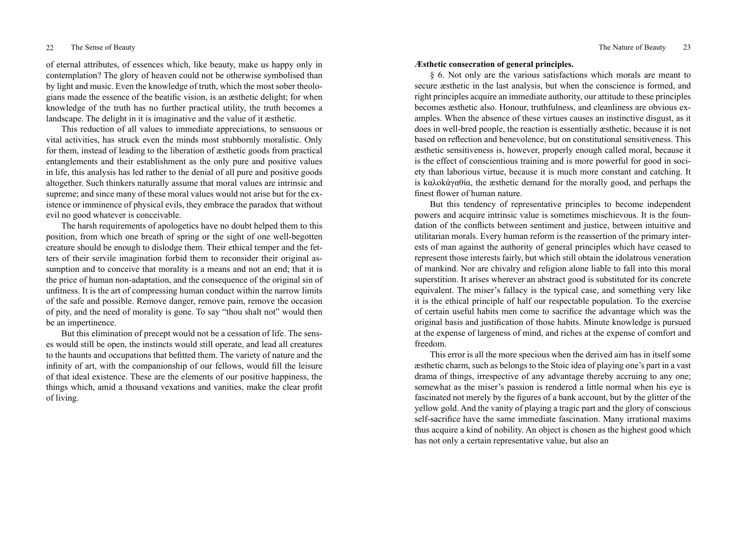of eternal attributes, of essences which, like beauty, make us happy only in contemplation? The glory of heaven could not be otherwise symbolised than by light and music. Even the knowledge of truth, which the most sober theologians made the essence of the beatific vision, is an æsthetic delight; for when knowledge of the truth has no further practical utility, the truth becomes a landscape. The delight in it is imaginative and the value of it æsthetic.

This reduction of all values to immediate appreciations, to sensuous or vital activities, has struck even the minds most stubbornly moralistic. Only for them, instead of leading to the liberation of æsthetic goods from practical entanglements and their establishment as the only pure and positive values in life, this analysis has led rather to the denial of all pure and positive goods altogether. Such thinkers naturally assume that moral values are intrinsic and supreme; and since many of these moral values would not arise but for the existence or imminence of physical evils, they embrace the paradox that without evil no good whatever is conceivable.

The harsh requirements of apologetics have no doubt helped them to this position, from which one breath of spring or the sight of one well-begotten creature should be enough to dislodge them. Their ethical temper and the fetters of their servile imagination forbid them to reconsider their original assumption and to conceive that morality is a means and not an end; that it is the price of human non-adaptation, and the consequence of the original sin of unfitness. It is the art of compressing human conduct within the narrow limits of the safe and possible. Remove danger, remove pain, remove the occasion of pity, and the need of morality is gone. To say "thou shalt not" would then be an impertinence.

But this elimination of precept would not be a cessation of life. The senses would still be open, the instincts would still operate, and lead all creatures to the haunts and occupations that befitted them. The variety of nature and the infinity of art, with the companionship of our fellows, would fill the leisure of that ideal existence. These are the elements of our positive happiness, the things which, amid a thousand vexations and vanities, make the clear profit of living.

**Æsthetic consecration of general principles.**

§ 6. Not only are the various satisfactions which morals are meant to secure æsthetic in the last analysis, but when the conscience is formed, and right principles acquire an immediate authority, our attitude to these principles becomes æsthetic also. Honour, truthfulness, and cleanliness are obvious examples. When the absence of these virtues causes an instinctive disgust, as it does in well-bred people, the reaction is essentially æsthetic, because it is not based on reflection and benevolence, but on constitutional sensitiveness. This æsthetic sensitiveness is, however, properly enough called moral, because it is the effect of conscientious training and is more powerful for good in society than laborious virtue, because it is much more constant and catching. It is καλοκἀγαθία, the æsthetic demand for the morally good, and perhaps the finest flower of human nature.

But this tendency of representative principles to become independent powers and acquire intrinsic value is sometimes mischievous. It is the foundation of the conflicts between sentiment and justice, between intuitive and utilitarian morals. Every human reform is the reassertion of the primary interests of man against the authority of general principles which have ceased to represent those interests fairly, but which still obtain the idolatrous veneration of mankind. Nor are chivalry and religion alone liable to fall into this moral superstition. It arises wherever an abstract good is substituted for its concrete equivalent. The miser's fallacy is the typical case, and something very like it is the ethical principle of half our respectable population. To the exercise of certain useful habits men come to sacrifice the advantage which was the original basis and justification of those habits. Minute knowledge is pursued at the expense of largeness of mind, and riches at the expense of comfort and freedom.

This error is all the more specious when the derived aim has in itself some æsthetic charm, such as belongs to the Stoic idea of playing one's part in a vast drama of things, irrespective of any advantage thereby accruing to any one; somewhat as the miser's passion is rendered a little normal when his eye is fascinated not merely by the figures of a bank account, but by the glitter of the yellow gold. And the vanity of playing a tragic part and the glory of conscious self-sacrifice have the same immediate fascination. Many irrational maxims thus acquire a kind of nobility. An object is chosen as the highest good which has not only a certain representative value, but also an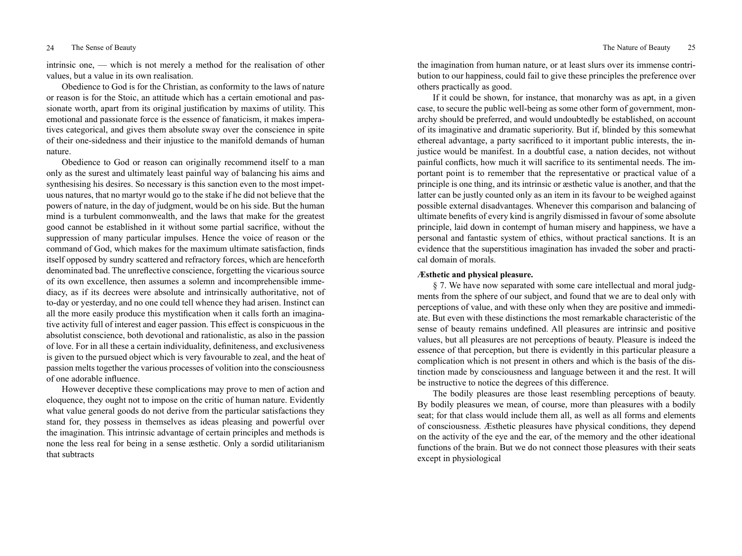intrinsic one, — which is not merely a method for the realisation of other values, but a value in its own realisation.

Obedience to God is for the Christian, as conformity to the laws of nature or reason is for the Stoic, an attitude which has a certain emotional and passionate worth, apart from its original justification by maxims of utility. This emotional and passionate force is the essence of fanaticism, it makes imperatives categorical, and gives them absolute sway over the conscience in spite of their one-sidedness and their injustice to the manifold demands of human nature.

Obedience to God or reason can originally recommend itself to a man only as the surest and ultimately least painful way of balancing his aims and synthesising his desires. So necessary is this sanction even to the most impetuous natures, that no martyr would go to the stake if he did not believe that the powers of nature, in the day of judgment, would be on his side. But the human mind is a turbulent commonwealth, and the laws that make for the greatest good cannot be established in it without some partial sacrifice, without the suppression of many particular impulses. Hence the voice of reason or the command of God, which makes for the maximum ultimate satisfaction, finds itself opposed by sundry scattered and refractory forces, which are henceforth denominated bad. The unreflective conscience, forgetting the vicarious source of its own excellence, then assumes a solemn and incomprehensible immediacy, as if its decrees were absolute and intrinsically authoritative, not of to-day or yesterday, and no one could tell whence they had arisen. Instinct can all the more easily produce this mystification when it calls forth an imaginative activity full of interest and eager passion. This effect is conspicuous in the absolutist conscience, both devotional and rationalistic, as also in the passion of love. For in all these a certain individuality, definiteness, and exclusiveness is given to the pursued object which is very favourable to zeal, and the heat of passion melts together the various processes of volition into the consciousness of one adorable influence.

However deceptive these complications may prove to men of action and eloquence, they ought not to impose on the critic of human nature. Evidently what value general goods do not derive from the particular satisfactions they stand for, they possess in themselves as ideas pleasing and powerful over the imagination. This intrinsic advantage of certain principles and methods is none the less real for being in a sense æsthetic. Only a sordid utilitarianism that subtracts the imagination from human nature, or at least slurs over its immense contribution to our happiness, could fail to give these principles the preference over others practically as good.

If it could be shown, for instance, that monarchy was as apt, in a given case, to secure the public well-being as some other form of government, monarchy should be preferred, and would undoubtedly be established, on account of its imaginative and dramatic superiority. But if, blinded by this somewhat ethereal advantage, a party sacrificed to it important public interests, the injustice would be manifest. In a doubtful case, a nation decides, not without painful conflicts, how much it will sacrifice to its sentimental needs. The important point is to remember that the representative or practical value of a principle is one thing, and its intrinsic or æsthetic value is another, and that the latter can be justly counted only as an item in its favour to be weighed against possible external disadvantages. Whenever this comparison and balancing of ultimate benefits of every kind is angrily dismissed in favour of some absolute principle, laid down in contempt of human misery and happiness, we have a personal and fantastic system of ethics, without practical sanctions. It is an evidence that the superstitious imagination has invaded the sober and practical domain of morals.

#### *Æsthetic and physical pleasure.*

§ 7. We have now separated with some care intellectual and moral judgments from the sphere of our subject, and found that we are to deal only with perceptions of value, and with these only when they are positive and immediate. But even with these distinctions the most remarkable characteristic of the sense of beauty remains undefined. All pleasures are intrinsic and positive values, but all pleasures are not perceptions of beauty. Pleasure is indeed the essence of that perception, but there is evidently in this particular pleasure a complication which is not present in others and which is the basis of the distinction made by consciousness and language between it and the rest. It will be instructive to notice the degrees of this difference.

The bodily pleasures are those least resembling perceptions of beauty. By bodily pleasures we mean, of course, more than pleasures with a bodily seat; for that class would include them all, as well as all forms and elements of consciousness. Æsthetic pleasures have physical conditions, they depend on the activity of the eye and the ear, of the memory and the other ideational functions of the brain. But we do not connect those pleasures with their seats except in physiological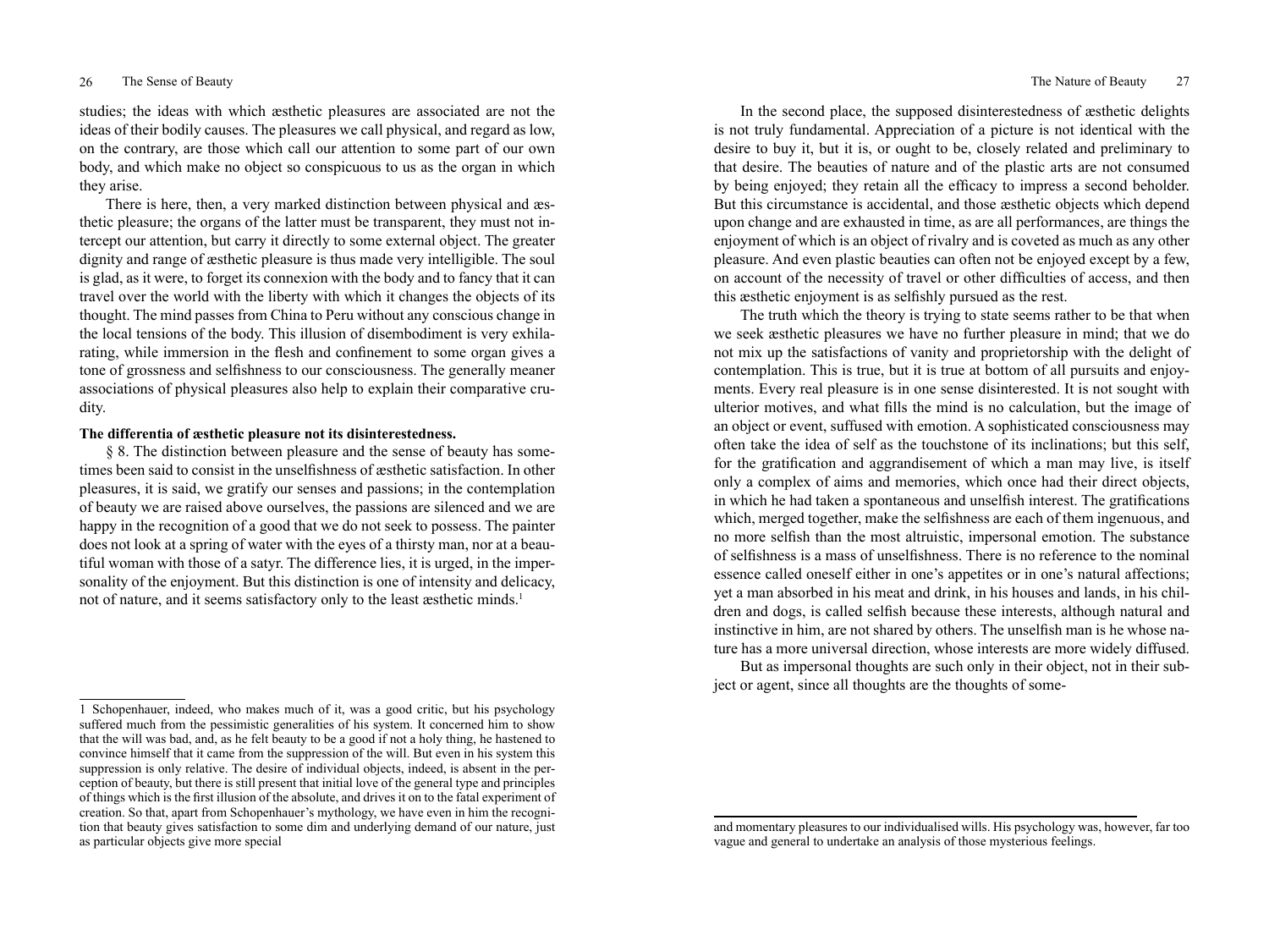studies; the ideas with which æsthetic pleasures are associated are not the ideas of their bodily causes. The pleasures we call physical, and regard as low, on the contrary, are those which call our attention to some part of our own body, and which make no object so conspicuous to us as the organ in which they arise.

There is here, then, a very marked distinction between physical and æsthetic pleasure; the organs of the latter must be transparent, they must not intercept our attention, but carry it directly to some external object. The greater dignity and range of æsthetic pleasure is thus made very intelligible. The soul is glad, as it were, to forget its connexion with the body and to fancy that it can travel over the world with the liberty with which it changes the objects of its thought. The mind passes from China to Peru without any conscious change in the local tensions of the body. This illusion of disembodiment is very exhilarating, while immersion in the flesh and confinement to some organ gives a tone of grossness and selfishness to our consciousness. The generally meaner associations of physical pleasures also help to explain their comparative crudity.

**The differentia of æsthetic pleasure not its disinterestedness.**

§ 8. The distinction between pleasure and the sense of beauty has sometimes been said to consist in the unselfishness of æsthetic satisfaction. In other pleasures, it is said, we gratify our senses and passions; in the contemplation of beauty we are raised above ourselves, the passions are silenced and we are happy in the recognition of a good that we do not seek to possess. The painter does not look at a spring of water with the eyes of a thirsty man, nor at a beautiful woman with those of a satyr. The difference lies, it is urged, in the impersonality of the enjoyment. But this distinction is one of intensity and delicacy, not of nature, and it seems satisfactory only to the least æsthetic minds.[1]

In the second place, the supposed disinterestedness of æsthetic delights is not truly fundamental. Appreciation of a picture is not identical with the desire to buy it, but it is, or ought to be, closely related and preliminary to that desire. The beauties of nature and of the plastic arts are not consumed by being enjoyed; they retain all the efficacy to impress a second beholder. But this circumstance is accidental, and those æsthetic objects which depend upon change and are exhausted in time, as are all performances, are things the enjoyment of which is an object of rivalry and is coveted as much as any other pleasure. And even plastic beauties can often not be enjoyed except by a few, on account of the necessity of travel or other difficulties of access, and then this æsthetic enjoyment is as selfishly pursued as the rest.

The truth which the theory is trying to state seems rather to be that when we seek æsthetic pleasures we have no further pleasure in mind; that we do not mix up the satisfactions of vanity and proprietorship with the delight of contemplation. This is true, but it is true at bottom of all pursuits and enjoyments. Every real pleasure is in one sense disinterested. It is not sought with ulterior motives, and what fills the mind is no calculation, but the image of an object or event, suffused with emotion. A sophisticated consciousness may often take the idea of self as the touchstone of its inclinations; but this self, for the gratification and aggrandisement of which a man may live, is itself only a complex of aims and memories, which once had their direct objects, in which he had taken a spontaneous and unselfish interest. The gratifications which, merged together, make the selfishness are each of them ingenuous, and no more selfish than the most altruistic, impersonal emotion. The substance of selfishness is a mass of unselfishness. There is no reference to the nominal essence called oneself either in one's appetites or in one's natural affections; yet a man absorbed in his meat and drink, in his houses and lands, in his children and dogs, is called selfish because these interests, although natural and instinctive in him, are not shared by others. The unselfish man is he whose nature has a more universal direction, whose interests are more widely diffused.

But as impersonal thoughts are such only in their object, not in their subject or agent, since all thoughts are the thoughts of some-

---

[1] Schopenhauer, indeed, who makes much of it, was a good critic, but his psychology suffered much from the pessimistic generalities of his system. It concerned him to show that the will was bad, and, as he felt beauty to be a good if not a holy thing, he hastened to convince himself that it came from the suppression of the will. But even in his system this suppression is only relative. The desire of individual objects, indeed, is absent in the perception of beauty, but there is still present that initial love of the general type and principles of things which is the first illusion of the absolute, and drives it on to the fatal experiment of creation. So that, apart from Schopenhauer's mythology, we have even in him the recognition that beauty gives satisfaction to some dim and underlying demand of our nature, just as particular objects give more special and momentary pleasures to our individualised wills. His psychology was, however, far too vague and general to undertake an analysis of those mysterious feelings.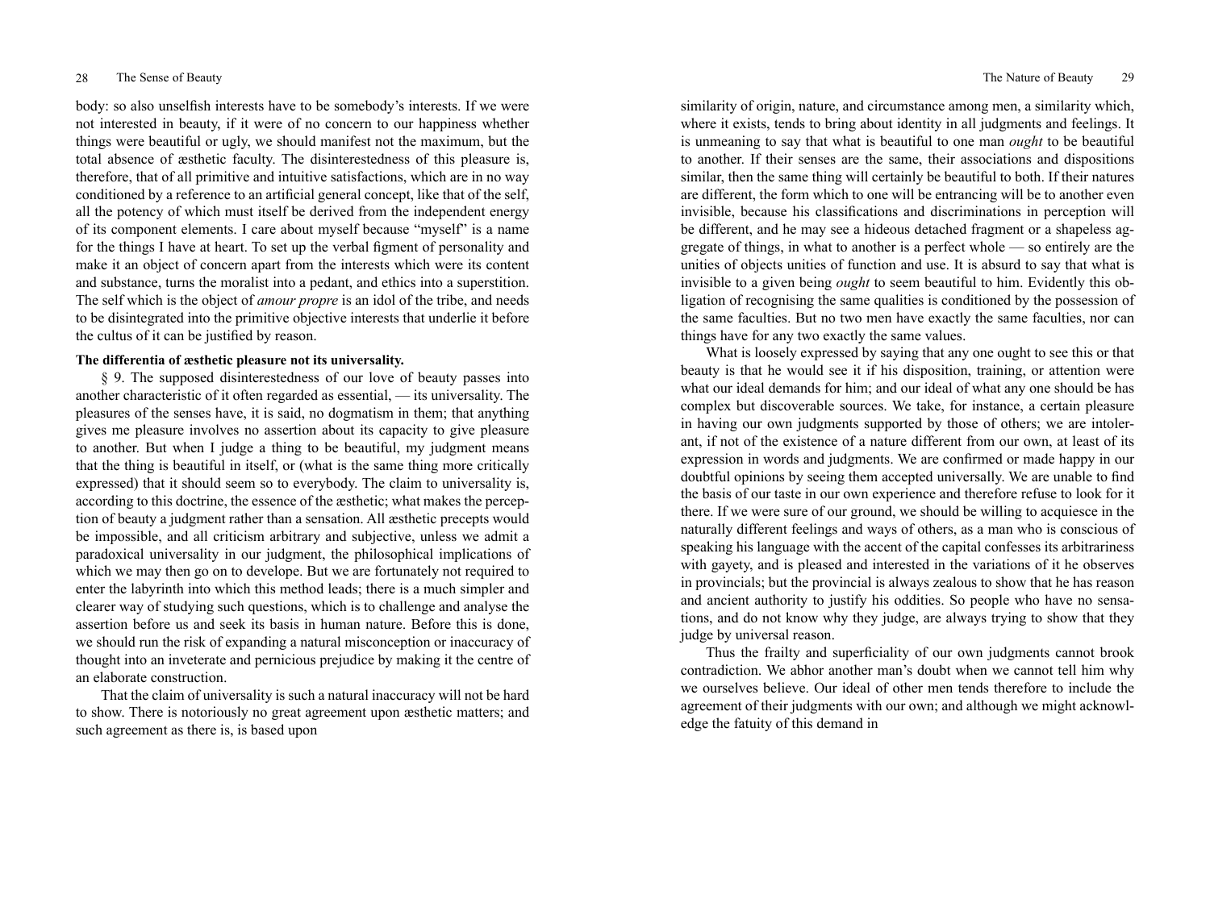body: so also unselfish interests have to be somebody's interests. If we were not interested in beauty, if it were of no concern to our happiness whether things were beautiful or ugly, we should manifest not the maximum, but the total absence of æsthetic faculty. The disinterestedness of this pleasure is, therefore, that of all primitive and intuitive satisfactions, which are in no way conditioned by a reference to an artificial general concept, like that of the self, all the potency of which must itself be derived from the independent energy of its component elements. I care about myself because "myself" is a name for the things I have at heart. To set up the verbal figment of personality and make it an object of concern apart from the interests which were its content and substance, turns the moralist into a pedant, and ethics into a superstition. The self which is the object of *amour propre* is an idol of the tribe, and needs to be disintegrated into the primitive objective interests that underlie it before the cultus of it can be justified by reason.

**The differentia of æsthetic pleasure not its universality.**

§ 9. The supposed disinterestedness of our love of beauty passes into another characteristic of it often regarded as essential, — its universality. The pleasures of the senses have, it is said, no dogmatism in them; that anything gives me pleasure involves no assertion about its capacity to give pleasure to another. But when I judge a thing to be beautiful, my judgment means that the thing is beautiful in itself, or (what is the same thing more critically expressed) that it should seem so to everybody. The claim to universality is, according to this doctrine, the essence of the æsthetic; what makes the perception of beauty a judgment rather than a sensation. All æsthetic precepts would be impossible, and all criticism arbitrary and subjective, unless we admit a paradoxical universality in our judgment, the philosophical implications of which we may then go on to develope. But we are fortunately not required to enter the labyrinth into which this method leads; there is a much simpler and clearer way of studying such questions, which is to challenge and analyse the assertion before us and seek its basis in human nature. Before this is done, we should run the risk of expanding a natural misconception or inaccuracy of thought into an inveterate and pernicious prejudice by making it the centre of an elaborate construction.

That the claim of universality is such a natural inaccuracy will not be hard to show. There is notoriously no great agreement upon æsthetic matters; and such agreement as there is, is based upon similarity of origin, nature, and circumstance among men, a similarity which, where it exists, tends to bring about identity in all judgments and feelings. It is unmeaning to say that what is beautiful to one man *ought* to be beautiful to another. If their senses are the same, their associations and dispositions similar, then the same thing will certainly be beautiful to both. If their natures are different, the form which to one will be entrancing will be to another even invisible, because his classifications and discriminations in perception will be different, and he may see a hideous detached fragment or a shapeless aggregate of things, in what to another is a perfect whole — so entirely are the unities of objects unities of function and use. It is absurd to say that what is invisible to a given being *ought* to seem beautiful to him. Evidently this obligation of recognising the same qualities is conditioned by the possession of the same faculties. But no two men have exactly the same faculties, nor can things have for any two exactly the same values.

What is loosely expressed by saying that any one ought to see this or that beauty is that he would see it if his disposition, training, or attention were what our ideal demands for him; and our ideal of what any one should be has complex but discoverable sources. We take, for instance, a certain pleasure in having our own judgments supported by those of others; we are intolerant, if not of the existence of a nature different from our own, at least of its expression in words and judgments. We are confirmed or made happy in our doubtful opinions by seeing them accepted universally. We are unable to find the basis of our taste in our own experience and therefore refuse to look for it there. If we were sure of our ground, we should be willing to acquiesce in the naturally different feelings and ways of others, as a man who is conscious of speaking his language with the accent of the capital confesses its arbitrariness with gayety, and is pleased and interested in the variations of it he observes in provincials; but the provincial is always zealous to show that he has reason and ancient authority to justify his oddities. So people who have no sensations, and do not know why they judge, are always trying to show that they judge by universal reason.

Thus the frailty and superficiality of our own judgments cannot brook contradiction. We abhor another man's doubt when we cannot tell him why we ourselves believe. Our ideal of other men tends therefore to include the agreement of their judgments with our own; and although we might acknowledge the fatuity of this demand in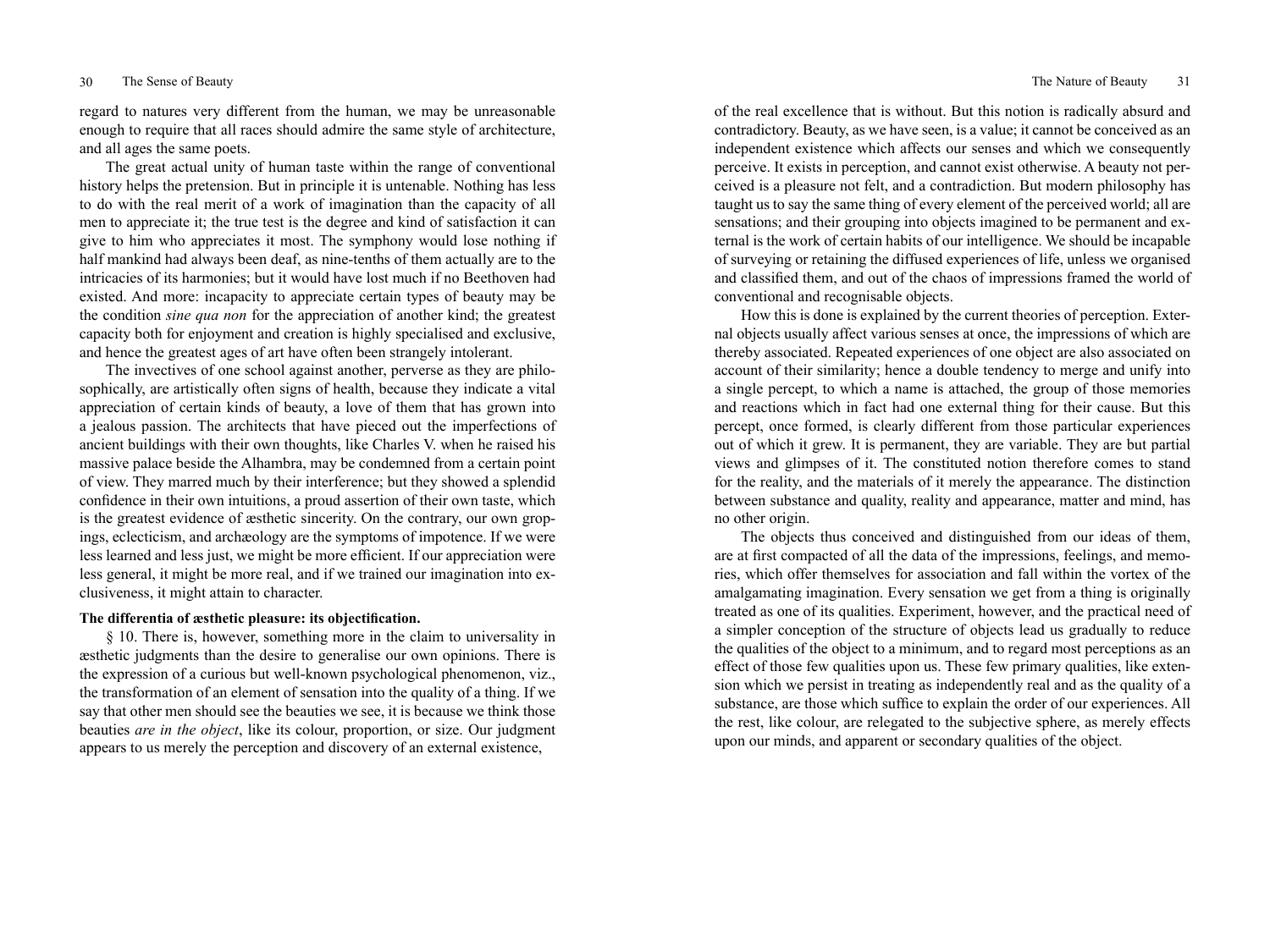regard to natures very different from the human, we may be unreasonable enough to require that all races should admire the same style of architecture, and all ages the same poets.

The great actual unity of human taste within the range of conventional history helps the pretension. But in principle it is untenable. Nothing has less to do with the real merit of a work of imagination than the capacity of all men to appreciate it; the true test is the degree and kind of satisfaction it can give to him who appreciates it most. The symphony would lose nothing if half mankind had always been deaf, as nine-tenths of them actually are to the intricacies of its harmonies; but it would have lost much if no Beethoven had existed. And more: incapacity to appreciate certain types of beauty may be the condition *sine qua non* for the appreciation of another kind; the greatest capacity both for enjoyment and creation is highly specialised and exclusive, and hence the greatest ages of art have often been strangely intolerant.

The invectives of one school against another, perverse as they are philosophically, are artistically often signs of health, because they indicate a vital appreciation of certain kinds of beauty, a love of them that has grown into a jealous passion. The architects that have pieced out the imperfections of ancient buildings with their own thoughts, like Charles V. when he raised his massive palace beside the Alhambra, may be condemned from a certain point of view. They marred much by their interference; but they showed a splendid confidence in their own intuitions, a proud assertion of their own taste, which is the greatest evidence of æsthetic sincerity. On the contrary, our own gropings, eclecticism, and archæology are the symptoms of impotence. If we were less learned and less just, we might be more efficient. If our appreciation were less general, it might be more real, and if we trained our imagination into exclusiveness, it might attain to character.

**The differentia of æsthetic pleasure: its objectification.**

§ 10. There is, however, something more in the claim to universality in æsthetic judgments than the desire to generalise our own opinions. There is the expression of a curious but well-known psychological phenomenon, viz., the transformation of an element of sensation into the quality of a thing. If we say that other men should see the beauties we see, it is because we think those beauties *are in the object*, like its colour, proportion, or size. Our judgment appears to us merely the perception and discovery of an external existence, of the real excellence that is without. But this notion is radically absurd and contradictory. Beauty, as we have seen, is a value; it cannot be conceived as an independent existence which affects our senses and which we consequently perceive. It exists in perception, and cannot exist otherwise. A beauty not perceived is a pleasure not felt, and a contradiction. But modern philosophy has taught us to say the same thing of every element of the perceived world; all are sensations; and their grouping into objects imagined to be permanent and external is the work of certain habits of our intelligence. We should be incapable of surveying or retaining the diffused experiences of life, unless we organised and classified them, and out of the chaos of impressions framed the world of conventional and recognisable objects.

How this is done is explained by the current theories of perception. External objects usually affect various senses at once, the impressions of which are thereby associated. Repeated experiences of one object are also associated on account of their similarity; hence a double tendency to merge and unify into a single percept, to which a name is attached, the group of those memories and reactions which in fact had one external thing for their cause. But this percept, once formed, is clearly different from those particular experiences out of which it grew. It is permanent, they are variable. They are but partial views and glimpses of it. The constituted notion therefore comes to stand for the reality, and the materials of it merely the appearance. The distinction between substance and quality, reality and appearance, matter and mind, has no other origin.

The objects thus conceived and distinguished from our ideas of them, are at first compacted of all the data of the impressions, feelings, and memories, which offer themselves for association and fall within the vortex of the amalgamating imagination. Every sensation we get from a thing is originally treated as one of its qualities. Experiment, however, and the practical need of a simpler conception of the structure of objects lead us gradually to reduce the qualities of the object to a minimum, and to regard most perceptions as an effect of those few qualities upon us. These few primary qualities, like extension which we persist in treating as independently real and as the quality of a substance, are those which suffice to explain the order of our experiences. All the rest, like colour, are relegated to the subjective sphere, as merely effects upon our minds, and apparent or secondary qualities of the object.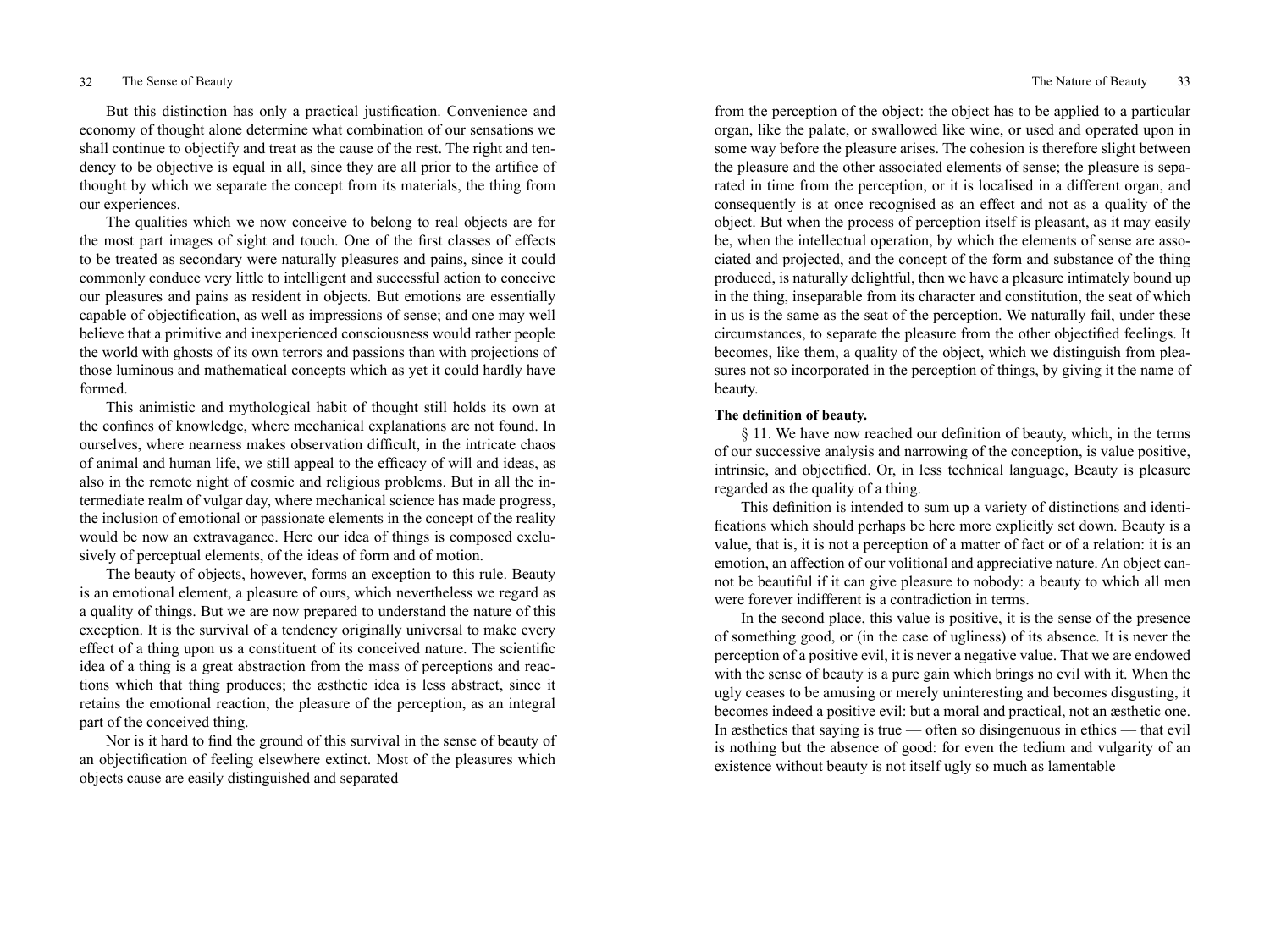But this distinction has only a practical justification. Convenience and economy of thought alone determine what combination of our sensations we shall continue to objectify and treat as the cause of the rest. The right and tendency to be objective is equal in all, since they are all prior to the artifice of thought by which we separate the concept from its materials, the thing from our experiences.

The qualities which we now conceive to belong to real objects are for the most part images of sight and touch. One of the first classes of effects to be treated as secondary were naturally pleasures and pains, since it could commonly conduce very little to intelligent and successful action to conceive our pleasures and pains as resident in objects. But emotions are essentially capable of objectification, as well as impressions of sense; and one may well believe that a primitive and inexperienced consciousness would rather people the world with ghosts of its own terrors and passions than with projections of those luminous and mathematical concepts which as yet it could hardly have formed.

This animistic and mythological habit of thought still holds its own at the confines of knowledge, where mechanical explanations are not found. In ourselves, where nearness makes observation difficult, in the intricate chaos of animal and human life, we still appeal to the efficacy of will and ideas, as also in the remote night of cosmic and religious problems. But in all the intermediate realm of vulgar day, where mechanical science has made progress, the inclusion of emotional or passionate elements in the concept of the reality would be now an extravagance. Here our idea of things is composed exclusively of perceptual elements, of the ideas of form and of motion.

The beauty of objects, however, forms an exception to this rule. Beauty is an emotional element, a pleasure of ours, which nevertheless we regard as a quality of things. But we are now prepared to understand the nature of this exception. It is the survival of a tendency originally universal to make every effect of a thing upon us a constituent of its conceived nature. The scientific idea of a thing is a great abstraction from the mass of perceptions and reactions which that thing produces; the æsthetic idea is less abstract, since it retains the emotional reaction, the pleasure of the perception, as an integral part of the conceived thing.

Nor is it hard to find the ground of this survival in the sense of beauty of an objectification of feeling elsewhere extinct. Most of the pleasures which objects cause are easily distinguished and separated from the perception of the object: the object has to be applied to a particular organ, like the palate, or swallowed like wine, or used and operated upon in some way before the pleasure arises. The cohesion is therefore slight between the pleasure and the other associated elements of sense; the pleasure is separated in time from the perception, or it is localised in a different organ, and consequently is at once recognised as an effect and not as a quality of the object. But when the process of perception itself is pleasant, as it may easily be, when the intellectual operation, by which the elements of sense are associated and projected, and the concept of the form and substance of the thing produced, is naturally delightful, then we have a pleasure intimately bound up in the thing, inseparable from its character and constitution, the seat of which in us is the same as the seat of the perception. We naturally fail, under these circumstances, to separate the pleasure from the other objectified feelings. It becomes, like them, a quality of the object, which we distinguish from pleasures not so incorporated in the perception of things, by giving it the name of beauty.

**The definition of beauty.**

§ 11. We have now reached our definition of beauty, which, in the terms of our successive analysis and narrowing of the conception, is value positive, intrinsic, and objectified. Or, in less technical language, Beauty is pleasure regarded as the quality of a thing.

This definition is intended to sum up a variety of distinctions and identifications which should perhaps be here more explicitly set down. Beauty is a value, that is, it is not a perception of a matter of fact or of a relation: it is an emotion, an affection of our volitional and appreciative nature. An object cannot be beautiful if it can give pleasure to nobody: a beauty to which all men were forever indifferent is a contradiction in terms.

In the second place, this value is positive, it is the sense of the presence of something good, or (in the case of ugliness) of its absence. It is never the perception of a positive evil, it is never a negative value. That we are endowed with the sense of beauty is a pure gain which brings no evil with it. When the ugly ceases to be amusing or merely uninteresting and becomes disgusting, it becomes indeed a positive evil: but a moral and practical, not an æsthetic one. In æsthetics that saying is true — often so disingenuous in ethics — that evil is nothing but the absence of good: for even the tedium and vulgarity of an existence without beauty is not itself ugly so much as lamentable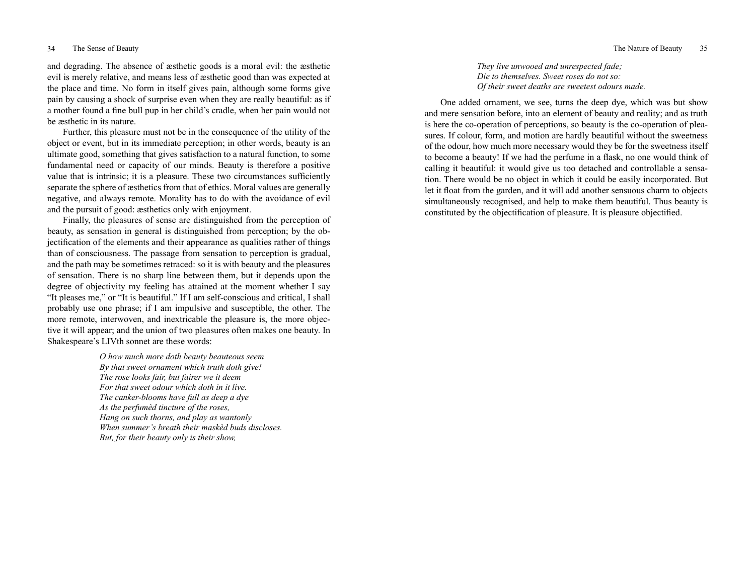and degrading. The absence of æsthetic goods is a moral evil: the æsthetic evil is merely relative, and means less of æsthetic good than was expected at the place and time. No form in itself gives pain, although some forms give pain by causing a shock of surprise even when they are really beautiful: as if a mother found a fine bull pup in her child's cradle, when her pain would not be æsthetic in its nature.

Further, this pleasure must not be in the consequence of the utility of the object or event, but in its immediate perception; in other words, beauty is an ultimate good, something that gives satisfaction to a natural function, to some fundamental need or capacity of our minds. Beauty is therefore a positive value that is intrinsic; it is a pleasure. These two circumstances sufficiently separate the sphere of æsthetics from that of ethics. Moral values are generally negative, and always remote. Morality has to do with the avoidance of evil and the pursuit of good: æsthetics only with enjoyment.

Finally, the pleasures of sense are distinguished from the perception of beauty, as sensation in general is distinguished from perception; by the objectification of the elements and their appearance as qualities rather of things than of consciousness. The passage from sensation to perception is gradual, and the path may be sometimes retraced: so it is with beauty and the pleasures of sensation. There is no sharp line between them, but it depends upon the degree of objectivity my feeling has attained at the moment whether I say "It pleases me," or "It is beautiful." If I am self-conscious and critical, I shall probably use one phrase; if I am impulsive and susceptible, the other. The more remote, interwoven, and inextricable the pleasure is, the more objective it will appear; and the union of two pleasures often makes one beauty. In Shakespeare's LIVth sonnet are these words:

> *O how much more doth beauty beauteous seem*
> *By that sweet ornament which truth doth give!*
> *The rose looks fair, but fairer we it deem*
> *For that sweet odour which doth in it live.*
> *The canker-blooms have full as deep a dye*
> *As the perfumèd tincture of the roses,*
> *Hang on such thorns, and play as wantonly*
> *When summer's breath their maskèd buds discloses.*
> *But, for their beauty only is their show,*
> *They live unwooed and unrespected fade;*
> *Die to themselves. Sweet roses do not so:*
> *Of their sweet deaths are sweetest odours made.*

One added ornament, we see, turns the deep dye, which was but show and mere sensation before, into an element of beauty and reality; and as truth is here the co-operation of perceptions, so beauty is the co-operation of pleasures. If colour, form, and motion are hardly beautiful without the sweetness of the odour, how much more necessary would they be for the sweetness itself to become a beauty! If we had the perfume in a flask, no one would think of calling it beautiful: it would give us too detached and controllable a sensation. There would be no object in which it could be easily incorporated. But let it float from the garden, and it will add another sensuous charm to objects simultaneously recognised, and help to make them beautiful. Thus beauty is constituted by the objectification of pleasure. It is pleasure objectified.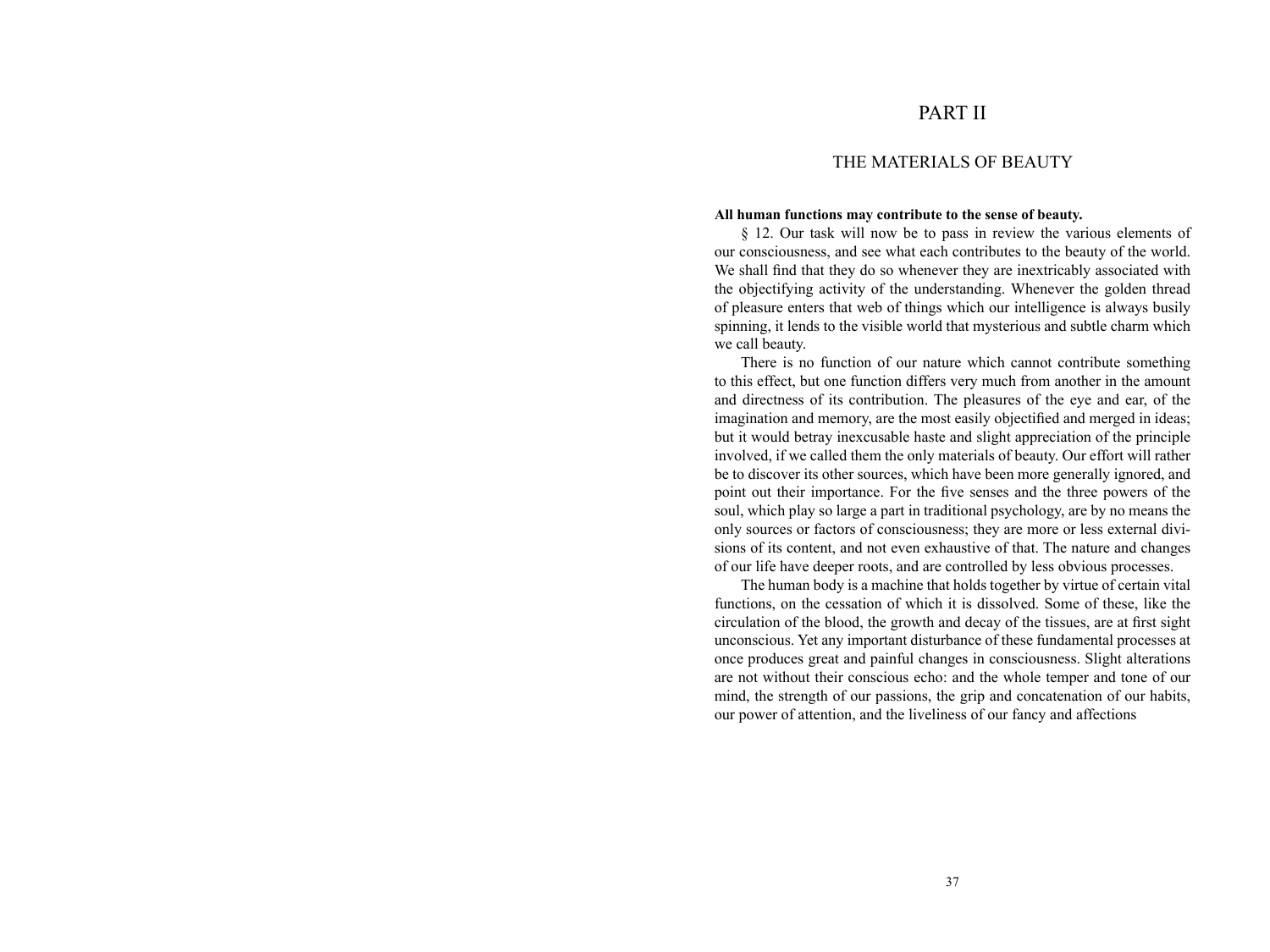# PART II

## THE MATERIALS OF BEAUTY

**All human functions may contribute to the sense of beauty.**

§ 12. Our task will now be to pass in review the various elements of our consciousness, and see what each contributes to the beauty of the world. We shall find that they do so whenever they are inextricably associated with the objectifying activity of the understanding. Whenever the golden thread of pleasure enters that web of things which our intelligence is always busily spinning, it lends to the visible world that mysterious and subtle charm which we call beauty.

There is no function of our nature which cannot contribute something to this effect, but one function differs very much from another in the amount and directness of its contribution. The pleasures of the eye and ear, of the imagination and memory, are the most easily objectified and merged in ideas; but it would betray inexcusable haste and slight appreciation of the principle involved, if we called them the only materials of beauty. Our effort will rather be to discover its other sources, which have been more generally ignored, and point out their importance. For the five senses and the three powers of the soul, which play so large a part in traditional psychology, are by no means the only sources or factors of consciousness; they are more or less external divisions of its content, and not even exhaustive of that. The nature and changes of our life have deeper roots, and are controlled by less obvious processes.

The human body is a machine that holds together by virtue of certain vital functions, on the cessation of which it is dissolved. Some of these, like the circulation of the blood, the growth and decay of the tissues, are at first sight unconscious. Yet any important disturbance of these fundamental processes at once produces great and painful changes in consciousness. Slight alterations are not without their conscious echo: and the whole temper and tone of our mind, the strength of our passions, the grip and concatenation of our habits, our power of attention, and the liveliness of our fancy and affections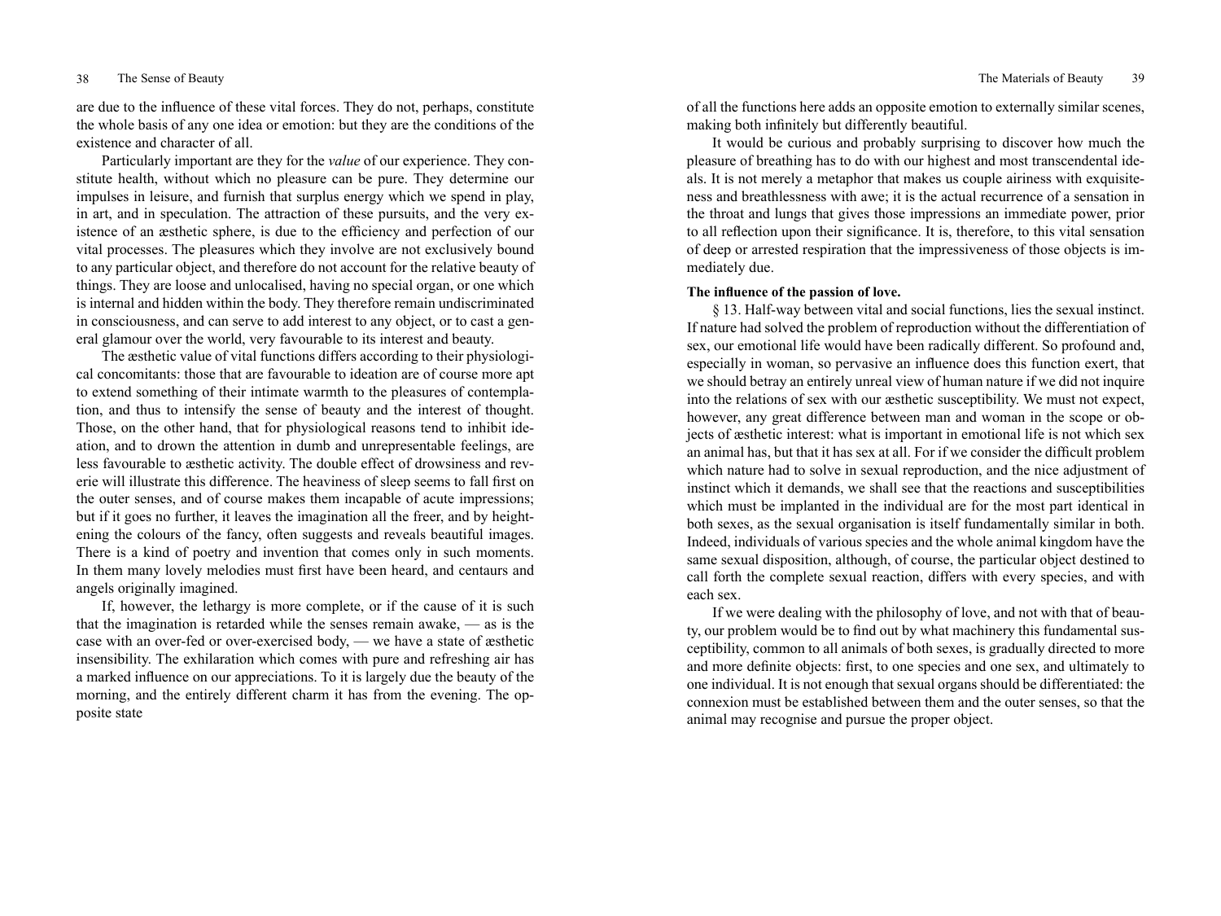are due to the influence of these vital forces. They do not, perhaps, constitute the whole basis of any one idea or emotion: but they are the conditions of the existence and character of all.

Particularly important are they for the *value* of our experience. They constitute health, without which no pleasure can be pure. They determine our impulses in leisure, and furnish that surplus energy which we spend in play, in art, and in speculation. The attraction of these pursuits, and the very existence of an æsthetic sphere, is due to the efficiency and perfection of our vital processes. The pleasures which they involve are not exclusively bound to any particular object, and therefore do not account for the relative beauty of things. They are loose and unlocalised, having no special organ, or one which is internal and hidden within the body. They therefore remain undiscriminated in consciousness, and can serve to add interest to any object, or to cast a general glamour over the world, very favourable to its interest and beauty.

The æsthetic value of vital functions differs according to their physiological concomitants: those that are favourable to ideation are of course more apt to extend something of their intimate warmth to the pleasures of contemplation, and thus to intensify the sense of beauty and the interest of thought. Those, on the other hand, that for physiological reasons tend to inhibit ideation, and to drown the attention in dumb and unrepresentable feelings, are less favourable to æsthetic activity. The double effect of drowsiness and reverie will illustrate this difference. The heaviness of sleep seems to fall first on the outer senses, and of course makes them incapable of acute impressions; but if it goes no further, it leaves the imagination all the freer, and by heightening the colours of the fancy, often suggests and reveals beautiful images. There is a kind of poetry and invention that comes only in such moments. In them many lovely melodies must first have been heard, and centaurs and angels originally imagined.

If, however, the lethargy is more complete, or if the cause of it is such that the imagination is retarded while the senses remain awake, — as is the case with an over-fed or over-exercised body, — we have a state of æsthetic insensibility. The exhilaration which comes with pure and refreshing air has a marked influence on our appreciations. To it is largely due the beauty of the morning, and the entirely different charm it has from the evening. The opposite state of all the functions here adds an opposite emotion to externally similar scenes, making both infinitely but differently beautiful.

It would be curious and probably surprising to discover how much the pleasure of breathing has to do with our highest and most transcendental ideals. It is not merely a metaphor that makes us couple airiness with exquisiteness and breathlessness with awe; it is the actual recurrence of a sensation in the throat and lungs that gives those impressions an immediate power, prior to all reflection upon their significance. It is, therefore, to this vital sensation of deep or arrested respiration that the impressiveness of those objects is immediately due.

**The influence of the passion of love.**

§ 13. Half-way between vital and social functions, lies the sexual instinct. If nature had solved the problem of reproduction without the differentiation of sex, our emotional life would have been radically different. So profound and, especially in woman, so pervasive an influence does this function exert, that we should betray an entirely unreal view of human nature if we did not inquire into the relations of sex with our æsthetic susceptibility. We must not expect, however, any great difference between man and woman in the scope or objects of æsthetic interest: what is important in emotional life is not which sex an animal has, but that it has sex at all. For if we consider the difficult problem which nature had to solve in sexual reproduction, and the nice adjustment of instinct which it demands, we shall see that the reactions and susceptibilities which must be implanted in the individual are for the most part identical in both sexes, as the sexual organisation is itself fundamentally similar in both. Indeed, individuals of various species and the whole animal kingdom have the same sexual disposition, although, of course, the particular object destined to call forth the complete sexual reaction, differs with every species, and with each sex.

If we were dealing with the philosophy of love, and not with that of beauty, our problem would be to find out by what machinery this fundamental susceptibility, common to all animals of both sexes, is gradually directed to more and more definite objects: first, to one species and one sex, and ultimately to one individual. It is not enough that sexual organs should be differentiated: the connexion must be established between them and the outer senses, so that the animal may recognise and pursue the proper object.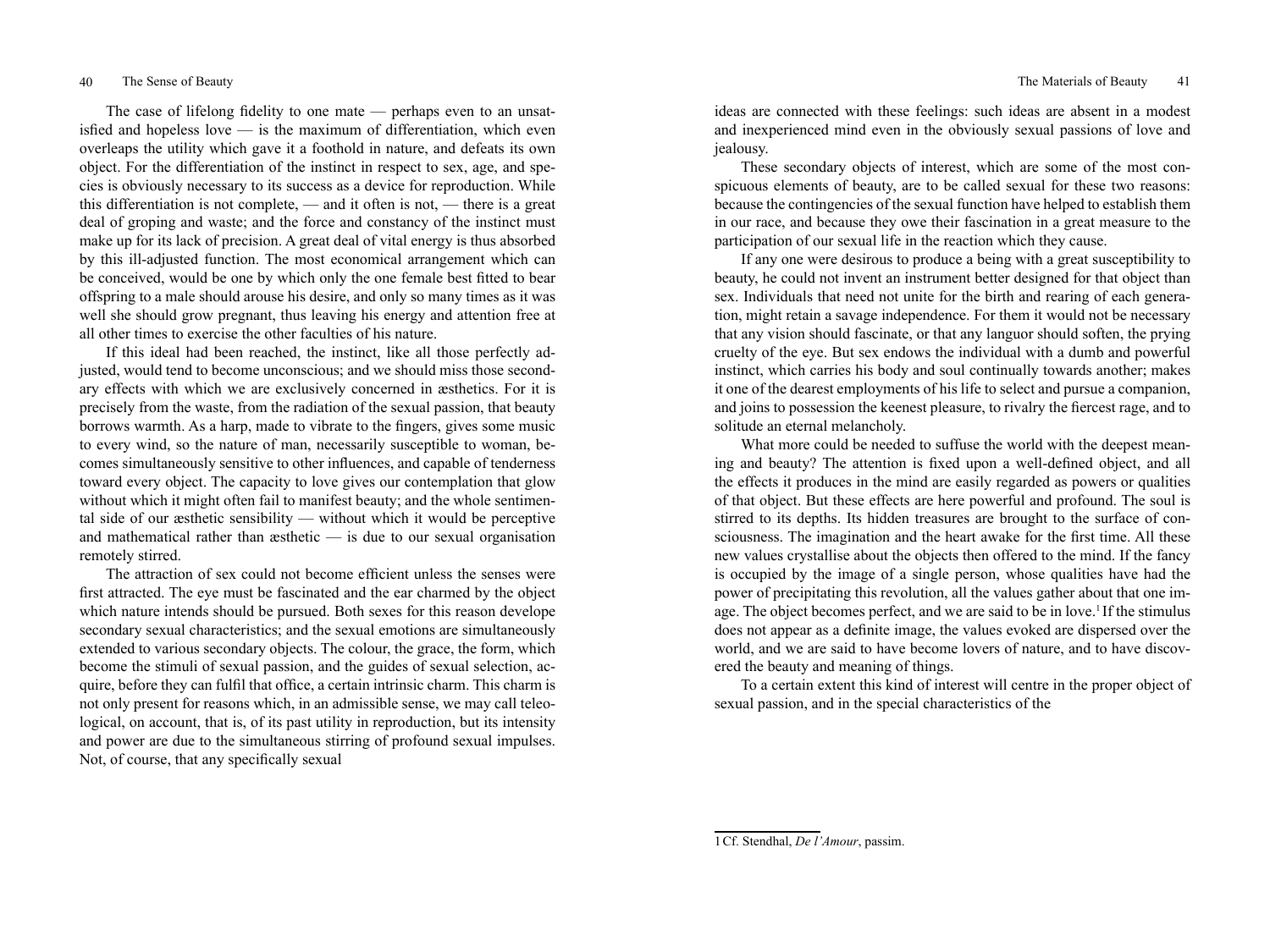The case of lifelong fidelity to one mate — perhaps even to an unsatisfied and hopeless love — is the maximum of differentiation, which even overleaps the utility which gave it a foothold in nature, and defeats its own object. For the differentiation of the instinct in respect to sex, age, and species is obviously necessary to its success as a device for reproduction. While this differentiation is not complete, — and it often is not, — there is a great deal of groping and waste; and the force and constancy of the instinct must make up for its lack of precision. A great deal of vital energy is thus absorbed by this ill-adjusted function. The most economical arrangement which can be conceived, would be one by which only the one female best fitted to bear offspring to a male should arouse his desire, and only so many times as it was well she should grow pregnant, thus leaving his energy and attention free at all other times to exercise the other faculties of his nature.

If this ideal had been reached, the instinct, like all those perfectly adjusted, would tend to become unconscious; and we should miss those secondary effects with which we are exclusively concerned in æsthetics. For it is precisely from the waste, from the radiation of the sexual passion, that beauty borrows warmth. As a harp, made to vibrate to the fingers, gives some music to every wind, so the nature of man, necessarily susceptible to woman, becomes simultaneously sensitive to other influences, and capable of tenderness toward every object. The capacity to love gives our contemplation that glow without which it might often fail to manifest beauty; and the whole sentimental side of our æsthetic sensibility — without which it would be perceptive and mathematical rather than æsthetic — is due to our sexual organisation remotely stirred.

The attraction of sex could not become efficient unless the senses were first attracted. The eye must be fascinated and the ear charmed by the object which nature intends should be pursued. Both sexes for this reason develope secondary sexual characteristics; and the sexual emotions are simultaneously extended to various secondary objects. The colour, the grace, the form, which become the stimuli of sexual passion, and the guides of sexual selection, acquire, before they can fulfil that office, a certain intrinsic charm. This charm is not only present for reasons which, in an admissible sense, we may call teleological, on account, that is, of its past utility in reproduction, but its intensity and power are due to the simultaneous stirring of profound sexual impulses. Not, of course, that any specifically sexual ideas are connected with these feelings: such ideas are absent in a modest and inexperienced mind even in the obviously sexual passions of love and jealousy.

These secondary objects of interest, which are some of the most conspicuous elements of beauty, are to be called sexual for these two reasons: because the contingencies of the sexual function have helped to establish them in our race, and because they owe their fascination in a great measure to the participation of our sexual life in the reaction which they cause.

If any one were desirous to produce a being with a great susceptibility to beauty, he could not invent an instrument better designed for that object than sex. Individuals that need not unite for the birth and rearing of each generation, might retain a savage independence. For them it would not be necessary that any vision should fascinate, or that any languor should soften, the prying cruelty of the eye. But sex endows the individual with a dumb and powerful instinct, which carries his body and soul continually towards another; makes it one of the dearest employments of his life to select and pursue a companion, and joins to possession the keenest pleasure, to rivalry the fiercest rage, and to solitude an eternal melancholy.

What more could be needed to suffuse the world with the deepest meaning and beauty? The attention is fixed upon a well-defined object, and all the effects it produces in the mind are easily regarded as powers or qualities of that object. But these effects are here powerful and profound. The soul is stirred to its depths. Its hidden treasures are brought to the surface of consciousness. The imagination and the heart awake for the first time. All these new values crystallise about the objects then offered to the mind. If the fancy is occupied by the image of a single person, whose qualities have had the power of precipitating this revolution, all the values gather about that one image. The object becomes perfect, and we are said to be in love.[1] If the stimulus does not appear as a definite image, the values evoked are dispersed over the world, and we are said to have become lovers of nature, and to have discovered the beauty and meaning of things.

To a certain extent this kind of interest will centre in the proper object of sexual passion, and in the special characteristics of the

[1] Cf. Stendhal, *De l'Amour*, passim.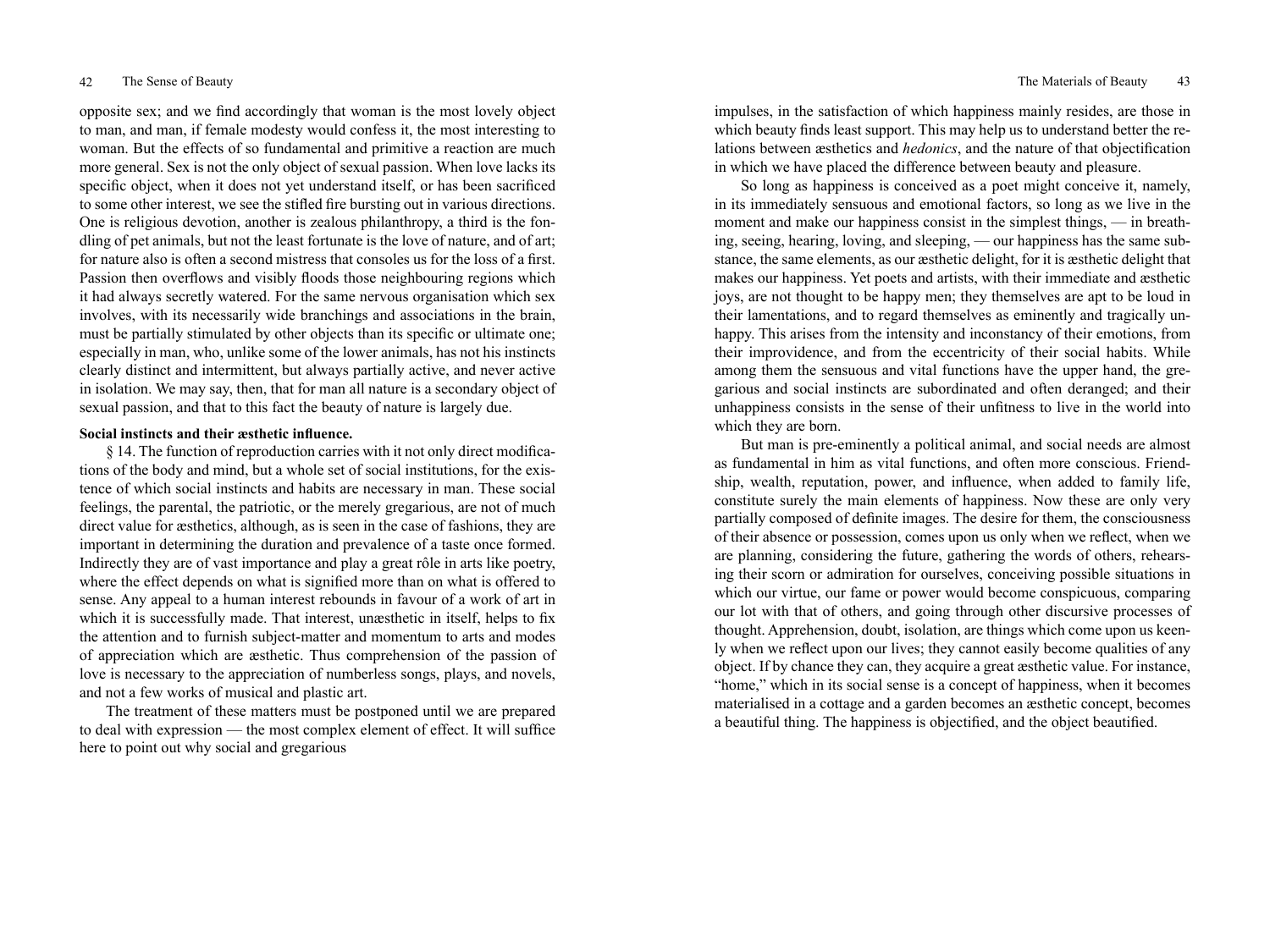opposite sex; and we find accordingly that woman is the most lovely object to man, and man, if female modesty would confess it, the most interesting to woman. But the effects of so fundamental and primitive a reaction are much more general. Sex is not the only object of sexual passion. When love lacks its specific object, when it does not yet understand itself, or has been sacrificed to some other interest, we see the stifled fire bursting out in various directions. One is religious devotion, another is zealous philanthropy, a third is the fondling of pet animals, but not the least fortunate is the love of nature, and of art; for nature also is often a second mistress that consoles us for the loss of a first. Passion then overflows and visibly floods those neighbouring regions which it had always secretly watered. For the same nervous organisation which sex involves, with its necessarily wide branchings and associations in the brain, must be partially stimulated by other objects than its specific or ultimate one; especially in man, who, unlike some of the lower animals, has not his instincts clearly distinct and intermittent, but always partially active, and never active in isolation. We may say, then, that for man all nature is a secondary object of sexual passion, and that to this fact the beauty of nature is largely due.

**Social instincts and their æsthetic influence.**

§ 14. The function of reproduction carries with it not only direct modifications of the body and mind, but a whole set of social institutions, for the existence of which social instincts and habits are necessary in man. These social feelings, the parental, the patriotic, or the merely gregarious, are not of much direct value for æsthetics, although, as is seen in the case of fashions, they are important in determining the duration and prevalence of a taste once formed. Indirectly they are of vast importance and play a great rôle in arts like poetry, where the effect depends on what is signified more than on what is offered to sense. Any appeal to a human interest rebounds in favour of a work of art in which it is successfully made. That interest, unæsthetic in itself, helps to fix the attention and to furnish subject-matter and momentum to arts and modes of appreciation which are æsthetic. Thus comprehension of the passion of love is necessary to the appreciation of numberless songs, plays, and novels, and not a few works of musical and plastic art.

The treatment of these matters must be postponed until we are prepared to deal with expression — the most complex element of effect. It will suffice here to point out why social and gregarious impulses, in the satisfaction of which happiness mainly resides, are those in which beauty finds least support. This may help us to understand better the relations between æsthetics and *hedonics*, and the nature of that objectification in which we have placed the difference between beauty and pleasure.

So long as happiness is conceived as a poet might conceive it, namely, in its immediately sensuous and emotional factors, so long as we live in the moment and make our happiness consist in the simplest things, — in breathing, seeing, hearing, loving, and sleeping, — our happiness has the same substance, the same elements, as our æsthetic delight, for it is æsthetic delight that makes our happiness. Yet poets and artists, with their immediate and æsthetic joys, are not thought to be happy men; they themselves are apt to be loud in their lamentations, and to regard themselves as eminently and tragically unhappy. This arises from the intensity and inconstancy of their emotions, from their improvidence, and from the eccentricity of their social habits. While among them the sensuous and vital functions have the upper hand, the gregarious and social instincts are subordinated and often deranged; and their unhappiness consists in the sense of their unfitness to live in the world into which they are born.

But man is pre-eminently a political animal, and social needs are almost as fundamental in him as vital functions, and often more conscious. Friendship, wealth, reputation, power, and influence, when added to family life, constitute surely the main elements of happiness. Now these are only very partially composed of definite images. The desire for them, the consciousness of their absence or possession, comes upon us only when we reflect, when we are planning, considering the future, gathering the words of others, rehearsing their scorn or admiration for ourselves, conceiving possible situations in which our virtue, our fame or power would become conspicuous, comparing our lot with that of others, and going through other discursive processes of thought. Apprehension, doubt, isolation, are things which come upon us keenly when we reflect upon our lives; they cannot easily become qualities of any object. If by chance they can, they acquire a great æsthetic value. For instance, "home," which in its social sense is a concept of happiness, when it becomes materialised in a cottage and a garden becomes an æsthetic concept, becomes a beautiful thing. The happiness is objectified, and the object beautified.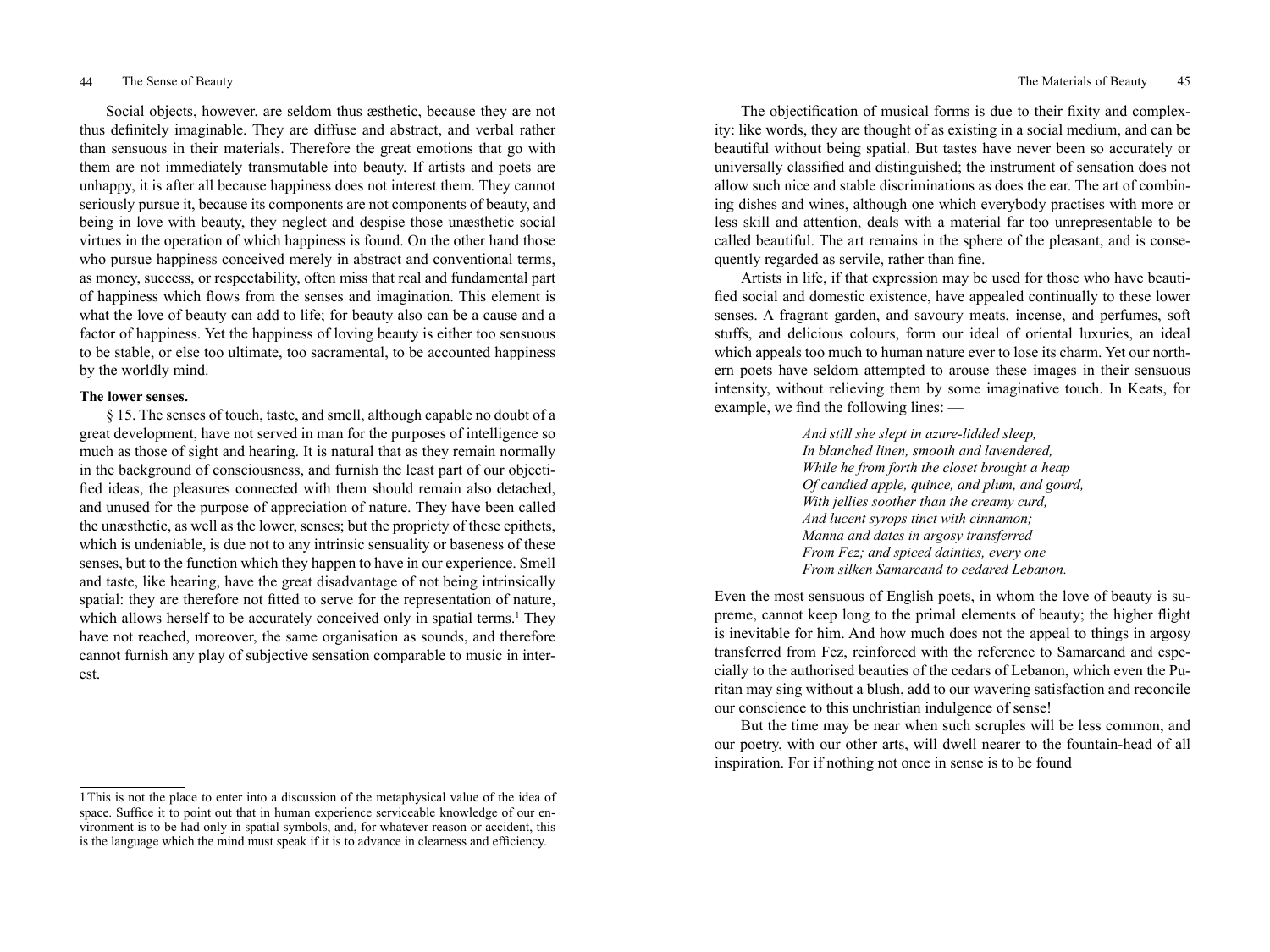Social objects, however, are seldom thus æsthetic, because they are not thus definitely imaginable. They are diffuse and abstract, and verbal rather than sensuous in their materials. Therefore the great emotions that go with them are not immediately transmutable into beauty. If artists and poets are unhappy, it is after all because happiness does not interest them. They cannot seriously pursue it, because its components are not components of beauty, and being in love with beauty, they neglect and despise those unæsthetic social virtues in the operation of which happiness is found. On the other hand those who pursue happiness conceived merely in abstract and conventional terms, as money, success, or respectability, often miss that real and fundamental part of happiness which flows from the senses and imagination. This element is what the love of beauty can add to life; for beauty also can be a cause and a factor of happiness. Yet the happiness of loving beauty is either too sensuous to be stable, or else too ultimate, too sacramental, to be accounted happiness by the worldly mind.

**The lower senses.**

§ 15. The senses of touch, taste, and smell, although capable no doubt of a great development, have not served in man for the purposes of intelligence so much as those of sight and hearing. It is natural that as they remain normally in the background of consciousness, and furnish the least part of our objectified ideas, the pleasures connected with them should remain also detached, and unused for the purpose of appreciation of nature. They have been called the unæsthetic, as well as the lower, senses; but the propriety of these epithets, which is undeniable, is due not to any intrinsic sensuality or baseness of these senses, but to the function which they happen to have in our experience. Smell and taste, like hearing, have the great disadvantage of not being intrinsically spatial: they are therefore not fitted to serve for the representation of nature, which allows herself to be accurately conceived only in spatial terms.[1] They have not reached, moreover, the same organisation as sounds, and therefore cannot furnish any play of subjective sensation comparable to music in interest.

[1] This is not the place to enter into a discussion of the metaphysical value of the idea of space. Suffice it to point out that in human experience serviceable knowledge of our environment is to be had only in spatial symbols, and, for whatever reason or accident, this is the language which the mind must speak if it is to advance in clearness and efficiency.

The objectification of musical forms is due to their fixity and complexity: like words, they are thought of as existing in a social medium, and can be beautiful without being spatial. But tastes have never been so accurately or universally classified and distinguished; the instrument of sensation does not allow such nice and stable discriminations as does the ear. The art of combining dishes and wines, although one which everybody practises with more or less skill and attention, deals with a material far too unrepresentable to be called beautiful. The art remains in the sphere of the pleasant, and is consequently regarded as servile, rather than fine.

Artists in life, if that expression may be used for those who have beautified social and domestic existence, have appealed continually to these lower senses. A fragrant garden, and savoury meats, incense, and perfumes, soft stuffs, and delicious colours, form our ideal of oriental luxuries, an ideal which appeals too much to human nature ever to lose its charm. Yet our northern poets have seldom attempted to arouse these images in their sensuous intensity, without relieving them by some imaginative touch. In Keats, for example, we find the following lines: —

> *And still she slept in azure-lidded sleep,*
> *In blanched linen, smooth and lavendered,*
> *While he from forth the closet brought a heap*
> *Of candied apple, quince, and plum, and gourd,*
> *With jellies soother than the creamy curd,*
> *And lucent syrops tinct with cinnamon;*
> *Manna and dates in argosy transferred*
> *From Fez; and spiced dainties, every one*
> *From silken Samarcand to cedared Lebanon.*

Even the most sensuous of English poets, in whom the love of beauty is supreme, cannot keep long to the primal elements of beauty; the higher flight is inevitable for him. And how much does not the appeal to things in argosy transferred from Fez, reinforced with the reference to Samarcand and especially to the authorised beauties of the cedars of Lebanon, which even the Puritan may sing without a blush, add to our wavering satisfaction and reconcile our conscience to this unchristian indulgence of sense!

But the time may be near when such scruples will be less common, and our poetry, with our other arts, will dwell nearer to the fountain-head of all inspiration. For if nothing not once in sense is to be found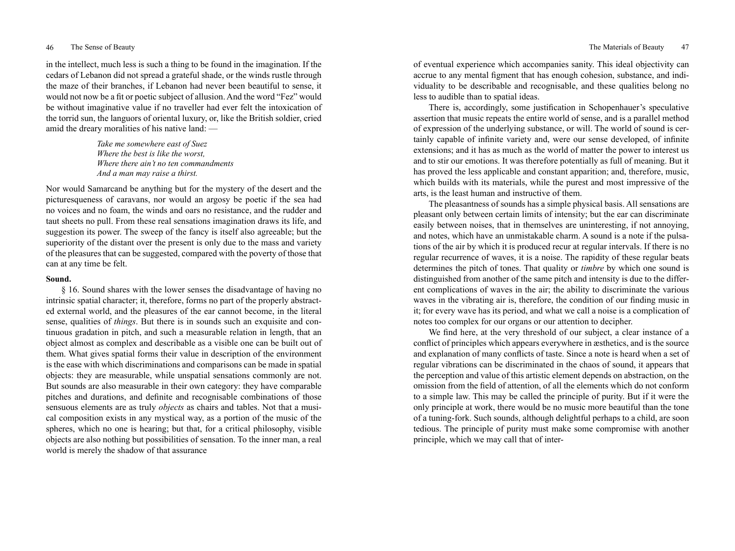in the intellect, much less is such a thing to be found in the imagination. If the cedars of Lebanon did not spread a grateful shade, or the winds rustle through the maze of their branches, if Lebanon had never been beautiful to sense, it would not now be a fit or poetic subject of allusion. And the word "Fez" would be without imaginative value if no traveller had ever felt the intoxication of the torrid sun, the languors of oriental luxury, or, like the British soldier, cried amid the dreary moralities of his native land: —

> *Take me somewhere east of Suez*
> *Where the best is like the worst,*
> *Where there ain't no ten commandments*
> *And a man may raise a thirst.*

Nor would Samarcand be anything but for the mystery of the desert and the picturesqueness of caravans, nor would an argosy be poetic if the sea had no voices and no foam, the winds and oars no resistance, and the rudder and taut sheets no pull. From these real sensations imagination draws its life, and suggestion its power. The sweep of the fancy is itself also agreeable; but the superiority of the distant over the present is only due to the mass and variety of the pleasures that can be suggested, compared with the poverty of those that can at any time be felt.

**Sound.**

§ 16. Sound shares with the lower senses the disadvantage of having no intrinsic spatial character; it, therefore, forms no part of the properly abstracted external world, and the pleasures of the ear cannot become, in the literal sense, qualities of *things*. But there is in sounds such an exquisite and continuous gradation in pitch, and such a measurable relation in length, that an object almost as complex and describable as a visible one can be built out of them. What gives spatial forms their value in description of the environment is the ease with which discriminations and comparisons can be made in spatial objects: they are measurable, while unspatial sensations commonly are not. But sounds are also measurable in their own category: they have comparable pitches and durations, and definite and recognisable combinations of those sensuous elements are as truly *objects* as chairs and tables. Not that a musical composition exists in any mystical way, as a portion of the music of the spheres, which no one is hearing; but that, for a critical philosophy, visible objects are also nothing but possibilities of sensation. To the inner man, a real world is merely the shadow of that assurance of eventual experience which accompanies sanity. This ideal objectivity can accrue to any mental figment that has enough cohesion, substance, and individuality to be describable and recognisable, and these qualities belong no less to audible than to spatial ideas.

There is, accordingly, some justification in Schopenhauer's speculative assertion that music repeats the entire world of sense, and is a parallel method of expression of the underlying substance, or will. The world of sound is certainly capable of infinite variety and, were our sense developed, of infinite extensions; and it has as much as the world of matter the power to interest us and to stir our emotions. It was therefore potentially as full of meaning. But it has proved the less applicable and constant apparition; and, therefore, music, which builds with its materials, while the purest and most impressive of the arts, is the least human and instructive of them.

The pleasantness of sounds has a simple physical basis. All sensations are pleasant only between certain limits of intensity; but the ear can discriminate easily between noises, that in themselves are uninteresting, if not annoying, and notes, which have an unmistakable charm. A sound is a note if the pulsations of the air by which it is produced recur at regular intervals. If there is no regular recurrence of waves, it is a noise. The rapidity of these regular beats determines the pitch of tones. That quality or *timbre* by which one sound is distinguished from another of the same pitch and intensity is due to the different complications of waves in the air; the ability to discriminate the various waves in the vibrating air is, therefore, the condition of our finding music in it; for every wave has its period, and what we call a noise is a complication of notes too complex for our organs or our attention to decipher.

We find here, at the very threshold of our subject, a clear instance of a conflict of principles which appears everywhere in æsthetics, and is the source and explanation of many conflicts of taste. Since a note is heard when a set of regular vibrations can be discriminated in the chaos of sound, it appears that the perception and value of this artistic element depends on abstraction, on the omission from the field of attention, of all the elements which do not conform to a simple law. This may be called the principle of purity. But if it were the only principle at work, there would be no music more beautiful than the tone of a tuning-fork. Such sounds, although delightful perhaps to a child, are soon tedious. The principle of purity must make some compromise with another principle, which we may call that of inter-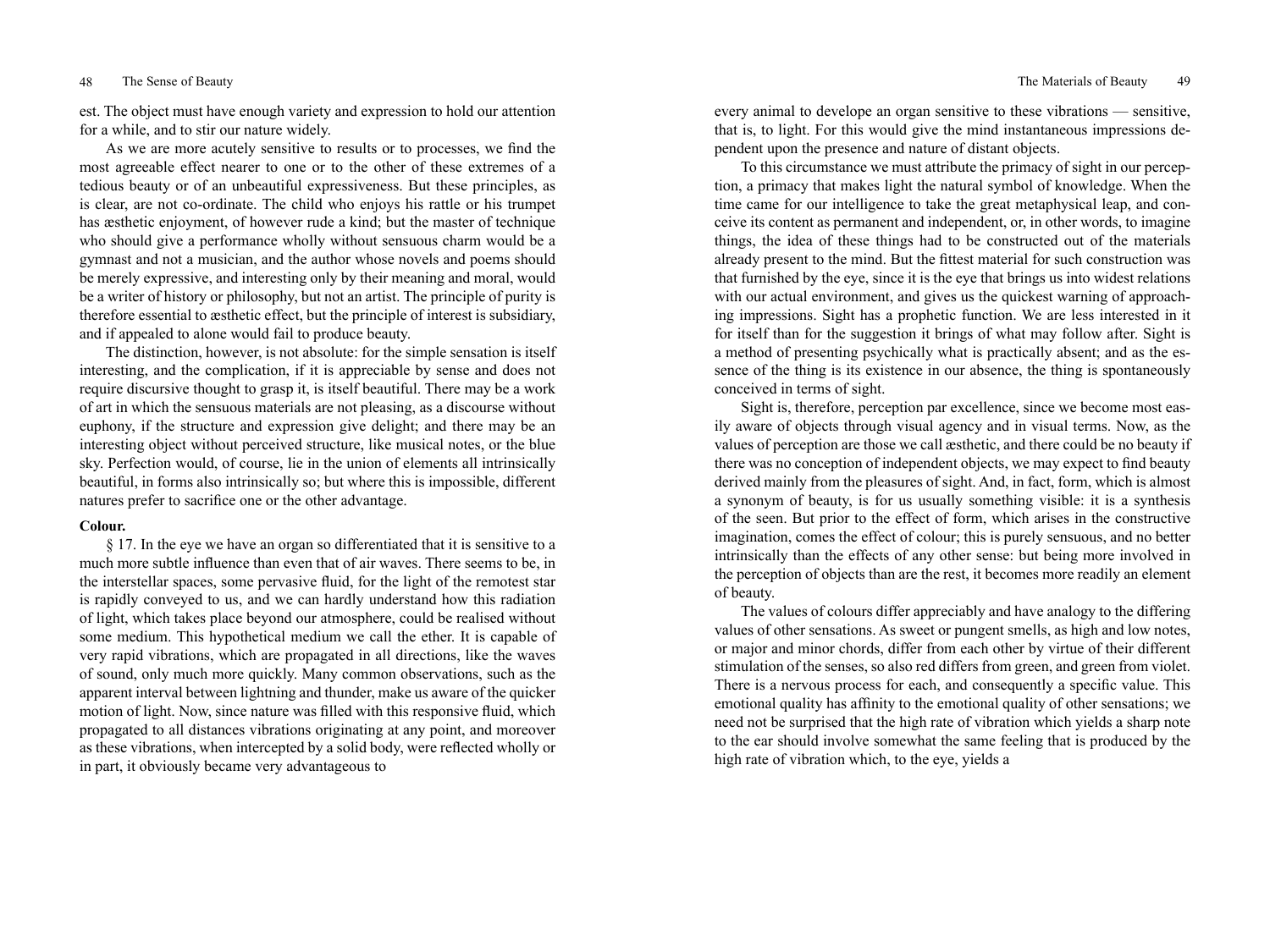est. The object must have enough variety and expression to hold our attention for a while, and to stir our nature widely.

As we are more acutely sensitive to results or to processes, we find the most agreeable effect nearer to one or to the other of these extremes of a tedious beauty or of an unbeautiful expressiveness. But these principles, as is clear, are not co-ordinate. The child who enjoys his rattle or his trumpet has æsthetic enjoyment, of however rude a kind; but the master of technique who should give a performance wholly without sensuous charm would be a gymnast and not a musician, and the author whose novels and poems should be merely expressive, and interesting only by their meaning and moral, would be a writer of history or philosophy, but not an artist. The principle of purity is therefore essential to æsthetic effect, but the principle of interest is subsidiary, and if appealed to alone would fail to produce beauty.

The distinction, however, is not absolute: for the simple sensation is itself interesting, and the complication, if it is appreciable by sense and does not require discursive thought to grasp it, is itself beautiful. There may be a work of art in which the sensuous materials are not pleasing, as a discourse without euphony, if the structure and expression give delight; and there may be an interesting object without perceived structure, like musical notes, or the blue sky. Perfection would, of course, lie in the union of elements all intrinsically beautiful, in forms also intrinsically so; but where this is impossible, different natures prefer to sacrifice one or the other advantage.

**Colour.**

§ 17. In the eye we have an organ so differentiated that it is sensitive to a much more subtle influence than even that of air waves. There seems to be, in the interstellar spaces, some pervasive fluid, for the light of the remotest star is rapidly conveyed to us, and we can hardly understand how this radiation of light, which takes place beyond our atmosphere, could be realised without some medium. This hypothetical medium we call the ether. It is capable of very rapid vibrations, which are propagated in all directions, like the waves of sound, only much more quickly. Many common observations, such as the apparent interval between lightning and thunder, make us aware of the quicker motion of light. Now, since nature was filled with this responsive fluid, which propagated to all distances vibrations originating at any point, and moreover as these vibrations, when intercepted by a solid body, were reflected wholly or in part, it obviously became very advantageous to every animal to develope an organ sensitive to these vibrations — sensitive, that is, to light. For this would give the mind instantaneous impressions dependent upon the presence and nature of distant objects.

To this circumstance we must attribute the primacy of sight in our perception, a primacy that makes light the natural symbol of knowledge. When the time came for our intelligence to take the great metaphysical leap, and conceive its content as permanent and independent, or, in other words, to imagine things, the idea of these things had to be constructed out of the materials already present to the mind. But the fittest material for such construction was that furnished by the eye, since it is the eye that brings us into widest relations with our actual environment, and gives us the quickest warning of approaching impressions. Sight has a prophetic function. We are less interested in it for itself than for the suggestion it brings of what may follow after. Sight is a method of presenting psychically what is practically absent; and as the essence of the thing is its existence in our absence, the thing is spontaneously conceived in terms of sight.

Sight is, therefore, perception par excellence, since we become most easily aware of objects through visual agency and in visual terms. Now, as the values of perception are those we call æsthetic, and there could be no beauty if there was no conception of independent objects, we may expect to find beauty derived mainly from the pleasures of sight. And, in fact, form, which is almost a synonym of beauty, is for us usually something visible: it is a synthesis of the seen. But prior to the effect of form, which arises in the constructive imagination, comes the effect of colour; this is purely sensuous, and no better intrinsically than the effects of any other sense: but being more involved in the perception of objects than are the rest, it becomes more readily an element of beauty.

The values of colours differ appreciably and have analogy to the differing values of other sensations. As sweet or pungent smells, as high and low notes, or major and minor chords, differ from each other by virtue of their different stimulation of the senses, so also red differs from green, and green from violet. There is a nervous process for each, and consequently a specific value. This emotional quality has affinity to the emotional quality of other sensations; we need not be surprised that the high rate of vibration which yields a sharp note to the ear should involve somewhat the same feeling that is produced by the high rate of vibration which, to the eye, yields a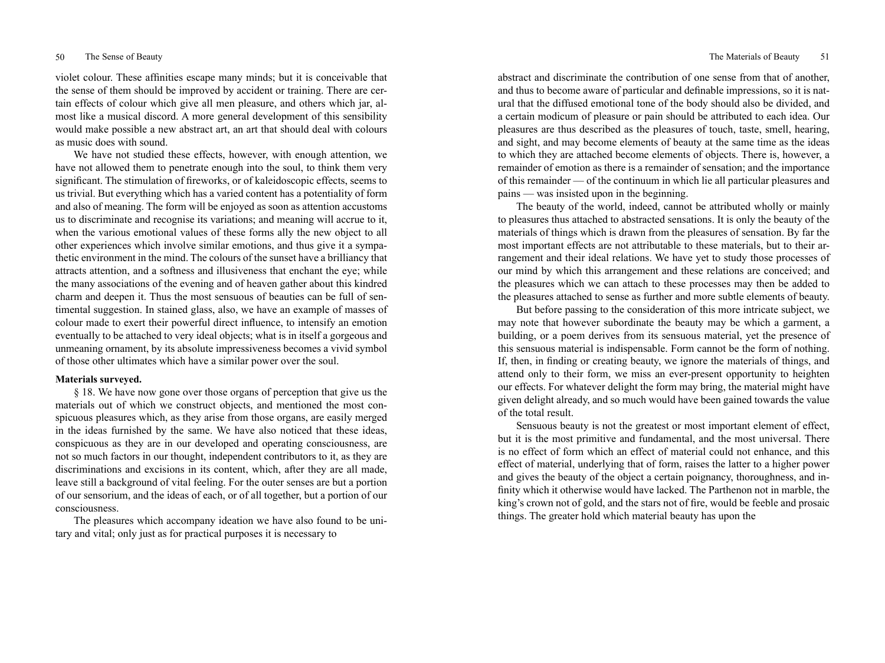violet colour. These affinities escape many minds; but it is conceivable that the sense of them should be improved by accident or training. There are certain effects of colour which give all men pleasure, and others which jar, almost like a musical discord. A more general development of this sensibility would make possible a new abstract art, an art that should deal with colours as music does with sound.

We have not studied these effects, however, with enough attention, we have not allowed them to penetrate enough into the soul, to think them very significant. The stimulation of fireworks, or of kaleidoscopic effects, seems to us trivial. But everything which has a varied content has a potentiality of form and also of meaning. The form will be enjoyed as soon as attention accustoms us to discriminate and recognise its variations; and meaning will accrue to it, when the various emotional values of these forms ally the new object to all other experiences which involve similar emotions, and thus give it a sympathetic environment in the mind. The colours of the sunset have a brilliancy that attracts attention, and a softness and illusiveness that enchant the eye; while the many associations of the evening and of heaven gather about this kindred charm and deepen it. Thus the most sensuous of beauties can be full of sentimental suggestion. In stained glass, also, we have an example of masses of colour made to exert their powerful direct influence, to intensify an emotion eventually to be attached to very ideal objects; what is in itself a gorgeous and unmeaning ornament, by its absolute impressiveness becomes a vivid symbol of those other ultimates which have a similar power over the soul.

**Materials surveyed.**

§ 18. We have now gone over those organs of perception that give us the materials out of which we construct objects, and mentioned the most conspicuous pleasures which, as they arise from those organs, are easily merged in the ideas furnished by the same. We have also noticed that these ideas, conspicuous as they are in our developed and operating consciousness, are not so much factors in our thought, independent contributors to it, as they are discriminations and excisions in its content, which, after they are all made, leave still a background of vital feeling. For the outer senses are but a portion of our sensorium, and the ideas of each, or of all together, but a portion of our consciousness.

The pleasures which accompany ideation we have also found to be unitary and vital; only just as for practical purposes it is necessary to abstract and discriminate the contribution of one sense from that of another, and thus to become aware of particular and definable impressions, so it is natural that the diffused emotional tone of the body should also be divided, and a certain modicum of pleasure or pain should be attributed to each idea. Our pleasures are thus described as the pleasures of touch, taste, smell, hearing, and sight, and may become elements of beauty at the same time as the ideas to which they are attached become elements of objects. There is, however, a remainder of emotion as there is a remainder of sensation; and the importance of this remainder — of the continuum in which lie all particular pleasures and pains — was insisted upon in the beginning.

The beauty of the world, indeed, cannot be attributed wholly or mainly to pleasures thus attached to abstracted sensations. It is only the beauty of the materials of things which is drawn from the pleasures of sensation. By far the most important effects are not attributable to these materials, but to their arrangement and their ideal relations. We have yet to study those processes of our mind by which this arrangement and these relations are conceived; and the pleasures which we can attach to these processes may then be added to the pleasures attached to sense as further and more subtle elements of beauty.

But before passing to the consideration of this more intricate subject, we may note that however subordinate the beauty may be which a garment, a building, or a poem derives from its sensuous material, yet the presence of this sensuous material is indispensable. Form cannot be the form of nothing. If, then, in finding or creating beauty, we ignore the materials of things, and attend only to their form, we miss an ever-present opportunity to heighten our effects. For whatever delight the form may bring, the material might have given delight already, and so much would have been gained towards the value of the total result.

Sensuous beauty is not the greatest or most important element of effect, but it is the most primitive and fundamental, and the most universal. There is no effect of form which an effect of material could not enhance, and this effect of material, underlying that of form, raises the latter to a higher power and gives the beauty of the object a certain poignancy, thoroughness, and infinity which it otherwise would have lacked. The Parthenon not in marble, the king's crown not of gold, and the stars not of fire, would be feeble and prosaic things. The greater hold which material beauty has upon the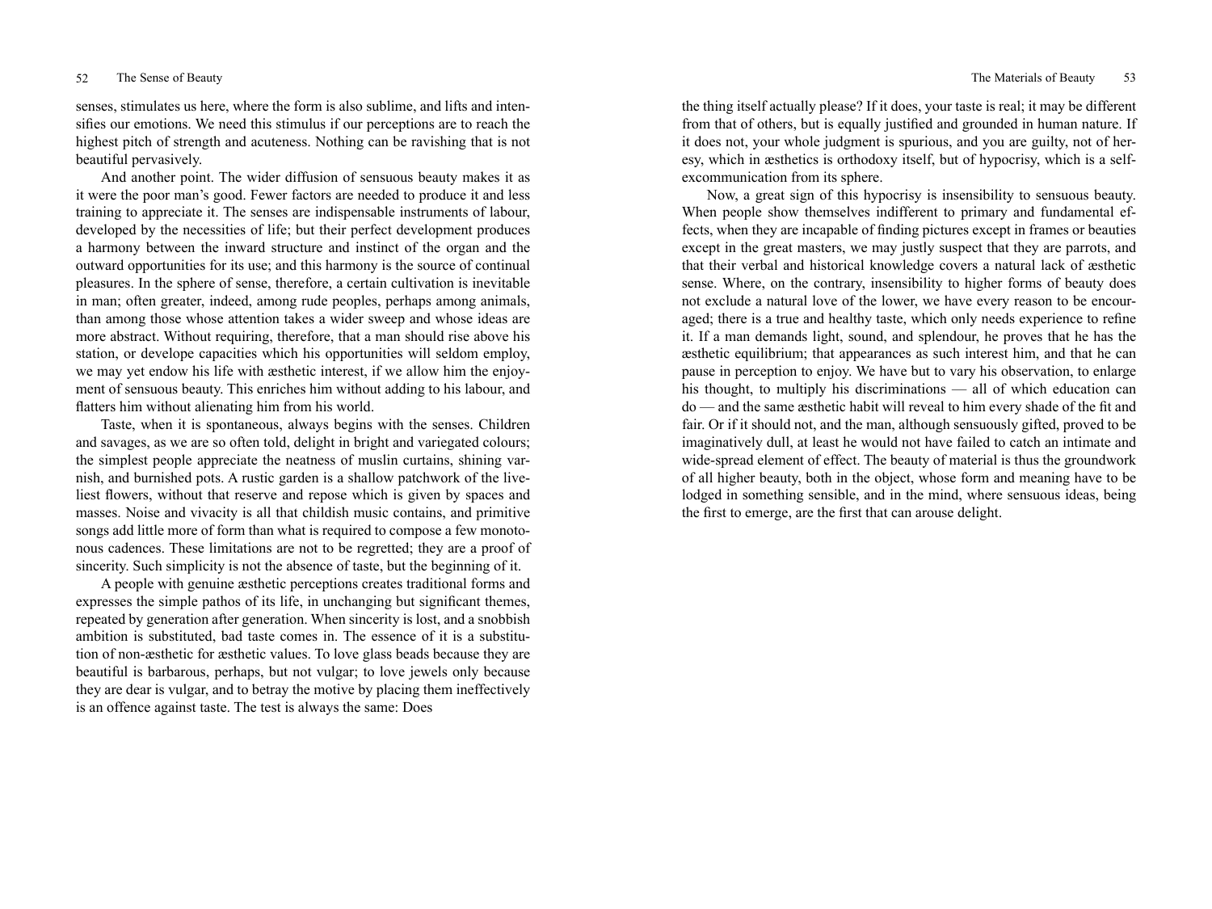senses, stimulates us here, where the form is also sublime, and lifts and intensifies our emotions. We need this stimulus if our perceptions are to reach the highest pitch of strength and acuteness. Nothing can be ravishing that is not beautiful pervasively.

And another point. The wider diffusion of sensuous beauty makes it as it were the poor man's good. Fewer factors are needed to produce it and less training to appreciate it. The senses are indispensable instruments of labour, developed by the necessities of life; but their perfect development produces a harmony between the inward structure and instinct of the organ and the outward opportunities for its use; and this harmony is the source of continual pleasures. In the sphere of sense, therefore, a certain cultivation is inevitable in man; often greater, indeed, among rude peoples, perhaps among animals, than among those whose attention takes a wider sweep and whose ideas are more abstract. Without requiring, therefore, that a man should rise above his station, or develope capacities which his opportunities will seldom employ, we may yet endow his life with æsthetic interest, if we allow him the enjoyment of sensuous beauty. This enriches him without adding to his labour, and flatters him without alienating him from his world.

Taste, when it is spontaneous, always begins with the senses. Children and savages, as we are so often told, delight in bright and variegated colours; the simplest people appreciate the neatness of muslin curtains, shining varnish, and burnished pots. A rustic garden is a shallow patchwork of the liveliest flowers, without that reserve and repose which is given by spaces and masses. Noise and vivacity is all that childish music contains, and primitive songs add little more of form than what is required to compose a few monotonous cadences. These limitations are not to be regretted; they are a proof of sincerity. Such simplicity is not the absence of taste, but the beginning of it.

A people with genuine æsthetic perceptions creates traditional forms and expresses the simple pathos of its life, in unchanging but significant themes, repeated by generation after generation. When sincerity is lost, and a snobbish ambition is substituted, bad taste comes in. The essence of it is a substitution of non-æsthetic for æsthetic values. To love glass beads because they are beautiful is barbarous, perhaps, but not vulgar; to love jewels only because they are dear is vulgar, and to betray the motive by placing them ineffectively is an offence against taste. The test is always the same: Does the thing itself actually please? If it does, your taste is real; it may be different from that of others, but is equally justified and grounded in human nature. If it does not, your whole judgment is spurious, and you are guilty, not of heresy, which in æsthetics is orthodoxy itself, but of hypocrisy, which is a self-excommunication from its sphere.

Now, a great sign of this hypocrisy is insensibility to sensuous beauty. When people show themselves indifferent to primary and fundamental effects, when they are incapable of finding pictures except in frames or beauties except in the great masters, we may justly suspect that they are parrots, and that their verbal and historical knowledge covers a natural lack of æsthetic sense. Where, on the contrary, insensibility to higher forms of beauty does not exclude a natural love of the lower, we have every reason to be encouraged; there is a true and healthy taste, which only needs experience to refine it. If a man demands light, sound, and splendour, he proves that he has the æsthetic equilibrium; that appearances as such interest him, and that he can pause in perception to enjoy. We have but to vary his observation, to enlarge his thought, to multiply his discriminations — all of which education can do — and the same æsthetic habit will reveal to him every shade of the fit and fair. Or if it should not, and the man, although sensuously gifted, proved to be imaginatively dull, at least he would not have failed to catch an intimate and wide-spread element of effect. The beauty of material is thus the groundwork of all higher beauty, both in the object, whose form and meaning have to be lodged in something sensible, and in the mind, where sensuous ideas, being the first to emerge, are the first that can arouse delight.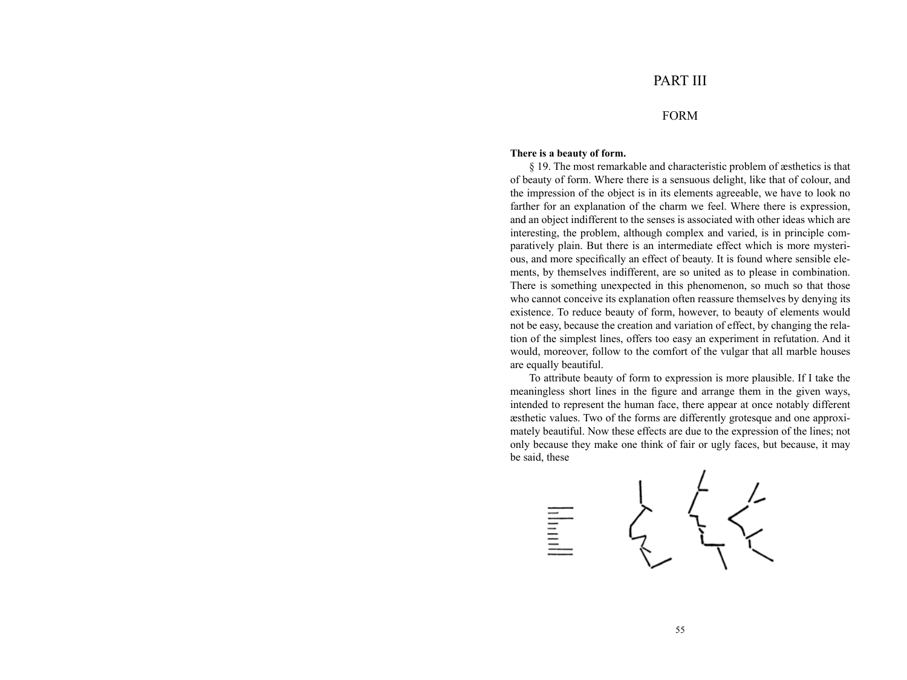# PART III

## FORM

**There is a beauty of form.**

§ 19. The most remarkable and characteristic problem of æsthetics is that of beauty of form. Where there is a sensuous delight, like that of colour, and the impression of the object is in its elements agreeable, we have to look no farther for an explanation of the charm we feel. Where there is expression, and an object indifferent to the senses is associated with other ideas which are interesting, the problem, although complex and varied, is in principle comparatively plain. But there is an intermediate effect which is more mysterious, and more specifically an effect of beauty. It is found where sensible elements, by themselves indifferent, are so united as to please in combination. There is something unexpected in this phenomenon, so much so that those who cannot conceive its explanation often reassure themselves by denying its existence. To reduce beauty of form, however, to beauty of elements would not be easy, because the creation and variation of effect, by changing the relation of the simplest lines, offers too easy an experiment in refutation. And it would, moreover, follow to the comfort of the vulgar that all marble houses are equally beautiful.

To attribute beauty of form to expression is more plausible. If I take the meaningless short lines in the figure and arrange them in the given ways, intended to represent the human face, there appear at once notably different æsthetic values. Two of the forms are differently grotesque and one approximately beautiful. Now these effects are due to the expression of the lines; not only because they make one think of fair or ugly faces, but because, it may be said, these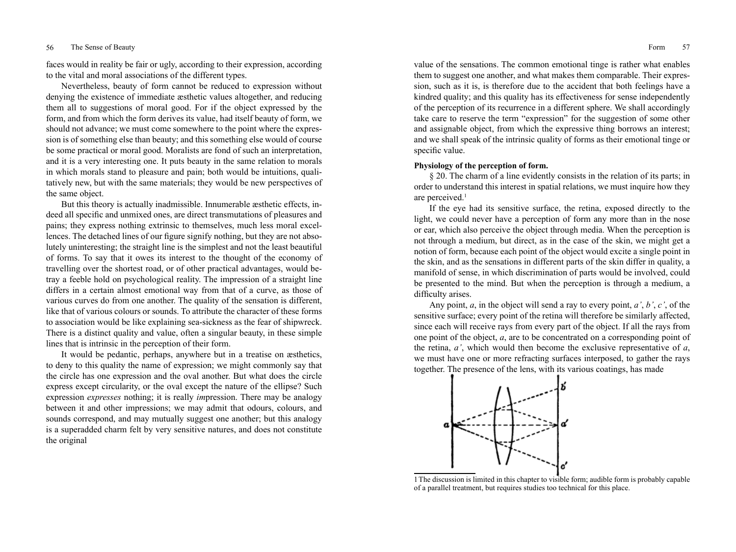faces would in reality be fair or ugly, according to their expression, according to the vital and moral associations of the different types.

Nevertheless, beauty of form cannot be reduced to expression without denying the existence of immediate æsthetic values altogether, and reducing them all to suggestions of moral good. For if the object expressed by the form, and from which the form derives its value, had itself beauty of form, we should not advance; we must come somewhere to the point where the expression is of something else than beauty; and this something else would of course be some practical or moral good. Moralists are fond of such an interpretation, and it is a very interesting one. It puts beauty in the same relation to morals in which morals stand to pleasure and pain; both would be intuitions, qualitatively new, but with the same materials; they would be new perspectives of the same object.

But this theory is actually inadmissible. Innumerable æsthetic effects, indeed all specific and unmixed ones, are direct transmutations of pleasures and pains; they express nothing extrinsic to themselves, much less moral excellences. The detached lines of our figure signify nothing, but they are not absolutely uninteresting; the straight line is the simplest and not the least beautiful of forms. To say that it owes its interest to the thought of the economy of travelling over the shortest road, or of other practical advantages, would betray a feeble hold on psychological reality. The impression of a straight line differs in a certain almost emotional way from that of a curve, as those of various curves do from one another. The quality of the sensation is different, like that of various colours or sounds. To attribute the character of these forms to association would be like explaining sea-sickness as the fear of shipwreck. There is a distinct quality and value, often a singular beauty, in these simple lines that is intrinsic in the perception of their form.

It would be pedantic, perhaps, anywhere but in a treatise on æsthetics, to deny to this quality the name of expression; we might commonly say that the circle has one expression and the oval another. But what does the circle express except circularity, or the oval except the nature of the ellipse? Such expression *expresses* nothing; it is really *im*pression. There may be analogy between it and other impressions; we may admit that odours, colours, and sounds correspond, and may mutually suggest one another; but this analogy is a superadded charm felt by very sensitive natures, and does not constitute the original value of the sensations. The common emotional tinge is rather what enables them to suggest one another, and what makes them comparable. Their expression, such as it is, is therefore due to the accident that both feelings have a kindred quality; and this quality has its effectiveness for sense independently of the perception of its recurrence in a different sphere. We shall accordingly take care to reserve the term "expression" for the suggestion of some other and assignable object, from which the expressive thing borrows an interest; and we shall speak of the intrinsic quality of forms as their emotional tinge or specific value.

**Physiology of the perception of form.**

§ 20. The charm of a line evidently consists in the relation of its parts; in order to understand this interest in spatial relations, we must inquire how they are perceived.[1]

If the eye had its sensitive surface, the retina, exposed directly to the light, we could never have a perception of form any more than in the nose or ear, which also perceive the object through media. When the perception is not through a medium, but direct, as in the case of the skin, we might get a notion of form, because each point of the object would excite a single point in the skin, and as the sensations in different parts of the skin differ in quality, a manifold of sense, in which discrimination of parts would be involved, could be presented to the mind. But when the perception is through a medium, a difficulty arises.

Any point, *a*, in the object will send a ray to every point, *a'*, *b'*, *c'*, of the sensitive surface; every point of the retina will therefore be similarly affected, since each will receive rays from every part of the object. If all the rays from one point of the object, *a*, are to be concentrated on a corresponding point of the retina, *a'*, which would then become the exclusive representative of *a*, we must have one or more refracting surfaces interposed, to gather the rays together. The presence of the lens, with its various coatings, has made

[1] The discussion is limited in this chapter to visible form; audible form is probably capable of a parallel treatment, but requires studies too technical for this place.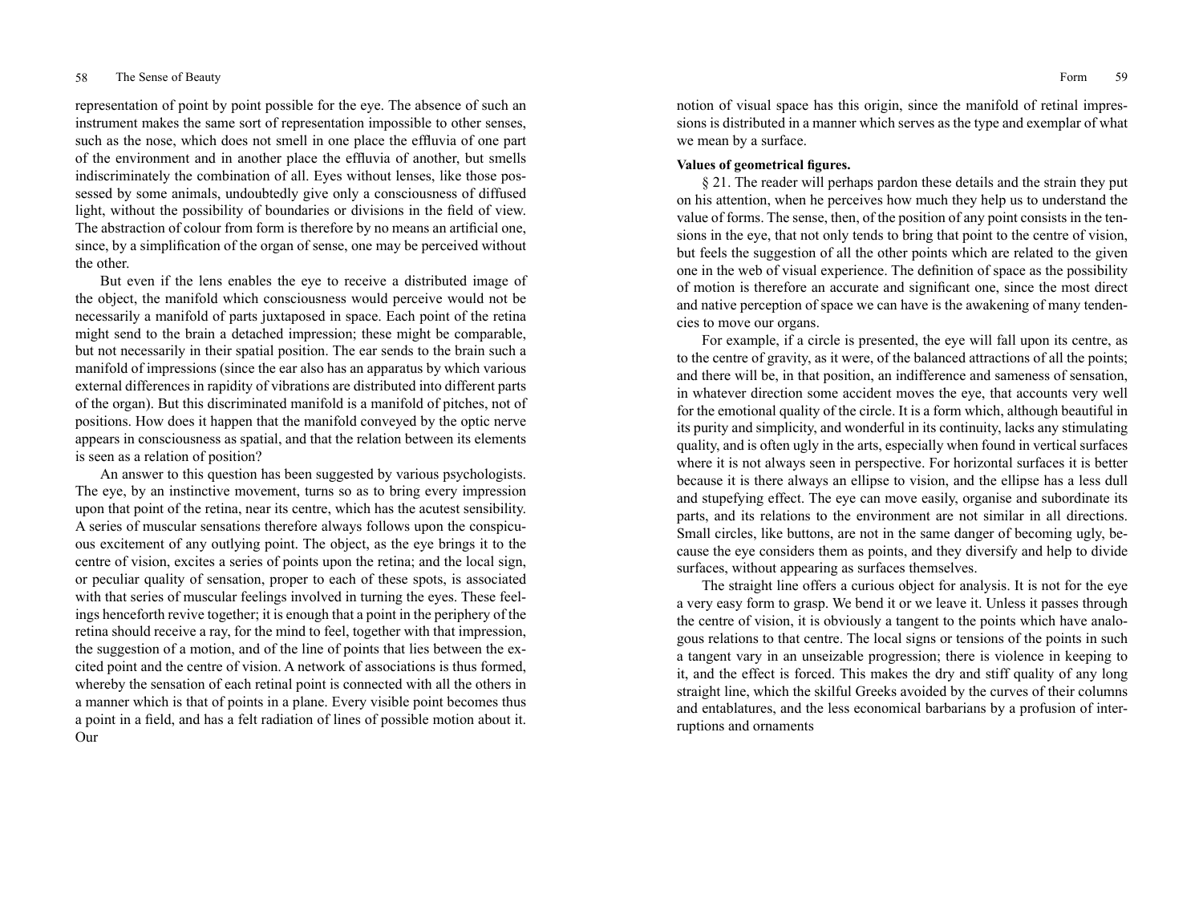representation of point by point possible for the eye. The absence of such an instrument makes the same sort of representation impossible to other senses, such as the nose, which does not smell in one place the effluvia of one part of the environment and in another place the effluvia of another, but smells indiscriminately the combination of all. Eyes without lenses, like those possessed by some animals, undoubtedly give only a consciousness of diffused light, without the possibility of boundaries or divisions in the field of view. The abstraction of colour from form is therefore by no means an artificial one, since, by a simplification of the organ of sense, one may be perceived without the other.

But even if the lens enables the eye to receive a distributed image of the object, the manifold which consciousness would perceive would not be necessarily a manifold of parts juxtaposed in space. Each point of the retina might send to the brain a detached impression; these might be comparable, but not necessarily in their spatial position. The ear sends to the brain such a manifold of impressions (since the ear also has an apparatus by which various external differences in rapidity of vibrations are distributed into different parts of the organ). But this discriminated manifold is a manifold of pitches, not of positions. How does it happen that the manifold conveyed by the optic nerve appears in consciousness as spatial, and that the relation between its elements is seen as a relation of position?

An answer to this question has been suggested by various psychologists. The eye, by an instinctive movement, turns so as to bring every impression upon that point of the retina, near its centre, which has the acutest sensibility. A series of muscular sensations therefore always follows upon the conspicuous excitement of any outlying point. The object, as the eye brings it to the centre of vision, excites a series of points upon the retina; and the local sign, or peculiar quality of sensation, proper to each of these spots, is associated with that series of muscular feelings involved in turning the eyes. These feelings henceforth revive together; it is enough that a point in the periphery of the retina should receive a ray, for the mind to feel, together with that impression, the suggestion of a motion, and of the line of points that lies between the excited point and the centre of vision. A network of associations is thus formed, whereby the sensation of each retinal point is connected with all the others in a manner which is that of points in a plane. Every visible point becomes thus a point in a field, and has a felt radiation of lines of possible motion about it. Our notion of visual space has this origin, since the manifold of retinal impressions is distributed in a manner which serves as the type and exemplar of what we mean by a surface.

**Values of geometrical figures.**

§ 21. The reader will perhaps pardon these details and the strain they put on his attention, when he perceives how much they help us to understand the value of forms. The sense, then, of the position of any point consists in the tensions in the eye, that not only tends to bring that point to the centre of vision, but feels the suggestion of all the other points which are related to the given one in the web of visual experience. The definition of space as the possibility of motion is therefore an accurate and significant one, since the most direct and native perception of space we can have is the awakening of many tendencies to move our organs.

For example, if a circle is presented, the eye will fall upon its centre, as to the centre of gravity, as it were, of the balanced attractions of all the points; and there will be, in that position, an indifference and sameness of sensation, in whatever direction some accident moves the eye, that accounts very well for the emotional quality of the circle. It is a form which, although beautiful in its purity and simplicity, and wonderful in its continuity, lacks any stimulating quality, and is often ugly in the arts, especially when found in vertical surfaces where it is not always seen in perspective. For horizontal surfaces it is better because it is there always an ellipse to vision, and the ellipse has a less dull and stupefying effect. The eye can move easily, organise and subordinate its parts, and its relations to the environment are not similar in all directions. Small circles, like buttons, are not in the same danger of becoming ugly, because the eye considers them as points, and they diversify and help to divide surfaces, without appearing as surfaces themselves.

The straight line offers a curious object for analysis. It is not for the eye a very easy form to grasp. We bend it or we leave it. Unless it passes through the centre of vision, it is obviously a tangent to the points which have analogous relations to that centre. The local signs or tensions of the points in such a tangent vary in an unseizable progression; there is violence in keeping to it, and the effect is forced. This makes the dry and stiff quality of any long straight line, which the skilful Greeks avoided by the curves of their columns and entablatures, and the less economical barbarians by a profusion of interruptions and ornaments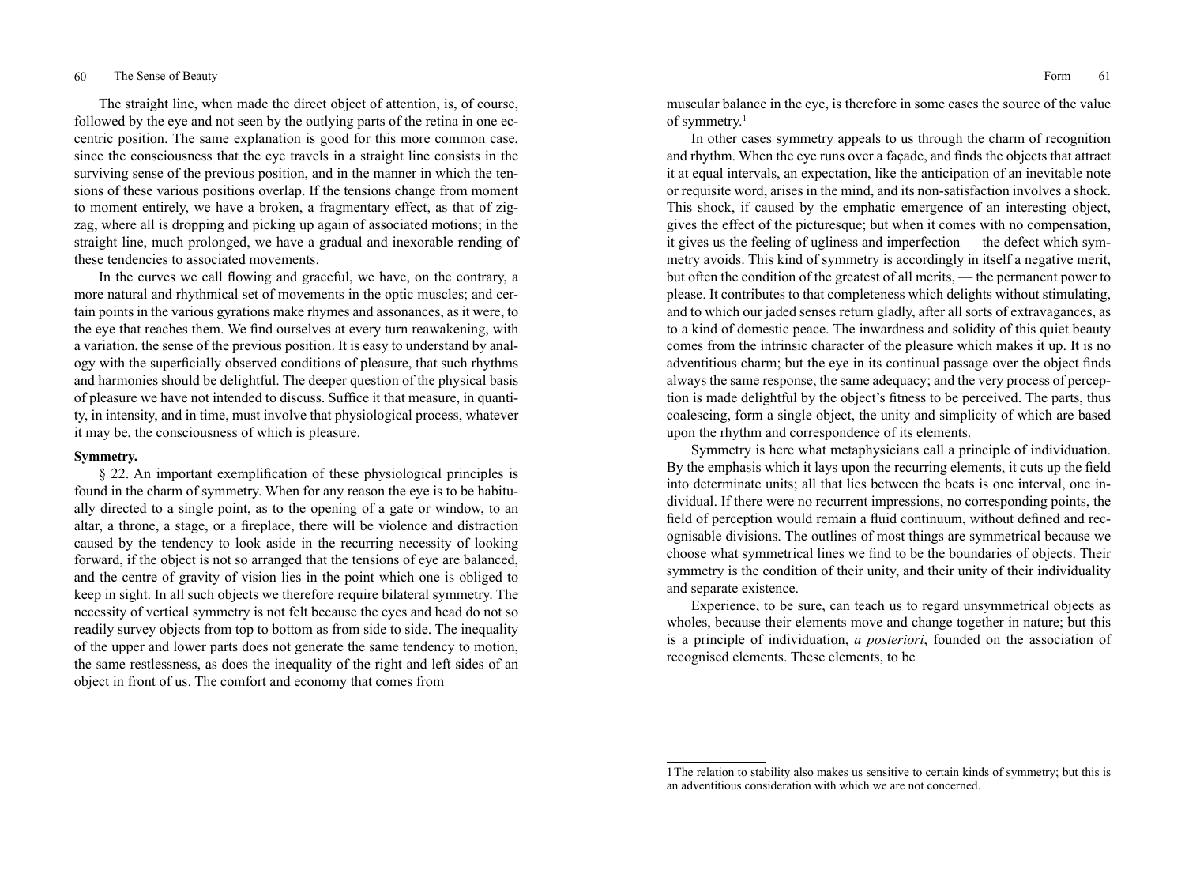The straight line, when made the direct object of attention, is, of course, followed by the eye and not seen by the outlying parts of the retina in one eccentric position. The same explanation is good for this more common case, since the consciousness that the eye travels in a straight line consists in the surviving sense of the previous position, and in the manner in which the tensions of these various positions overlap. If the tensions change from moment to moment entirely, we have a broken, a fragmentary effect, as that of zigzag, where all is dropping and picking up again of associated motions; in the straight line, much prolonged, we have a gradual and inexorable rending of these tendencies to associated movements.

In the curves we call flowing and graceful, we have, on the contrary, a more natural and rhythmical set of movements in the optic muscles; and certain points in the various gyrations make rhymes and assonances, as it were, to the eye that reaches them. We find ourselves at every turn reawakening, with a variation, the sense of the previous position. It is easy to understand by analogy with the superficially observed conditions of pleasure, that such rhythms and harmonies should be delightful. The deeper question of the physical basis of pleasure we have not intended to discuss. Suffice it that measure, in quantity, in intensity, and in time, must involve that physiological process, whatever it may be, the consciousness of which is pleasure.

**Symmetry.**

§ 22. An important exemplification of these physiological principles is found in the charm of symmetry. When for any reason the eye is to be habitually directed to a single point, as to the opening of a gate or window, to an altar, a throne, a stage, or a fireplace, there will be violence and distraction caused by the tendency to look aside in the recurring necessity of looking forward, if the object is not so arranged that the tensions of eye are balanced, and the centre of gravity of vision lies in the point which one is obliged to keep in sight. In all such objects we therefore require bilateral symmetry. The necessity of vertical symmetry is not felt because the eyes and head do not so readily survey objects from top to bottom as from side to side. The inequality of the upper and lower parts does not generate the same tendency to motion, the same restlessness, as does the inequality of the right and left sides of an object in front of us. The comfort and economy that comes from muscular balance in the eye, is therefore in some cases the source of the value of symmetry.[1]

In other cases symmetry appeals to us through the charm of recognition and rhythm. When the eye runs over a façade, and finds the objects that attract it at equal intervals, an expectation, like the anticipation of an inevitable note or requisite word, arises in the mind, and its non-satisfaction involves a shock. This shock, if caused by the emphatic emergence of an interesting object, gives the effect of the picturesque; but when it comes with no compensation, it gives us the feeling of ugliness and imperfection — the defect which symmetry avoids. This kind of symmetry is accordingly in itself a negative merit, but often the condition of the greatest of all merits, — the permanent power to please. It contributes to that completeness which delights without stimulating, and to which our jaded senses return gladly, after all sorts of extravagances, as to a kind of domestic peace. The inwardness and solidity of this quiet beauty comes from the intrinsic character of the pleasure which makes it up. It is no adventitious charm; but the eye in its continual passage over the object finds always the same response, the same adequacy; and the very process of perception is made delightful by the object's fitness to be perceived. The parts, thus coalescing, form a single object, the unity and simplicity of which are based upon the rhythm and correspondence of its elements.

Symmetry is here what metaphysicians call a principle of individuation. By the emphasis which it lays upon the recurring elements, it cuts up the field into determinate units; all that lies between the beats is one interval, one individual. If there were no recurrent impressions, no corresponding points, the field of perception would remain a fluid continuum, without defined and recognisable divisions. The outlines of most things are symmetrical because we choose what symmetrical lines we find to be the boundaries of objects. Their symmetry is the condition of their unity, and their unity of their individuality and separate existence.

Experience, to be sure, can teach us to regard unsymmetrical objects as wholes, because their elements move and change together in nature; but this is a principle of individuation, *a posteriori*, founded on the association of recognised elements. These elements, to be

[1] The relation to stability also makes us sensitive to certain kinds of symmetry; but this is an adventitious consideration with which we are not concerned.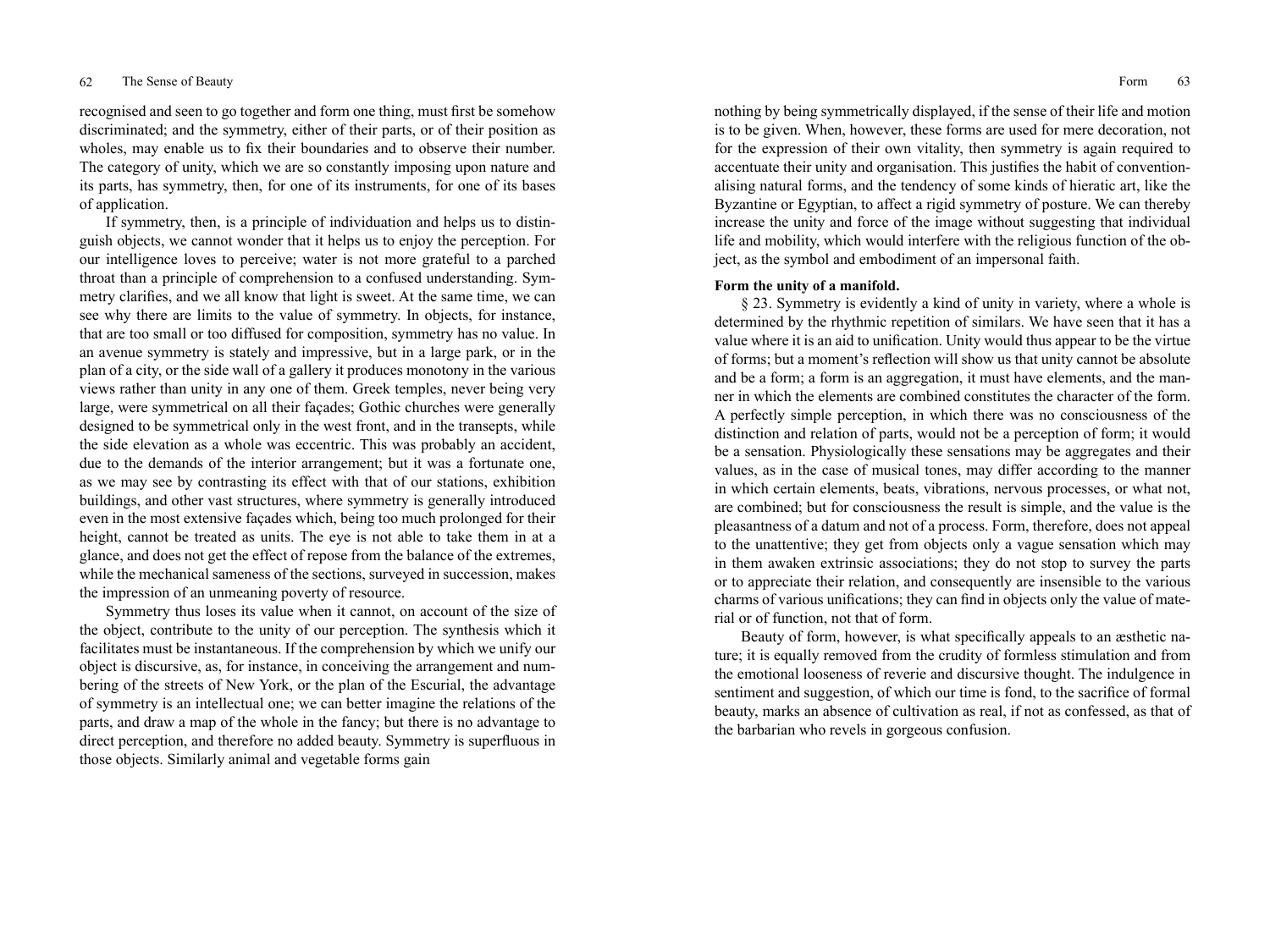recognised and seen to go together and form one thing, must first be somehow discriminated; and the symmetry, either of their parts, or of their position as wholes, may enable us to fix their boundaries and to observe their number. The category of unity, which we are so constantly imposing upon nature and its parts, has symmetry, then, for one of its instruments, for one of its bases of application.

If symmetry, then, is a principle of individuation and helps us to distinguish objects, we cannot wonder that it helps us to enjoy the perception. For our intelligence loves to perceive; water is not more grateful to a parched throat than a principle of comprehension to a confused understanding. Symmetry clarifies, and we all know that light is sweet. At the same time, we can see why there are limits to the value of symmetry. In objects, for instance, that are too small or too diffused for composition, symmetry has no value. In an avenue symmetry is stately and impressive, but in a large park, or in the plan of a city, or the side wall of a gallery it produces monotony in the various views rather than unity in any one of them. Greek temples, never being very large, were symmetrical on all their façades; Gothic churches were generally designed to be symmetrical only in the west front, and in the transepts, while the side elevation as a whole was eccentric. This was probably an accident, due to the demands of the interior arrangement; but it was a fortunate one, as we may see by contrasting its effect with that of our stations, exhibition buildings, and other vast structures, where symmetry is generally introduced even in the most extensive façades which, being too much prolonged for their height, cannot be treated as units. The eye is not able to take them in at a glance, and does not get the effect of repose from the balance of the extremes, while the mechanical sameness of the sections, surveyed in succession, makes the impression of an unmeaning poverty of resource.

Symmetry thus loses its value when it cannot, on account of the size of the object, contribute to the unity of our perception. The synthesis which it facilitates must be instantaneous. If the comprehension by which we unify our object is discursive, as, for instance, in conceiving the arrangement and numbering of the streets of New York, or the plan of the Escurial, the advantage of symmetry is an intellectual one; we can better imagine the relations of the parts, and draw a map of the whole in the fancy; but there is no advantage to direct perception, and therefore no added beauty. Symmetry is superfluous in those objects. Similarly animal and vegetable forms gain nothing by being symmetrically displayed, if the sense of their life and motion is to be given. When, however, these forms are used for mere decoration, not for the expression of their own vitality, then symmetry is again required to accentuate their unity and organisation. This justifies the habit of conventionalising natural forms, and the tendency of some kinds of hieratic art, like the Byzantine or Egyptian, to affect a rigid symmetry of posture. We can thereby increase the unity and force of the image without suggesting that individual life and mobility, which would interfere with the religious function of the object, as the symbol and embodiment of an impersonal faith.

**Form the unity of a manifold.**

§ 23. Symmetry is evidently a kind of unity in variety, where a whole is determined by the rhythmic repetition of similars. We have seen that it has a value where it is an aid to unification. Unity would thus appear to be the virtue of forms; but a moment's reflection will show us that unity cannot be absolute and be a form; a form is an aggregation, it must have elements, and the manner in which the elements are combined constitutes the character of the form. A perfectly simple perception, in which there was no consciousness of the distinction and relation of parts, would not be a perception of form; it would be a sensation. Physiologically these sensations may be aggregates and their values, as in the case of musical tones, may differ according to the manner in which certain elements, beats, vibrations, nervous processes, or what not, are combined; but for consciousness the result is simple, and the value is the pleasantness of a datum and not of a process. Form, therefore, does not appeal to the unattentive; they get from objects only a vague sensation which may in them awaken extrinsic associations; they do not stop to survey the parts or to appreciate their relation, and consequently are insensible to the various charms of various unifications; they can find in objects only the value of material or of function, not that of form.

Beauty of form, however, is what specifically appeals to an æsthetic nature; it is equally removed from the crudity of formless stimulation and from the emotional looseness of reverie and discursive thought. The indulgence in sentiment and suggestion, of which our time is fond, to the sacrifice of formal beauty, marks an absence of cultivation as real, if not as confessed, as that of the barbarian who revels in gorgeous confusion.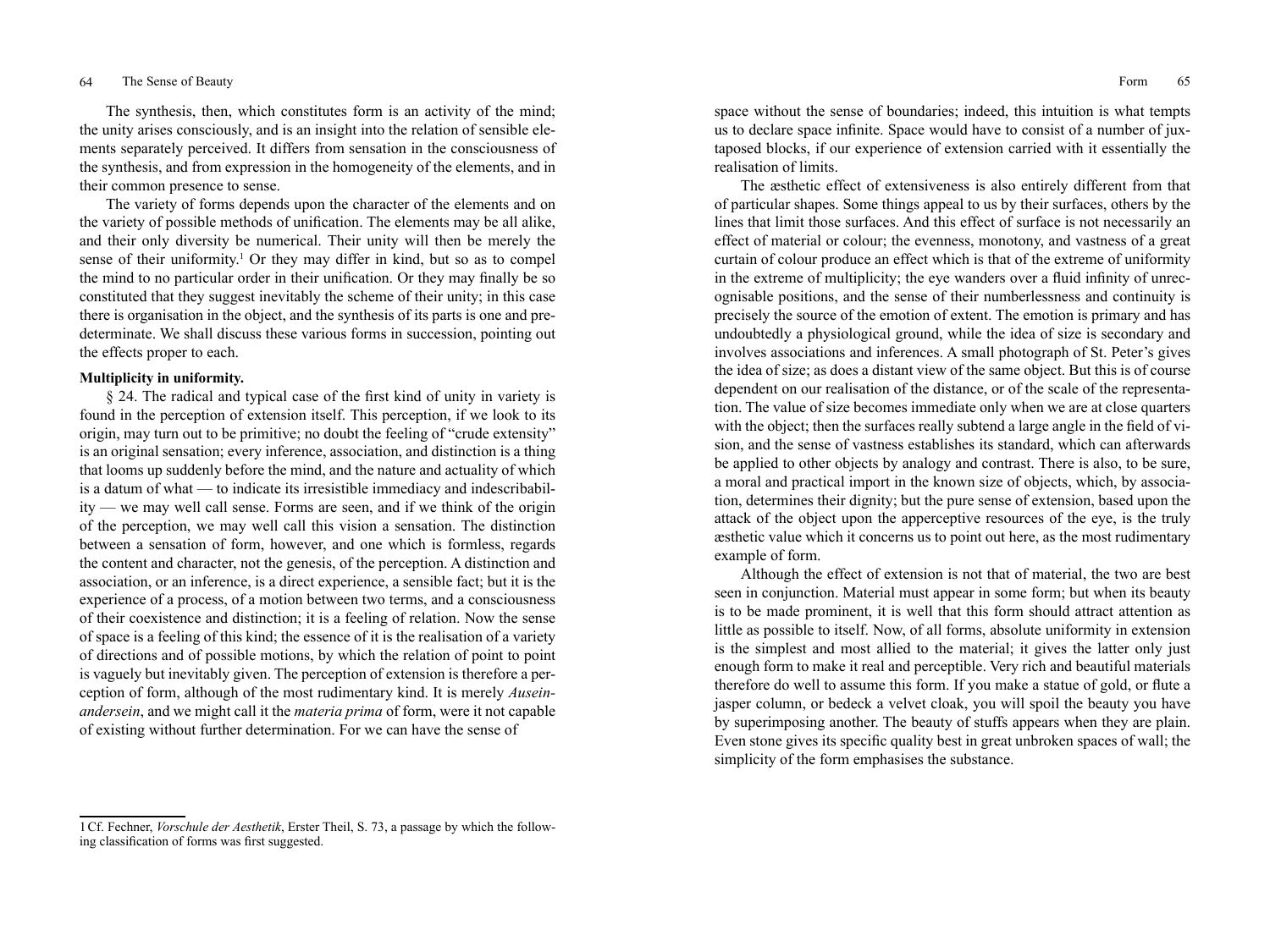The synthesis, then, which constitutes form is an activity of the mind; the unity arises consciously, and is an insight into the relation of sensible elements separately perceived. It differs from sensation in the consciousness of the synthesis, and from expression in the homogeneity of the elements, and in their common presence to sense.

The variety of forms depends upon the character of the elements and on the variety of possible methods of unification. The elements may be all alike, and their only diversity be numerical. Their unity will then be merely the sense of their uniformity.[1] Or they may differ in kind, but so as to compel the mind to no particular order in their unification. Or they may finally be so constituted that they suggest inevitably the scheme of their unity; in this case there is organisation in the object, and the synthesis of its parts is one and predeterminate. We shall discuss these various forms in succession, pointing out the effects proper to each.

**Multiplicity in uniformity.**

§ 24. The radical and typical case of the first kind of unity in variety is found in the perception of extension itself. This perception, if we look to its origin, may turn out to be primitive; no doubt the feeling of "crude extensity" is an original sensation; every inference, association, and distinction is a thing that looms up suddenly before the mind, and the nature and actuality of which is a datum of what — to indicate its irresistible immediacy and indescribability — we may well call sense. Forms are seen, and if we think of the origin of the perception, we may well call this vision a sensation. The distinction between a sensation of form, however, and one which is formless, regards the content and character, not the genesis, of the perception. A distinction and association, or an inference, is a direct experience, a sensible fact; but it is the experience of a process, of a motion between two terms, and a consciousness of their coexistence and distinction; it is a feeling of relation. Now the sense of space is a feeling of this kind; the essence of it is the realisation of a variety of directions and of possible motions, by which the relation of point to point is vaguely but inevitably given. The perception of extension is therefore a perception of form, although of the most rudimentary kind. It is merely *Auseinandersein*, and we might call it the *materia prima* of form, were it not capable of existing without further determination. For we can have the sense of space without the sense of boundaries; indeed, this intuition is what tempts us to declare space infinite. Space would have to consist of a number of juxtaposed blocks, if our experience of extension carried with it essentially the realisation of limits.

The æsthetic effect of extensiveness is also entirely different from that of particular shapes. Some things appeal to us by their surfaces, others by the lines that limit those surfaces. And this effect of surface is not necessarily an effect of material or colour; the evenness, monotony, and vastness of a great curtain of colour produce an effect which is that of the extreme of uniformity in the extreme of multiplicity; the eye wanders over a fluid infinity of unrecognisable positions, and the sense of their numberlessness and continuity is precisely the source of the emotion of extent. The emotion is primary and has undoubtedly a physiological ground, while the idea of size is secondary and involves associations and inferences. A small photograph of St. Peter's gives the idea of size; as does a distant view of the same object. But this is of course dependent on our realisation of the distance, or of the scale of the representation. The value of size becomes immediate only when we are at close quarters with the object; then the surfaces really subtend a large angle in the field of vision, and the sense of vastness establishes its standard, which can afterwards be applied to other objects by analogy and contrast. There is also, to be sure, a moral and practical import in the known size of objects, which, by association, determines their dignity; but the pure sense of extension, based upon the attack of the object upon the apperceptive resources of the eye, is the truly æsthetic value which it concerns us to point out here, as the most rudimentary example of form.

Although the effect of extension is not that of material, the two are best seen in conjunction. Material must appear in some form; but when its beauty is to be made prominent, it is well that this form should attract attention as little as possible to itself. Now, of all forms, absolute uniformity in extension is the simplest and most allied to the material; it gives the latter only just enough form to make it real and perceptible. Very rich and beautiful materials therefore do well to assume this form. If you make a statue of gold, or flute a jasper column, or bedeck a velvet cloak, you will spoil the beauty you have by superimposing another. The beauty of stuffs appears when they are plain. Even stone gives its specific quality best in great unbroken spaces of wall; the simplicity of the form emphasises the substance.

[1] Cf. Fechner, *Vorschule der Aesthetik*, Erster Theil, S. 73, a passage by which the following classification of forms was first suggested.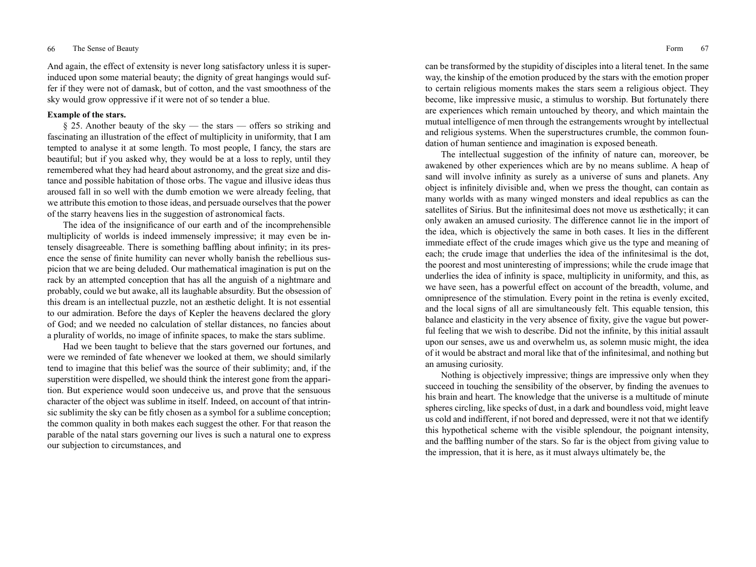And again, the effect of extensity is never long satisfactory unless it is superinduced upon some material beauty; the dignity of great hangings would suffer if they were not of damask, but of cotton, and the vast smoothness of the sky would grow oppressive if it were not of so tender a blue.

**Example of the stars.**

§ 25. Another beauty of the sky — the stars — offers so striking and fascinating an illustration of the effect of multiplicity in uniformity, that I am tempted to analyse it at some length. To most people, I fancy, the stars are beautiful; but if you asked why, they would be at a loss to reply, until they remembered what they had heard about astronomy, and the great size and distance and possible habitation of those orbs. The vague and illusive ideas thus aroused fall in so well with the dumb emotion we were already feeling, that we attribute this emotion to those ideas, and persuade ourselves that the power of the starry heavens lies in the suggestion of astronomical facts.

The idea of the insignificance of our earth and of the incomprehensible multiplicity of worlds is indeed immensely impressive; it may even be intensely disagreeable. There is something baffling about infinity; in its presence the sense of finite humility can never wholly banish the rebellious suspicion that we are being deluded. Our mathematical imagination is put on the rack by an attempted conception that has all the anguish of a nightmare and probably, could we but awake, all its laughable absurdity. But the obsession of this dream is an intellectual puzzle, not an æsthetic delight. It is not essential to our admiration. Before the days of Kepler the heavens declared the glory of God; and we needed no calculation of stellar distances, no fancies about a plurality of worlds, no image of infinite spaces, to make the stars sublime.

Had we been taught to believe that the stars governed our fortunes, and were we reminded of fate whenever we looked at them, we should similarly tend to imagine that this belief was the source of their sublimity; and, if the superstition were dispelled, we should think the interest gone from the apparition. But experience would soon undeceive us, and prove that the sensuous character of the object was sublime in itself. Indeed, on account of that intrinsic sublimity the sky can be fitly chosen as a symbol for a sublime conception; the common quality in both makes each suggest the other. For that reason the parable of the natal stars governing our lives is such a natural one to express our subjection to circumstances, and can be transformed by the stupidity of disciples into a literal tenet. In the same way, the kinship of the emotion produced by the stars with the emotion proper to certain religious moments makes the stars seem a religious object. They become, like impressive music, a stimulus to worship. But fortunately there are experiences which remain untouched by theory, and which maintain the mutual intelligence of men through the estrangements wrought by intellectual and religious systems. When the superstructures crumble, the common foundation of human sentience and imagination is exposed beneath.

The intellectual suggestion of the infinity of nature can, moreover, be awakened by other experiences which are by no means sublime. A heap of sand will involve infinity as surely as a universe of suns and planets. Any object is infinitely divisible and, when we press the thought, can contain as many worlds with as many winged monsters and ideal republics as can the satellites of Sirius. But the infinitesimal does not move us æsthetically; it can only awaken an amused curiosity. The difference cannot lie in the import of the idea, which is objectively the same in both cases. It lies in the different immediate effect of the crude images which give us the type and meaning of each; the crude image that underlies the idea of the infinitesimal is the dot, the poorest and most uninteresting of impressions; while the crude image that underlies the idea of infinity is space, multiplicity in uniformity, and this, as we have seen, has a powerful effect on account of the breadth, volume, and omnipresence of the stimulation. Every point in the retina is evenly excited, and the local signs of all are simultaneously felt. This equable tension, this balance and elasticity in the very absence of fixity, give the vague but powerful feeling that we wish to describe. Did not the infinite, by this initial assault upon our senses, awe us and overwhelm us, as solemn music might, the idea of it would be abstract and moral like that of the infinitesimal, and nothing but an amusing curiosity.

Nothing is objectively impressive; things are impressive only when they succeed in touching the sensibility of the observer, by finding the avenues to his brain and heart. The knowledge that the universe is a multitude of minute spheres circling, like specks of dust, in a dark and boundless void, might leave us cold and indifferent, if not bored and depressed, were it not that we identify this hypothetical scheme with the visible splendour, the poignant intensity, and the baffling number of the stars. So far is the object from giving value to the impression, that it is here, as it must always ultimately be, the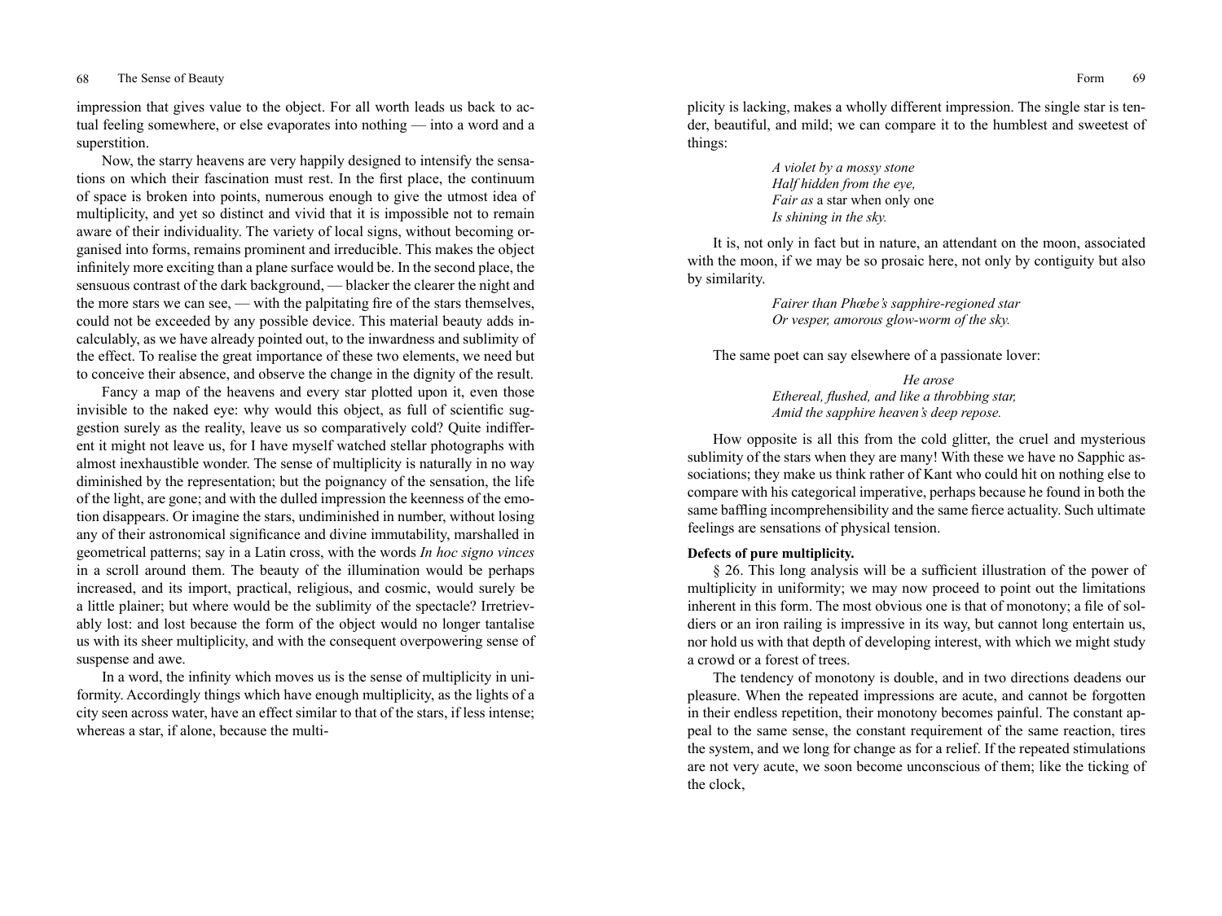impression that gives value to the object. For all worth leads us back to actual feeling somewhere, or else evaporates into nothing — into a word and a superstition.

Now, the starry heavens are very happily designed to intensify the sensations on which their fascination must rest. In the first place, the continuum of space is broken into points, numerous enough to give the utmost idea of multiplicity, and yet so distinct and vivid that it is impossible not to remain aware of their individuality. The variety of local signs, without becoming organised into forms, remains prominent and irreducible. This makes the object infinitely more exciting than a plane surface would be. In the second place, the sensuous contrast of the dark background, — blacker the clearer the night and the more stars we can see, — with the palpitating fire of the stars themselves, could not be exceeded by any possible device. This material beauty adds incalculably, as we have already pointed out, to the inwardness and sublimity of the effect. To realise the great importance of these two elements, we need but to conceive their absence, and observe the change in the dignity of the result.

Fancy a map of the heavens and every star plotted upon it, even those invisible to the naked eye: why would this object, as full of scientific suggestion surely as the reality, leave us so comparatively cold? Quite indifferent it might not leave us, for I have myself watched stellar photographs with almost inexhaustible wonder. The sense of multiplicity is naturally in no way diminished by the representation; but the poignancy of the sensation, the life of the light, are gone; and with the dulled impression the keenness of the emotion disappears. Or imagine the stars, undiminished in number, without losing any of their astronomical significance and divine immutability, marshalled in geometrical patterns; say in a Latin cross, with the words *In hoc signo vinces* in a scroll around them. The beauty of the illumination would be perhaps increased, and its import, practical, religious, and cosmic, would surely be a little plainer; but where would be the sublimity of the spectacle? Irretrievably lost: and lost because the form of the object would no longer tantalise us with its sheer multiplicity, and with the consequent overpowering sense of suspense and awe.

In a word, the infinity which moves us is the sense of multiplicity in uniformity. Accordingly things which have enough multiplicity, as the lights of a city seen across water, have an effect similar to that of the stars, if less intense; whereas a star, if alone, because the multiplicity is lacking, makes a wholly different impression. The single star is tender, beautiful, and mild; we can compare it to the humblest and sweetest of things:

> *A violet by a mossy stone*
> *Half hidden from the eye,*
> *Fair as* a star when only one
> *Is shining in the sky.*

It is, not only in fact but in nature, an attendant on the moon, associated with the moon, if we may be so prosaic here, not only by contiguity but also by similarity.

> *Fairer than Phœbe's sapphire-regioned star*
> *Or vesper, amorous glow-worm of the sky.*

The same poet can say elsewhere of a passionate lover:

> *He arose*
> *Ethereal, flushed, and like a throbbing star,*
> *Amid the sapphire heaven's deep repose.*

How opposite is all this from the cold glitter, the cruel and mysterious sublimity of the stars when they are many! With these we have no Sapphic associations; they make us think rather of Kant who could hit on nothing else to compare with his categorical imperative, perhaps because he found in both the same baffling incomprehensibility and the same fierce actuality. Such ultimate feelings are sensations of physical tension.

**Defects of pure multiplicity.**

§ 26. This long analysis will be a sufficient illustration of the power of multiplicity in uniformity; we may now proceed to point out the limitations inherent in this form. The most obvious one is that of monotony; a file of soldiers or an iron railing is impressive in its way, but cannot long entertain us, nor hold us with that depth of developing interest, with which we might study a crowd or a forest of trees.

The tendency of monotony is double, and in two directions deadens our pleasure. When the repeated impressions are acute, and cannot be forgotten in their endless repetition, their monotony becomes painful. The constant appeal to the same sense, the constant requirement of the same reaction, tires the system, and we long for change as for a relief. If the repeated stimulations are not very acute, we soon become unconscious of them; like the ticking of the clock,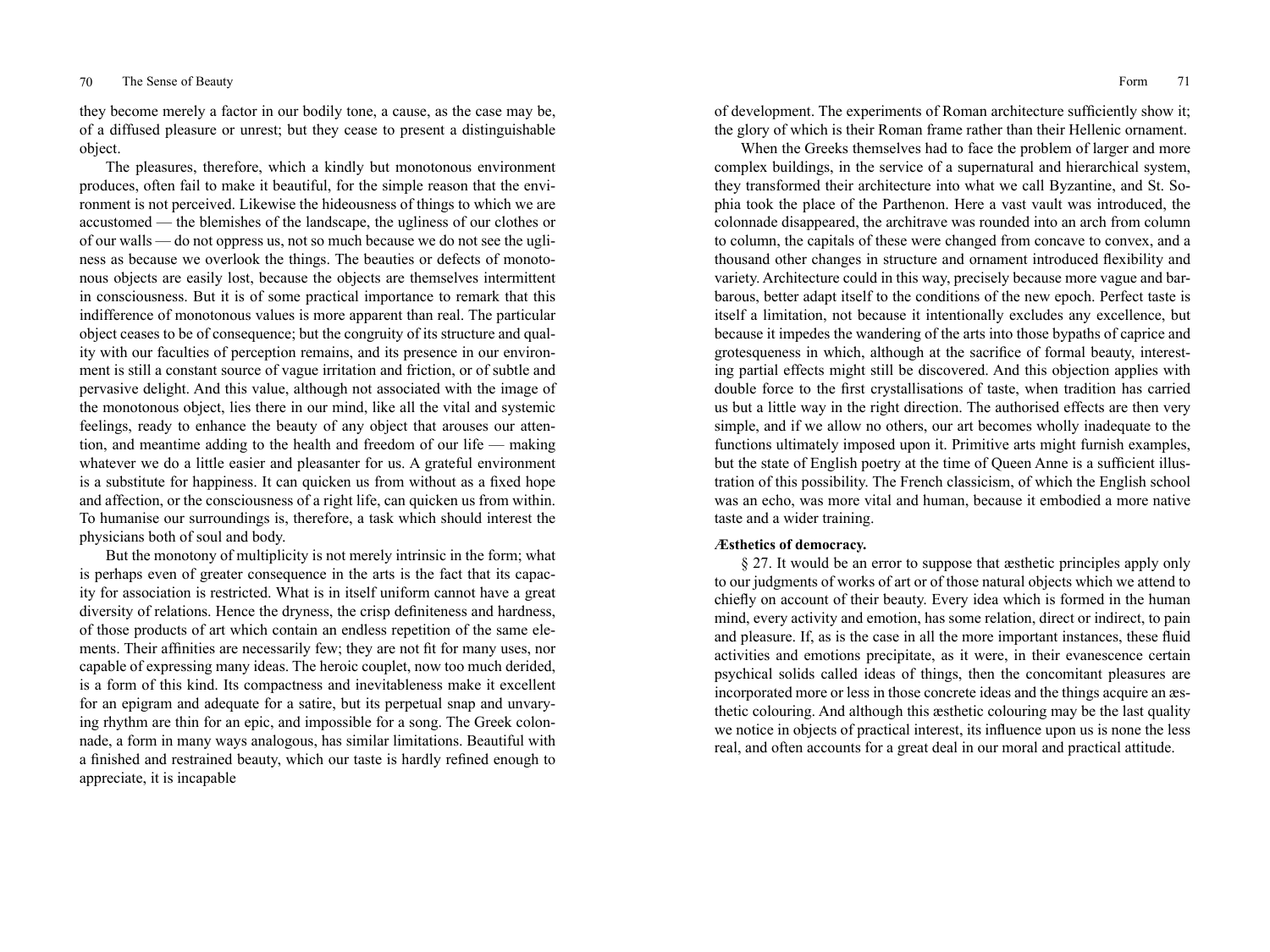they become merely a factor in our bodily tone, a cause, as the case may be, of a diffused pleasure or unrest; but they cease to present a distinguishable object.

The pleasures, therefore, which a kindly but monotonous environment produces, often fail to make it beautiful, for the simple reason that the environment is not perceived. Likewise the hideousness of things to which we are accustomed — the blemishes of the landscape, the ugliness of our clothes or of our walls — do not oppress us, not so much because we do not see the ugliness as because we overlook the things. The beauties or defects of monotonous objects are easily lost, because the objects are themselves intermittent in consciousness. But it is of some practical importance to remark that this indifference of monotonous values is more apparent than real. The particular object ceases to be of consequence; but the congruity of its structure and quality with our faculties of perception remains, and its presence in our environment is still a constant source of vague irritation and friction, or of subtle and pervasive delight. And this value, although not associated with the image of the monotonous object, lies there in our mind, like all the vital and systemic feelings, ready to enhance the beauty of any object that arouses our attention, and meantime adding to the health and freedom of our life — making whatever we do a little easier and pleasanter for us. A grateful environment is a substitute for happiness. It can quicken us from without as a fixed hope and affection, or the consciousness of a right life, can quicken us from within. To humanise our surroundings is, therefore, a task which should interest the physicians both of soul and body.

But the monotony of multiplicity is not merely intrinsic in the form; what is perhaps even of greater consequence in the arts is the fact that its capacity for association is restricted. What is in itself uniform cannot have a great diversity of relations. Hence the dryness, the crisp definiteness and hardness, of those products of art which contain an endless repetition of the same elements. Their affinities are necessarily few; they are not fit for many uses, nor capable of expressing many ideas. The heroic couplet, now too much derided, is a form of this kind. Its compactness and inevitableness make it excellent for an epigram and adequate for a satire, but its perpetual snap and unvarying rhythm are thin for an epic, and impossible for a song. The Greek colonnade, a form in many ways analogous, has similar limitations. Beautiful with a finished and restrained beauty, which our taste is hardly refined enough to appreciate, it is incapable of development. The experiments of Roman architecture sufficiently show it; the glory of which is their Roman frame rather than their Hellenic ornament.

When the Greeks themselves had to face the problem of larger and more complex buildings, in the service of a supernatural and hierarchical system, they transformed their architecture into what we call Byzantine, and St. Sophia took the place of the Parthenon. Here a vast vault was introduced, the colonnade disappeared, the architrave was rounded into an arch from column to column, the capitals of these were changed from concave to convex, and a thousand other changes in structure and ornament introduced flexibility and variety. Architecture could in this way, precisely because more vague and barbarous, better adapt itself to the conditions of the new epoch. Perfect taste is itself a limitation, not because it intentionally excludes any excellence, but because it impedes the wandering of the arts into those bypaths of caprice and grotesqueness in which, although at the sacrifice of formal beauty, interesting partial effects might still be discovered. And this objection applies with double force to the first crystallisations of taste, when tradition has carried us but a little way in the right direction. The authorised effects are then very simple, and if we allow no others, our art becomes wholly inadequate to the functions ultimately imposed upon it. Primitive arts might furnish examples, but the state of English poetry at the time of Queen Anne is a sufficient illustration of this possibility. The French classicism, of which the English school was an echo, was more vital and human, because it embodied a more native taste and a wider training.

**Æsthetics of democracy.**

§ 27. It would be an error to suppose that æsthetic principles apply only to our judgments of works of art or of those natural objects which we attend to chiefly on account of their beauty. Every idea which is formed in the human mind, every activity and emotion, has some relation, direct or indirect, to pain and pleasure. If, as is the case in all the more important instances, these fluid activities and emotions precipitate, as it were, in their evanescence certain psychical solids called ideas of things, then the concomitant pleasures are incorporated more or less in those concrete ideas and the things acquire an æsthetic colouring. And although this æsthetic colouring may be the last quality we notice in objects of practical interest, its influence upon us is none the less real, and often accounts for a great deal in our moral and practical attitude.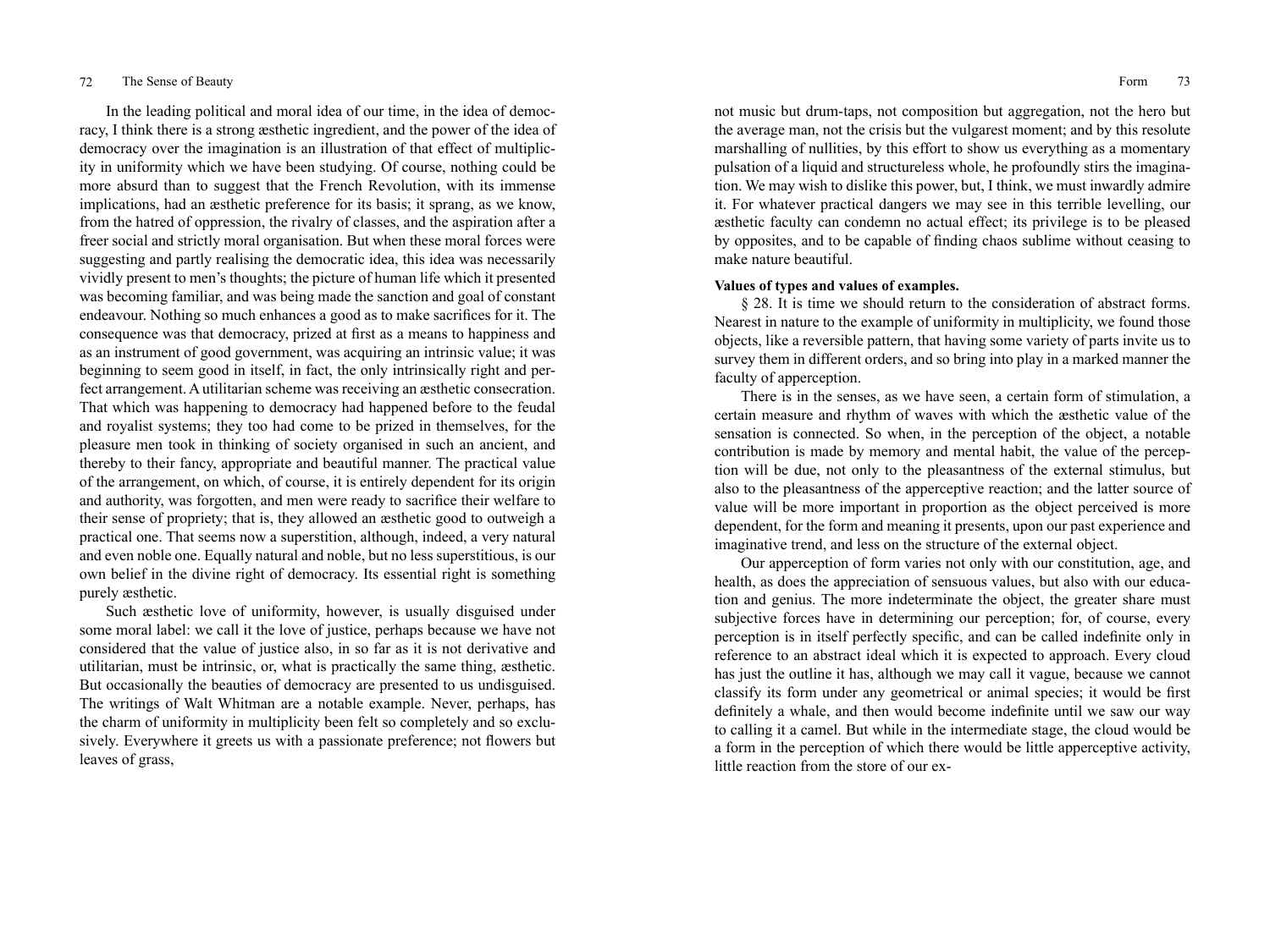In the leading political and moral idea of our time, in the idea of democracy, I think there is a strong æsthetic ingredient, and the power of the idea of democracy over the imagination is an illustration of that effect of multiplicity in uniformity which we have been studying. Of course, nothing could be more absurd than to suggest that the French Revolution, with its immense implications, had an æsthetic preference for its basis; it sprang, as we know, from the hatred of oppression, the rivalry of classes, and the aspiration after a freer social and strictly moral organisation. But when these moral forces were suggesting and partly realising the democratic idea, this idea was necessarily vividly present to men's thoughts; the picture of human life which it presented was becoming familiar, and was being made the sanction and goal of constant endeavour. Nothing so much enhances a good as to make sacrifices for it. The consequence was that democracy, prized at first as a means to happiness and as an instrument of good government, was acquiring an intrinsic value; it was beginning to seem good in itself, in fact, the only intrinsically right and perfect arrangement. A utilitarian scheme was receiving an æsthetic consecration. That which was happening to democracy had happened before to the feudal and royalist systems; they too had come to be prized in themselves, for the pleasure men took in thinking of society organised in such an ancient, and thereby to their fancy, appropriate and beautiful manner. The practical value of the arrangement, on which, of course, it is entirely dependent for its origin and authority, was forgotten, and men were ready to sacrifice their welfare to their sense of propriety; that is, they allowed an æsthetic good to outweigh a practical one. That seems now a superstition, although, indeed, a very natural and even noble one. Equally natural and noble, but no less superstitious, is our own belief in the divine right of democracy. Its essential right is something purely æsthetic.

Such æsthetic love of uniformity, however, is usually disguised under some moral label: we call it the love of justice, perhaps because we have not considered that the value of justice also, in so far as it is not derivative and utilitarian, must be intrinsic, or, what is practically the same thing, æsthetic. But occasionally the beauties of democracy are presented to us undisguised. The writings of Walt Whitman are a notable example. Never, perhaps, has the charm of uniformity in multiplicity been felt so completely and so exclusively. Everywhere it greets us with a passionate preference; not flowers but leaves of grass, not music but drum-taps, not composition but aggregation, not the hero but the average man, not the crisis but the vulgarest moment; and by this resolute marshalling of nullities, by this effort to show us everything as a momentary pulsation of a liquid and structureless whole, he profoundly stirs the imagination. We may wish to dislike this power, but, I think, we must inwardly admire it. For whatever practical dangers we may see in this terrible levelling, our æsthetic faculty can condemn no actual effect; its privilege is to be pleased by opposites, and to be capable of finding chaos sublime without ceasing to make nature beautiful.

**Values of types and values of examples.**

§ 28. It is time we should return to the consideration of abstract forms. Nearest in nature to the example of uniformity in multiplicity, we found those objects, like a reversible pattern, that having some variety of parts invite us to survey them in different orders, and so bring into play in a marked manner the faculty of apperception.

There is in the senses, as we have seen, a certain form of stimulation, a certain measure and rhythm of waves with which the æsthetic value of the sensation is connected. So when, in the perception of the object, a notable contribution is made by memory and mental habit, the value of the perception will be due, not only to the pleasantness of the external stimulus, but also to the pleasantness of the apperceptive reaction; and the latter source of value will be more important in proportion as the object perceived is more dependent, for the form and meaning it presents, upon our past experience and imaginative trend, and less on the structure of the external object.

Our apperception of form varies not only with our constitution, age, and health, as does the appreciation of sensuous values, but also with our education and genius. The more indeterminate the object, the greater share must subjective forces have in determining our perception; for, of course, every perception is in itself perfectly specific, and can be called indefinite only in reference to an abstract ideal which it is expected to approach. Every cloud has just the outline it has, although we may call it vague, because we cannot classify its form under any geometrical or animal species; it would be first definitely a whale, and then would become indefinite until we saw our way to calling it a camel. But while in the intermediate stage, the cloud would be a form in the perception of which there would be little apperceptive activity, little reaction from the store of our ex-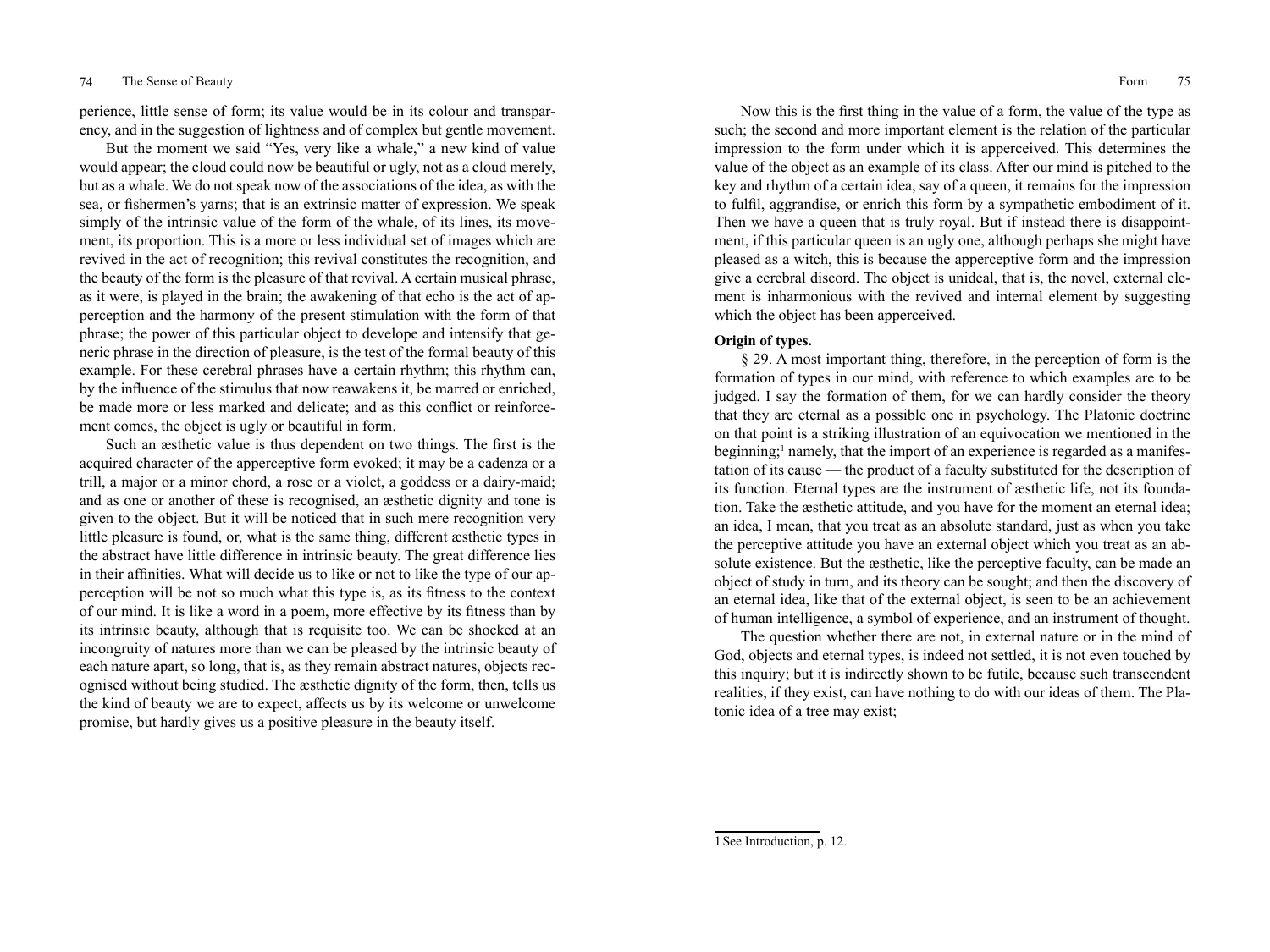perience, little sense of form; its value would be in its colour and transparency, and in the suggestion of lightness and of complex but gentle movement.

But the moment we said "Yes, very like a whale," a new kind of value would appear; the cloud could now be beautiful or ugly, not as a cloud merely, but as a whale. We do not speak now of the associations of the idea, as with the sea, or fishermen's yarns; that is an extrinsic matter of expression. We speak simply of the intrinsic value of the form of the whale, of its lines, its movement, its proportion. This is a more or less individual set of images which are revived in the act of recognition; this revival constitutes the recognition, and the beauty of the form is the pleasure of that revival. A certain musical phrase, as it were, is played in the brain; the awakening of that echo is the act of apperception and the harmony of the present stimulation with the form of that phrase; the power of this particular object to develope and intensify that generic phrase in the direction of pleasure, is the test of the formal beauty of this example. For these cerebral phrases have a certain rhythm; this rhythm can, by the influence of the stimulus that now reawakens it, be marred or enriched, be made more or less marked and delicate; and as this conflict or reinforcement comes, the object is ugly or beautiful in form.

Such an æsthetic value is thus dependent on two things. The first is the acquired character of the apperceptive form evoked; it may be a cadenza or a trill, a major or a minor chord, a rose or a violet, a goddess or a dairy-maid; and as one or another of these is recognised, an æsthetic dignity and tone is given to the object. But it will be noticed that in such mere recognition very little pleasure is found, or, what is the same thing, different æsthetic types in the abstract have little difference in intrinsic beauty. The great difference lies in their affinities. What will decide us to like or not to like the type of our apperception will be not so much what this type is, as its fitness to the context of our mind. It is like a word in a poem, more effective by its fitness than by its intrinsic beauty, although that is requisite too. We can be shocked at an incongruity of natures more than we can be pleased by the intrinsic beauty of each nature apart, so long, that is, as they remain abstract natures, objects recognised without being studied. The æsthetic dignity of the form, then, tells us the kind of beauty we are to expect, affects us by its welcome or unwelcome promise, but hardly gives us a positive pleasure in the beauty itself.

Now this is the first thing in the value of a form, the value of the type as such; the second and more important element is the relation of the particular impression to the form under which it is apperceived. This determines the value of the object as an example of its class. After our mind is pitched to the key and rhythm of a certain idea, say of a queen, it remains for the impression to fulfil, aggrandise, or enrich this form by a sympathetic embodiment of it. Then we have a queen that is truly royal. But if instead there is disappointment, if this particular queen is an ugly one, although perhaps she might have pleased as a witch, this is because the apperceptive form and the impression give a cerebral discord. The object is unideal, that is, the novel, external element is inharmonious with the revived and internal element by suggesting which the object has been apperceived.

**Origin of types.**

§ 29. A most important thing, therefore, in the perception of form is the formation of types in our mind, with reference to which examples are to be judged. I say the formation of them, for we can hardly consider the theory that they are eternal as a possible one in psychology. The Platonic doctrine on that point is a striking illustration of an equivocation we mentioned in the beginning;[1] namely, that the import of an experience is regarded as a manifestation of its cause — the product of a faculty substituted for the description of its function. Eternal types are the instrument of æsthetic life, not its foundation. Take the æsthetic attitude, and you have for the moment an eternal idea; an idea, I mean, that you treat as an absolute standard, just as when you take the perceptive attitude you have an external object which you treat as an absolute existence. But the æsthetic, like the perceptive faculty, can be made an object of study in turn, and its theory can be sought; and then the discovery of an eternal idea, like that of the external object, is seen to be an achievement of human intelligence, a symbol of experience, and an instrument of thought.

The question whether there are not, in external nature or in the mind of God, objects and eternal types, is indeed not settled, it is not even touched by this inquiry; but it is indirectly shown to be futile, because such transcendent realities, if they exist, can have nothing to do with our ideas of them. The Platonic idea of a tree may exist;

[1] See Introduction, p. 12.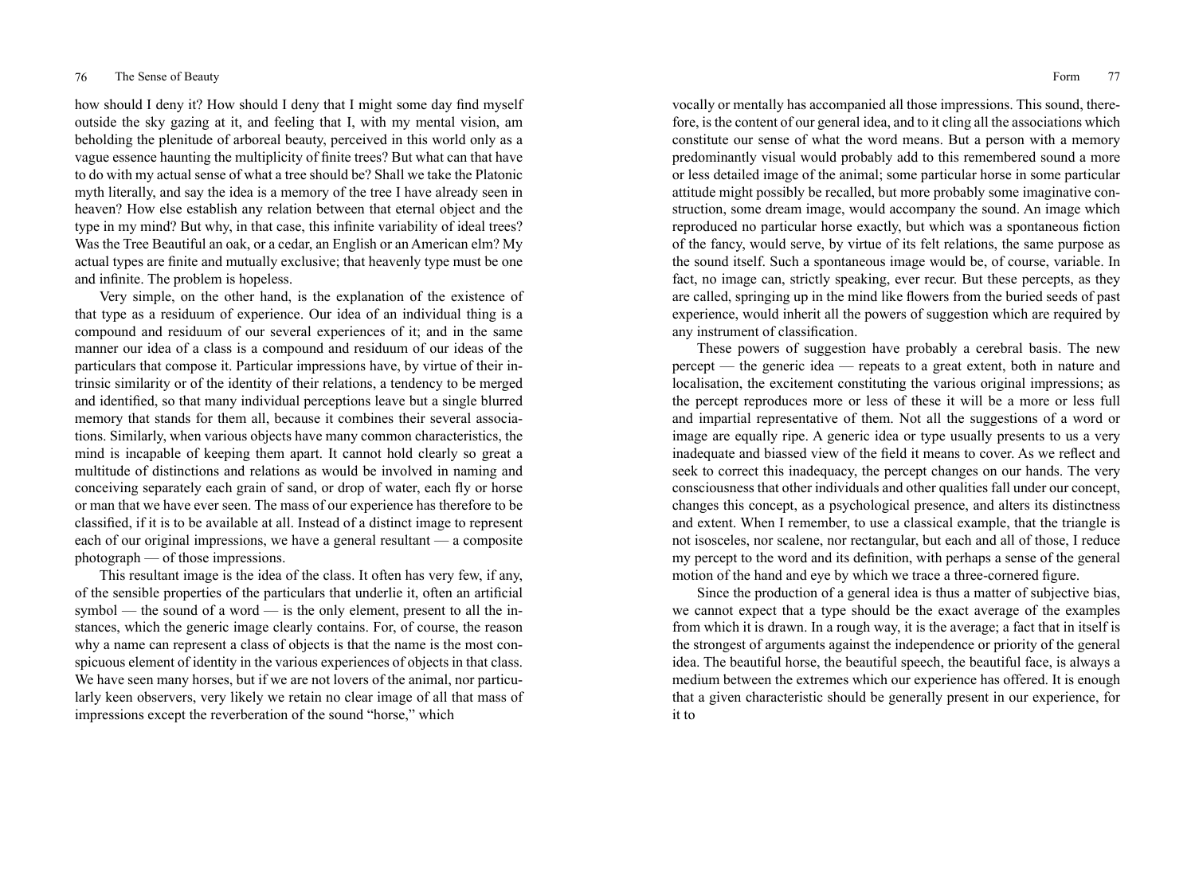how should I deny it? How should I deny that I might some day find myself outside the sky gazing at it, and feeling that I, with my mental vision, am beholding the plenitude of arboreal beauty, perceived in this world only as a vague essence haunting the multiplicity of finite trees? But what can that have to do with my actual sense of what a tree should be? Shall we take the Platonic myth literally, and say the idea is a memory of the tree I have already seen in heaven? How else establish any relation between that eternal object and the type in my mind? But why, in that case, this infinite variability of ideal trees? Was the Tree Beautiful an oak, or a cedar, an English or an American elm? My actual types are finite and mutually exclusive; that heavenly type must be one and infinite. The problem is hopeless.

Very simple, on the other hand, is the explanation of the existence of that type as a residuum of experience. Our idea of an individual thing is a compound and residuum of our several experiences of it; and in the same manner our idea of a class is a compound and residuum of our ideas of the particulars that compose it. Particular impressions have, by virtue of their intrinsic similarity or of the identity of their relations, a tendency to be merged and identified, so that many individual perceptions leave but a single blurred memory that stands for them all, because it combines their several associations. Similarly, when various objects have many common characteristics, the mind is incapable of keeping them apart. It cannot hold clearly so great a multitude of distinctions and relations as would be involved in naming and conceiving separately each grain of sand, or drop of water, each fly or horse or man that we have ever seen. The mass of our experience has therefore to be classified, if it is to be available at all. Instead of a distinct image to represent each of our original impressions, we have a general resultant — a composite photograph — of those impressions.

This resultant image is the idea of the class. It often has very few, if any, of the sensible properties of the particulars that underlie it, often an artificial symbol — the sound of a word — is the only element, present to all the instances, which the generic image clearly contains. For, of course, the reason why a name can represent a class of objects is that the name is the most conspicuous element of identity in the various experiences of objects in that class. We have seen many horses, but if we are not lovers of the animal, nor particularly keen observers, very likely we retain no clear image of all that mass of impressions except the reverberation of the sound "horse," which vocally or mentally has accompanied all those impressions. This sound, therefore, is the content of our general idea, and to it cling all the associations which constitute our sense of what the word means. But a person with a memory predominantly visual would probably add to this remembered sound a more or less detailed image of the animal; some particular horse in some particular attitude might possibly be recalled, but more probably some imaginative construction, some dream image, would accompany the sound. An image which reproduced no particular horse exactly, but which was a spontaneous fiction of the fancy, would serve, by virtue of its felt relations, the same purpose as the sound itself. Such a spontaneous image would be, of course, variable. In fact, no image can, strictly speaking, ever recur. But these percepts, as they are called, springing up in the mind like flowers from the buried seeds of past experience, would inherit all the powers of suggestion which are required by any instrument of classification.

These powers of suggestion have probably a cerebral basis. The new percept — the generic idea — repeats to a great extent, both in nature and localisation, the excitement constituting the various original impressions; as the percept reproduces more or less of these it will be a more or less full and impartial representative of them. Not all the suggestions of a word or image are equally ripe. A generic idea or type usually presents to us a very inadequate and biassed view of the field it means to cover. As we reflect and seek to correct this inadequacy, the percept changes on our hands. The very consciousness that other individuals and other qualities fall under our concept, changes this concept, as a psychological presence, and alters its distinctness and extent. When I remember, to use a classical example, that the triangle is not isosceles, nor scalene, nor rectangular, but each and all of those, I reduce my percept to the word and its definition, with perhaps a sense of the general motion of the hand and eye by which we trace a three-cornered figure.

Since the production of a general idea is thus a matter of subjective bias, we cannot expect that a type should be the exact average of the examples from which it is drawn. In a rough way, it is the average; a fact that in itself is the strongest of arguments against the independence or priority of the general idea. The beautiful horse, the beautiful speech, the beautiful face, is always a medium between the extremes which our experience has offered. It is enough that a given characteristic should be generally present in our experience, for it to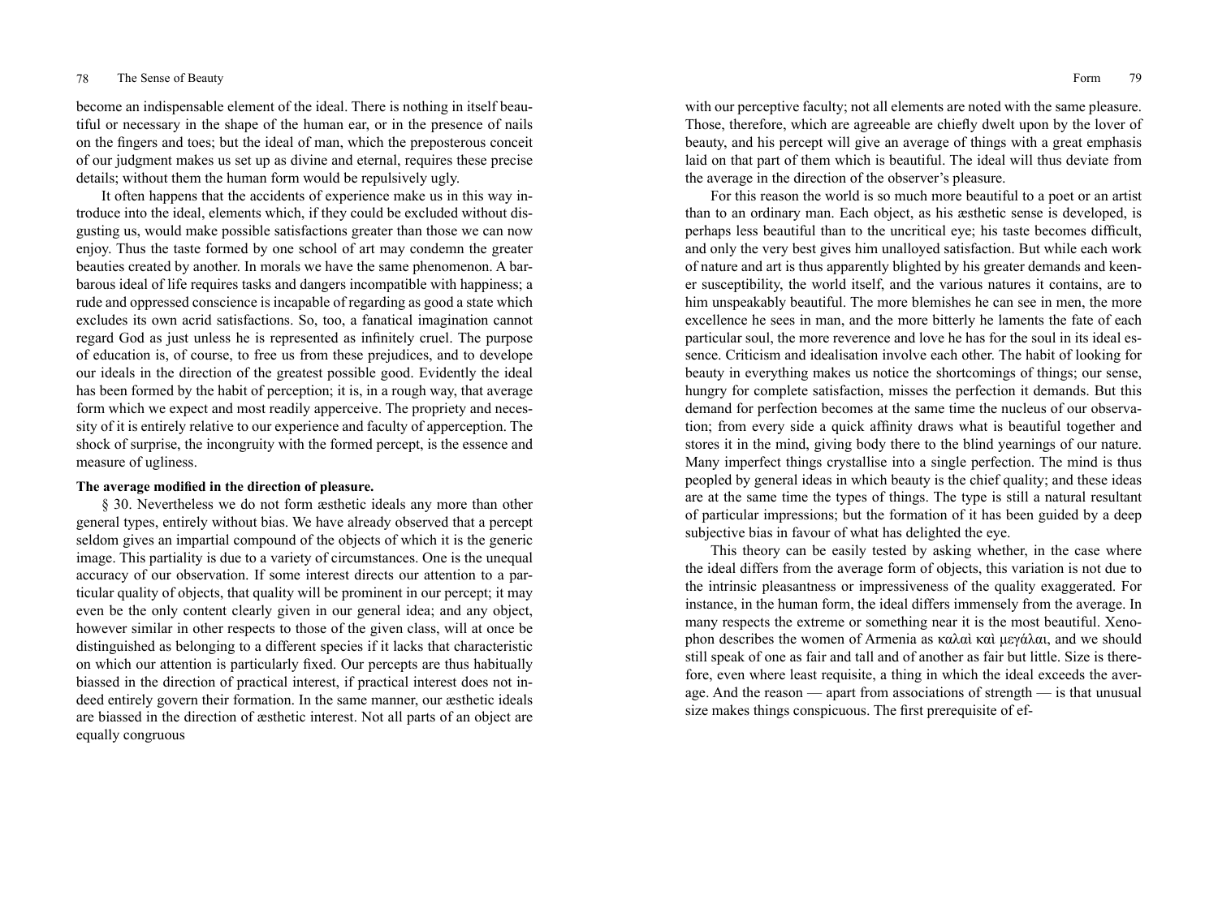become an indispensable element of the ideal. There is nothing in itself beautiful or necessary in the shape of the human ear, or in the presence of nails on the fingers and toes; but the ideal of man, which the preposterous conceit of our judgment makes us set up as divine and eternal, requires these precise details; without them the human form would be repulsively ugly.

It often happens that the accidents of experience make us in this way introduce into the ideal, elements which, if they could be excluded without disgusting us, would make possible satisfactions greater than those we can now enjoy. Thus the taste formed by one school of art may condemn the greater beauties created by another. In morals we have the same phenomenon. A barbarous ideal of life requires tasks and dangers incompatible with happiness; a rude and oppressed conscience is incapable of regarding as good a state which excludes its own acrid satisfactions. So, too, a fanatical imagination cannot regard God as just unless he is represented as infinitely cruel. The purpose of education is, of course, to free us from these prejudices, and to develope our ideals in the direction of the greatest possible good. Evidently the ideal has been formed by the habit of perception; it is, in a rough way, that average form which we expect and most readily apperceive. The propriety and necessity of it is entirely relative to our experience and faculty of apperception. The shock of surprise, the incongruity with the formed percept, is the essence and measure of ugliness.

**The average modified in the direction of pleasure.**

§ 30. Nevertheless we do not form æsthetic ideals any more than other general types, entirely without bias. We have already observed that a percept seldom gives an impartial compound of the objects of which it is the generic image. This partiality is due to a variety of circumstances. One is the unequal accuracy of our observation. If some interest directs our attention to a particular quality of objects, that quality will be prominent in our percept; it may even be the only content clearly given in our general idea; and any object, however similar in other respects to those of the given class, will at once be distinguished as belonging to a different species if it lacks that characteristic on which our attention is particularly fixed. Our percepts are thus habitually biassed in the direction of practical interest, if practical interest does not indeed entirely govern their formation. In the same manner, our æsthetic ideals are biassed in the direction of æsthetic interest. Not all parts of an object are equally congruous with our perceptive faculty; not all elements are noted with the same pleasure. Those, therefore, which are agreeable are chiefly dwelt upon by the lover of beauty, and his percept will give an average of things with a great emphasis laid on that part of them which is beautiful. The ideal will thus deviate from the average in the direction of the observer's pleasure.

For this reason the world is so much more beautiful to a poet or an artist than to an ordinary man. Each object, as his æsthetic sense is developed, is perhaps less beautiful than to the uncritical eye; his taste becomes difficult, and only the very best gives him unalloyed satisfaction. But while each work of nature and art is thus apparently blighted by his greater demands and keener susceptibility, the world itself, and the various natures it contains, are to him unspeakably beautiful. The more blemishes he can see in men, the more excellence he sees in man, and the more bitterly he laments the fate of each particular soul, the more reverence and love he has for the soul in its ideal essence. Criticism and idealisation involve each other. The habit of looking for beauty in everything makes us notice the shortcomings of things; our sense, hungry for complete satisfaction, misses the perfection it demands. But this demand for perfection becomes at the same time the nucleus of our observation; from every side a quick affinity draws what is beautiful together and stores it in the mind, giving body there to the blind yearnings of our nature. Many imperfect things crystallise into a single perfection. The mind is thus peopled by general ideas in which beauty is the chief quality; and these ideas are at the same time the types of things. The type is still a natural resultant of particular impressions; but the formation of it has been guided by a deep subjective bias in favour of what has delighted the eye.

This theory can be easily tested by asking whether, in the case where the ideal differs from the average form of objects, this variation is not due to the intrinsic pleasantness or impressiveness of the quality exaggerated. For instance, in the human form, the ideal differs immensely from the average. In many respects the extreme or something near it is the most beautiful. Xenophon describes the women of Armenia as καλαὶ καὶ μεγάλαι, and we should still speak of one as fair and tall and of another as fair but little. Size is therefore, even where least requisite, a thing in which the ideal exceeds the average. And the reason — apart from associations of strength — is that unusual size makes things conspicuous. The first prerequisite of ef-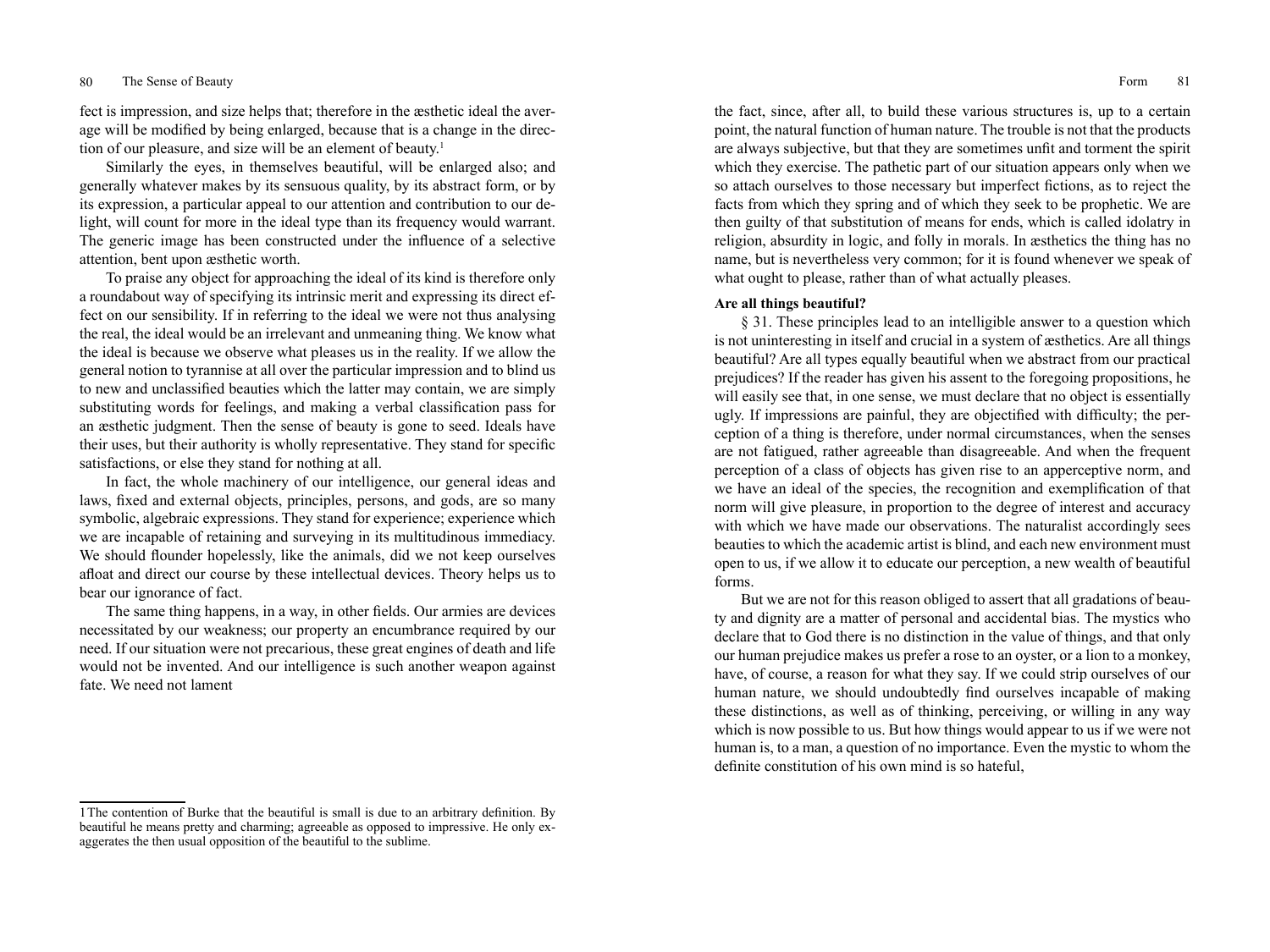fect is impression, and size helps that; therefore in the æsthetic ideal the average will be modified by being enlarged, because that is a change in the direction of our pleasure, and size will be an element of beauty.[1]

Similarly the eyes, in themselves beautiful, will be enlarged also; and generally whatever makes by its sensuous quality, by its abstract form, or by its expression, a particular appeal to our attention and contribution to our delight, will count for more in the ideal type than its frequency would warrant. The generic image has been constructed under the influence of a selective attention, bent upon æsthetic worth.

To praise any object for approaching the ideal of its kind is therefore only a roundabout way of specifying its intrinsic merit and expressing its direct effect on our sensibility. If in referring to the ideal we were not thus analysing the real, the ideal would be an irrelevant and unmeaning thing. We know what the ideal is because we observe what pleases us in the reality. If we allow the general notion to tyrannise at all over the particular impression and to blind us to new and unclassified beauties which the latter may contain, we are simply substituting words for feelings, and making a verbal classification pass for an æsthetic judgment. Then the sense of beauty is gone to seed. Ideals have their uses, but their authority is wholly representative. They stand for specific satisfactions, or else they stand for nothing at all.

In fact, the whole machinery of our intelligence, our general ideas and laws, fixed and external objects, principles, persons, and gods, are so many symbolic, algebraic expressions. They stand for experience; experience which we are incapable of retaining and surveying in its multitudinous immediacy. We should flounder hopelessly, like the animals, did we not keep ourselves afloat and direct our course by these intellectual devices. Theory helps us to bear our ignorance of fact.

The same thing happens, in a way, in other fields. Our armies are devices necessitated by our weakness; our property an encumbrance required by our need. If our situation were not precarious, these great engines of death and life would not be invented. And our intelligence is such another weapon against fate. We need not lament the fact, since, after all, to build these various structures is, up to a certain point, the natural function of human nature. The trouble is not that the products are always subjective, but that they are sometimes unfit and torment the spirit which they exercise. The pathetic part of our situation appears only when we so attach ourselves to those necessary but imperfect fictions, as to reject the facts from which they spring and of which they seek to be prophetic. We are then guilty of that substitution of means for ends, which is called idolatry in religion, absurdity in logic, and folly in morals. In æsthetics the thing has no name, but is nevertheless very common; for it is found whenever we speak of what ought to please, rather than of what actually pleases.

[1] The contention of Burke that the beautiful is small is due to an arbitrary definition. By beautiful he means pretty and charming; agreeable as opposed to impressive. He only exaggerates the then usual opposition of the beautiful to the sublime.

**Are all things beautiful?**

§ 31. These principles lead to an intelligible answer to a question which is not uninteresting in itself and crucial in a system of æsthetics. Are all things beautiful? Are all types equally beautiful when we abstract from our practical prejudices? If the reader has given his assent to the foregoing propositions, he will easily see that, in one sense, we must declare that no object is essentially ugly. If impressions are painful, they are objectified with difficulty; the perception of a thing is therefore, under normal circumstances, when the senses are not fatigued, rather agreeable than disagreeable. And when the frequent perception of a class of objects has given rise to an apperceptive norm, and we have an ideal of the species, the recognition and exemplification of that norm will give pleasure, in proportion to the degree of interest and accuracy with which we have made our observations. The naturalist accordingly sees beauties to which the academic artist is blind, and each new environment must open to us, if we allow it to educate our perception, a new wealth of beautiful forms.

But we are not for this reason obliged to assert that all gradations of beauty and dignity are a matter of personal and accidental bias. The mystics who declare that to God there is no distinction in the value of things, and that only our human prejudice makes us prefer a rose to an oyster, or a lion to a monkey, have, of course, a reason for what they say. If we could strip ourselves of our human nature, we should undoubtedly find ourselves incapable of making these distinctions, as well as of thinking, perceiving, or willing in any way which is now possible to us. But how things would appear to us if we were not human is, to a man, a question of no importance. Even the mystic to whom the definite constitution of his own mind is so hateful,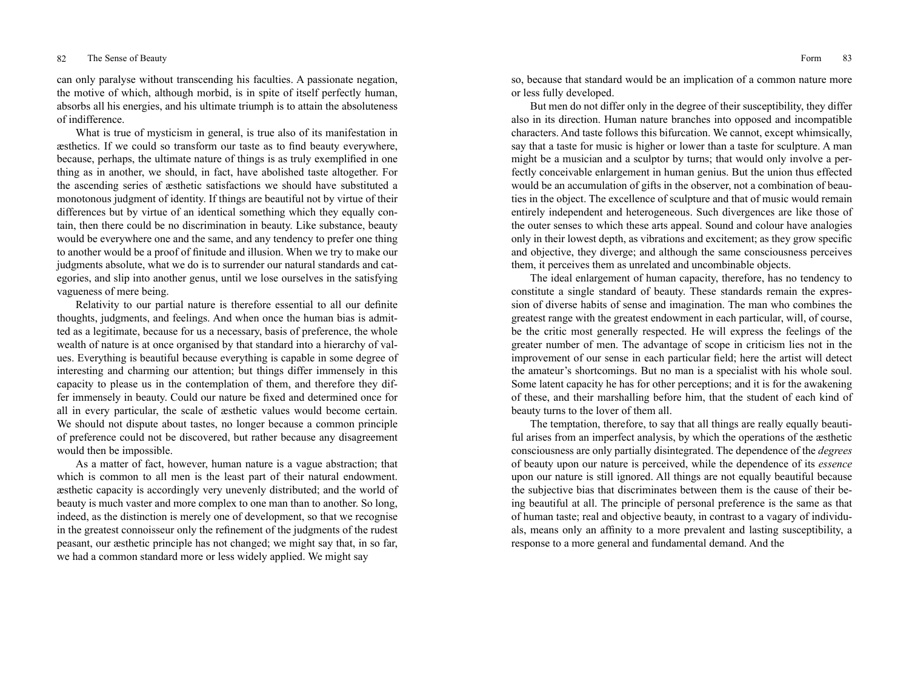can only paralyse without transcending his faculties. A passionate negation, the motive of which, although morbid, is in spite of itself perfectly human, absorbs all his energies, and his ultimate triumph is to attain the absoluteness of indifference.

What is true of mysticism in general, is true also of its manifestation in æsthetics. If we could so transform our taste as to find beauty everywhere, because, perhaps, the ultimate nature of things is as truly exemplified in one thing as in another, we should, in fact, have abolished taste altogether. For the ascending series of æsthetic satisfactions we should have substituted a monotonous judgment of identity. If things are beautiful not by virtue of their differences but by virtue of an identical something which they equally contain, then there could be no discrimination in beauty. Like substance, beauty would be everywhere one and the same, and any tendency to prefer one thing to another would be a proof of finitude and illusion. When we try to make our judgments absolute, what we do is to surrender our natural standards and categories, and slip into another genus, until we lose ourselves in the satisfying vagueness of mere being.

Relativity to our partial nature is therefore essential to all our definite thoughts, judgments, and feelings. And when once the human bias is admitted as a legitimate, because for us a necessary, basis of preference, the whole wealth of nature is at once organised by that standard into a hierarchy of values. Everything is beautiful because everything is capable in some degree of interesting and charming our attention; but things differ immensely in this capacity to please us in the contemplation of them, and therefore they differ immensely in beauty. Could our nature be fixed and determined once for all in every particular, the scale of æsthetic values would become certain. We should not dispute about tastes, no longer because a common principle of preference could not be discovered, but rather because any disagreement would then be impossible.

As a matter of fact, however, human nature is a vague abstraction; that which is common to all men is the least part of their natural endowment. æsthetic capacity is accordingly very unevenly distributed; and the world of beauty is much vaster and more complex to one man than to another. So long, indeed, as the distinction is merely one of development, so that we recognise in the greatest connoisseur only the refinement of the judgments of the rudest peasant, our æsthetic principle has not changed; we might say that, in so far, we had a common standard more or less widely applied. We might say so, because that standard would be an implication of a common nature more or less fully developed.

But men do not differ only in the degree of their susceptibility, they differ also in its direction. Human nature branches into opposed and incompatible characters. And taste follows this bifurcation. We cannot, except whimsically, say that a taste for music is higher or lower than a taste for sculpture. A man might be a musician and a sculptor by turns; that would only involve a perfectly conceivable enlargement in human genius. But the union thus effected would be an accumulation of gifts in the observer, not a combination of beauties in the object. The excellence of sculpture and that of music would remain entirely independent and heterogeneous. Such divergences are like those of the outer senses to which these arts appeal. Sound and colour have analogies only in their lowest depth, as vibrations and excitement; as they grow specific and objective, they diverge; and although the same consciousness perceives them, it perceives them as unrelated and uncombinable objects.

The ideal enlargement of human capacity, therefore, has no tendency to constitute a single standard of beauty. These standards remain the expression of diverse habits of sense and imagination. The man who combines the greatest range with the greatest endowment in each particular, will, of course, be the critic most generally respected. He will express the feelings of the greater number of men. The advantage of scope in criticism lies not in the improvement of our sense in each particular field; here the artist will detect the amateur's shortcomings. But no man is a specialist with his whole soul. Some latent capacity he has for other perceptions; and it is for the awakening of these, and their marshalling before him, that the student of each kind of beauty turns to the lover of them all.

The temptation, therefore, to say that all things are really equally beautiful arises from an imperfect analysis, by which the operations of the æsthetic consciousness are only partially disintegrated. The dependence of the *degrees* of beauty upon our nature is perceived, while the dependence of its *essence* upon our nature is still ignored. All things are not equally beautiful because the subjective bias that discriminates between them is the cause of their being beautiful at all. The principle of personal preference is the same as that of human taste; real and objective beauty, in contrast to a vagary of individuals, means only an affinity to a more prevalent and lasting susceptibility, a response to a more general and fundamental demand. And the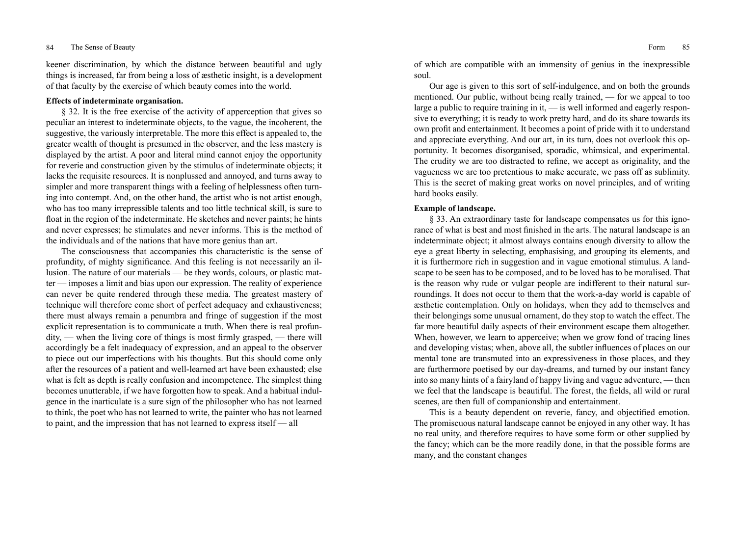keener discrimination, by which the distance between beautiful and ugly things is increased, far from being a loss of æsthetic insight, is a development of that faculty by the exercise of which beauty comes into the world.

**Effects of indeterminate organisation.**

§ 32. It is the free exercise of the activity of apperception that gives so peculiar an interest to indeterminate objects, to the vague, the incoherent, the suggestive, the variously interpretable. The more this effect is appealed to, the greater wealth of thought is presumed in the observer, and the less mastery is displayed by the artist. A poor and literal mind cannot enjoy the opportunity for reverie and construction given by the stimulus of indeterminate objects; it lacks the requisite resources. It is nonplussed and annoyed, and turns away to simpler and more transparent things with a feeling of helplessness often turning into contempt. And, on the other hand, the artist who is not artist enough, who has too many irrepressible talents and too little technical skill, is sure to float in the region of the indeterminate. He sketches and never paints; he hints and never expresses; he stimulates and never informs. This is the method of the individuals and of the nations that have more genius than art.

The consciousness that accompanies this characteristic is the sense of profundity, of mighty significance. And this feeling is not necessarily an illusion. The nature of our materials — be they words, colours, or plastic matter — imposes a limit and bias upon our expression. The reality of experience can never be quite rendered through these media. The greatest mastery of technique will therefore come short of perfect adequacy and exhaustiveness; there must always remain a penumbra and fringe of suggestion if the most explicit representation is to communicate a truth. When there is real profundity, — when the living core of things is most firmly grasped, — there will accordingly be a felt inadequacy of expression, and an appeal to the observer to piece out our imperfections with his thoughts. But this should come only after the resources of a patient and well-learned art have been exhausted; else what is felt as depth is really confusion and incompetence. The simplest thing becomes unutterable, if we have forgotten how to speak. And a habitual indulgence in the inarticulate is a sure sign of the philosopher who has not learned to think, the poet who has not learned to write, the painter who has not learned to paint, and the impression that has not learned to express itself — all of which are compatible with an immensity of genius in the inexpressible soul.

Our age is given to this sort of self-indulgence, and on both the grounds mentioned. Our public, without being really trained, — for we appeal to too large a public to require training in it, — is well informed and eagerly responsive to everything; it is ready to work pretty hard, and do its share towards its own profit and entertainment. It becomes a point of pride with it to understand and appreciate everything. And our art, in its turn, does not overlook this opportunity. It becomes disorganised, sporadic, whimsical, and experimental. The crudity we are too distracted to refine, we accept as originality, and the vagueness we are too pretentious to make accurate, we pass off as sublimity. This is the secret of making great works on novel principles, and of writing hard books easily.

**Example of landscape.**

§ 33. An extraordinary taste for landscape compensates us for this ignorance of what is best and most finished in the arts. The natural landscape is an indeterminate object; it almost always contains enough diversity to allow the eye a great liberty in selecting, emphasising, and grouping its elements, and it is furthermore rich in suggestion and in vague emotional stimulus. A landscape to be seen has to be composed, and to be loved has to be moralised. That is the reason why rude or vulgar people are indifferent to their natural surroundings. It does not occur to them that the work-a-day world is capable of æsthetic contemplation. Only on holidays, when they add to themselves and their belongings some unusual ornament, do they stop to watch the effect. The far more beautiful daily aspects of their environment escape them altogether. When, however, we learn to apperceive; when we grow fond of tracing lines and developing vistas; when, above all, the subtler influences of places on our mental tone are transmuted into an expressiveness in those places, and they are furthermore poetised by our day-dreams, and turned by our instant fancy into so many hints of a fairyland of happy living and vague adventure, — then we feel that the landscape is beautiful. The forest, the fields, all wild or rural scenes, are then full of companionship and entertainment.

This is a beauty dependent on reverie, fancy, and objectified emotion. The promiscuous natural landscape cannot be enjoyed in any other way. It has no real unity, and therefore requires to have some form or other supplied by the fancy; which can be the more readily done, in that the possible forms are many, and the constant changes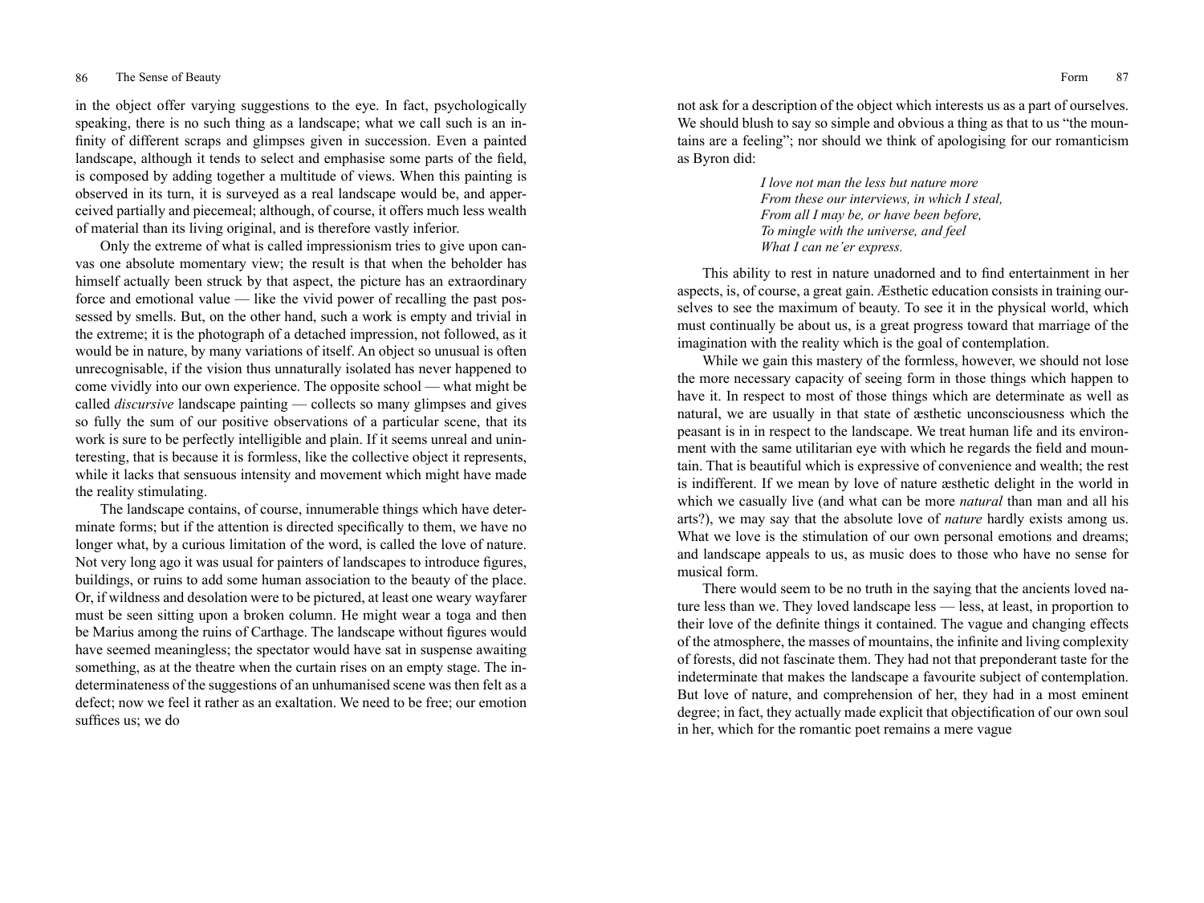in the object offer varying suggestions to the eye. In fact, psychologically speaking, there is no such thing as a landscape; what we call such is an infinity of different scraps and glimpses given in succession. Even a painted landscape, although it tends to select and emphasise some parts of the field, is composed by adding together a multitude of views. When this painting is observed in its turn, it is surveyed as a real landscape would be, and apperceived partially and piecemeal; although, of course, it offers much less wealth of material than its living original, and is therefore vastly inferior.

Only the extreme of what is called impressionism tries to give upon canvas one absolute momentary view; the result is that when the beholder has himself actually been struck by that aspect, the picture has an extraordinary force and emotional value — like the vivid power of recalling the past possessed by smells. But, on the other hand, such a work is empty and trivial in the extreme; it is the photograph of a detached impression, not followed, as it would be in nature, by many variations of itself. An object so unusual is often unrecognisable, if the vision thus unnaturally isolated has never happened to come vividly into our own experience. The opposite school — what might be called *discursive* landscape painting — collects so many glimpses and gives so fully the sum of our positive observations of a particular scene, that its work is sure to be perfectly intelligible and plain. If it seems unreal and uninteresting, that is because it is formless, like the collective object it represents, while it lacks that sensuous intensity and movement which might have made the reality stimulating.

The landscape contains, of course, innumerable things which have determinate forms; but if the attention is directed specifically to them, we have no longer what, by a curious limitation of the word, is called the love of nature. Not very long ago it was usual for painters of landscapes to introduce figures, buildings, or ruins to add some human association to the beauty of the place. Or, if wildness and desolation were to be pictured, at least one weary wayfarer must be seen sitting upon a broken column. He might wear a toga and then be Marius among the ruins of Carthage. The landscape without figures would have seemed meaningless; the spectator would have sat in suspense awaiting something, as at the theatre when the curtain rises on an empty stage. The indeterminateness of the suggestions of an unhumanised scene was then felt as a defect; now we feel it rather as an exaltation. We need to be free; our emotion suffices us; we do not ask for a description of the object which interests us as a part of ourselves. We should blush to say so simple and obvious a thing as that to us "the mountains are a feeling"; nor should we think of apologising for our romanticism as Byron did:

> *I love not man the less but nature more*
> *From these our interviews, in which I steal,*
> *From all I may be, or have been before,*
> *To mingle with the universe, and feel*
> *What I can ne'er express.*

This ability to rest in nature unadorned and to find entertainment in her aspects, is, of course, a great gain. Æsthetic education consists in training ourselves to see the maximum of beauty. To see it in the physical world, which must continually be about us, is a great progress toward that marriage of the imagination with the reality which is the goal of contemplation.

While we gain this mastery of the formless, however, we should not lose the more necessary capacity of seeing form in those things which happen to have it. In respect to most of those things which are determinate as well as natural, we are usually in that state of æsthetic unconsciousness which the peasant is in in respect to the landscape. We treat human life and its environment with the same utilitarian eye with which he regards the field and mountain. That is beautiful which is expressive of convenience and wealth; the rest is indifferent. If we mean by love of nature æsthetic delight in the world in which we casually live (and what can be more *natural* than man and all his arts?), we may say that the absolute love of *nature* hardly exists among us. What we love is the stimulation of our own personal emotions and dreams; and landscape appeals to us, as music does to those who have no sense for musical form.

There would seem to be no truth in the saying that the ancients loved nature less than we. They loved landscape less — less, at least, in proportion to their love of the definite things it contained. The vague and changing effects of the atmosphere, the masses of mountains, the infinite and living complexity of forests, did not fascinate them. They had not that preponderant taste for the indeterminate that makes the landscape a favourite subject of contemplation. But love of nature, and comprehension of her, they had in a most eminent degree; in fact, they actually made explicit that objectification of our own soul in her, which for the romantic poet remains a mere vague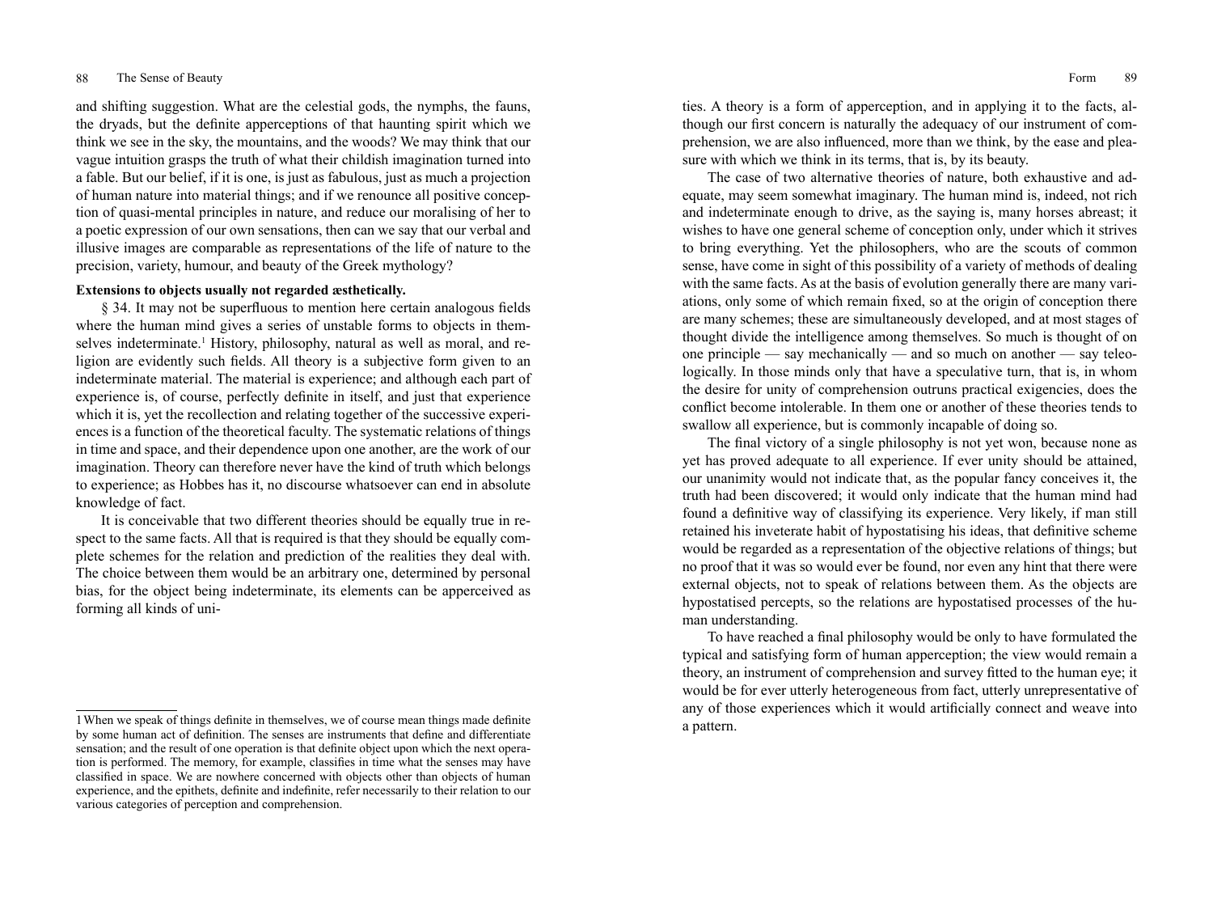and shifting suggestion. What are the celestial gods, the nymphs, the fauns, the dryads, but the definite apperceptions of that haunting spirit which we think we see in the sky, the mountains, and the woods? We may think that our vague intuition grasps the truth of what their childish imagination turned into a fable. But our belief, if it is one, is just as fabulous, just as much a projection of human nature into material things; and if we renounce all positive conception of quasi-mental principles in nature, and reduce our moralising of her to a poetic expression of our own sensations, then can we say that our verbal and illusive images are comparable as representations of the life of nature to the precision, variety, humour, and beauty of the Greek mythology?

**Extensions to objects usually not regarded æsthetically.**

§ 34. It may not be superfluous to mention here certain analogous fields where the human mind gives a series of unstable forms to objects in themselves indeterminate.[1] History, philosophy, natural as well as moral, and religion are evidently such fields. All theory is a subjective form given to an indeterminate material. The material is experience; and although each part of experience is, of course, perfectly definite in itself, and just that experience which it is, yet the recollection and relating together of the successive experiences is a function of the theoretical faculty. The systematic relations of things in time and space, and their dependence upon one another, are the work of our imagination. Theory can therefore never have the kind of truth which belongs to experience; as Hobbes has it, no discourse whatsoever can end in absolute knowledge of fact.

It is conceivable that two different theories should be equally true in respect to the same facts. All that is required is that they should be equally complete schemes for the relation and prediction of the realities they deal with. The choice between them would be an arbitrary one, determined by personal bias, for the object being indeterminate, its elements can be apperceived as forming all kinds of unities. A theory is a form of apperception, and in applying it to the facts, although our first concern is naturally the adequacy of our instrument of comprehension, we are also influenced, more than we think, by the ease and pleasure with which we think in its terms, that is, by its beauty.

The case of two alternative theories of nature, both exhaustive and adequate, may seem somewhat imaginary. The human mind is, indeed, not rich and indeterminate enough to drive, as the saying is, many horses abreast; it wishes to have one general scheme of conception only, under which it strives to bring everything. Yet the philosophers, who are the scouts of common sense, have come in sight of this possibility of a variety of methods of dealing with the same facts. As at the basis of evolution generally there are many variations, only some of which remain fixed, so at the origin of conception there are many schemes; these are simultaneously developed, and at most stages of thought divide the intelligence among themselves. So much is thought of on one principle — say mechanically — and so much on another — say teleologically. In those minds only that have a speculative turn, that is, in whom the desire for unity of comprehension outruns practical exigencies, does the conflict become intolerable. In them one or another of these theories tends to swallow all experience, but is commonly incapable of doing so.

The final victory of a single philosophy is not yet won, because none as yet has proved adequate to all experience. If ever unity should be attained, our unanimity would not indicate that, as the popular fancy conceives it, the truth had been discovered; it would only indicate that the human mind had found a definitive way of classifying its experience. Very likely, if man still retained his inveterate habit of hypostatising his ideas, that definitive scheme would be regarded as a representation of the objective relations of things; but no proof that it was so would ever be found, nor even any hint that there were external objects, not to speak of relations between them. As the objects are hypostatised percepts, so the relations are hypostatised processes of the human understanding.

To have reached a final philosophy would be only to have formulated the typical and satisfying form of human apperception; the view would remain a theory, an instrument of comprehension and survey fitted to the human eye; it would be for ever utterly heterogeneous from fact, utterly unrepresentative of any of those experiences which it would artificially connect and weave into a pattern.

---

[1] When we speak of things definite in themselves, we of course mean things made definite by some human act of definition. The senses are instruments that define and differentiate sensation; and the result of one operation is that definite object upon which the next operation is performed. The memory, for example, classifies in time what the senses may have classified in space. We are nowhere concerned with objects other than objects of human experience, and the epithets, definite and indefinite, refer necessarily to their relation to our various categories of perception and comprehension.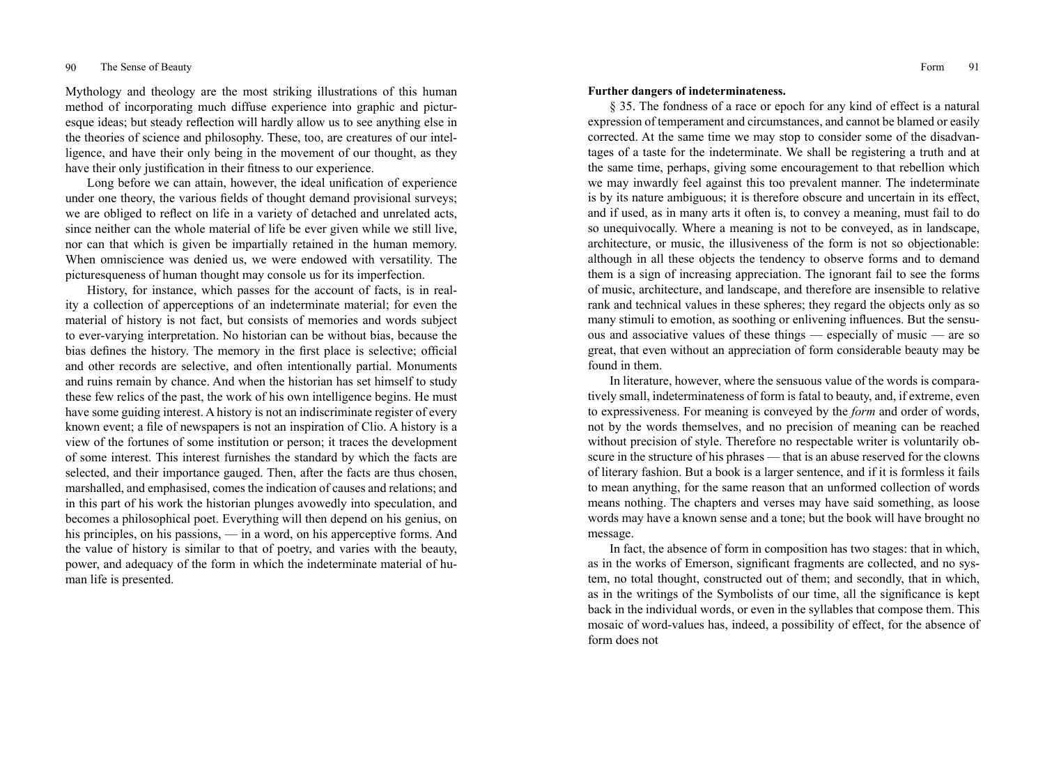Mythology and theology are the most striking illustrations of this human method of incorporating much diffuse experience into graphic and picturesque ideas; but steady reflection will hardly allow us to see anything else in the theories of science and philosophy. These, too, are creatures of our intelligence, and have their only being in the movement of our thought, as they have their only justification in their fitness to our experience.

Long before we can attain, however, the ideal unification of experience under one theory, the various fields of thought demand provisional surveys; we are obliged to reflect on life in a variety of detached and unrelated acts, since neither can the whole material of life be ever given while we still live, nor can that which is given be impartially retained in the human memory. When omniscience was denied us, we were endowed with versatility. The picturesqueness of human thought may console us for its imperfection.

History, for instance, which passes for the account of facts, is in reality a collection of apperceptions of an indeterminate material; for even the material of history is not fact, but consists of memories and words subject to ever-varying interpretation. No historian can be without bias, because the bias defines the history. The memory in the first place is selective; official and other records are selective, and often intentionally partial. Monuments and ruins remain by chance. And when the historian has set himself to study these few relics of the past, the work of his own intelligence begins. He must have some guiding interest. A history is not an indiscriminate register of every known event; a file of newspapers is not an inspiration of Clio. A history is a view of the fortunes of some institution or person; it traces the development of some interest. This interest furnishes the standard by which the facts are selected, and their importance gauged. Then, after the facts are thus chosen, marshalled, and emphasised, comes the indication of causes and relations; and in this part of his work the historian plunges avowedly into speculation, and becomes a philosophical poet. Everything will then depend on his genius, on his principles, on his passions, — in a word, on his apperceptive forms. And the value of history is similar to that of poetry, and varies with the beauty, power, and adequacy of the form in which the indeterminate material of human life is presented.

**Further dangers of indeterminateness.**

§ 35. The fondness of a race or epoch for any kind of effect is a natural expression of temperament and circumstances, and cannot be blamed or easily corrected. At the same time we may stop to consider some of the disadvantages of a taste for the indeterminate. We shall be registering a truth and at the same time, perhaps, giving some encouragement to that rebellion which we may inwardly feel against this too prevalent manner. The indeterminate is by its nature ambiguous; it is therefore obscure and uncertain in its effect, and if used, as in many arts it often is, to convey a meaning, must fail to do so unequivocally. Where a meaning is not to be conveyed, as in landscape, architecture, or music, the illusiveness of the form is not so objectionable: although in all these objects the tendency to observe forms and to demand them is a sign of increasing appreciation. The ignorant fail to see the forms of music, architecture, and landscape, and therefore are insensible to relative rank and technical values in these spheres; they regard the objects only as so many stimuli to emotion, as soothing or enlivening influences. But the sensuous and associative values of these things — especially of music — are so great, that even without an appreciation of form considerable beauty may be found in them.

In literature, however, where the sensuous value of the words is comparatively small, indeterminateness of form is fatal to beauty, and, if extreme, even to expressiveness. For meaning is conveyed by the *form* and order of words, not by the words themselves, and no precision of meaning can be reached without precision of style. Therefore no respectable writer is voluntarily obscure in the structure of his phrases — that is an abuse reserved for the clowns of literary fashion. But a book is a larger sentence, and if it is formless it fails to mean anything, for the same reason that an unformed collection of words means nothing. The chapters and verses may have said something, as loose words may have a known sense and a tone; but the book will have brought no message.

In fact, the absence of form in composition has two stages: that in which, as in the works of Emerson, significant fragments are collected, and no system, no total thought, constructed out of them; and secondly, that in which, as in the writings of the Symbolists of our time, all the significance is kept back in the individual words, or even in the syllables that compose them. This mosaic of word-values has, indeed, a possibility of effect, for the absence of form does not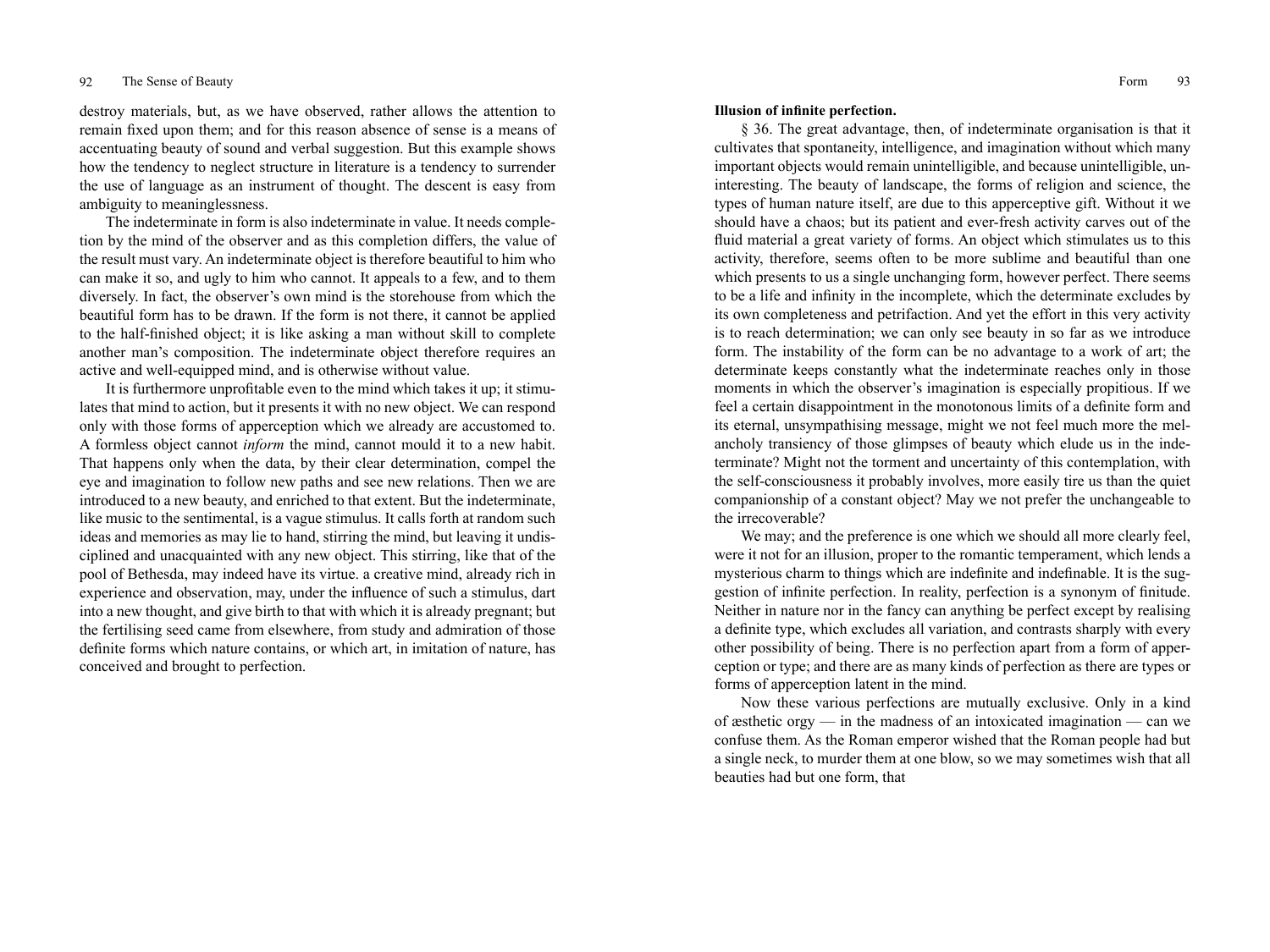destroy materials, but, as we have observed, rather allows the attention to remain fixed upon them; and for this reason absence of sense is a means of accentuating beauty of sound and verbal suggestion. But this example shows how the tendency to neglect structure in literature is a tendency to surrender the use of language as an instrument of thought. The descent is easy from ambiguity to meaninglessness.

The indeterminate in form is also indeterminate in value. It needs completion by the mind of the observer and as this completion differs, the value of the result must vary. An indeterminate object is therefore beautiful to him who can make it so, and ugly to him who cannot. It appeals to a few, and to them diversely. In fact, the observer's own mind is the storehouse from which the beautiful form has to be drawn. If the form is not there, it cannot be applied to the half-finished object; it is like asking a man without skill to complete another man's composition. The indeterminate object therefore requires an active and well-equipped mind, and is otherwise without value.

It is furthermore unprofitable even to the mind which takes it up; it stimulates that mind to action, but it presents it with no new object. We can respond only with those forms of apperception which we already are accustomed to. A formless object cannot *inform* the mind, cannot mould it to a new habit. That happens only when the data, by their clear determination, compel the eye and imagination to follow new paths and see new relations. Then we are introduced to a new beauty, and enriched to that extent. But the indeterminate, like music to the sentimental, is a vague stimulus. It calls forth at random such ideas and memories as may lie to hand, stirring the mind, but leaving it undisciplined and unacquainted with any new object. This stirring, like that of the pool of Bethesda, may indeed have its virtue. a creative mind, already rich in experience and observation, may, under the influence of such a stimulus, dart into a new thought, and give birth to that with which it is already pregnant; but the fertilising seed came from elsewhere, from study and admiration of those definite forms which nature contains, or which art, in imitation of nature, has conceived and brought to perfection.

**Illusion of infinite perfection.**

§ 36. The great advantage, then, of indeterminate organisation is that it cultivates that spontaneity, intelligence, and imagination without which many important objects would remain unintelligible, and because unintelligible, uninteresting. The beauty of landscape, the forms of religion and science, the types of human nature itself, are due to this apperceptive gift. Without it we should have a chaos; but its patient and ever-fresh activity carves out of the fluid material a great variety of forms. An object which stimulates us to this activity, therefore, seems often to be more sublime and beautiful than one which presents to us a single unchanging form, however perfect. There seems to be a life and infinity in the incomplete, which the determinate excludes by its own completeness and petrifaction. And yet the effort in this very activity is to reach determination; we can only see beauty in so far as we introduce form. The instability of the form can be no advantage to a work of art; the determinate keeps constantly what the indeterminate reaches only in those moments in which the observer's imagination is especially propitious. If we feel a certain disappointment in the monotonous limits of a definite form and its eternal, unsympathising message, might we not feel much more the melancholy transiency of those glimpses of beauty which elude us in the indeterminate? Might not the torment and uncertainty of this contemplation, with the self-consciousness it probably involves, more easily tire us than the quiet companionship of a constant object? May we not prefer the unchangeable to the irrecoverable?

We may; and the preference is one which we should all more clearly feel, were it not for an illusion, proper to the romantic temperament, which lends a mysterious charm to things which are indefinite and indefinable. It is the suggestion of infinite perfection. In reality, perfection is a synonym of finitude. Neither in nature nor in the fancy can anything be perfect except by realising a definite type, which excludes all variation, and contrasts sharply with every other possibility of being. There is no perfection apart from a form of apperception or type; and there are as many kinds of perfection as there are types or forms of apperception latent in the mind.

Now these various perfections are mutually exclusive. Only in a kind of æsthetic orgy — in the madness of an intoxicated imagination — can we confuse them. As the Roman emperor wished that the Roman people had but a single neck, to murder them at one blow, so we may sometimes wish that all beauties had but one form, that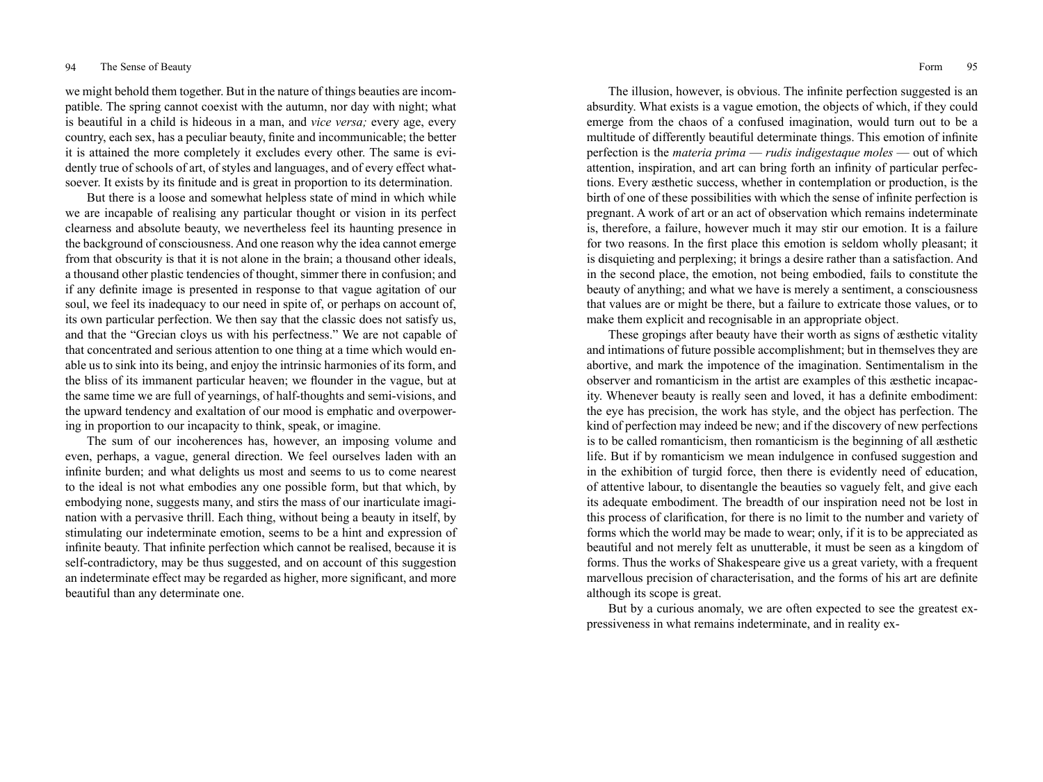we might behold them together. But in the nature of things beauties are incompatible. The spring cannot coexist with the autumn, nor day with night; what is beautiful in a child is hideous in a man, and *vice versa;* every age, every country, each sex, has a peculiar beauty, finite and incommunicable; the better it is attained the more completely it excludes every other. The same is evidently true of schools of art, of styles and languages, and of every effect whatsoever. It exists by its finitude and is great in proportion to its determination.

But there is a loose and somewhat helpless state of mind in which while we are incapable of realising any particular thought or vision in its perfect clearness and absolute beauty, we nevertheless feel its haunting presence in the background of consciousness. And one reason why the idea cannot emerge from that obscurity is that it is not alone in the brain; a thousand other ideals, a thousand other plastic tendencies of thought, simmer there in confusion; and if any definite image is presented in response to that vague agitation of our soul, we feel its inadequacy to our need in spite of, or perhaps on account of, its own particular perfection. We then say that the classic does not satisfy us, and that the "Grecian cloys us with his perfectness." We are not capable of that concentrated and serious attention to one thing at a time which would enable us to sink into its being, and enjoy the intrinsic harmonies of its form, and the bliss of its immanent particular heaven; we flounder in the vague, but at the same time we are full of yearnings, of half-thoughts and semi-visions, and the upward tendency and exaltation of our mood is emphatic and overpowering in proportion to our incapacity to think, speak, or imagine.

The sum of our incoherences has, however, an imposing volume and even, perhaps, a vague, general direction. We feel ourselves laden with an infinite burden; and what delights us most and seems to us to come nearest to the ideal is not what embodies any one possible form, but that which, by embodying none, suggests many, and stirs the mass of our inarticulate imagination with a pervasive thrill. Each thing, without being a beauty in itself, by stimulating our indeterminate emotion, seems to be a hint and expression of infinite beauty. That infinite perfection which cannot be realised, because it is self-contradictory, may be thus suggested, and on account of this suggestion an indeterminate effect may be regarded as higher, more significant, and more beautiful than any determinate one.

The illusion, however, is obvious. The infinite perfection suggested is an absurdity. What exists is a vague emotion, the objects of which, if they could emerge from the chaos of a confused imagination, would turn out to be a multitude of differently beautiful determinate things. This emotion of infinite perfection is the *materia prima — rudis indigestaque moles —* out of which attention, inspiration, and art can bring forth an infinity of particular perfections. Every æsthetic success, whether in contemplation or production, is the birth of one of these possibilities with which the sense of infinite perfection is pregnant. A work of art or an act of observation which remains indeterminate is, therefore, a failure, however much it may stir our emotion. It is a failure for two reasons. In the first place this emotion is seldom wholly pleasant; it is disquieting and perplexing; it brings a desire rather than a satisfaction. And in the second place, the emotion, not being embodied, fails to constitute the beauty of anything; and what we have is merely a sentiment, a consciousness that values are or might be there, but a failure to extricate those values, or to make them explicit and recognisable in an appropriate object.

These gropings after beauty have their worth as signs of æsthetic vitality and intimations of future possible accomplishment; but in themselves they are abortive, and mark the impotence of the imagination. Sentimentalism in the observer and romanticism in the artist are examples of this æsthetic incapacity. Whenever beauty is really seen and loved, it has a definite embodiment: the eye has precision, the work has style, and the object has perfection. The kind of perfection may indeed be new; and if the discovery of new perfections is to be called romanticism, then romanticism is the beginning of all æsthetic life. But if by romanticism we mean indulgence in confused suggestion and in the exhibition of turgid force, then there is evidently need of education, of attentive labour, to disentangle the beauties so vaguely felt, and give each its adequate embodiment. The breadth of our inspiration need not be lost in this process of clarification, for there is no limit to the number and variety of forms which the world may be made to wear; only, if it is to be appreciated as beautiful and not merely felt as unutterable, it must be seen as a kingdom of forms. Thus the works of Shakespeare give us a great variety, with a frequent marvellous precision of characterisation, and the forms of his art are definite although its scope is great.

But by a curious anomaly, we are often expected to see the greatest expressiveness in what remains indeterminate, and in reality ex-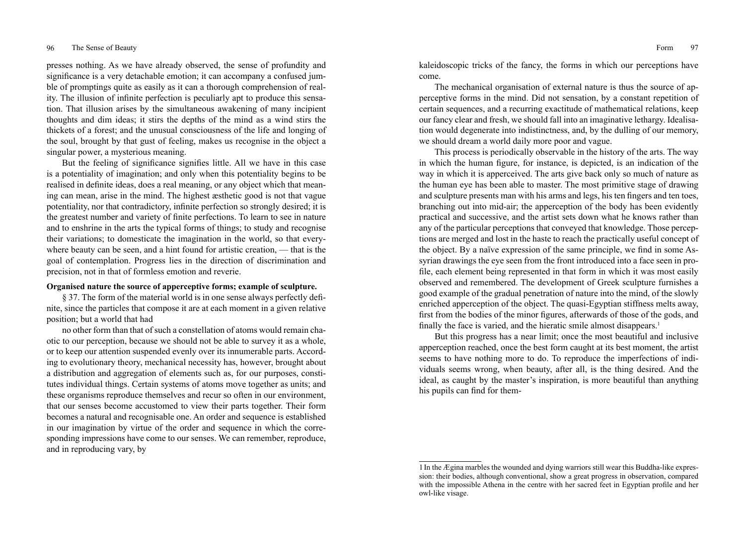presses nothing. As we have already observed, the sense of profundity and significance is a very detachable emotion; it can accompany a confused jumble of promptings quite as easily as it can a thorough comprehension of reality. The illusion of infinite perfection is peculiarly apt to produce this sensation. That illusion arises by the simultaneous awakening of many incipient thoughts and dim ideas; it stirs the depths of the mind as a wind stirs the thickets of a forest; and the unusual consciousness of the life and longing of the soul, brought by that gust of feeling, makes us recognise in the object a singular power, a mysterious meaning.

But the feeling of significance signifies little. All we have in this case is a potentiality of imagination; and only when this potentiality begins to be realised in definite ideas, does a real meaning, or any object which that meaning can mean, arise in the mind. The highest æsthetic good is not that vague potentiality, nor that contradictory, infinite perfection so strongly desired; it is the greatest number and variety of finite perfections. To learn to see in nature and to enshrine in the arts the typical forms of things; to study and recognise their variations; to domesticate the imagination in the world, so that everywhere beauty can be seen, and a hint found for artistic creation, — that is the goal of contemplation. Progress lies in the direction of discrimination and precision, not in that of formless emotion and reverie.

**Organised nature the source of apperceptive forms; example of sculpture.**

§ 37. The form of the material world is in one sense always perfectly definite, since the particles that compose it are at each moment in a given relative position; but a world that had no other form than that of such a constellation of atoms would remain chaotic to our perception, because we should not be able to survey it as a whole, or to keep our attention suspended evenly over its innumerable parts. According to evolutionary theory, mechanical necessity has, however, brought about a distribution and aggregation of elements such as, for our purposes, constitutes individual things. Certain systems of atoms move together as units; and these organisms reproduce themselves and recur so often in our environment, that our senses become accustomed to view their parts together. Their form becomes a natural and recognisable one. An order and sequence is established in our imagination by virtue of the order and sequence in which the corresponding impressions have come to our senses. We can remember, reproduce, and in reproducing vary, by kaleidoscopic tricks of the fancy, the forms in which our perceptions have come.

The mechanical organisation of external nature is thus the source of apperceptive forms in the mind. Did not sensation, by a constant repetition of certain sequences, and a recurring exactitude of mathematical relations, keep our fancy clear and fresh, we should fall into an imaginative lethargy. Idealisation would degenerate into indistinctness, and, by the dulling of our memory, we should dream a world daily more poor and vague.

This process is periodically observable in the history of the arts. The way in which the human figure, for instance, is depicted, is an indication of the way in which it is apperceived. The arts give back only so much of nature as the human eye has been able to master. The most primitive stage of drawing and sculpture presents man with his arms and legs, his ten fingers and ten toes, branching out into mid-air; the apperception of the body has been evidently practical and successive, and the artist sets down what he knows rather than any of the particular perceptions that conveyed that knowledge. Those perceptions are merged and lost in the haste to reach the practically useful concept of the object. By a naïve expression of the same principle, we find in some Assyrian drawings the eye seen from the front introduced into a face seen in profile, each element being represented in that form in which it was most easily observed and remembered. The development of Greek sculpture furnishes a good example of the gradual penetration of nature into the mind, of the slowly enriched apperception of the object. The quasi-Egyptian stiffness melts away, first from the bodies of the minor figures, afterwards of those of the gods, and finally the face is varied, and the hieratic smile almost disappears.[1]

But this progress has a near limit; once the most beautiful and inclusive apperception reached, once the best form caught at its best moment, the artist seems to have nothing more to do. To reproduce the imperfections of individuals seems wrong, when beauty, after all, is the thing desired. And the ideal, as caught by the master's inspiration, is more beautiful than anything his pupils can find for them-

---

[1] In the Ægina marbles the wounded and dying warriors still wear this Buddha-like expression: their bodies, although conventional, show a great progress in observation, compared with the impossible Athena in the centre with her sacred feet in Egyptian profile and her owl-like visage.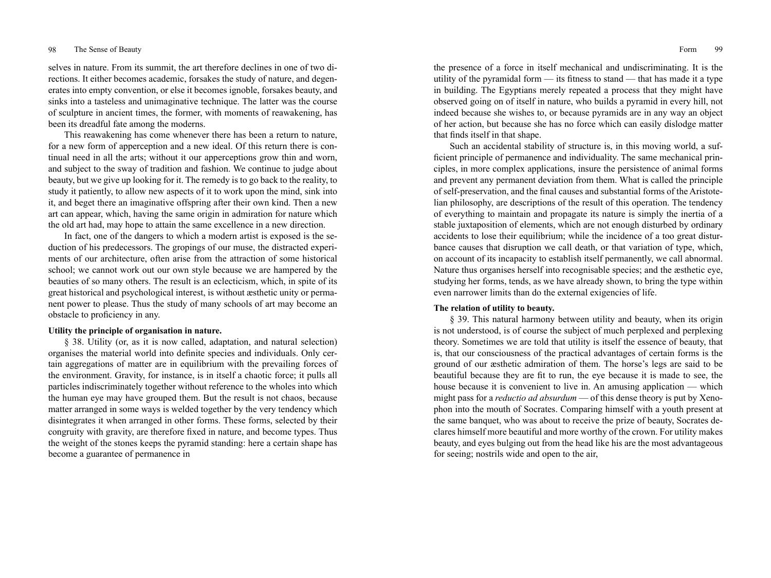selves in nature. From its summit, the art therefore declines in one of two directions. It either becomes academic, forsakes the study of nature, and degenerates into empty convention, or else it becomes ignoble, forsakes beauty, and sinks into a tasteless and unimaginative technique. The latter was the course of sculpture in ancient times, the former, with moments of reawakening, has been its dreadful fate among the moderns.

This reawakening has come whenever there has been a return to nature, for a new form of apperception and a new ideal. Of this return there is continual need in all the arts; without it our apperceptions grow thin and worn, and subject to the sway of tradition and fashion. We continue to judge about beauty, but we give up looking for it. The remedy is to go back to the reality, to study it patiently, to allow new aspects of it to work upon the mind, sink into it, and beget there an imaginative offspring after their own kind. Then a new art can appear, which, having the same origin in admiration for nature which the old art had, may hope to attain the same excellence in a new direction.

In fact, one of the dangers to which a modern artist is exposed is the seduction of his predecessors. The gropings of our muse, the distracted experiments of our architecture, often arise from the attraction of some historical school; we cannot work out our own style because we are hampered by the beauties of so many others. The result is an eclecticism, which, in spite of its great historical and psychological interest, is without æsthetic unity or permanent power to please. Thus the study of many schools of art may become an obstacle to proficiency in any.

**Utility the principle of organisation in nature.**

§ 38. Utility (or, as it is now called, adaptation, and natural selection) organises the material world into definite species and individuals. Only certain aggregations of matter are in equilibrium with the prevailing forces of the environment. Gravity, for instance, is in itself a chaotic force; it pulls all particles indiscriminately together without reference to the wholes into which the human eye may have grouped them. But the result is not chaos, because matter arranged in some ways is welded together by the very tendency which disintegrates it when arranged in other forms. These forms, selected by their congruity with gravity, are therefore fixed in nature, and become types. Thus the weight of the stones keeps the pyramid standing: here a certain shape has become a guarantee of permanence in the presence of a force in itself mechanical and undiscriminating. It is the utility of the pyramidal form — its fitness to stand — that has made it a type in building. The Egyptians merely repeated a process that they might have observed going on of itself in nature, who builds a pyramid in every hill, not indeed because she wishes to, or because pyramids are in any way an object of her action, but because she has no force which can easily dislodge matter that finds itself in that shape.

Such an accidental stability of structure is, in this moving world, a sufficient principle of permanence and individuality. The same mechanical principles, in more complex applications, insure the persistence of animal forms and prevent any permanent deviation from them. What is called the principle of self-preservation, and the final causes and substantial forms of the Aristotelian philosophy, are descriptions of the result of this operation. The tendency of everything to maintain and propagate its nature is simply the inertia of a stable juxtaposition of elements, which are not enough disturbed by ordinary accidents to lose their equilibrium; while the incidence of a too great disturbance causes that disruption we call death, or that variation of type, which, on account of its incapacity to establish itself permanently, we call abnormal. Nature thus organises herself into recognisable species; and the æsthetic eye, studying her forms, tends, as we have already shown, to bring the type within even narrower limits than do the external exigencies of life.

**The relation of utility to beauty.**

§ 39. This natural harmony between utility and beauty, when its origin is not understood, is of course the subject of much perplexed and perplexing theory. Sometimes we are told that utility is itself the essence of beauty, that is, that our consciousness of the practical advantages of certain forms is the ground of our æsthetic admiration of them. The horse's legs are said to be beautiful because they are fit to run, the eye because it is made to see, the house because it is convenient to live in. An amusing application — which might pass for a *reductio ad absurdum* — of this dense theory is put by Xenophon into the mouth of Socrates. Comparing himself with a youth present at the same banquet, who was about to receive the prize of beauty, Socrates declares himself more beautiful and more worthy of the crown. For utility makes beauty, and eyes bulging out from the head like his are the most advantageous for seeing; nostrils wide and open to the air,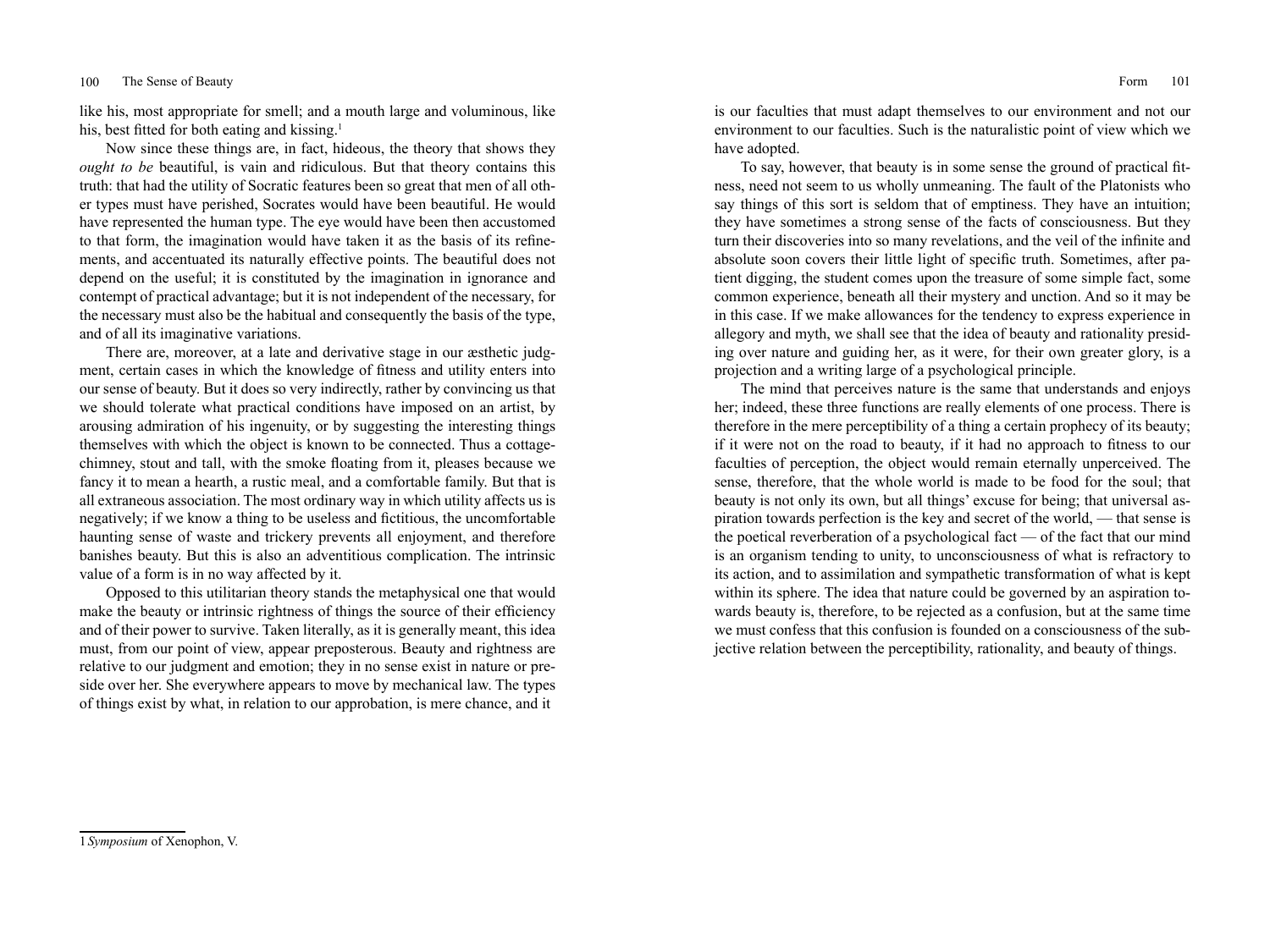like his, most appropriate for smell; and a mouth large and voluminous, like his, best fitted for both eating and kissing.[1]

Now since these things are, in fact, hideous, the theory that shows they *ought to be* beautiful, is vain and ridiculous. But that theory contains this truth: that had the utility of Socratic features been so great that men of all other types must have perished, Socrates would have been beautiful. He would have represented the human type. The eye would have been then accustomed to that form, the imagination would have taken it as the basis of its refinements, and accentuated its naturally effective points. The beautiful does not depend on the useful; it is constituted by the imagination in ignorance and contempt of practical advantage; but it is not independent of the necessary, for the necessary must also be the habitual and consequently the basis of the type, and of all its imaginative variations.

There are, moreover, at a late and derivative stage in our æsthetic judgment, certain cases in which the knowledge of fitness and utility enters into our sense of beauty. But it does so very indirectly, rather by convincing us that we should tolerate what practical conditions have imposed on an artist, by arousing admiration of his ingenuity, or by suggesting the interesting things themselves with which the object is known to be connected. Thus a cottage-chimney, stout and tall, with the smoke floating from it, pleases because we fancy it to mean a hearth, a rustic meal, and a comfortable family. But that is all extraneous association. The most ordinary way in which utility affects us is negatively; if we know a thing to be useless and fictitious, the uncomfortable haunting sense of waste and trickery prevents all enjoyment, and therefore banishes beauty. But this is also an adventitious complication. The intrinsic value of a form is in no way affected by it.

Opposed to this utilitarian theory stands the metaphysical one that would make the beauty or intrinsic rightness of things the source of their efficiency and of their power to survive. Taken literally, as it is generally meant, this idea must, from our point of view, appear preposterous. Beauty and rightness are relative to our judgment and emotion; they in no sense exist in nature or preside over her. She everywhere appears to move by mechanical law. The types of things exist by what, in relation to our approbation, is mere chance, and it is our faculties that must adapt themselves to our environment and not our environment to our faculties. Such is the naturalistic point of view which we have adopted.

To say, however, that beauty is in some sense the ground of practical fitness, need not seem to us wholly unmeaning. The fault of the Platonists who say things of this sort is seldom that of emptiness. They have an intuition; they have sometimes a strong sense of the facts of consciousness. But they turn their discoveries into so many revelations, and the veil of the infinite and absolute soon covers their little light of specific truth. Sometimes, after patient digging, the student comes upon the treasure of some simple fact, some common experience, beneath all their mystery and unction. And so it may be in this case. If we make allowances for the tendency to express experience in allegory and myth, we shall see that the idea of beauty and rationality presiding over nature and guiding her, as it were, for their own greater glory, is a projection and a writing large of a psychological principle.

The mind that perceives nature is the same that understands and enjoys her; indeed, these three functions are really elements of one process. There is therefore in the mere perceptibility of a thing a certain prophecy of its beauty; if it were not on the road to beauty, if it had no approach to fitness to our faculties of perception, the object would remain eternally unperceived. The sense, therefore, that the whole world is made to be food for the soul; that beauty is not only its own, but all things' excuse for being; that universal aspiration towards perfection is the key and secret of the world, — that sense is the poetical reverberation of a psychological fact — of the fact that our mind is an organism tending to unity, to unconsciousness of what is refractory to its action, and to assimilation and sympathetic transformation of what is kept within its sphere. The idea that nature could be governed by an aspiration towards beauty is, therefore, to be rejected as a confusion, but at the same time we must confess that this confusion is founded on a consciousness of the subjective relation between the perceptibility, rationality, and beauty of things.

[1] *Symposium* of Xenophon, V.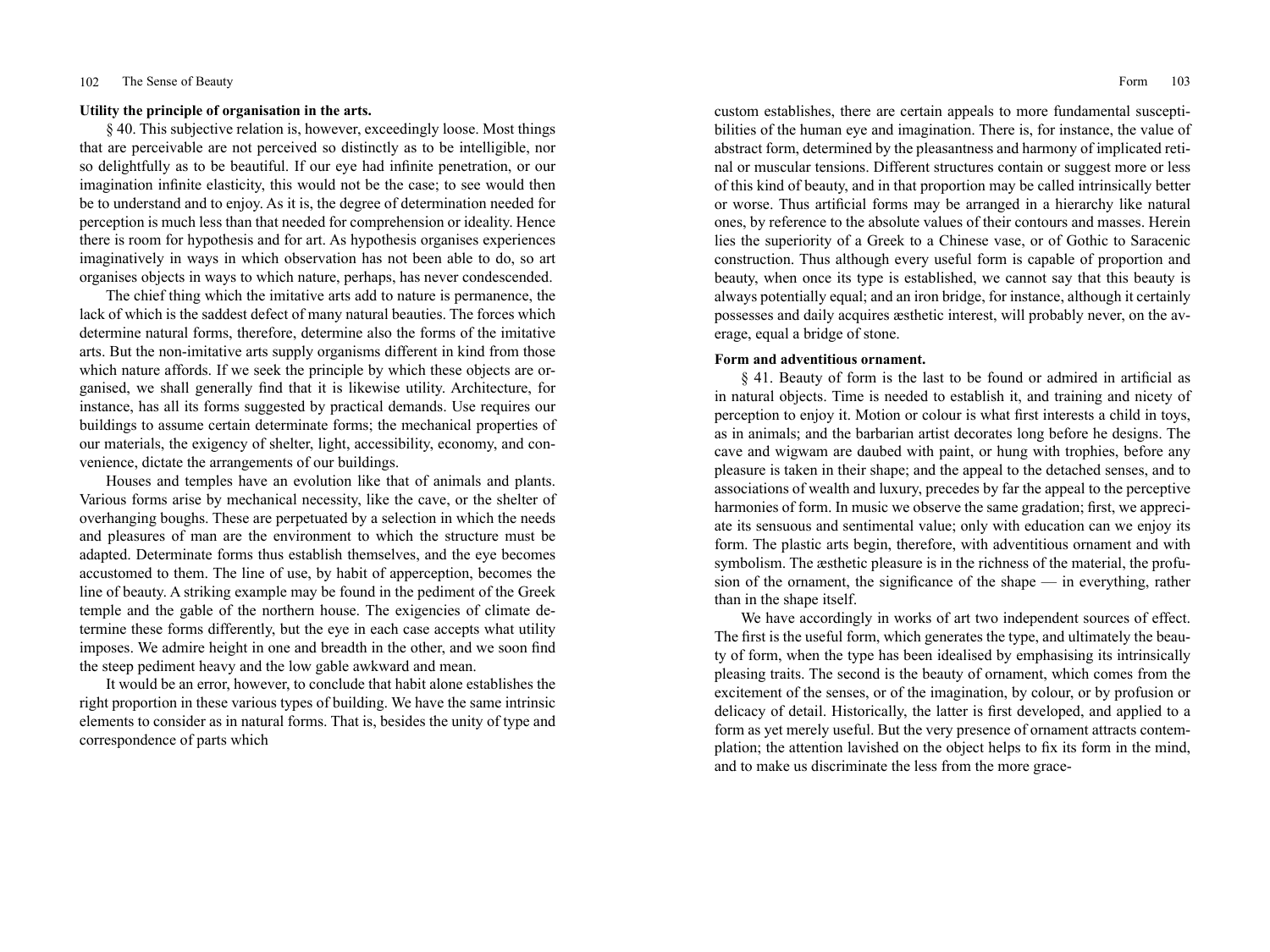**Utility the principle of organisation in the arts.**

§ 40. This subjective relation is, however, exceedingly loose. Most things that are perceivable are not perceived so distinctly as to be intelligible, nor so delightfully as to be beautiful. If our eye had infinite penetration, or our imagination infinite elasticity, this would not be the case; to see would then be to understand and to enjoy. As it is, the degree of determination needed for perception is much less than that needed for comprehension or ideality. Hence there is room for hypothesis and for art. As hypothesis organises experiences imaginatively in ways in which observation has not been able to do, so art organises objects in ways to which nature, perhaps, has never condescended.

The chief thing which the imitative arts add to nature is permanence, the lack of which is the saddest defect of many natural beauties. The forces which determine natural forms, therefore, determine also the forms of the imitative arts. But the non-imitative arts supply organisms different in kind from those which nature affords. If we seek the principle by which these objects are organised, we shall generally find that it is likewise utility. Architecture, for instance, has all its forms suggested by practical demands. Use requires our buildings to assume certain determinate forms; the mechanical properties of our materials, the exigency of shelter, light, accessibility, economy, and convenience, dictate the arrangements of our buildings.

Houses and temples have an evolution like that of animals and plants. Various forms arise by mechanical necessity, like the cave, or the shelter of overhanging boughs. These are perpetuated by a selection in which the needs and pleasures of man are the environment to which the structure must be adapted. Determinate forms thus establish themselves, and the eye becomes accustomed to them. The line of use, by habit of apperception, becomes the line of beauty. A striking example may be found in the pediment of the Greek temple and the gable of the northern house. The exigencies of climate determine these forms differently, but the eye in each case accepts what utility imposes. We admire height in one and breadth in the other, and we soon find the steep pediment heavy and the low gable awkward and mean.

It would be an error, however, to conclude that habit alone establishes the right proportion in these various types of building. We have the same intrinsic elements to consider as in natural forms. That is, besides the unity of type and correspondence of parts which custom establishes, there are certain appeals to more fundamental susceptibilities of the human eye and imagination. There is, for instance, the value of abstract form, determined by the pleasantness and harmony of implicated retinal or muscular tensions. Different structures contain or suggest more or less of this kind of beauty, and in that proportion may be called intrinsically better or worse. Thus artificial forms may be arranged in a hierarchy like natural ones, by reference to the absolute values of their contours and masses. Herein lies the superiority of a Greek to a Chinese vase, or of Gothic to Saracenic construction. Thus although every useful form is capable of proportion and beauty, when once its type is established, we cannot say that this beauty is always potentially equal; and an iron bridge, for instance, although it certainly possesses and daily acquires æsthetic interest, will probably never, on the average, equal a bridge of stone.

**Form and adventitious ornament.**

§ 41. Beauty of form is the last to be found or admired in artificial as in natural objects. Time is needed to establish it, and training and nicety of perception to enjoy it. Motion or colour is what first interests a child in toys, as in animals; and the barbarian artist decorates long before he designs. The cave and wigwam are daubed with paint, or hung with trophies, before any pleasure is taken in their shape; and the appeal to the detached senses, and to associations of wealth and luxury, precedes by far the appeal to the perceptive harmonies of form. In music we observe the same gradation; first, we appreciate its sensuous and sentimental value; only with education can we enjoy its form. The plastic arts begin, therefore, with adventitious ornament and with symbolism. The æsthetic pleasure is in the richness of the material, the profusion of the ornament, the significance of the shape — in everything, rather than in the shape itself.

We have accordingly in works of art two independent sources of effect. The first is the useful form, which generates the type, and ultimately the beauty of form, when the type has been idealised by emphasising its intrinsically pleasing traits. The second is the beauty of ornament, which comes from the excitement of the senses, or of the imagination, by colour, or by profusion or delicacy of detail. Historically, the latter is first developed, and applied to a form as yet merely useful. But the very presence of ornament attracts contemplation; the attention lavished on the object helps to fix its form in the mind, and to make us discriminate the less from the more grace-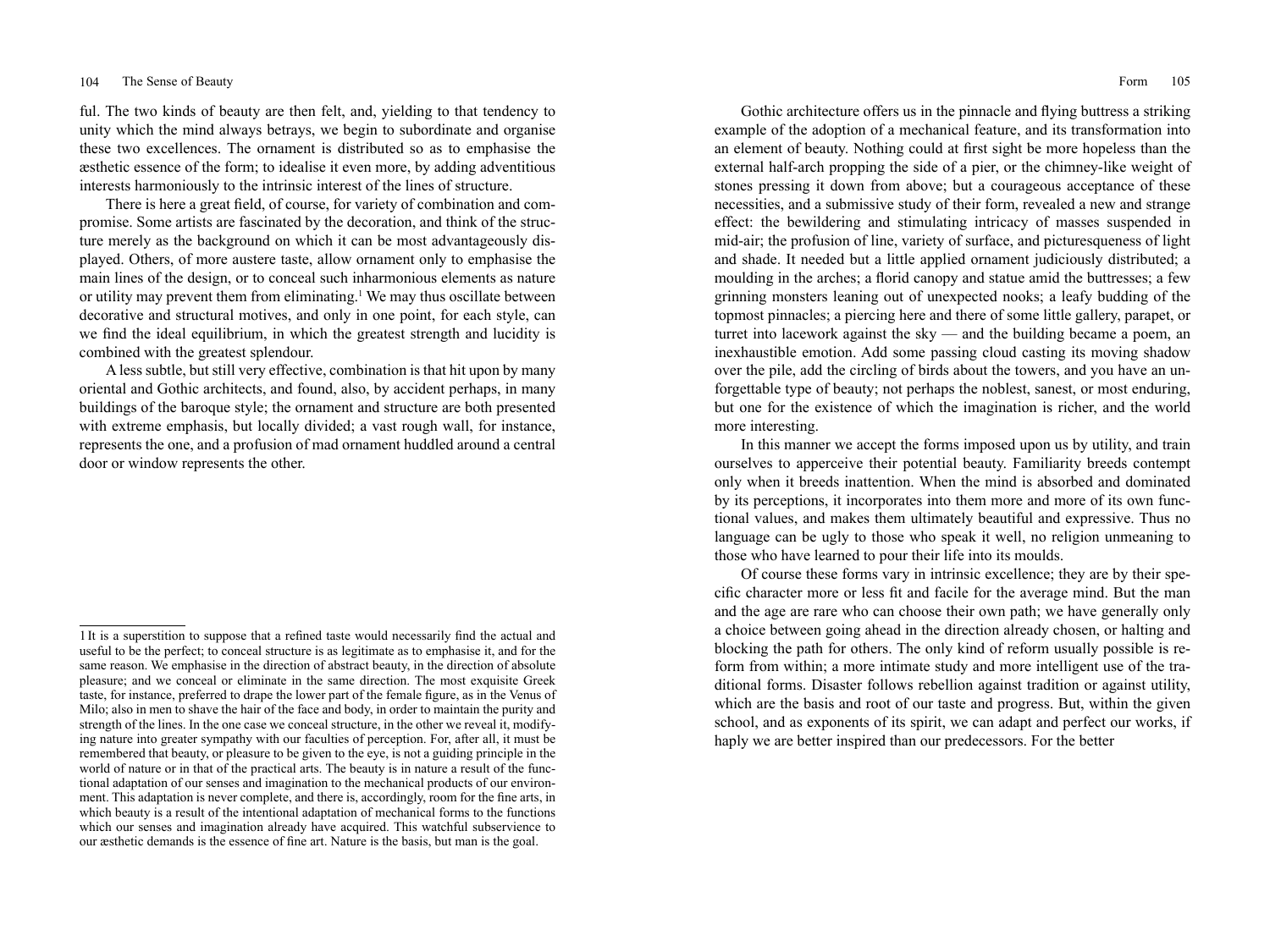ful. The two kinds of beauty are then felt, and, yielding to that tendency to unity which the mind always betrays, we begin to subordinate and organise these two excellences. The ornament is distributed so as to emphasise the æsthetic essence of the form; to idealise it even more, by adding adventitious interests harmoniously to the intrinsic interest of the lines of structure.

There is here a great field, of course, for variety of combination and compromise. Some artists are fascinated by the decoration, and think of the structure merely as the background on which it can be most advantageously displayed. Others, of more austere taste, allow ornament only to emphasise the main lines of the design, or to conceal such inharmonious elements as nature or utility may prevent them from eliminating.[1] We may thus oscillate between decorative and structural motives, and only in one point, for each style, can we find the ideal equilibrium, in which the greatest strength and lucidity is combined with the greatest splendour.

A less subtle, but still very effective, combination is that hit upon by many oriental and Gothic architects, and found, also, by accident perhaps, in many buildings of the baroque style; the ornament and structure are both presented with extreme emphasis, but locally divided; a vast rough wall, for instance, represents the one, and a profusion of mad ornament huddled around a central door or window represents the other.

[1] It is a superstition to suppose that a refined taste would necessarily find the actual and useful to be the perfect; to conceal structure is as legitimate as to emphasise it, and for the same reason. We emphasise in the direction of abstract beauty, in the direction of absolute pleasure; and we conceal or eliminate in the same direction. The most exquisite Greek taste, for instance, preferred to drape the lower part of the female figure, as in the Venus of Milo; also in men to shave the hair of the face and body, in order to maintain the purity and strength of the lines. In the one case we conceal structure, in the other we reveal it, modifying nature into greater sympathy with our faculties of perception. For, after all, it must be remembered that beauty, or pleasure to be given to the eye, is not a guiding principle in the world of nature or in that of the practical arts. The beauty is in nature a result of the functional adaptation of our senses and imagination to the mechanical products of our environment. This adaptation is never complete, and there is, accordingly, room for the fine arts, in which beauty is a result of the intentional adaptation of mechanical forms to the functions which our senses and imagination already have acquired. This watchful subservience to our æsthetic demands is the essence of fine art. Nature is the basis, but man is the goal.

Gothic architecture offers us in the pinnacle and flying buttress a striking example of the adoption of a mechanical feature, and its transformation into an element of beauty. Nothing could at first sight be more hopeless than the external half-arch propping the side of a pier, or the chimney-like weight of stones pressing it down from above; but a courageous acceptance of these necessities, and a submissive study of their form, revealed a new and strange effect: the bewildering and stimulating intricacy of masses suspended in mid-air; the profusion of line, variety of surface, and picturesqueness of light and shade. It needed but a little applied ornament judiciously distributed; a moulding in the arches; a florid canopy and statue amid the buttresses; a few grinning monsters leaning out of unexpected nooks; a leafy budding of the topmost pinnacles; a piercing here and there of some little gallery, parapet, or turret into lacework against the sky — and the building became a poem, an inexhaustible emotion. Add some passing cloud casting its moving shadow over the pile, add the circling of birds about the towers, and you have an unforgettable type of beauty; not perhaps the noblest, sanest, or most enduring, but one for the existence of which the imagination is richer, and the world more interesting.

In this manner we accept the forms imposed upon us by utility, and train ourselves to apperceive their potential beauty. Familiarity breeds contempt only when it breeds inattention. When the mind is absorbed and dominated by its perceptions, it incorporates into them more and more of its own functional values, and makes them ultimately beautiful and expressive. Thus no language can be ugly to those who speak it well, no religion unmeaning to those who have learned to pour their life into its moulds.

Of course these forms vary in intrinsic excellence; they are by their specific character more or less fit and facile for the average mind. But the man and the age are rare who can choose their own path; we have generally only a choice between going ahead in the direction already chosen, or halting and blocking the path for others. The only kind of reform usually possible is reform from within; a more intimate study and more intelligent use of the traditional forms. Disaster follows rebellion against tradition or against utility, which are the basis and root of our taste and progress. But, within the given school, and as exponents of its spirit, we can adapt and perfect our works, if haply we are better inspired than our predecessors. For the better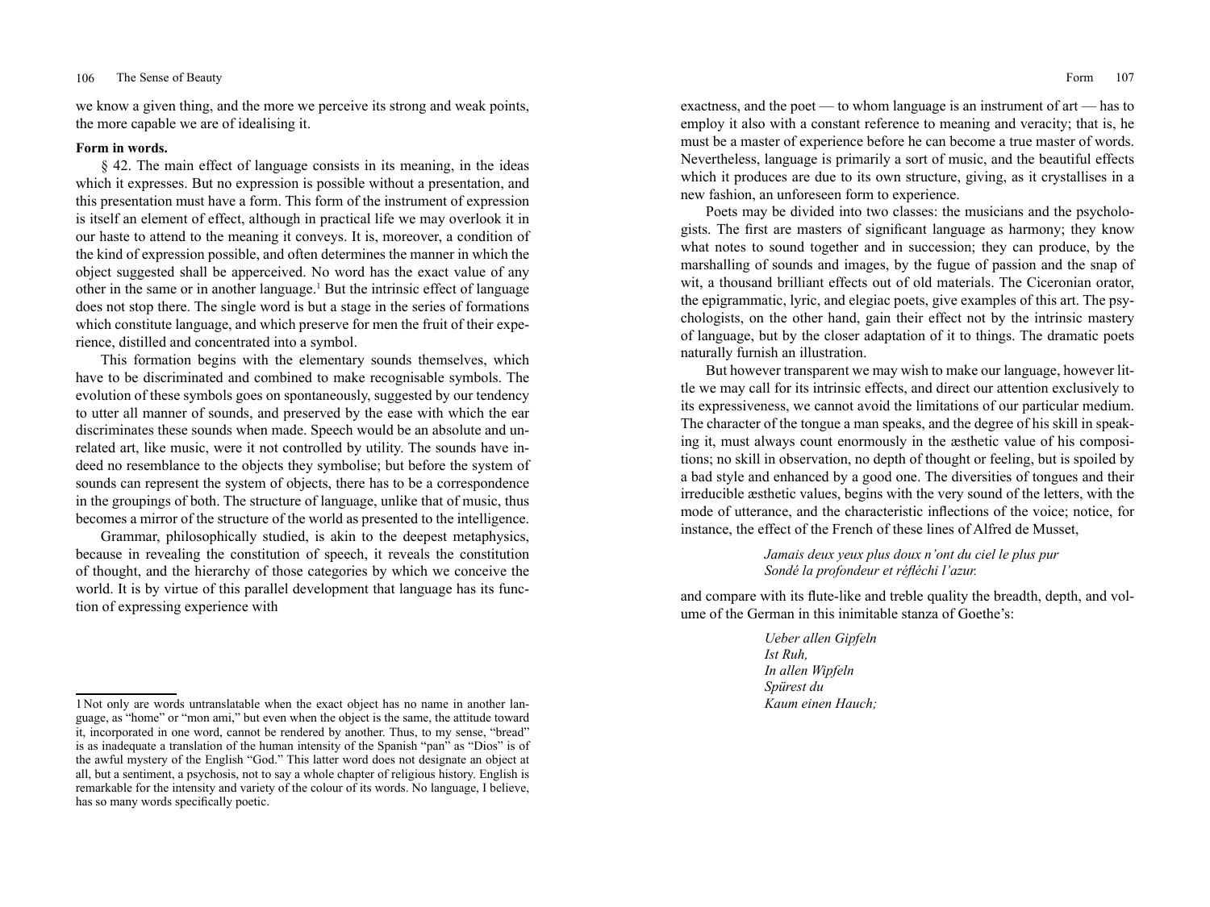we know a given thing, and the more we perceive its strong and weak points, the more capable we are of idealising it.

**Form in words.**

§ 42. The main effect of language consists in its meaning, in the ideas which it expresses. But no expression is possible without a presentation, and this presentation must have a form. This form of the instrument of expression is itself an element of effect, although in practical life we may overlook it in our haste to attend to the meaning it conveys. It is, moreover, a condition of the kind of expression possible, and often determines the manner in which the object suggested shall be apperceived. No word has the exact value of any other in the same or in another language.[1] But the intrinsic effect of language does not stop there. The single word is but a stage in the series of formations which constitute language, and which preserve for men the fruit of their experience, distilled and concentrated into a symbol.

This formation begins with the elementary sounds themselves, which have to be discriminated and combined to make recognisable symbols. The evolution of these symbols goes on spontaneously, suggested by our tendency to utter all manner of sounds, and preserved by the ease with which the ear discriminates these sounds when made. Speech would be an absolute and unrelated art, like music, were it not controlled by utility. The sounds have indeed no resemblance to the objects they symbolise; but before the system of sounds can represent the system of objects, there has to be a correspondence in the groupings of both. The structure of language, unlike that of music, thus becomes a mirror of the structure of the world as presented to the intelligence.

Grammar, philosophically studied, is akin to the deepest metaphysics, because in revealing the constitution of speech, it reveals the constitution of thought, and the hierarchy of those categories by which we conceive the world. It is by virtue of this parallel development that language has its function of expressing experience with exactness, and the poet — to whom language is an instrument of art — has to employ it also with a constant reference to meaning and veracity; that is, he must be a master of experience before he can become a true master of words. Nevertheless, language is primarily a sort of music, and the beautiful effects which it produces are due to its own structure, giving, as it crystallises in a new fashion, an unforeseen form to experience.

Poets may be divided into two classes: the musicians and the psychologists. The first are masters of significant language as harmony; they know what notes to sound together and in succession; they can produce, by the marshalling of sounds and images, by the fugue of passion and the snap of wit, a thousand brilliant effects out of old materials. The Ciceronian orator, the epigrammatic, lyric, and elegiac poets, give examples of this art. The psychologists, on the other hand, gain their effect not by the intrinsic mastery of language, but by the closer adaptation of it to things. The dramatic poets naturally furnish an illustration.

But however transparent we may wish to make our language, however little we may call for its intrinsic effects, and direct our attention exclusively to its expressiveness, we cannot avoid the limitations of our particular medium. The character of the tongue a man speaks, and the degree of his skill in speaking it, must always count enormously in the æsthetic value of his compositions; no skill in observation, no depth of thought or feeling, but is spoiled by a bad style and enhanced by a good one. The diversities of tongues and their irreducible æsthetic values, begins with the very sound of the letters, with the mode of utterance, and the characteristic inflections of the voice; notice, for instance, the effect of the French of these lines of Alfred de Musset,

> *Jamais deux yeux plus doux n'ont du ciel le plus pur*
> *Sondé la profondeur et réfléchi l'azur.*

and compare with its flute-like and treble quality the breadth, depth, and volume of the German in this inimitable stanza of Goethe's:

> *Ueber allen Gipfeln*
> *Ist Ruh,*
> *In allen Wipfeln*
> *Spürest du*
> *Kaum einen Hauch;*

---

[1] Not only are words untranslatable when the exact object has no name in another language, as "home" or "mon ami," but even when the object is the same, the attitude toward it, incorporated in one word, cannot be rendered by another. Thus, to my sense, "bread" is as inadequate a translation of the human intensity of the Spanish "pan" as "Dios" is of the awful mystery of the English "God." This latter word does not designate an object at all, but a sentiment, a psychosis, not to say a whole chapter of religious history. English is remarkable for the intensity and variety of the colour of its words. No language, I believe, has so many words specifically poetic.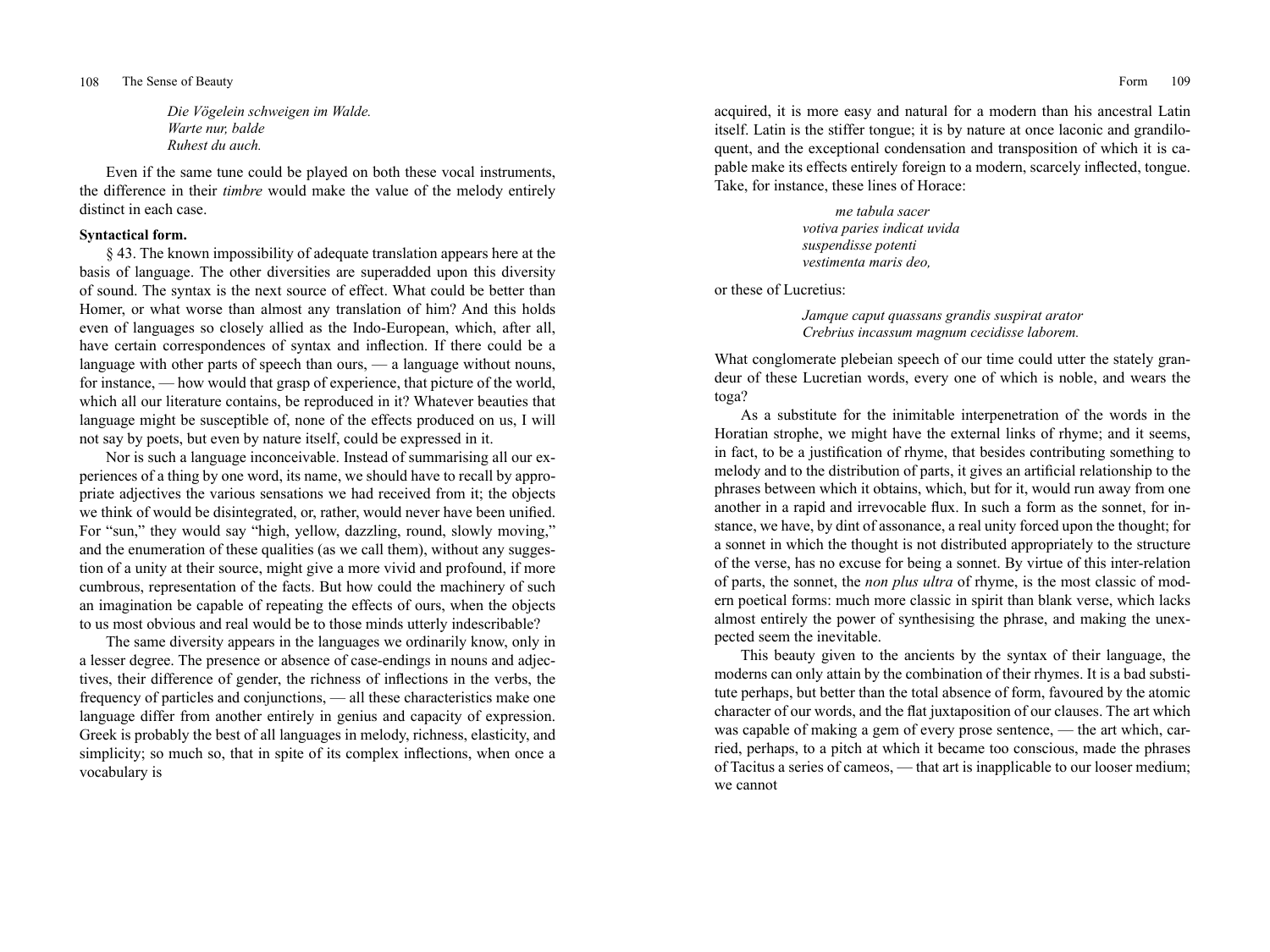*Die Vögelein schweigen im Walde.*
*Warte nur, balde*
*Ruhest du auch.*

Even if the same tune could be played on both these vocal instruments, the difference in their *timbre* would make the value of the melody entirely distinct in each case.

**Syntactical form.**

§ 43. The known impossibility of adequate translation appears here at the basis of language. The other diversities are superadded upon this diversity of sound. The syntax is the next source of effect. What could be better than Homer, or what worse than almost any translation of him? And this holds even of languages so closely allied as the Indo-European, which, after all, have certain correspondences of syntax and inflection. If there could be a language with other parts of speech than ours, — a language without nouns, for instance, — how would that grasp of experience, that picture of the world, which all our literature contains, be reproduced in it? Whatever beauties that language might be susceptible of, none of the effects produced on us, I will not say by poets, but even by nature itself, could be expressed in it.

Nor is such a language inconceivable. Instead of summarising all our experiences of a thing by one word, its name, we should have to recall by appropriate adjectives the various sensations we had received from it; the objects we think of would be disintegrated, or, rather, would never have been unified. For "sun," they would say "high, yellow, dazzling, round, slowly moving," and the enumeration of these qualities (as we call them), without any suggestion of a unity at their source, might give a more vivid and profound, if more cumbrous, representation of the facts. But how could the machinery of such an imagination be capable of repeating the effects of ours, when the objects to us most obvious and real would be to those minds utterly indescribable?

The same diversity appears in the languages we ordinarily know, only in a lesser degree. The presence or absence of case-endings in nouns and adjectives, their difference of gender, the richness of inflections in the verbs, the frequency of particles and conjunctions, — all these characteristics make one language differ from another entirely in genius and capacity of expression. Greek is probably the best of all languages in melody, richness, elasticity, and simplicity; so much so, that in spite of its complex inflections, when once a vocabulary is acquired, it is more easy and natural for a modern than his ancestral Latin itself. Latin is the stiffer tongue; it is by nature at once laconic and grandiloquent, and the exceptional condensation and transposition of which it is capable make its effects entirely foreign to a modern, scarcely inflected, tongue. Take, for instance, these lines of Horace:

*me tabula sacer*
*votiva paries indicat uvida*
*suspendisse potenti*
*vestimenta maris deo,*

or these of Lucretius:

*Jamque caput quassans grandis suspirat arator*
*Crebrius incassum magnum cecidisse laborem.*

What conglomerate plebeian speech of our time could utter the stately grandeur of these Lucretian words, every one of which is noble, and wears the toga?

As a substitute for the inimitable interpenetration of the words in the Horatian strophe, we might have the external links of rhyme; and it seems, in fact, to be a justification of rhyme, that besides contributing something to melody and to the distribution of parts, it gives an artificial relationship to the phrases between which it obtains, which, but for it, would run away from one another in a rapid and irrevocable flux. In such a form as the sonnet, for instance, we have, by dint of assonance, a real unity forced upon the thought; for a sonnet in which the thought is not distributed appropriately to the structure of the verse, has no excuse for being a sonnet. By virtue of this inter-relation of parts, the sonnet, the *non plus ultra* of rhyme, is the most classic of modern poetical forms: much more classic in spirit than blank verse, which lacks almost entirely the power of synthesising the phrase, and making the unexpected seem the inevitable.

This beauty given to the ancients by the syntax of their language, the moderns can only attain by the combination of their rhymes. It is a bad substitute perhaps, but better than the total absence of form, favoured by the atomic character of our words, and the flat juxtaposition of our clauses. The art which was capable of making a gem of every prose sentence, — the art which, carried, perhaps, to a pitch at which it became too conscious, made the phrases of Tacitus a series of cameos, — that art is inapplicable to our looser medium; we cannot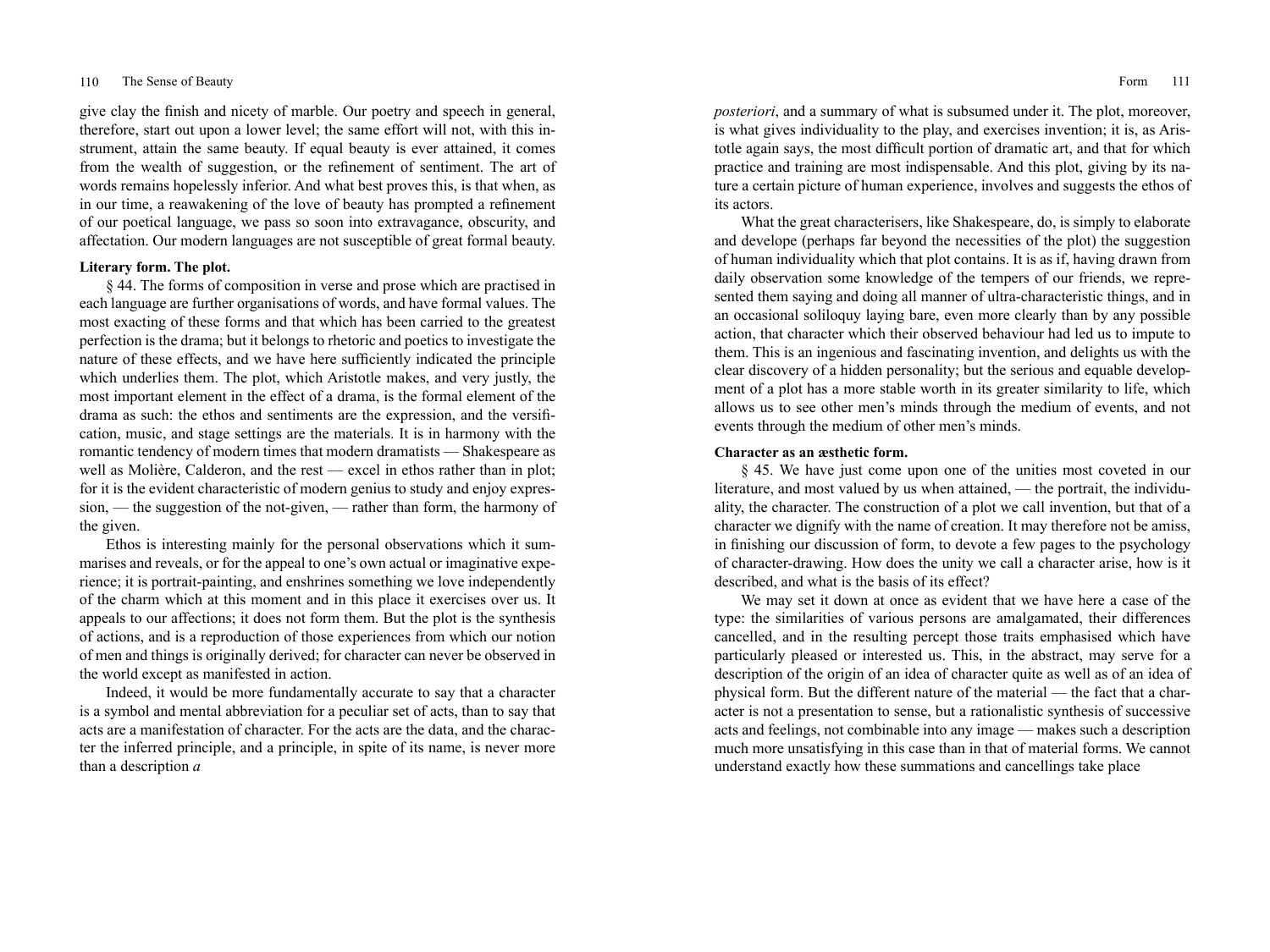give clay the finish and nicety of marble. Our poetry and speech in general, therefore, start out upon a lower level; the same effort will not, with this instrument, attain the same beauty. If equal beauty is ever attained, it comes from the wealth of suggestion, or the refinement of sentiment. The art of words remains hopelessly inferior. And what best proves this, is that when, as in our time, a reawakening of the love of beauty has prompted a refinement of our poetical language, we pass so soon into extravagance, obscurity, and affectation. Our modern languages are not susceptible of great formal beauty.

**Literary form. The plot.**

§ 44. The forms of composition in verse and prose which are practised in each language are further organisations of words, and have formal values. The most exacting of these forms and that which has been carried to the greatest perfection is the drama; but it belongs to rhetoric and poetics to investigate the nature of these effects, and we have here sufficiently indicated the principle which underlies them. The plot, which Aristotle makes, and very justly, the most important element in the effect of a drama, is the formal element of the drama as such: the ethos and sentiments are the expression, and the versification, music, and stage settings are the materials. It is in harmony with the romantic tendency of modern times that modern dramatists — Shakespeare as well as Molière, Calderon, and the rest — excel in ethos rather than in plot; for it is the evident characteristic of modern genius to study and enjoy expression, — the suggestion of the not-given, — rather than form, the harmony of the given.

Ethos is interesting mainly for the personal observations which it summarises and reveals, or for the appeal to one's own actual or imaginative experience; it is portrait-painting, and enshrines something we love independently of the charm which at this moment and in this place it exercises over us. It appeals to our affections; it does not form them. But the plot is the synthesis of actions, and is a reproduction of those experiences from which our notion of men and things is originally derived; for character can never be observed in the world except as manifested in action.

Indeed, it would be more fundamentally accurate to say that a character is a symbol and mental abbreviation for a peculiar set of acts, than to say that acts are a manifestation of character. For the acts are the data, and the character the inferred principle, and a principle, in spite of its name, is never more than a description *a posteriori*, and a summary of what is subsumed under it. The plot, moreover, is what gives individuality to the play, and exercises invention; it is, as Aristotle again says, the most difficult portion of dramatic art, and that for which practice and training are most indispensable. And this plot, giving by its nature a certain picture of human experience, involves and suggests the ethos of its actors.

What the great characterisers, like Shakespeare, do, is simply to elaborate and develope (perhaps far beyond the necessities of the plot) the suggestion of human individuality which that plot contains. It is as if, having drawn from daily observation some knowledge of the tempers of our friends, we represented them saying and doing all manner of ultra-characteristic things, and in an occasional soliloquy laying bare, even more clearly than by any possible action, that character which their observed behaviour had led us to impute to them. This is an ingenious and fascinating invention, and delights us with the clear discovery of a hidden personality; but the serious and equable development of a plot has a more stable worth in its greater similarity to life, which allows us to see other men's minds through the medium of events, and not events through the medium of other men's minds.

**Character as an æsthetic form.**

§ 45. We have just come upon one of the unities most coveted in our literature, and most valued by us when attained, — the portrait, the individuality, the character. The construction of a plot we call invention, but that of a character we dignify with the name of creation. It may therefore not be amiss, in finishing our discussion of form, to devote a few pages to the psychology of character-drawing. How does the unity we call a character arise, how is it described, and what is the basis of its effect?

We may set it down at once as evident that we have here a case of the type: the similarities of various persons are amalgamated, their differences cancelled, and in the resulting percept those traits emphasised which have particularly pleased or interested us. This, in the abstract, may serve for a description of the origin of an idea of character quite as well as of an idea of physical form. But the different nature of the material — the fact that a character is not a presentation to sense, but a rationalistic synthesis of successive acts and feelings, not combinable into any image — makes such a description much more unsatisfying in this case than in that of material forms. We cannot understand exactly how these summations and cancellings take place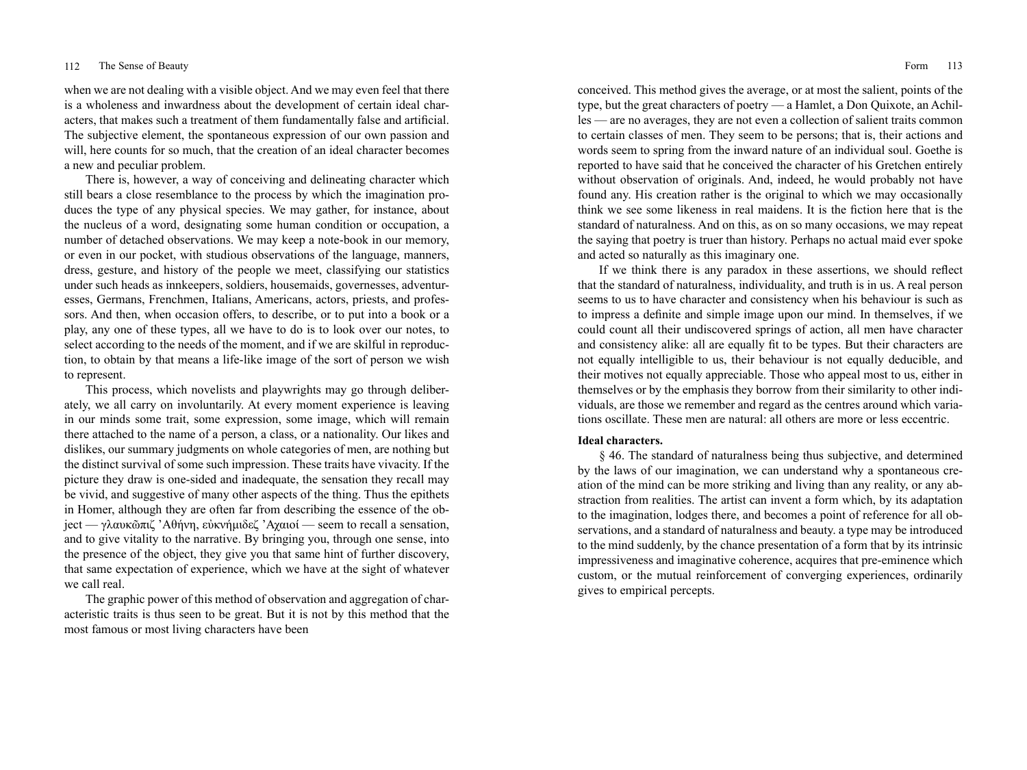when we are not dealing with a visible object. And we may even feel that there is a wholeness and inwardness about the development of certain ideal characters, that makes such a treatment of them fundamentally false and artificial. The subjective element, the spontaneous expression of our own passion and will, here counts for so much, that the creation of an ideal character becomes a new and peculiar problem.

There is, however, a way of conceiving and delineating character which still bears a close resemblance to the process by which the imagination produces the type of any physical species. We may gather, for instance, about the nucleus of a word, designating some human condition or occupation, a number of detached observations. We may keep a note-book in our memory, or even in our pocket, with studious observations of the language, manners, dress, gesture, and history of the people we meet, classifying our statistics under such heads as innkeepers, soldiers, housemaids, governesses, adventuresses, Germans, Frenchmen, Italians, Americans, actors, priests, and professors. And then, when occasion offers, to describe, or to put into a book or a play, any one of these types, all we have to do is to look over our notes, to select according to the needs of the moment, and if we are skilful in reproduction, to obtain by that means a life-like image of the sort of person we wish to represent.

This process, which novelists and playwrights may go through deliberately, we all carry on involuntarily. At every moment experience is leaving in our minds some trait, some expression, some image, which will remain there attached to the name of a person, a class, or a nationality. Our likes and dislikes, our summary judgments on whole categories of men, are nothing but the distinct survival of some such impression. These traits have vivacity. If the picture they draw is one-sided and inadequate, the sensation they recall may be vivid, and suggestive of many other aspects of the thing. Thus the epithets in Homer, although they are often far from describing the essence of the object — γλαυκῶπιζ 'Αθήνη, εὐκνήμιδεζ 'Αχαιοί — seem to recall a sensation, and to give vitality to the narrative. By bringing you, through one sense, into the presence of the object, they give you that same hint of further discovery, that same expectation of experience, which we have at the sight of whatever we call real.

The graphic power of this method of observation and aggregation of characteristic traits is thus seen to be great. But it is not by this method that the most famous or most living characters have been conceived. This method gives the average, or at most the salient, points of the type, but the great characters of poetry — a Hamlet, a Don Quixote, an Achilles — are no averages, they are not even a collection of salient traits common to certain classes of men. They seem to be persons; that is, their actions and words seem to spring from the inward nature of an individual soul. Goethe is reported to have said that he conceived the character of his Gretchen entirely without observation of originals. And, indeed, he would probably not have found any. His creation rather is the original to which we may occasionally think we see some likeness in real maidens. It is the fiction here that is the standard of naturalness. And on this, as on so many occasions, we may repeat the saying that poetry is truer than history. Perhaps no actual maid ever spoke and acted so naturally as this imaginary one.

If we think there is any paradox in these assertions, we should reflect that the standard of naturalness, individuality, and truth is in us. A real person seems to us to have character and consistency when his behaviour is such as to impress a definite and simple image upon our mind. In themselves, if we could count all their undiscovered springs of action, all men have character and consistency alike: all are equally fit to be types. But their characters are not equally intelligible to us, their behaviour is not equally deducible, and their motives not equally appreciable. Those who appeal most to us, either in themselves or by the emphasis they borrow from their similarity to other individuals, are those we remember and regard as the centres around which variations oscillate. These men are natural: all others are more or less eccentric.

**Ideal characters.**

§ 46. The standard of naturalness being thus subjective, and determined by the laws of our imagination, we can understand why a spontaneous creation of the mind can be more striking and living than any reality, or any abstraction from realities. The artist can invent a form which, by its adaptation to the imagination, lodges there, and becomes a point of reference for all observations, and a standard of naturalness and beauty. a type may be introduced to the mind suddenly, by the chance presentation of a form that by its intrinsic impressiveness and imaginative coherence, acquires that pre-eminence which custom, or the mutual reinforcement of converging experiences, ordinarily gives to empirical percepts.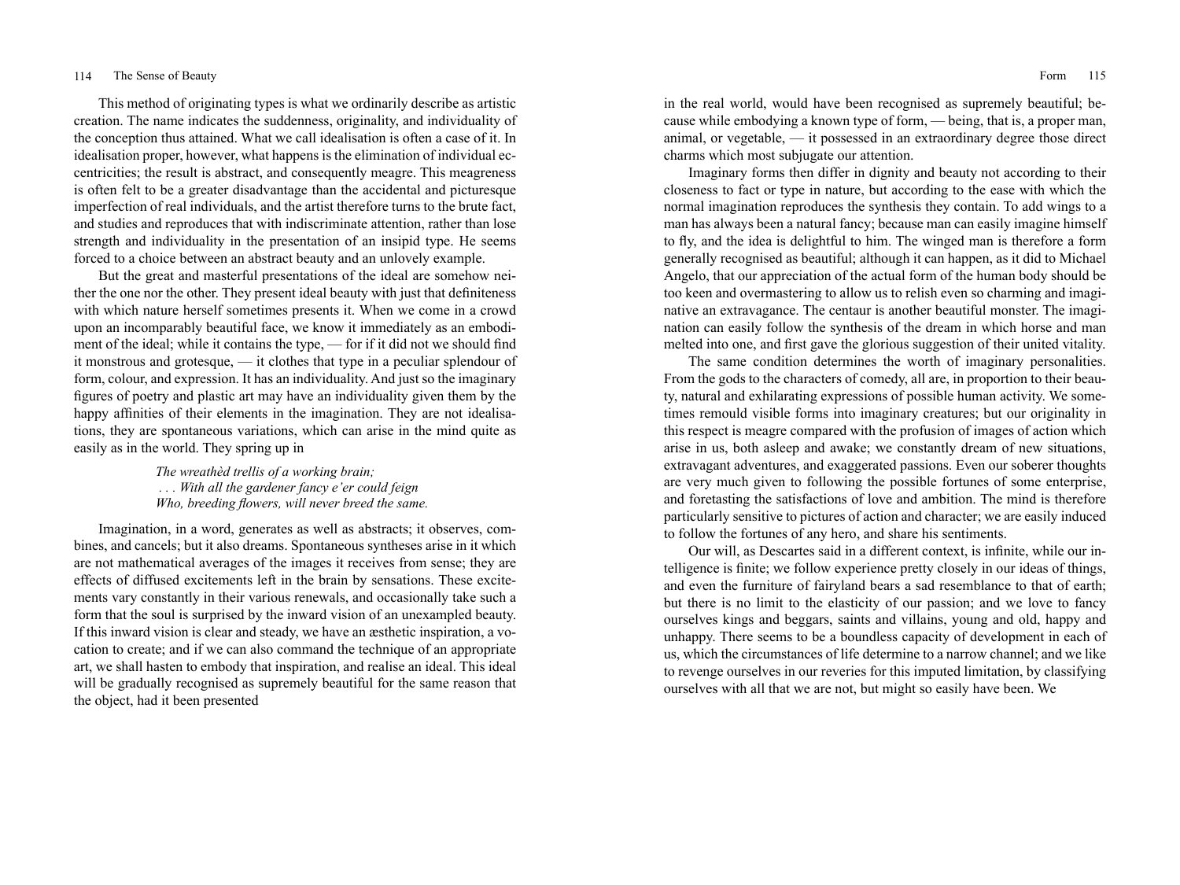This method of originating types is what we ordinarily describe as artistic creation. The name indicates the suddenness, originality, and individuality of the conception thus attained. What we call idealisation is often a case of it. In idealisation proper, however, what happens is the elimination of individual eccentricities; the result is abstract, and consequently meagre. This meagreness is often felt to be a greater disadvantage than the accidental and picturesque imperfection of real individuals, and the artist therefore turns to the brute fact, and studies and reproduces that with indiscriminate attention, rather than lose strength and individuality in the presentation of an insipid type. He seems forced to a choice between an abstract beauty and an unlovely example.

But the great and masterful presentations of the ideal are somehow neither the one nor the other. They present ideal beauty with just that definiteness with which nature herself sometimes presents it. When we come in a crowd upon an incomparably beautiful face, we know it immediately as an embodiment of the ideal; while it contains the type, — for if it did not we should find it monstrous and grotesque, — it clothes that type in a peculiar splendour of form, colour, and expression. It has an individuality. And just so the imaginary figures of poetry and plastic art may have an individuality given them by the happy affinities of their elements in the imagination. They are not idealisations, they are spontaneous variations, which can arise in the mind quite as easily as in the world. They spring up in

> *The wreathèd trellis of a working brain;*
> *. . . With all the gardener fancy e'er could feign*
> *Who, breeding flowers, will never breed the same.*

Imagination, in a word, generates as well as abstracts; it observes, combines, and cancels; but it also dreams. Spontaneous syntheses arise in it which are not mathematical averages of the images it receives from sense; they are effects of diffused excitements left in the brain by sensations. These excitements vary constantly in their various renewals, and occasionally take such a form that the soul is surprised by the inward vision of an unexampled beauty. If this inward vision is clear and steady, we have an æsthetic inspiration, a vocation to create; and if we can also command the technique of an appropriate art, we shall hasten to embody that inspiration, and realise an ideal. This ideal will be gradually recognised as supremely beautiful for the same reason that the object, had it been presented in the real world, would have been recognised as supremely beautiful; because while embodying a known type of form, — being, that is, a proper man, animal, or vegetable, — it possessed in an extraordinary degree those direct charms which most subjugate our attention.

Imaginary forms then differ in dignity and beauty not according to their closeness to fact or type in nature, but according to the ease with which the normal imagination reproduces the synthesis they contain. To add wings to a man has always been a natural fancy; because man can easily imagine himself to fly, and the idea is delightful to him. The winged man is therefore a form generally recognised as beautiful; although it can happen, as it did to Michael Angelo, that our appreciation of the actual form of the human body should be too keen and overmastering to allow us to relish even so charming and imaginative an extravagance. The centaur is another beautiful monster. The imagination can easily follow the synthesis of the dream in which horse and man melted into one, and first gave the glorious suggestion of their united vitality.

The same condition determines the worth of imaginary personalities. From the gods to the characters of comedy, all are, in proportion to their beauty, natural and exhilarating expressions of possible human activity. We sometimes remould visible forms into imaginary creatures; but our originality in this respect is meagre compared with the profusion of images of action which arise in us, both asleep and awake; we constantly dream of new situations, extravagant adventures, and exaggerated passions. Even our soberer thoughts are very much given to following the possible fortunes of some enterprise, and foretasting the satisfactions of love and ambition. The mind is therefore particularly sensitive to pictures of action and character; we are easily induced to follow the fortunes of any hero, and share his sentiments.

Our will, as Descartes said in a different context, is infinite, while our intelligence is finite; we follow experience pretty closely in our ideas of things, and even the furniture of fairyland bears a sad resemblance to that of earth; but there is no limit to the elasticity of our passion; and we love to fancy ourselves kings and beggars, saints and villains, young and old, happy and unhappy. There seems to be a boundless capacity of development in each of us, which the circumstances of life determine to a narrow channel; and we like to revenge ourselves in our reveries for this imputed limitation, by classifying ourselves with all that we are not, but might so easily have been. We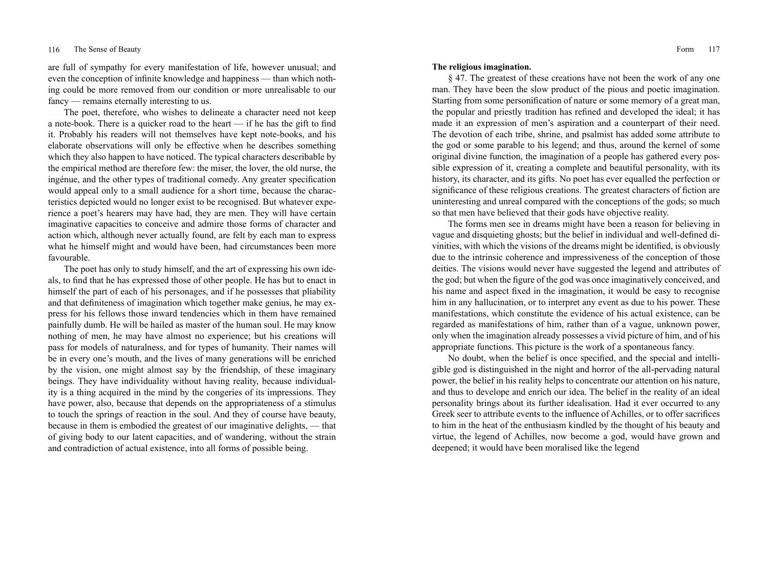are full of sympathy for every manifestation of life, however unusual; and even the conception of infinite knowledge and happiness — than which nothing could be more removed from our condition or more unrealisable to our fancy — remains eternally interesting to us.

The poet, therefore, who wishes to delineate a character need not keep a note-book. There is a quicker road to the heart — if he has the gift to find it. Probably his readers will not themselves have kept note-books, and his elaborate observations will only be effective when he describes something which they also happen to have noticed. The typical characters describable by the empirical method are therefore few: the miser, the lover, the old nurse, the ingénue, and the other types of traditional comedy. Any greater specification would appeal only to a small audience for a short time, because the characteristics depicted would no longer exist to be recognised. But whatever experience a poet's hearers may have had, they are men. They will have certain imaginative capacities to conceive and admire those forms of character and action which, although never actually found, are felt by each man to express what he himself might and would have been, had circumstances been more favourable.

The poet has only to study himself, and the art of expressing his own ideals, to find that he has expressed those of other people. He has but to enact in himself the part of each of his personages, and if he possesses that pliability and that definiteness of imagination which together make genius, he may express for his fellows those inward tendencies which in them have remained painfully dumb. He will be hailed as master of the human soul. He may know nothing of men, he may have almost no experience; but his creations will pass for models of naturalness, and for types of humanity. Their names will be in every one's mouth, and the lives of many generations will be enriched by the vision, one might almost say by the friendship, of these imaginary beings. They have individuality without having reality, because individuality is a thing acquired in the mind by the congeries of its impressions. They have power, also, because that depends on the appropriateness of a stimulus to touch the springs of reaction in the soul. And they of course have beauty, because in them is embodied the greatest of our imaginative delights, — that of giving body to our latent capacities, and of wandering, without the strain and contradiction of actual existence, into all forms of possible being.

**The religious imagination.**

§ 47. The greatest of these creations have not been the work of any one man. They have been the slow product of the pious and poetic imagination. Starting from some personification of nature or some memory of a great man, the popular and priestly tradition has refined and developed the ideal; it has made it an expression of men's aspiration and a counterpart of their need. The devotion of each tribe, shrine, and psalmist has added some attribute to the god or some parable to his legend; and thus, around the kernel of some original divine function, the imagination of a people has gathered every possible expression of it, creating a complete and beautiful personality, with its history, its character, and its gifts. No poet has ever equalled the perfection or significance of these religious creations. The greatest characters of fiction are uninteresting and unreal compared with the conceptions of the gods; so much so that men have believed that their gods have objective reality.

The forms men see in dreams might have been a reason for believing in vague and disquieting ghosts; but the belief in individual and well-defined divinities, with which the visions of the dreams might be identified, is obviously due to the intrinsic coherence and impressiveness of the conception of those deities. The visions would never have suggested the legend and attributes of the god; but when the figure of the god was once imaginatively conceived, and his name and aspect fixed in the imagination, it would be easy to recognise him in any hallucination, or to interpret any event as due to his power. These manifestations, which constitute the evidence of his actual existence, can be regarded as manifestations of him, rather than of a vague, unknown power, only when the imagination already possesses a vivid picture of him, and of his appropriate functions. This picture is the work of a spontaneous fancy.

No doubt, when the belief is once specified, and the special and intelligible god is distinguished in the night and horror of the all-pervading natural power, the belief in his reality helps to concentrate our attention on his nature, and thus to develope and enrich our idea. The belief in the reality of an ideal personality brings about its further idealisation. Had it ever occurred to any Greek seer to attribute events to the influence of Achilles, or to offer sacrifices to him in the heat of the enthusiasm kindled by the thought of his beauty and virtue, the legend of Achilles, now become a god, would have grown and deepened; it would have been moralised like the legend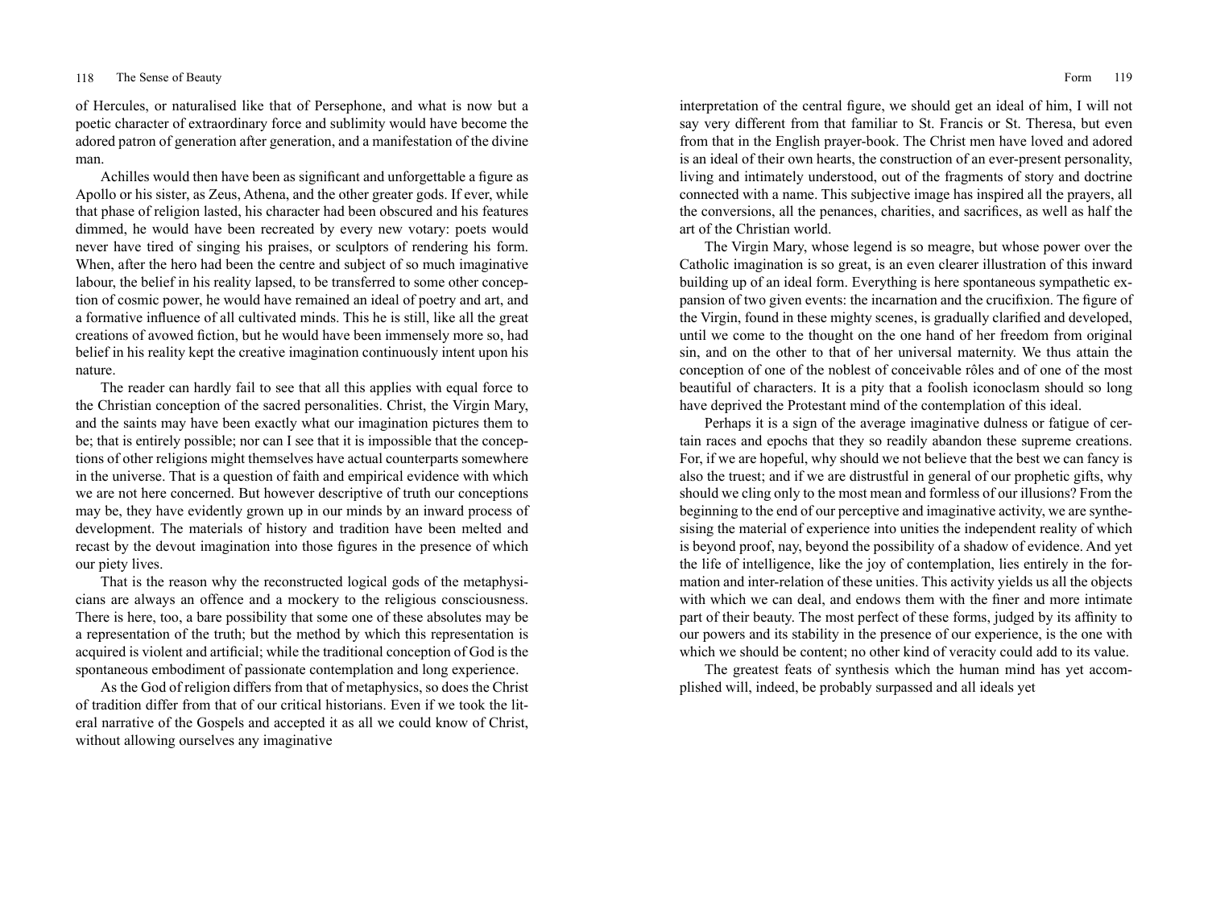of Hercules, or naturalised like that of Persephone, and what is now but a poetic character of extraordinary force and sublimity would have become the adored patron of generation after generation, and a manifestation of the divine man.

Achilles would then have been as significant and unforgettable a figure as Apollo or his sister, as Zeus, Athena, and the other greater gods. If ever, while that phase of religion lasted, his character had been obscured and his features dimmed, he would have been recreated by every new votary: poets would never have tired of singing his praises, or sculptors of rendering his form. When, after the hero had been the centre and subject of so much imaginative labour, the belief in his reality lapsed, to be transferred to some other conception of cosmic power, he would have remained an ideal of poetry and art, and a formative influence of all cultivated minds. This he is still, like all the great creations of avowed fiction, but he would have been immensely more so, had belief in his reality kept the creative imagination continuously intent upon his nature.

The reader can hardly fail to see that all this applies with equal force to the Christian conception of the sacred personalities. Christ, the Virgin Mary, and the saints may have been exactly what our imagination pictures them to be; that is entirely possible; nor can I see that it is impossible that the conceptions of other religions might themselves have actual counterparts somewhere in the universe. That is a question of faith and empirical evidence with which we are not here concerned. But however descriptive of truth our conceptions may be, they have evidently grown up in our minds by an inward process of development. The materials of history and tradition have been melted and recast by the devout imagination into those figures in the presence of which our piety lives.

That is the reason why the reconstructed logical gods of the metaphysicians are always an offence and a mockery to the religious consciousness. There is here, too, a bare possibility that some one of these absolutes may be a representation of the truth; but the method by which this representation is acquired is violent and artificial; while the traditional conception of God is the spontaneous embodiment of passionate contemplation and long experience.

As the God of religion differs from that of metaphysics, so does the Christ of tradition differ from that of our critical historians. Even if we took the literal narrative of the Gospels and accepted it as all we could know of Christ, without allowing ourselves any imaginative interpretation of the central figure, we should get an ideal of him, I will not say very different from that familiar to St. Francis or St. Theresa, but even from that in the English prayer-book. The Christ men have loved and adored is an ideal of their own hearts, the construction of an ever-present personality, living and intimately understood, out of the fragments of story and doctrine connected with a name. This subjective image has inspired all the prayers, all the conversions, all the penances, charities, and sacrifices, as well as half the art of the Christian world.

The Virgin Mary, whose legend is so meagre, but whose power over the Catholic imagination is so great, is an even clearer illustration of this inward building up of an ideal form. Everything is here spontaneous sympathetic expansion of two given events: the incarnation and the crucifixion. The figure of the Virgin, found in these mighty scenes, is gradually clarified and developed, until we come to the thought on the one hand of her freedom from original sin, and on the other to that of her universal maternity. We thus attain the conception of one of the noblest of conceivable rôles and of one of the most beautiful of characters. It is a pity that a foolish iconoclasm should so long have deprived the Protestant mind of the contemplation of this ideal.

Perhaps it is a sign of the average imaginative dulness or fatigue of certain races and epochs that they so readily abandon these supreme creations. For, if we are hopeful, why should we not believe that the best we can fancy is also the truest; and if we are distrustful in general of our prophetic gifts, why should we cling only to the most mean and formless of our illusions? From the beginning to the end of our perceptive and imaginative activity, we are synthesising the material of experience into unities the independent reality of which is beyond proof, nay, beyond the possibility of a shadow of evidence. And yet the life of intelligence, like the joy of contemplation, lies entirely in the formation and inter-relation of these unities. This activity yields us all the objects with which we can deal, and endows them with the finer and more intimate part of their beauty. The most perfect of these forms, judged by its affinity to our powers and its stability in the presence of our experience, is the one with which we should be content; no other kind of veracity could add to its value.

The greatest feats of synthesis which the human mind has yet accomplished will, indeed, be probably surpassed and all ideals yet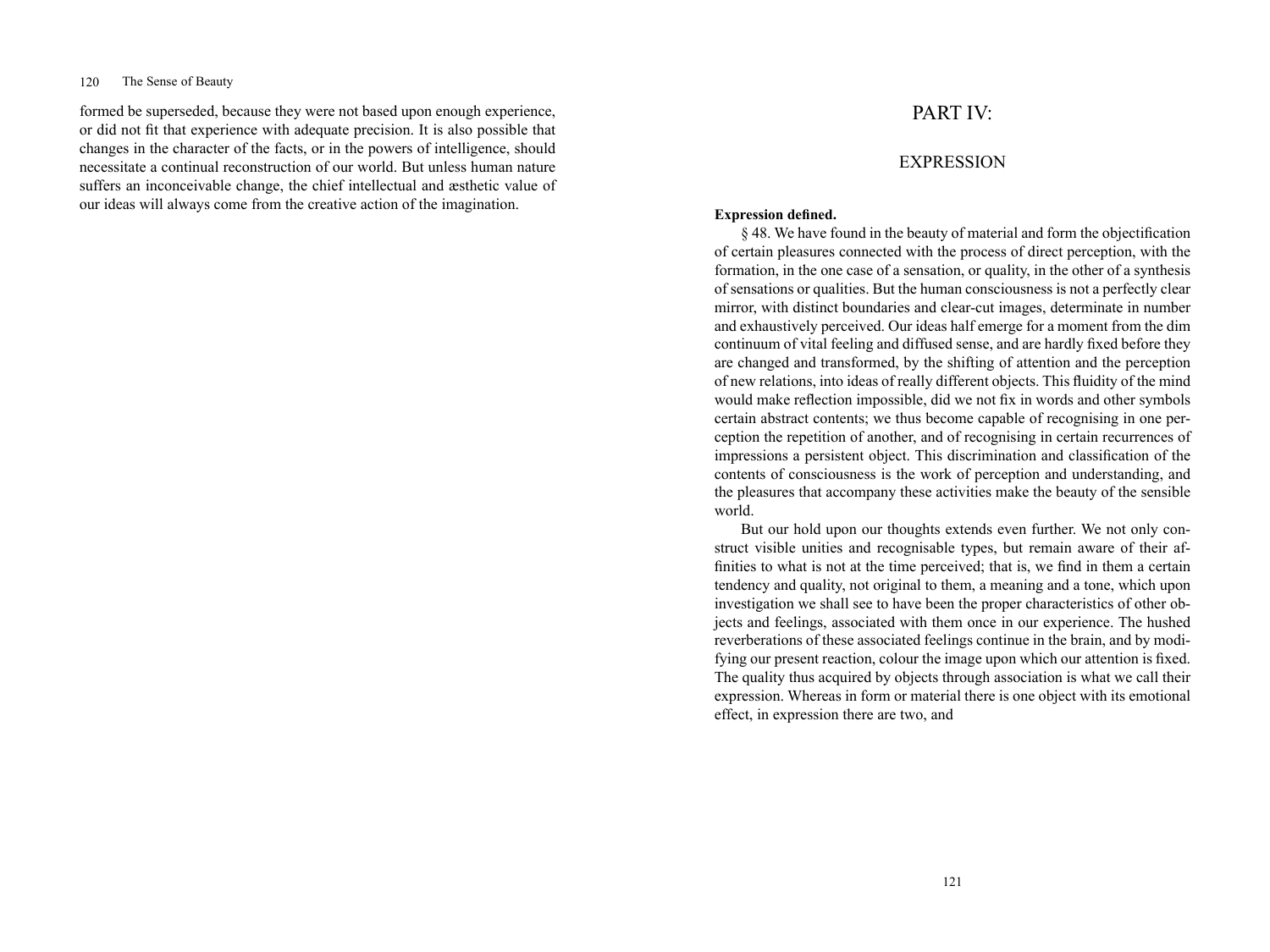formed be superseded, because they were not based upon enough experience, or did not fit that experience with adequate precision. It is also possible that changes in the character of the facts, or in the powers of intelligence, should necessitate a continual reconstruction of our world. But unless human nature suffers an inconceivable change, the chief intellectual and æsthetic value of our ideas will always come from the creative action of the imagination.

# PART IV:

## EXPRESSION

**Expression defined.**

§ 48. We have found in the beauty of material and form the objectification of certain pleasures connected with the process of direct perception, with the formation, in the one case of a sensation, or quality, in the other of a synthesis of sensations or qualities. But the human consciousness is not a perfectly clear mirror, with distinct boundaries and clear-cut images, determinate in number and exhaustively perceived. Our ideas half emerge for a moment from the dim continuum of vital feeling and diffused sense, and are hardly fixed before they are changed and transformed, by the shifting of attention and the perception of new relations, into ideas of really different objects. This fluidity of the mind would make reflection impossible, did we not fix in words and other symbols certain abstract contents; we thus become capable of recognising in one perception the repetition of another, and of recognising in certain recurrences of impressions a persistent object. This discrimination and classification of the contents of consciousness is the work of perception and understanding, and the pleasures that accompany these activities make the beauty of the sensible world.

But our hold upon our thoughts extends even further. We not only construct visible unities and recognisable types, but remain aware of their affinities to what is not at the time perceived; that is, we find in them a certain tendency and quality, not original to them, a meaning and a tone, which upon investigation we shall see to have been the proper characteristics of other objects and feelings, associated with them once in our experience. The hushed reverberations of these associated feelings continue in the brain, and by modifying our present reaction, colour the image upon which our attention is fixed. The quality thus acquired by objects through association is what we call their expression. Whereas in form or material there is one object with its emotional effect, in expression there are two, and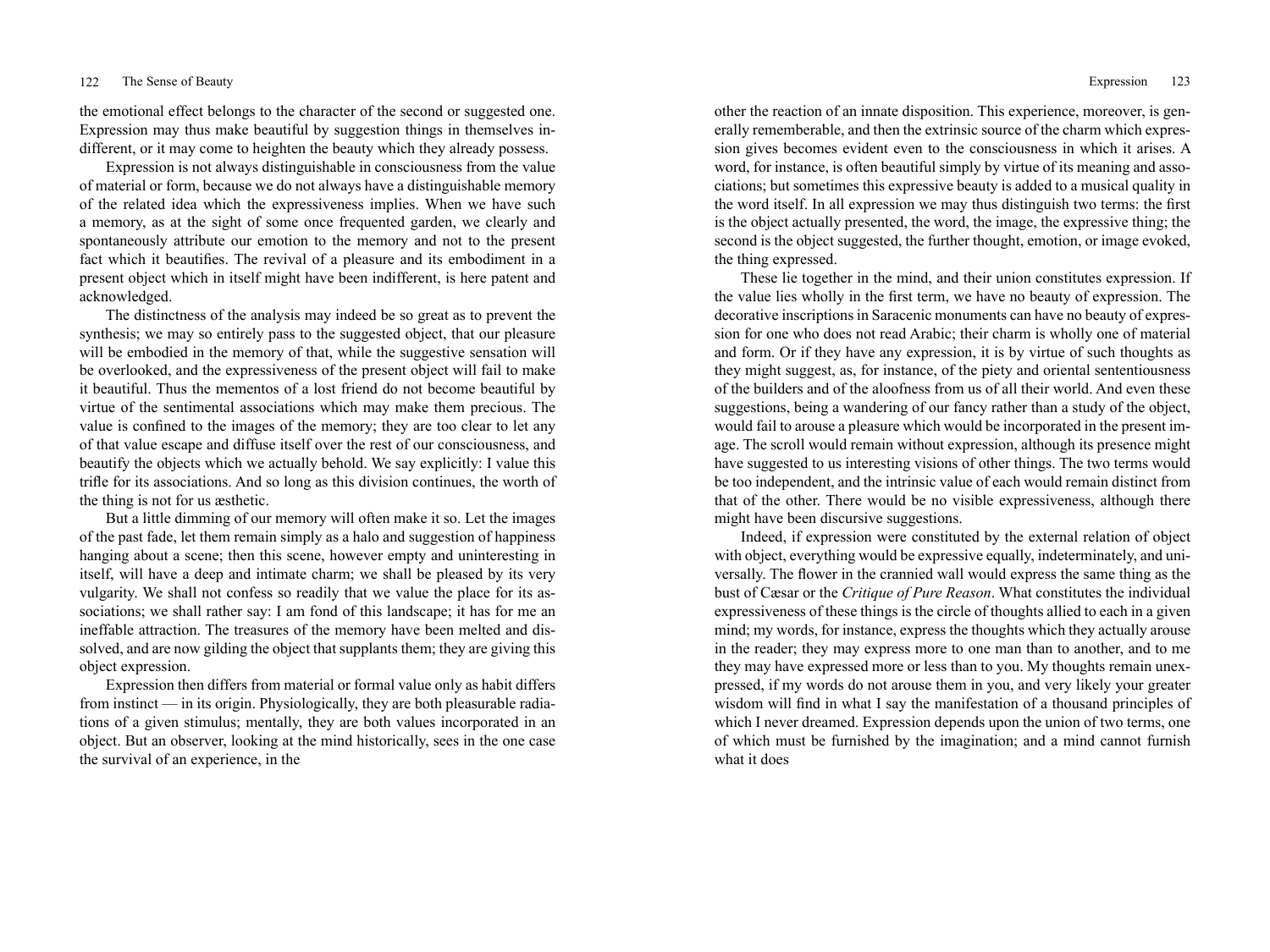the emotional effect belongs to the character of the second or suggested one. Expression may thus make beautiful by suggestion things in themselves indifferent, or it may come to heighten the beauty which they already possess.

Expression is not always distinguishable in consciousness from the value of material or form, because we do not always have a distinguishable memory of the related idea which the expressiveness implies. When we have such a memory, as at the sight of some once frequented garden, we clearly and spontaneously attribute our emotion to the memory and not to the present fact which it beautifies. The revival of a pleasure and its embodiment in a present object which in itself might have been indifferent, is here patent and acknowledged.

The distinctness of the analysis may indeed be so great as to prevent the synthesis; we may so entirely pass to the suggested object, that our pleasure will be embodied in the memory of that, while the suggestive sensation will be overlooked, and the expressiveness of the present object will fail to make it beautiful. Thus the mementos of a lost friend do not become beautiful by virtue of the sentimental associations which may make them precious. The value is confined to the images of the memory; they are too clear to let any of that value escape and diffuse itself over the rest of our consciousness, and beautify the objects which we actually behold. We say explicitly: I value this trifle for its associations. And so long as this division continues, the worth of the thing is not for us æsthetic.

But a little dimming of our memory will often make it so. Let the images of the past fade, let them remain simply as a halo and suggestion of happiness hanging about a scene; then this scene, however empty and uninteresting in itself, will have a deep and intimate charm; we shall be pleased by its very vulgarity. We shall not confess so readily that we value the place for its associations; we shall rather say: I am fond of this landscape; it has for me an ineffable attraction. The treasures of the memory have been melted and dissolved, and are now gilding the object that supplants them; they are giving this object expression.

Expression then differs from material or formal value only as habit differs from instinct — in its origin. Physiologically, they are both pleasurable radiations of a given stimulus; mentally, they are both values incorporated in an object. But an observer, looking at the mind historically, sees in the one case the survival of an experience, in the other the reaction of an innate disposition. This experience, moreover, is generally rememberable, and then the extrinsic source of the charm which expression gives becomes evident even to the consciousness in which it arises. A word, for instance, is often beautiful simply by virtue of its meaning and associations; but sometimes this expressive beauty is added to a musical quality in the word itself. In all expression we may thus distinguish two terms: the first is the object actually presented, the word, the image, the expressive thing; the second is the object suggested, the further thought, emotion, or image evoked, the thing expressed.

These lie together in the mind, and their union constitutes expression. If the value lies wholly in the first term, we have no beauty of expression. The decorative inscriptions in Saracenic monuments can have no beauty of expression for one who does not read Arabic; their charm is wholly one of material and form. Or if they have any expression, it is by virtue of such thoughts as they might suggest, as, for instance, of the piety and oriental sententiousness of the builders and of the aloofness from us of all their world. And even these suggestions, being a wandering of our fancy rather than a study of the object, would fail to arouse a pleasure which would be incorporated in the present image. The scroll would remain without expression, although its presence might have suggested to us interesting visions of other things. The two terms would be too independent, and the intrinsic value of each would remain distinct from that of the other. There would be no visible expressiveness, although there might have been discursive suggestions.

Indeed, if expression were constituted by the external relation of object with object, everything would be expressive equally, indeterminately, and universally. The flower in the crannied wall would express the same thing as the bust of Cæsar or the *Critique of Pure Reason*. What constitutes the individual expressiveness of these things is the circle of thoughts allied to each in a given mind; my words, for instance, express the thoughts which they actually arouse in the reader; they may express more to one man than to another, and to me they may have expressed more or less than to you. My thoughts remain unexpressed, if my words do not arouse them in you, and very likely your greater wisdom will find in what I say the manifestation of a thousand principles of which I never dreamed. Expression depends upon the union of two terms, one of which must be furnished by the imagination; and a mind cannot furnish what it does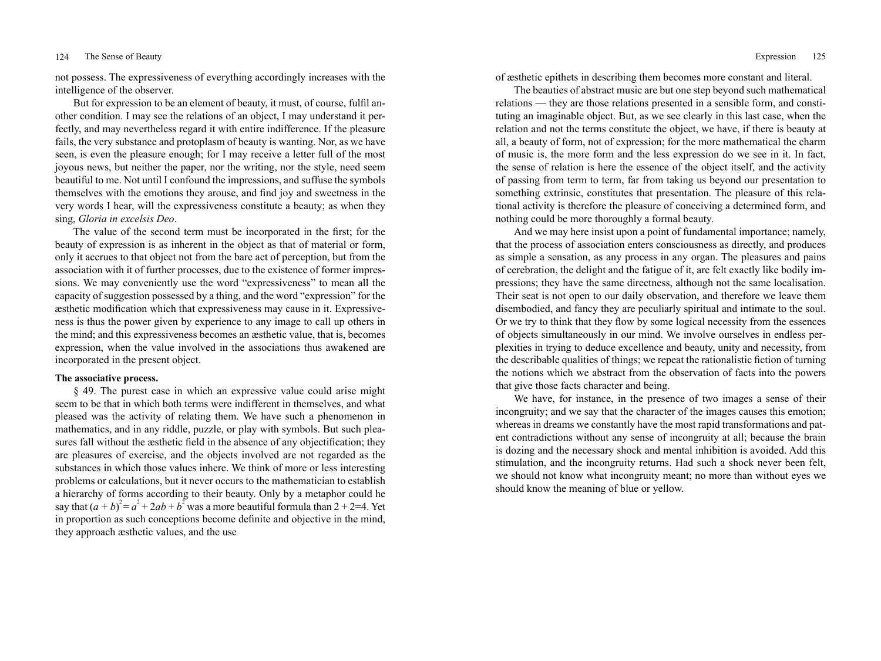not possess. The expressiveness of everything accordingly increases with the intelligence of the observer.

But for expression to be an element of beauty, it must, of course, fulfil another condition. I may see the relations of an object, I may understand it perfectly, and may nevertheless regard it with entire indifference. If the pleasure fails, the very substance and protoplasm of beauty is wanting. Nor, as we have seen, is even the pleasure enough; for I may receive a letter full of the most joyous news, but neither the paper, nor the writing, nor the style, need seem beautiful to me. Not until I confound the impressions, and suffuse the symbols themselves with the emotions they arouse, and find joy and sweetness in the very words I hear, will the expressiveness constitute a beauty; as when they sing, *Gloria in excelsis Deo*.

The value of the second term must be incorporated in the first; for the beauty of expression is as inherent in the object as that of material or form, only it accrues to that object not from the bare act of perception, but from the association with it of further processes, due to the existence of former impressions. We may conveniently use the word "expressiveness" to mean all the capacity of suggestion possessed by a thing, and the word "expression" for the æsthetic modification which that expressiveness may cause in it. Expressiveness is thus the power given by experience to any image to call up others in the mind; and this expressiveness becomes an æsthetic value, that is, becomes expression, when the value involved in the associations thus awakened are incorporated in the present object.

**The associative process.**

§ 49. The purest case in which an expressive value could arise might seem to be that in which both terms were indifferent in themselves, and what pleased was the activity of relating them. We have such a phenomenon in mathematics, and in any riddle, puzzle, or play with symbols. But such pleasures fall without the æsthetic field in the absence of any objectification; they are pleasures of exercise, and the objects involved are not regarded as the substances in which those values inhere. We think of more or less interesting problems or calculations, but it never occurs to the mathematician to establish a hierarchy of forms according to their beauty. Only by a metaphor could he say that $(a + b)^2 = a^2 + 2ab + b^2$ was a more beautiful formula than $2 + 2 = 4$. Yet in proportion as such conceptions become definite and objective in the mind, they approach æsthetic values, and the use of æsthetic epithets in describing them becomes more constant and literal.

The beauties of abstract music are but one step beyond such mathematical relations — they are those relations presented in a sensible form, and constituting an imaginable object. But, as we see clearly in this last case, when the relation and not the terms constitute the object, we have, if there is beauty at all, a beauty of form, not of expression; for the more mathematical the charm of music is, the more form and the less expression do we see in it. In fact, the sense of relation is here the essence of the object itself, and the activity of passing from term to term, far from taking us beyond our presentation to something extrinsic, constitutes that presentation. The pleasure of this relational activity is therefore the pleasure of conceiving a determined form, and nothing could be more thoroughly a formal beauty.

And we may here insist upon a point of fundamental importance; namely, that the process of association enters consciousness as directly, and produces as simple a sensation, as any process in any organ. The pleasures and pains of cerebration, the delight and the fatigue of it, are felt exactly like bodily impressions; they have the same directness, although not the same localisation. Their seat is not open to our daily observation, and therefore we leave them disembodied, and fancy they are peculiarly spiritual and intimate to the soul. Or we try to think that they flow by some logical necessity from the essences of objects simultaneously in our mind. We involve ourselves in endless perplexities in trying to deduce excellence and beauty, unity and necessity, from the describable qualities of things; we repeat the rationalistic fiction of turning the notions which we abstract from the observation of facts into the powers that give those facts character and being.

We have, for instance, in the presence of two images a sense of their incongruity; and we say that the character of the images causes this emotion; whereas in dreams we constantly have the most rapid transformations and patent contradictions without any sense of incongruity at all; because the brain is dozing and the necessary shock and mental inhibition is avoided. Add this stimulation, and the incongruity returns. Had such a shock never been felt, we should not know what incongruity meant; no more than without eyes we should know the meaning of blue or yellow.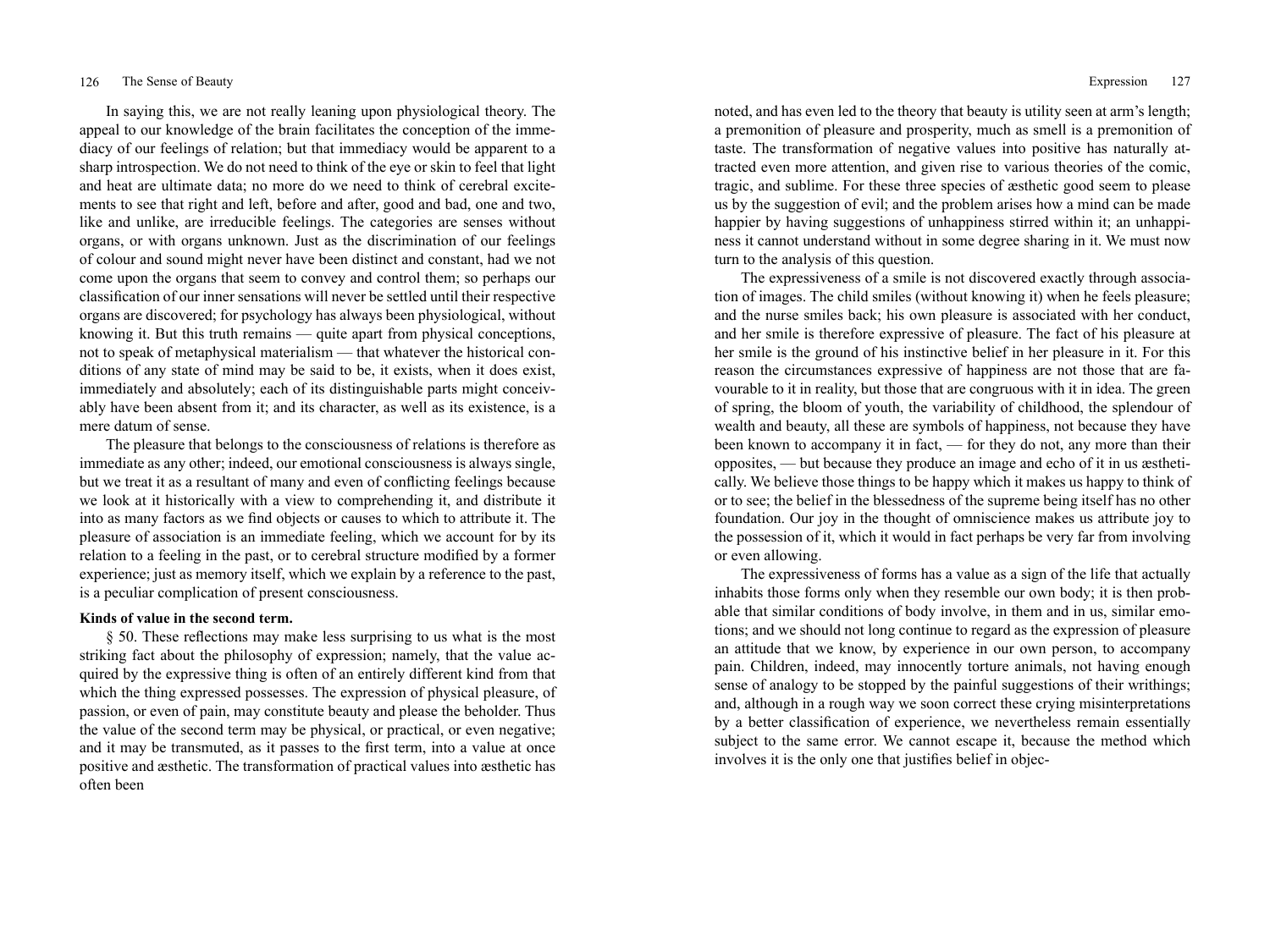In saying this, we are not really leaning upon physiological theory. The appeal to our knowledge of the brain facilitates the conception of the immediacy of our feelings of relation; but that immediacy would be apparent to a sharp introspection. We do not need to think of the eye or skin to feel that light and heat are ultimate data; no more do we need to think of cerebral excitements to see that right and left, before and after, good and bad, one and two, like and unlike, are irreducible feelings. The categories are senses without organs, or with organs unknown. Just as the discrimination of our feelings of colour and sound might never have been distinct and constant, had we not come upon the organs that seem to convey and control them; so perhaps our classification of our inner sensations will never be settled until their respective organs are discovered; for psychology has always been physiological, without knowing it. But this truth remains — quite apart from physical conceptions, not to speak of metaphysical materialism — that whatever the historical conditions of any state of mind may be said to be, it exists, when it does exist, immediately and absolutely; each of its distinguishable parts might conceivably have been absent from it; and its character, as well as its existence, is a mere datum of sense.

The pleasure that belongs to the consciousness of relations is therefore as immediate as any other; indeed, our emotional consciousness is always single, but we treat it as a resultant of many and even of conflicting feelings because we look at it historically with a view to comprehending it, and distribute it into as many factors as we find objects or causes to which to attribute it. The pleasure of association is an immediate feeling, which we account for by its relation to a feeling in the past, or to cerebral structure modified by a former experience; just as memory itself, which we explain by a reference to the past, is a peculiar complication of present consciousness.

**Kinds of value in the second term.**

§ 50. These reflections may make less surprising to us what is the most striking fact about the philosophy of expression; namely, that the value acquired by the expressive thing is often of an entirely different kind from that which the thing expressed possesses. The expression of physical pleasure, of passion, or even of pain, may constitute beauty and please the beholder. Thus the value of the second term may be physical, or practical, or even negative; and it may be transmuted, as it passes to the first term, into a value at once positive and æsthetic. The transformation of practical values into æsthetic has often been noted, and has even led to the theory that beauty is utility seen at arm's length; a premonition of pleasure and prosperity, much as smell is a premonition of taste. The transformation of negative values into positive has naturally attracted even more attention, and given rise to various theories of the comic, tragic, and sublime. For these three species of æsthetic good seem to please us by the suggestion of evil; and the problem arises how a mind can be made happier by having suggestions of unhappiness stirred within it; an unhappiness it cannot understand without in some degree sharing in it. We must now turn to the analysis of this question.

The expressiveness of a smile is not discovered exactly through association of images. The child smiles (without knowing it) when he feels pleasure; and the nurse smiles back; his own pleasure is associated with her conduct, and her smile is therefore expressive of pleasure. The fact of his pleasure at her smile is the ground of his instinctive belief in her pleasure in it. For this reason the circumstances expressive of happiness are not those that are favourable to it in reality, but those that are congruous with it in idea. The green of spring, the bloom of youth, the variability of childhood, the splendour of wealth and beauty, all these are symbols of happiness, not because they have been known to accompany it in fact, — for they do not, any more than their opposites, — but because they produce an image and echo of it in us æsthetically. We believe those things to be happy which it makes us happy to think of or to see; the belief in the blessedness of the supreme being itself has no other foundation. Our joy in the thought of omniscience makes us attribute joy to the possession of it, which it would in fact perhaps be very far from involving or even allowing.

The expressiveness of forms has a value as a sign of the life that actually inhabits those forms only when they resemble our own body; it is then probable that similar conditions of body involve, in them and in us, similar emotions; and we should not long continue to regard as the expression of pleasure an attitude that we know, by experience in our own person, to accompany pain. Children, indeed, may innocently torture animals, not having enough sense of analogy to be stopped by the painful suggestions of their writhings; and, although in a rough way we soon correct these crying misinterpretations by a better classification of experience, we nevertheless remain essentially subject to the same error. We cannot escape it, because the method which involves it is the only one that justifies belief in objec-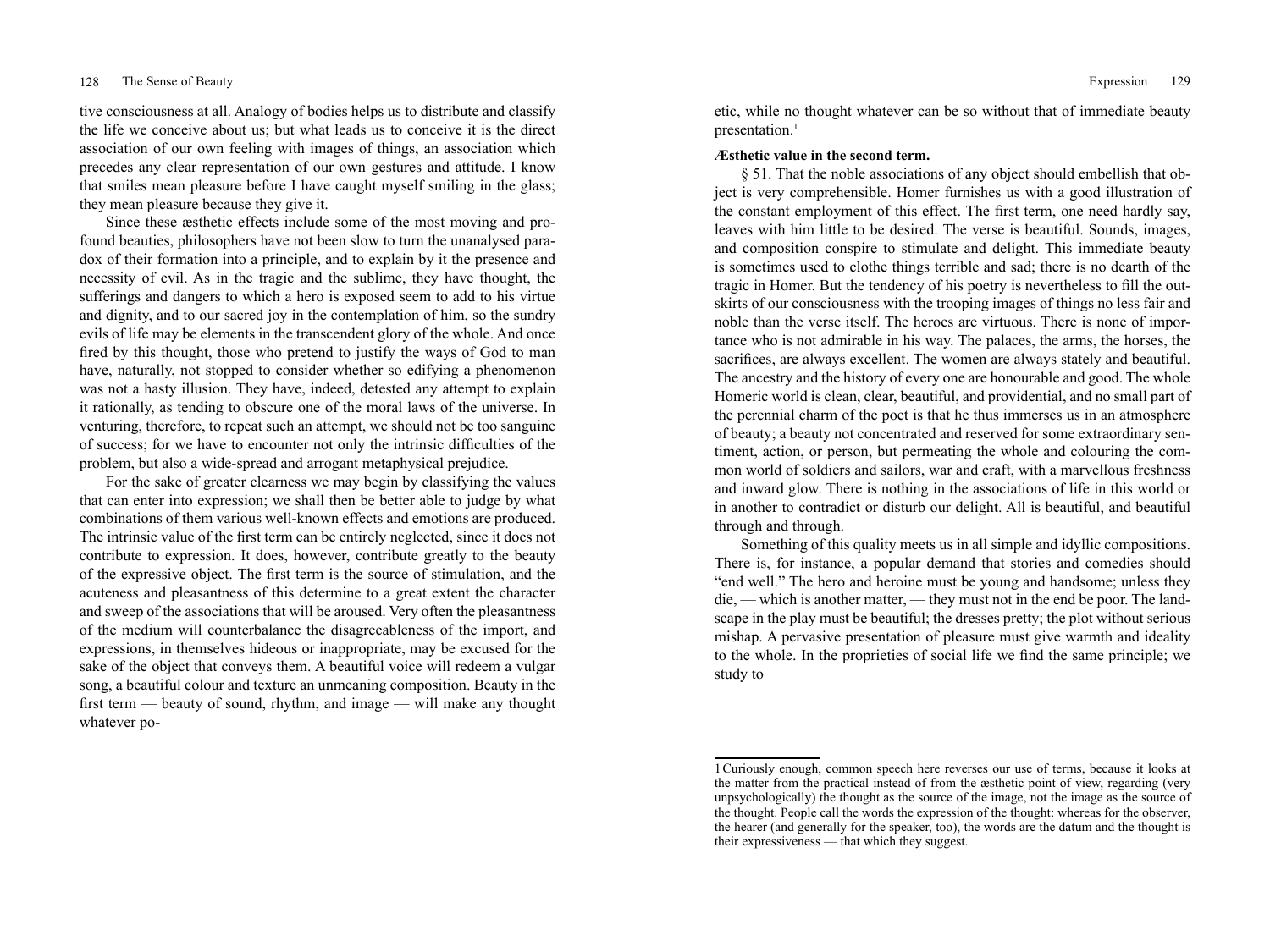tive consciousness at all. Analogy of bodies helps us to distribute and classify the life we conceive about us; but what leads us to conceive it is the direct association of our own feeling with images of things, an association which precedes any clear representation of our own gestures and attitude. I know that smiles mean pleasure before I have caught myself smiling in the glass; they mean pleasure because they give it.

Since these æsthetic effects include some of the most moving and profound beauties, philosophers have not been slow to turn the unanalysed paradox of their formation into a principle, and to explain by it the presence and necessity of evil. As in the tragic and the sublime, they have thought, the sufferings and dangers to which a hero is exposed seem to add to his virtue and dignity, and to our sacred joy in the contemplation of him, so the sundry evils of life may be elements in the transcendent glory of the whole. And once fired by this thought, those who pretend to justify the ways of God to man have, naturally, not stopped to consider whether so edifying a phenomenon was not a hasty illusion. They have, indeed, detested any attempt to explain it rationally, as tending to obscure one of the moral laws of the universe. In venturing, therefore, to repeat such an attempt, we should not be too sanguine of success; for we have to encounter not only the intrinsic difficulties of the problem, but also a wide-spread and arrogant metaphysical prejudice.

For the sake of greater clearness we may begin by classifying the values that can enter into expression; we shall then be better able to judge by what combinations of them various well-known effects and emotions are produced. The intrinsic value of the first term can be entirely neglected, since it does not contribute to expression. It does, however, contribute greatly to the beauty of the expressive object. The first term is the source of stimulation, and the acuteness and pleasantness of this determine to a great extent the character and sweep of the associations that will be aroused. Very often the pleasantness of the medium will counterbalance the disagreeableness of the import, and expressions, in themselves hideous or inappropriate, may be excused for the sake of the object that conveys them. A beautiful voice will redeem a vulgar song, a beautiful colour and texture an unmeaning composition. Beauty in the first term — beauty of sound, rhythm, and image — will make any thought whatever poetic, while no thought whatever can be so without that of immediate beauty presentation.[1]

**Æsthetic value in the second term.**

§ 51. That the noble associations of any object should embellish that object is very comprehensible. Homer furnishes us with a good illustration of the constant employment of this effect. The first term, one need hardly say, leaves with him little to be desired. The verse is beautiful. Sounds, images, and composition conspire to stimulate and delight. This immediate beauty is sometimes used to clothe things terrible and sad; there is no dearth of the tragic in Homer. But the tendency of his poetry is nevertheless to fill the outskirts of our consciousness with the trooping images of things no less fair and noble than the verse itself. The heroes are virtuous. There is none of importance who is not admirable in his way. The palaces, the arms, the horses, the sacrifices, are always excellent. The women are always stately and beautiful. The ancestry and the history of every one are honourable and good. The whole Homeric world is clean, clear, beautiful, and providential, and no small part of the perennial charm of the poet is that he thus immerses us in an atmosphere of beauty; a beauty not concentrated and reserved for some extraordinary sentiment, action, or person, but permeating the whole and colouring the common world of soldiers and sailors, war and craft, with a marvellous freshness and inward glow. There is nothing in the associations of life in this world or in another to contradict or disturb our delight. All is beautiful, and beautiful through and through.

Something of this quality meets us in all simple and idyllic compositions. There is, for instance, a popular demand that stories and comedies should "end well." The hero and heroine must be young and handsome; unless they die, — which is another matter, — they must not in the end be poor. The landscape in the play must be beautiful; the dresses pretty; the plot without serious mishap. A pervasive presentation of pleasure must give warmth and ideality to the whole. In the proprieties of social life we find the same principle; we study to

[1] Curiously enough, common speech here reverses our use of terms, because it looks at the matter from the practical instead of from the æsthetic point of view, regarding (very unpsychologically) the thought as the source of the image, not the image as the source of the thought. People call the words the expression of the thought: whereas for the observer, the hearer (and generally for the speaker, too), the words are the datum and the thought is their expressiveness — that which they suggest.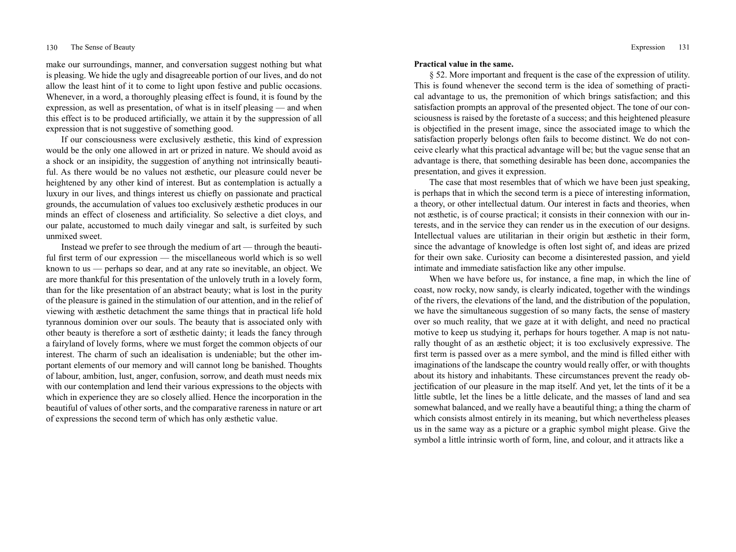make our surroundings, manner, and conversation suggest nothing but what is pleasing. We hide the ugly and disagreeable portion of our lives, and do not allow the least hint of it to come to light upon festive and public occasions. Whenever, in a word, a thoroughly pleasing effect is found, it is found by the expression, as well as presentation, of what is in itself pleasing — and when this effect is to be produced artificially, we attain it by the suppression of all expression that is not suggestive of something good.

If our consciousness were exclusively æsthetic, this kind of expression would be the only one allowed in art or prized in nature. We should avoid as a shock or an insipidity, the suggestion of anything not intrinsically beautiful. As there would be no values not æsthetic, our pleasure could never be heightened by any other kind of interest. But as contemplation is actually a luxury in our lives, and things interest us chiefly on passionate and practical grounds, the accumulation of values too exclusively æsthetic produces in our minds an effect of closeness and artificiality. So selective a diet cloys, and our palate, accustomed to much daily vinegar and salt, is surfeited by such unmixed sweet.

Instead we prefer to see through the medium of art — through the beautiful first term of our expression — the miscellaneous world which is so well known to us — perhaps so dear, and at any rate so inevitable, an object. We are more thankful for this presentation of the unlovely truth in a lovely form, than for the like presentation of an abstract beauty; what is lost in the purity of the pleasure is gained in the stimulation of our attention, and in the relief of viewing with æsthetic detachment the same things that in practical life hold tyrannous dominion over our souls. The beauty that is associated only with other beauty is therefore a sort of æsthetic dainty; it leads the fancy through a fairyland of lovely forms, where we must forget the common objects of our interest. The charm of such an idealisation is undeniable; but the other important elements of our memory and will cannot long be banished. Thoughts of labour, ambition, lust, anger, confusion, sorrow, and death must needs mix with our contemplation and lend their various expressions to the objects with which in experience they are so closely allied. Hence the incorporation in the beautiful of values of other sorts, and the comparative rareness in nature or art of expressions the second term of which has only æsthetic value.

**Practical value in the same.**

§ 52. More important and frequent is the case of the expression of utility. This is found whenever the second term is the idea of something of practical advantage to us, the premonition of which brings satisfaction; and this satisfaction prompts an approval of the presented object. The tone of our consciousness is raised by the foretaste of a success; and this heightened pleasure is objectified in the present image, since the associated image to which the satisfaction properly belongs often fails to become distinct. We do not conceive clearly what this practical advantage will be; but the vague sense that an advantage is there, that something desirable has been done, accompanies the presentation, and gives it expression.

The case that most resembles that of which we have been just speaking, is perhaps that in which the second term is a piece of interesting information, a theory, or other intellectual datum. Our interest in facts and theories, when not æsthetic, is of course practical; it consists in their connexion with our interests, and in the service they can render us in the execution of our designs. Intellectual values are utilitarian in their origin but æsthetic in their form, since the advantage of knowledge is often lost sight of, and ideas are prized for their own sake. Curiosity can become a disinterested passion, and yield intimate and immediate satisfaction like any other impulse.

When we have before us, for instance, a fine map, in which the line of coast, now rocky, now sandy, is clearly indicated, together with the windings of the rivers, the elevations of the land, and the distribution of the population, we have the simultaneous suggestion of so many facts, the sense of mastery over so much reality, that we gaze at it with delight, and need no practical motive to keep us studying it, perhaps for hours together. A map is not naturally thought of as an æsthetic object; it is too exclusively expressive. The first term is passed over as a mere symbol, and the mind is filled either with imaginations of the landscape the country would really offer, or with thoughts about its history and inhabitants. These circumstances prevent the ready objectification of our pleasure in the map itself. And yet, let the tints of it be a little subtle, let the lines be a little delicate, and the masses of land and sea somewhat balanced, and we really have a beautiful thing; a thing the charm of which consists almost entirely in its meaning, but which nevertheless pleases us in the same way as a picture or a graphic symbol might please. Give the symbol a little intrinsic worth of form, line, and colour, and it attracts like a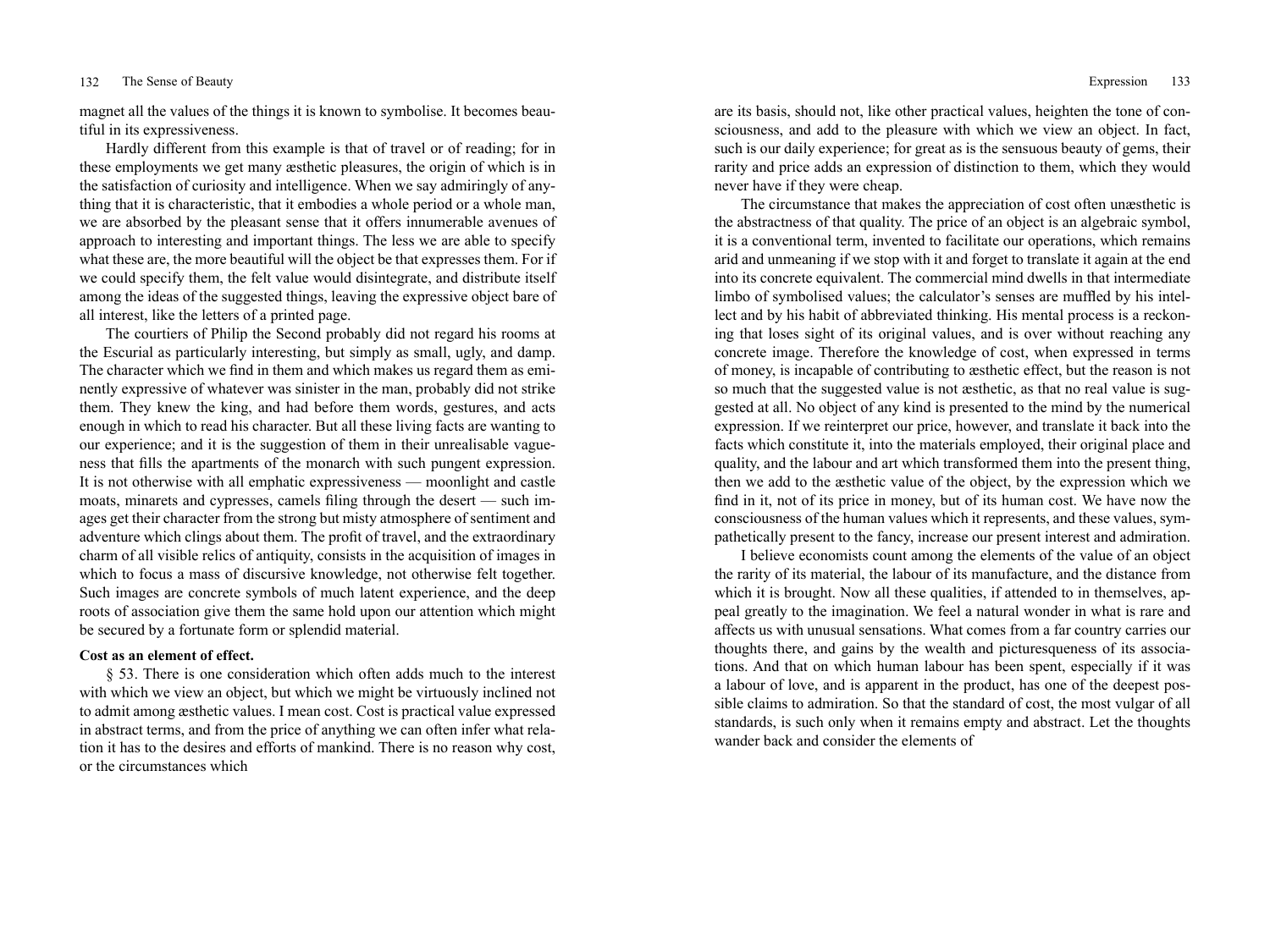magnet all the values of the things it is known to symbolise. It becomes beautiful in its expressiveness.

Hardly different from this example is that of travel or of reading; for in these employments we get many æsthetic pleasures, the origin of which is in the satisfaction of curiosity and intelligence. When we say admiringly of anything that it is characteristic, that it embodies a whole period or a whole man, we are absorbed by the pleasant sense that it offers innumerable avenues of approach to interesting and important things. The less we are able to specify what these are, the more beautiful will the object be that expresses them. For if we could specify them, the felt value would disintegrate, and distribute itself among the ideas of the suggested things, leaving the expressive object bare of all interest, like the letters of a printed page.

The courtiers of Philip the Second probably did not regard his rooms at the Escurial as particularly interesting, but simply as small, ugly, and damp. The character which we find in them and which makes us regard them as eminently expressive of whatever was sinister in the man, probably did not strike them. They knew the king, and had before them words, gestures, and acts enough in which to read his character. But all these living facts are wanting to our experience; and it is the suggestion of them in their unrealisable vagueness that fills the apartments of the monarch with such pungent expression. It is not otherwise with all emphatic expressiveness — moonlight and castle moats, minarets and cypresses, camels filing through the desert — such images get their character from the strong but misty atmosphere of sentiment and adventure which clings about them. The profit of travel, and the extraordinary charm of all visible relics of antiquity, consists in the acquisition of images in which to focus a mass of discursive knowledge, not otherwise felt together. Such images are concrete symbols of much latent experience, and the deep roots of association give them the same hold upon our attention which might be secured by a fortunate form or splendid material.

**Cost as an element of effect.**

§ 53. There is one consideration which often adds much to the interest with which we view an object, but which we might be virtuously inclined not to admit among æsthetic values. I mean cost. Cost is practical value expressed in abstract terms, and from the price of anything we can often infer what relation it has to the desires and efforts of mankind. There is no reason why cost, or the circumstances which are its basis, should not, like other practical values, heighten the tone of consciousness, and add to the pleasure with which we view an object. In fact, such is our daily experience; for great as is the sensuous beauty of gems, their rarity and price adds an expression of distinction to them, which they would never have if they were cheap.

The circumstance that makes the appreciation of cost often unæsthetic is the abstractness of that quality. The price of an object is an algebraic symbol, it is a conventional term, invented to facilitate our operations, which remains arid and unmeaning if we stop with it and forget to translate it again at the end into its concrete equivalent. The commercial mind dwells in that intermediate limbo of symbolised values; the calculator's senses are muffled by his intellect and by his habit of abbreviated thinking. His mental process is a reckoning that loses sight of its original values, and is over without reaching any concrete image. Therefore the knowledge of cost, when expressed in terms of money, is incapable of contributing to æsthetic effect, but the reason is not so much that the suggested value is not æsthetic, as that no real value is suggested at all. No object of any kind is presented to the mind by the numerical expression. If we reinterpret our price, however, and translate it back into the facts which constitute it, into the materials employed, their original place and quality, and the labour and art which transformed them into the present thing, then we add to the æsthetic value of the object, by the expression which we find in it, not of its price in money, but of its human cost. We have now the consciousness of the human values which it represents, and these values, sympathetically present to the fancy, increase our present interest and admiration.

I believe economists count among the elements of the value of an object the rarity of its material, the labour of its manufacture, and the distance from which it is brought. Now all these qualities, if attended to in themselves, appeal greatly to the imagination. We feel a natural wonder in what is rare and affects us with unusual sensations. What comes from a far country carries our thoughts there, and gains by the wealth and picturesqueness of its associations. And that on which human labour has been spent, especially if it was a labour of love, and is apparent in the product, has one of the deepest possible claims to admiration. So that the standard of cost, the most vulgar of all standards, is such only when it remains empty and abstract. Let the thoughts wander back and consider the elements of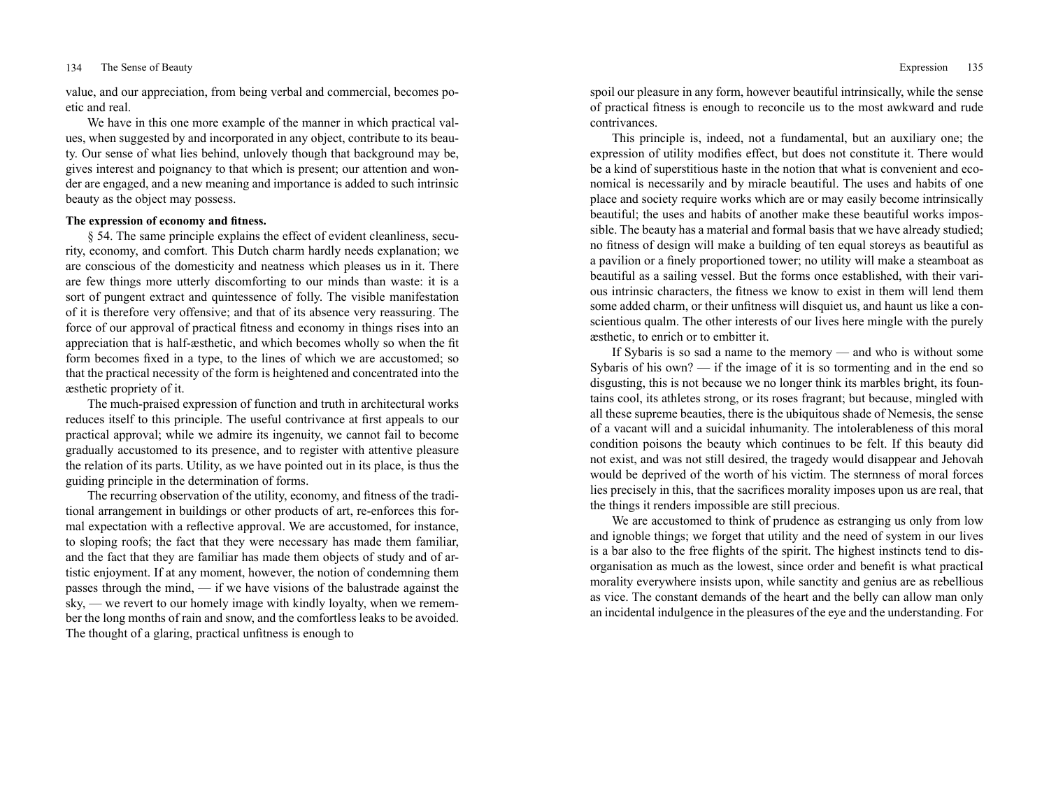value, and our appreciation, from being verbal and commercial, becomes poetic and real.

We have in this one more example of the manner in which practical values, when suggested by and incorporated in any object, contribute to its beauty. Our sense of what lies behind, unlovely though that background may be, gives interest and poignancy to that which is present; our attention and wonder are engaged, and a new meaning and importance is added to such intrinsic beauty as the object may possess.

**The expression of economy and fitness.**

§ 54. The same principle explains the effect of evident cleanliness, security, economy, and comfort. This Dutch charm hardly needs explanation; we are conscious of the domesticity and neatness which pleases us in it. There are few things more utterly discomforting to our minds than waste: it is a sort of pungent extract and quintessence of folly. The visible manifestation of it is therefore very offensive; and that of its absence very reassuring. The force of our approval of practical fitness and economy in things rises into an appreciation that is half-æsthetic, and which becomes wholly so when the fit form becomes fixed in a type, to the lines of which we are accustomed; so that the practical necessity of the form is heightened and concentrated into the æsthetic propriety of it.

The much-praised expression of function and truth in architectural works reduces itself to this principle. The useful contrivance at first appeals to our practical approval; while we admire its ingenuity, we cannot fail to become gradually accustomed to its presence, and to register with attentive pleasure the relation of its parts. Utility, as we have pointed out in its place, is thus the guiding principle in the determination of forms.

The recurring observation of the utility, economy, and fitness of the traditional arrangement in buildings or other products of art, re-enforces this formal expectation with a reflective approval. We are accustomed, for instance, to sloping roofs; the fact that they were necessary has made them familiar, and the fact that they are familiar has made them objects of study and of artistic enjoyment. If at any moment, however, the notion of condemning them passes through the mind, — if we have visions of the balustrade against the sky, — we revert to our homely image with kindly loyalty, when we remember the long months of rain and snow, and the comfortless leaks to be avoided. The thought of a glaring, practical unfitness is enough to spoil our pleasure in any form, however beautiful intrinsically, while the sense of practical fitness is enough to reconcile us to the most awkward and rude contrivances.

This principle is, indeed, not a fundamental, but an auxiliary one; the expression of utility modifies effect, but does not constitute it. There would be a kind of superstitious haste in the notion that what is convenient and economical is necessarily and by miracle beautiful. The uses and habits of one place and society require works which are or may easily become intrinsically beautiful; the uses and habits of another make these beautiful works impossible. The beauty has a material and formal basis that we have already studied; no fitness of design will make a building of ten equal storeys as beautiful as a pavilion or a finely proportioned tower; no utility will make a steamboat as beautiful as a sailing vessel. But the forms once established, with their various intrinsic characters, the fitness we know to exist in them will lend them some added charm, or their unfitness will disquiet us, and haunt us like a conscientious qualm. The other interests of our lives here mingle with the purely æsthetic, to enrich or to embitter it.

If Sybaris is so sad a name to the memory — and who is without some Sybaris of his own? — if the image of it is so tormenting and in the end so disgusting, this is not because we no longer think its marbles bright, its fountains cool, its athletes strong, or its roses fragrant; but because, mingled with all these supreme beauties, there is the ubiquitous shade of Nemesis, the sense of a vacant will and a suicidal inhumanity. The intolerableness of this moral condition poisons the beauty which continues to be felt. If this beauty did not exist, and was not still desired, the tragedy would disappear and Jehovah would be deprived of the worth of his victim. The sternness of moral forces lies precisely in this, that the sacrifices morality imposes upon us are real, that the things it renders impossible are still precious.

We are accustomed to think of prudence as estranging us only from low and ignoble things; we forget that utility and the need of system in our lives is a bar also to the free flights of the spirit. The highest instincts tend to disorganisation as much as the lowest, since order and benefit is what practical morality everywhere insists upon, while sanctity and genius are as rebellious as vice. The constant demands of the heart and the belly can allow man only an incidental indulgence in the pleasures of the eye and the understanding. For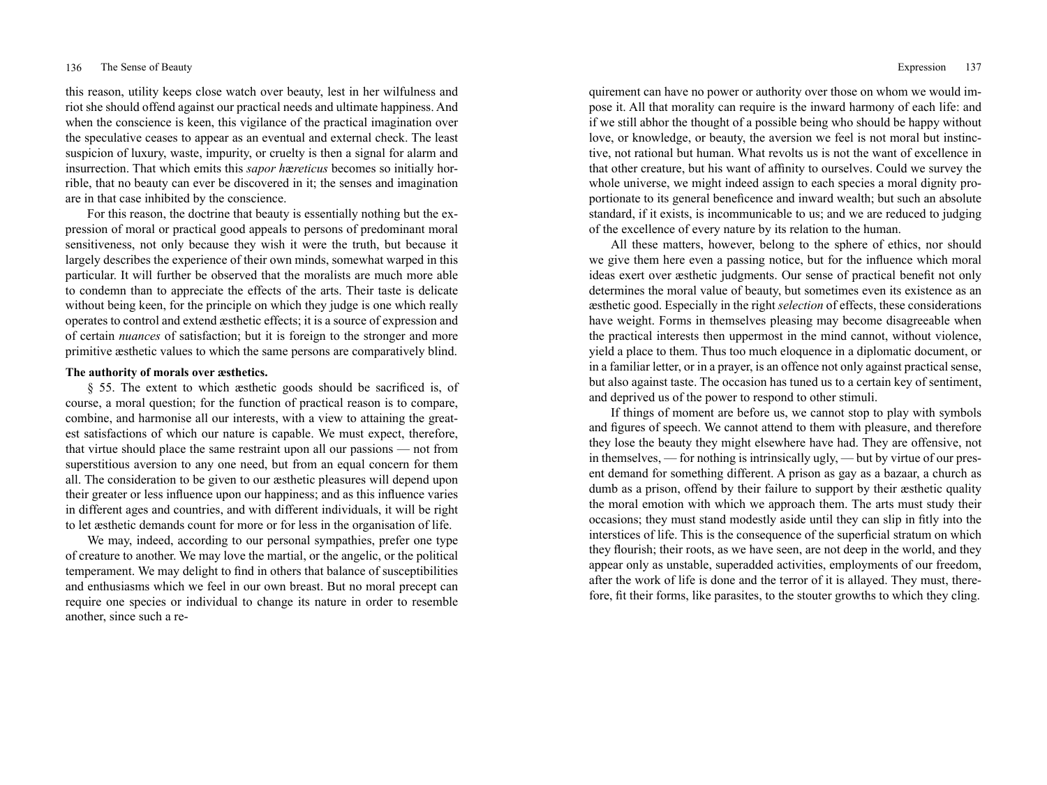this reason, utility keeps close watch over beauty, lest in her wilfulness and riot she should offend against our practical needs and ultimate happiness. And when the conscience is keen, this vigilance of the practical imagination over the speculative ceases to appear as an eventual and external check. The least suspicion of luxury, waste, impurity, or cruelty is then a signal for alarm and insurrection. That which emits this *sapor hæreticus* becomes so initially horrible, that no beauty can ever be discovered in it; the senses and imagination are in that case inhibited by the conscience.

For this reason, the doctrine that beauty is essentially nothing but the expression of moral or practical good appeals to persons of predominant moral sensitiveness, not only because they wish it were the truth, but because it largely describes the experience of their own minds, somewhat warped in this particular. It will further be observed that the moralists are much more able to condemn than to appreciate the effects of the arts. Their taste is delicate without being keen, for the principle on which they judge is one which really operates to control and extend æsthetic effects; it is a source of expression and of certain *nuances* of satisfaction; but it is foreign to the stronger and more primitive æsthetic values to which the same persons are comparatively blind.

**The authority of morals over æsthetics.**

§ 55. The extent to which æsthetic goods should be sacrificed is, of course, a moral question; for the function of practical reason is to compare, combine, and harmonise all our interests, with a view to attaining the greatest satisfactions of which our nature is capable. We must expect, therefore, that virtue should place the same restraint upon all our passions — not from superstitious aversion to any one need, but from an equal concern for them all. The consideration to be given to our æsthetic pleasures will depend upon their greater or less influence upon our happiness; and as this influence varies in different ages and countries, and with different individuals, it will be right to let æsthetic demands count for more or for less in the organisation of life.

We may, indeed, according to our personal sympathies, prefer one type of creature to another. We may love the martial, or the angelic, or the political temperament. We may delight to find in others that balance of susceptibilities and enthusiasms which we feel in our own breast. But no moral precept can require one species or individual to change its nature in order to resemble another, since such a requirement can have no power or authority over those on whom we would impose it. All that morality can require is the inward harmony of each life: and if we still abhor the thought of a possible being who should be happy without love, or knowledge, or beauty, the aversion we feel is not moral but instinctive, not rational but human. What revolts us is not the want of excellence in that other creature, but his want of affinity to ourselves. Could we survey the whole universe, we might indeed assign to each species a moral dignity proportionate to its general beneficence and inward wealth; but such an absolute standard, if it exists, is incommunicable to us; and we are reduced to judging of the excellence of every nature by its relation to the human.

All these matters, however, belong to the sphere of ethics, nor should we give them here even a passing notice, but for the influence which moral ideas exert over æsthetic judgments. Our sense of practical benefit not only determines the moral value of beauty, but sometimes even its existence as an æsthetic good. Especially in the right *selection* of effects, these considerations have weight. Forms in themselves pleasing may become disagreeable when the practical interests then uppermost in the mind cannot, without violence, yield a place to them. Thus too much eloquence in a diplomatic document, or in a familiar letter, or in a prayer, is an offence not only against practical sense, but also against taste. The occasion has tuned us to a certain key of sentiment, and deprived us of the power to respond to other stimuli.

If things of moment are before us, we cannot stop to play with symbols and figures of speech. We cannot attend to them with pleasure, and therefore they lose the beauty they might elsewhere have had. They are offensive, not in themselves, — for nothing is intrinsically ugly, — but by virtue of our present demand for something different. A prison as gay as a bazaar, a church as dumb as a prison, offend by their failure to support by their æsthetic quality the moral emotion with which we approach them. The arts must study their occasions; they must stand modestly aside until they can slip in fitly into the interstices of life. This is the consequence of the superficial stratum on which they flourish; their roots, as we have seen, are not deep in the world, and they appear only as unstable, superadded activities, employments of our freedom, after the work of life is done and the terror of it is allayed. They must, therefore, fit their forms, like parasites, to the stouter growths to which they cling.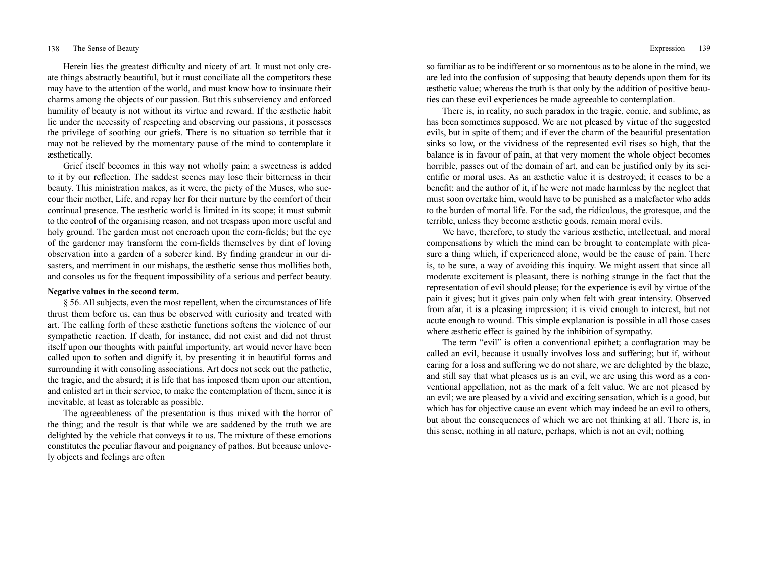Herein lies the greatest difficulty and nicety of art. It must not only create things abstractly beautiful, but it must conciliate all the competitors these may have to the attention of the world, and must know how to insinuate their charms among the objects of our passion. But this subserviency and enforced humility of beauty is not without its virtue and reward. If the æsthetic habit lie under the necessity of respecting and observing our passions, it possesses the privilege of soothing our griefs. There is no situation so terrible that it may not be relieved by the momentary pause of the mind to contemplate it æsthetically.

Grief itself becomes in this way not wholly pain; a sweetness is added to it by our reflection. The saddest scenes may lose their bitterness in their beauty. This ministration makes, as it were, the piety of the Muses, who succour their mother, Life, and repay her for their nurture by the comfort of their continual presence. The æsthetic world is limited in its scope; it must submit to the control of the organising reason, and not trespass upon more useful and holy ground. The garden must not encroach upon the corn-fields; but the eye of the gardener may transform the corn-fields themselves by dint of loving observation into a garden of a soberer kind. By finding grandeur in our disasters, and merriment in our mishaps, the æsthetic sense thus mollifies both, and consoles us for the frequent impossibility of a serious and perfect beauty.

**Negative values in the second term.**

§ 56. All subjects, even the most repellent, when the circumstances of life thrust them before us, can thus be observed with curiosity and treated with art. The calling forth of these æsthetic functions softens the violence of our sympathetic reaction. If death, for instance, did not exist and did not thrust itself upon our thoughts with painful importunity, art would never have been called upon to soften and dignify it, by presenting it in beautiful forms and surrounding it with consoling associations. Art does not seek out the pathetic, the tragic, and the absurd; it is life that has imposed them upon our attention, and enlisted art in their service, to make the contemplation of them, since it is inevitable, at least as tolerable as possible.

The agreeableness of the presentation is thus mixed with the horror of the thing; and the result is that while we are saddened by the truth we are delighted by the vehicle that conveys it to us. The mixture of these emotions constitutes the peculiar flavour and poignancy of pathos. But because unlovely objects and feelings are often so familiar as to be indifferent or so momentous as to be alone in the mind, we are led into the confusion of supposing that beauty depends upon them for its æsthetic value; whereas the truth is that only by the addition of positive beauties can these evil experiences be made agreeable to contemplation.

There is, in reality, no such paradox in the tragic, comic, and sublime, as has been sometimes supposed. We are not pleased by virtue of the suggested evils, but in spite of them; and if ever the charm of the beautiful presentation sinks so low, or the vividness of the represented evil rises so high, that the balance is in favour of pain, at that very moment the whole object becomes horrible, passes out of the domain of art, and can be justified only by its scientific or moral uses. As an æsthetic value it is destroyed; it ceases to be a benefit; and the author of it, if he were not made harmless by the neglect that must soon overtake him, would have to be punished as a malefactor who adds to the burden of mortal life. For the sad, the ridiculous, the grotesque, and the terrible, unless they become æsthetic goods, remain moral evils.

We have, therefore, to study the various æsthetic, intellectual, and moral compensations by which the mind can be brought to contemplate with pleasure a thing which, if experienced alone, would be the cause of pain. There is, to be sure, a way of avoiding this inquiry. We might assert that since all moderate excitement is pleasant, there is nothing strange in the fact that the representation of evil should please; for the experience is evil by virtue of the pain it gives; but it gives pain only when felt with great intensity. Observed from afar, it is a pleasing impression; it is vivid enough to interest, but not acute enough to wound. This simple explanation is possible in all those cases where æsthetic effect is gained by the inhibition of sympathy.

The term "evil" is often a conventional epithet; a conflagration may be called an evil, because it usually involves loss and suffering; but if, without caring for a loss and suffering we do not share, we are delighted by the blaze, and still say that what pleases us is an evil, we are using this word as a conventional appellation, not as the mark of a felt value. We are not pleased by an evil; we are pleased by a vivid and exciting sensation, which is a good, but which has for objective cause an event which may indeed be an evil to others, but about the consequences of which we are not thinking at all. There is, in this sense, nothing in all nature, perhaps, which is not an evil; nothing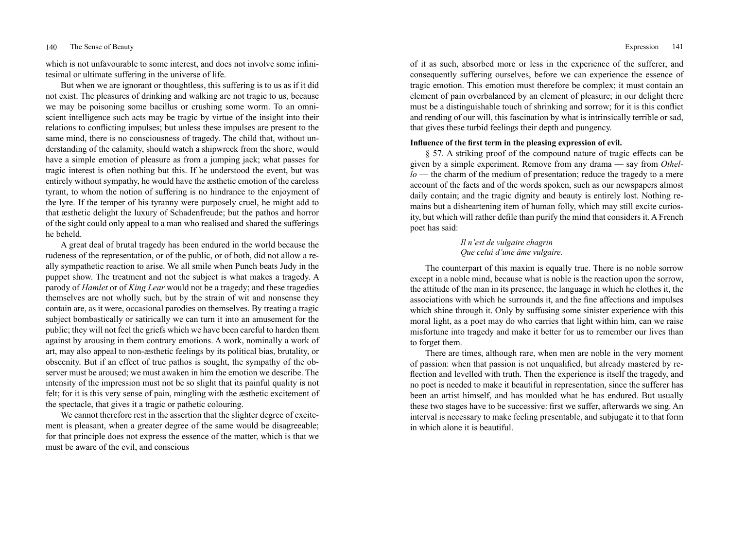which is not unfavourable to some interest, and does not involve some infinitesimal or ultimate suffering in the universe of life.

But when we are ignorant or thoughtless, this suffering is to us as if it did not exist. The pleasures of drinking and walking are not tragic to us, because we may be poisoning some bacillus or crushing some worm. To an omniscient intelligence such acts may be tragic by virtue of the insight into their relations to conflicting impulses; but unless these impulses are present to the same mind, there is no consciousness of tragedy. The child that, without understanding of the calamity, should watch a shipwreck from the shore, would have a simple emotion of pleasure as from a jumping jack; what passes for tragic interest is often nothing but this. If he understood the event, but was entirely without sympathy, he would have the æsthetic emotion of the careless tyrant, to whom the notion of suffering is no hindrance to the enjoyment of the lyre. If the temper of his tyranny were purposely cruel, he might add to that æsthetic delight the luxury of Schadenfreude; but the pathos and horror of the sight could only appeal to a man who realised and shared the sufferings he beheld.

A great deal of brutal tragedy has been endured in the world because the rudeness of the representation, or of the public, or of both, did not allow a really sympathetic reaction to arise. We all smile when Punch beats Judy in the puppet show. The treatment and not the subject is what makes a tragedy. A parody of *Hamlet* or of *King Lear* would not be a tragedy; and these tragedies themselves are not wholly such, but by the strain of wit and nonsense they contain are, as it were, occasional parodies on themselves. By treating a tragic subject bombastically or satirically we can turn it into an amusement for the public; they will not feel the griefs which we have been careful to harden them against by arousing in them contrary emotions. A work, nominally a work of art, may also appeal to non-æsthetic feelings by its political bias, brutality, or obscenity. But if an effect of true pathos is sought, the sympathy of the observer must be aroused; we must awaken in him the emotion we describe. The intensity of the impression must not be so slight that its painful quality is not felt; for it is this very sense of pain, mingling with the æsthetic excitement of the spectacle, that gives it a tragic or pathetic colouring.

We cannot therefore rest in the assertion that the slighter degree of excitement is pleasant, when a greater degree of the same would be disagreeable; for that principle does not express the essence of the matter, which is that we must be aware of the evil, and conscious of it as such, absorbed more or less in the experience of the sufferer, and consequently suffering ourselves, before we can experience the essence of tragic emotion. This emotion must therefore be complex; it must contain an element of pain overbalanced by an element of pleasure; in our delight there must be a distinguishable touch of shrinking and sorrow; for it is this conflict and rending of our will, this fascination by what is intrinsically terrible or sad, that gives these turbid feelings their depth and pungency.

**Influence of the first term in the pleasing expression of evil.**

§ 57. A striking proof of the compound nature of tragic effects can be given by a simple experiment. Remove from any drama — say from *Othello* — the charm of the medium of presentation; reduce the tragedy to a mere account of the facts and of the words spoken, such as our newspapers almost daily contain; and the tragic dignity and beauty is entirely lost. Nothing remains but a disheartening item of human folly, which may still excite curiosity, but which will rather defile than purify the mind that considers it. A French poet has said:

> *Il n'est de vulgaire chagrin*
> *Que celui d'une âme vulgaire.*

The counterpart of this maxim is equally true. There is no noble sorrow except in a noble mind, because what is noble is the reaction upon the sorrow, the attitude of the man in its presence, the language in which he clothes it, the associations with which he surrounds it, and the fine affections and impulses which shine through it. Only by suffusing some sinister experience with this moral light, as a poet may do who carries that light within him, can we raise misfortune into tragedy and make it better for us to remember our lives than to forget them.

There are times, although rare, when men are noble in the very moment of passion: when that passion is not unqualified, but already mastered by reflection and levelled with truth. Then the experience is itself the tragedy, and no poet is needed to make it beautiful in representation, since the sufferer has been an artist himself, and has moulded what he has endured. But usually these two stages have to be successive: first we suffer, afterwards we sing. An interval is necessary to make feeling presentable, and subjugate it to that form in which alone it is beautiful.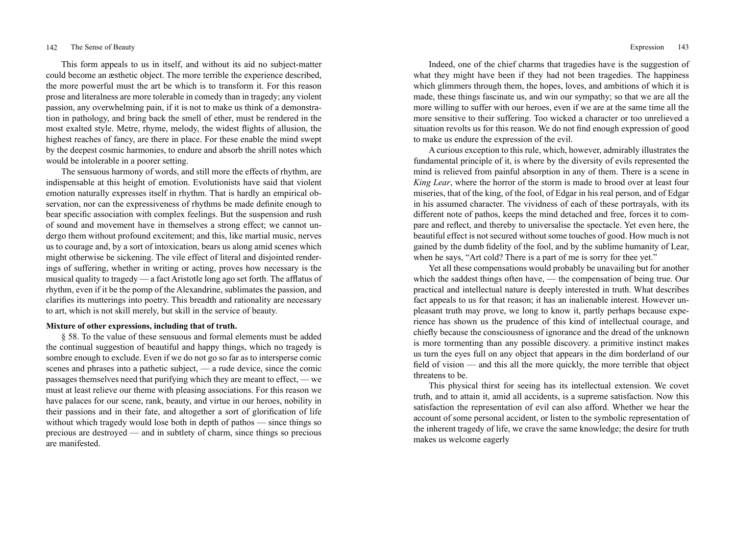This form appeals to us in itself, and without its aid no subject-matter could become an æsthetic object. The more terrible the experience described, the more powerful must the art be which is to transform it. For this reason prose and literalness are more tolerable in comedy than in tragedy; any violent passion, any overwhelming pain, if it is not to make us think of a demonstration in pathology, and bring back the smell of ether, must be rendered in the most exalted style. Metre, rhyme, melody, the widest flights of allusion, the highest reaches of fancy, are there in place. For these enable the mind swept by the deepest cosmic harmonies, to endure and absorb the shrill notes which would be intolerable in a poorer setting.

The sensuous harmony of words, and still more the effects of rhythm, are indispensable at this height of emotion. Evolutionists have said that violent emotion naturally expresses itself in rhythm. That is hardly an empirical observation, nor can the expressiveness of rhythms be made definite enough to bear specific association with complex feelings. But the suspension and rush of sound and movement have in themselves a strong effect; we cannot undergo them without profound excitement; and this, like martial music, nerves us to courage and, by a sort of intoxication, bears us along amid scenes which might otherwise be sickening. The vile effect of literal and disjointed renderings of suffering, whether in writing or acting, proves how necessary is the musical quality to tragedy — a fact Aristotle long ago set forth. The afflatus of rhythm, even if it be the pomp of the Alexandrine, sublimates the passion, and clarifies its mutterings into poetry. This breadth and rationality are necessary to art, which is not skill merely, but skill in the service of beauty.

**Mixture of other expressions, including that of truth.**

§ 58. To the value of these sensuous and formal elements must be added the continual suggestion of beautiful and happy things, which no tragedy is sombre enough to exclude. Even if we do not go so far as to intersperse comic scenes and phrases into a pathetic subject, — a rude device, since the comic passages themselves need that purifying which they are meant to effect, — we must at least relieve our theme with pleasing associations. For this reason we have palaces for our scene, rank, beauty, and virtue in our heroes, nobility in their passions and in their fate, and altogether a sort of glorification of life without which tragedy would lose both in depth of pathos — since things so precious are destroyed — and in subtlety of charm, since things so precious are manifested.

Indeed, one of the chief charms that tragedies have is the suggestion of what they might have been if they had not been tragedies. The happiness which glimmers through them, the hopes, loves, and ambitions of which it is made, these things fascinate us, and win our sympathy; so that we are all the more willing to suffer with our heroes, even if we are at the same time all the more sensitive to their suffering. Too wicked a character or too unrelieved a situation revolts us for this reason. We do not find enough expression of good to make us endure the expression of the evil.

A curious exception to this rule, which, however, admirably illustrates the fundamental principle of it, is where by the diversity of evils represented the mind is relieved from painful absorption in any of them. There is a scene in *King Lear*, where the horror of the storm is made to brood over at least four miseries, that of the king, of the fool, of Edgar in his real person, and of Edgar in his assumed character. The vividness of each of these portrayals, with its different note of pathos, keeps the mind detached and free, forces it to compare and reflect, and thereby to universalise the spectacle. Yet even here, the beautiful effect is not secured without some touches of good. How much is not gained by the dumb fidelity of the fool, and by the sublime humanity of Lear, when he says, "Art cold? There is a part of me is sorry for thee yet."

Yet all these compensations would probably be unavailing but for another which the saddest things often have, — the compensation of being true. Our practical and intellectual nature is deeply interested in truth. What describes fact appeals to us for that reason; it has an inalienable interest. However unpleasant truth may prove, we long to know it, partly perhaps because experience has shown us the prudence of this kind of intellectual courage, and chiefly because the consciousness of ignorance and the dread of the unknown is more tormenting than any possible discovery. a primitive instinct makes us turn the eyes full on any object that appears in the dim borderland of our field of vision — and this all the more quickly, the more terrible that object threatens to be.

This physical thirst for seeing has its intellectual extension. We covet truth, and to attain it, amid all accidents, is a supreme satisfaction. Now this satisfaction the representation of evil can also afford. Whether we hear the account of some personal accident, or listen to the symbolic representation of the inherent tragedy of life, we crave the same knowledge; the desire for truth makes us welcome eagerly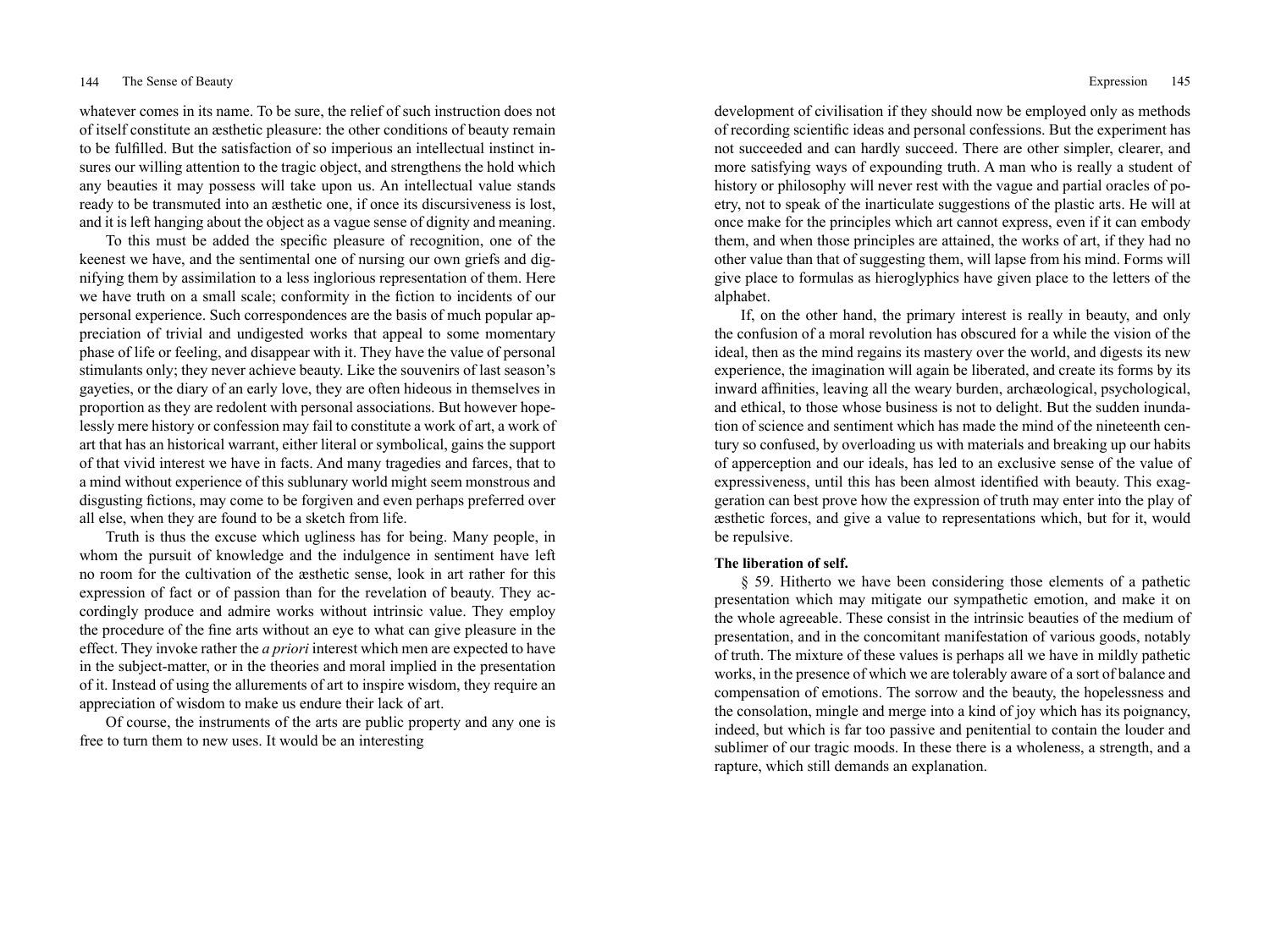whatever comes in its name. To be sure, the relief of such instruction does not of itself constitute an æsthetic pleasure: the other conditions of beauty remain to be fulfilled. But the satisfaction of so imperious an intellectual instinct insures our willing attention to the tragic object, and strengthens the hold which any beauties it may possess will take upon us. An intellectual value stands ready to be transmuted into an æsthetic one, if once its discursiveness is lost, and it is left hanging about the object as a vague sense of dignity and meaning.

To this must be added the specific pleasure of recognition, one of the keenest we have, and the sentimental one of nursing our own griefs and dignifying them by assimilation to a less inglorious representation of them. Here we have truth on a small scale; conformity in the fiction to incidents of our personal experience. Such correspondences are the basis of much popular appreciation of trivial and undigested works that appeal to some momentary phase of life or feeling, and disappear with it. They have the value of personal stimulants only; they never achieve beauty. Like the souvenirs of last season's gayeties, or the diary of an early love, they are often hideous in themselves in proportion as they are redolent with personal associations. But however hopelessly mere history or confession may fail to constitute a work of art, a work of art that has an historical warrant, either literal or symbolical, gains the support of that vivid interest we have in facts. And many tragedies and farces, that to a mind without experience of this sublunary world might seem monstrous and disgusting fictions, may come to be forgiven and even perhaps preferred over all else, when they are found to be a sketch from life.

Truth is thus the excuse which ugliness has for being. Many people, in whom the pursuit of knowledge and the indulgence in sentiment have left no room for the cultivation of the æsthetic sense, look in art rather for this expression of fact or of passion than for the revelation of beauty. They accordingly produce and admire works without intrinsic value. They employ the procedure of the fine arts without an eye to what can give pleasure in the effect. They invoke rather the *a priori* interest which men are expected to have in the subject-matter, or in the theories and moral implied in the presentation of it. Instead of using the allurements of art to inspire wisdom, they require an appreciation of wisdom to make us endure their lack of art.

Of course, the instruments of the arts are public property and any one is free to turn them to new uses. It would be an interesting development of civilisation if they should now be employed only as methods of recording scientific ideas and personal confessions. But the experiment has not succeeded and can hardly succeed. There are other simpler, clearer, and more satisfying ways of expounding truth. A man who is really a student of history or philosophy will never rest with the vague and partial oracles of poetry, not to speak of the inarticulate suggestions of the plastic arts. He will at once make for the principles which art cannot express, even if it can embody them, and when those principles are attained, the works of art, if they had no other value than that of suggesting them, will lapse from his mind. Forms will give place to formulas as hieroglyphics have given place to the letters of the alphabet.

If, on the other hand, the primary interest is really in beauty, and only the confusion of a moral revolution has obscured for a while the vision of the ideal, then as the mind regains its mastery over the world, and digests its new experience, the imagination will again be liberated, and create its forms by its inward affinities, leaving all the weary burden, archæological, psychological, and ethical, to those whose business is not to delight. But the sudden inundation of science and sentiment which has made the mind of the nineteenth century so confused, by overloading us with materials and breaking up our habits of apperception and our ideals, has led to an exclusive sense of the value of expressiveness, until this has been almost identified with beauty. This exaggeration can best prove how the expression of truth may enter into the play of æsthetic forces, and give a value to representations which, but for it, would be repulsive.

**The liberation of self.**

§ 59. Hitherto we have been considering those elements of a pathetic presentation which may mitigate our sympathetic emotion, and make it on the whole agreeable. These consist in the intrinsic beauties of the medium of presentation, and in the concomitant manifestation of various goods, notably of truth. The mixture of these values is perhaps all we have in mildly pathetic works, in the presence of which we are tolerably aware of a sort of balance and compensation of emotions. The sorrow and the beauty, the hopelessness and the consolation, mingle and merge into a kind of joy which has its poignancy, indeed, but which is far too passive and penitential to contain the louder and sublimer of our tragic moods. In these there is a wholeness, a strength, and a rapture, which still demands an explanation.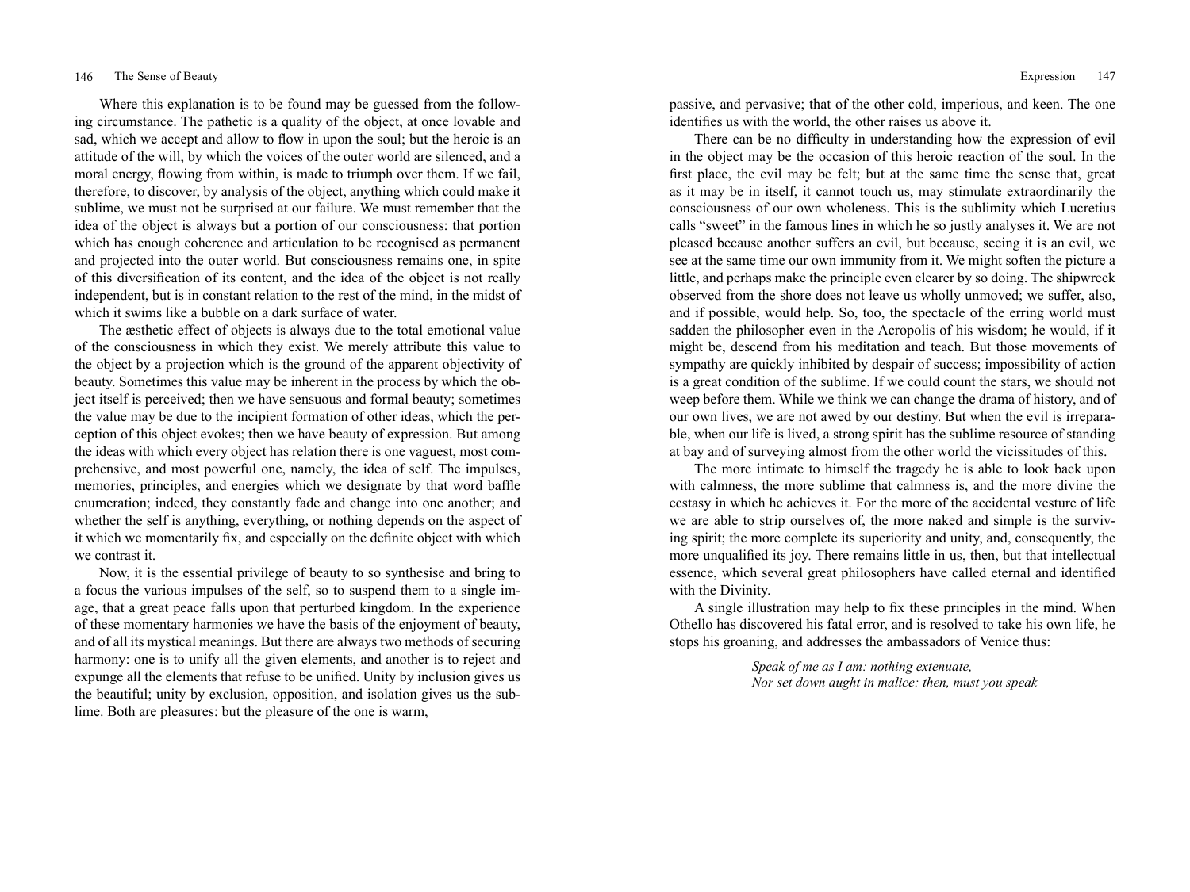Where this explanation is to be found may be guessed from the following circumstance. The pathetic is a quality of the object, at once lovable and sad, which we accept and allow to flow in upon the soul; but the heroic is an attitude of the will, by which the voices of the outer world are silenced, and a moral energy, flowing from within, is made to triumph over them. If we fail, therefore, to discover, by analysis of the object, anything which could make it sublime, we must not be surprised at our failure. We must remember that the idea of the object is always but a portion of our consciousness: that portion which has enough coherence and articulation to be recognised as permanent and projected into the outer world. But consciousness remains one, in spite of this diversification of its content, and the idea of the object is not really independent, but is in constant relation to the rest of the mind, in the midst of which it swims like a bubble on a dark surface of water.

The æsthetic effect of objects is always due to the total emotional value of the consciousness in which they exist. We merely attribute this value to the object by a projection which is the ground of the apparent objectivity of beauty. Sometimes this value may be inherent in the process by which the object itself is perceived; then we have sensuous and formal beauty; sometimes the value may be due to the incipient formation of other ideas, which the perception of this object evokes; then we have beauty of expression. But among the ideas with which every object has relation there is one vaguest, most comprehensive, and most powerful one, namely, the idea of self. The impulses, memories, principles, and energies which we designate by that word baffle enumeration; indeed, they constantly fade and change into one another; and whether the self is anything, everything, or nothing depends on the aspect of it which we momentarily fix, and especially on the definite object with which we contrast it.

Now, it is the essential privilege of beauty to so synthesise and bring to a focus the various impulses of the self, so to suspend them to a single image, that a great peace falls upon that perturbed kingdom. In the experience of these momentary harmonies we have the basis of the enjoyment of beauty, and of all its mystical meanings. But there are always two methods of securing harmony: one is to unify all the given elements, and another is to reject and expunge all the elements that refuse to be unified. Unity by inclusion gives us the beautiful; unity by exclusion, opposition, and isolation gives us the sublime. Both are pleasures: but the pleasure of the one is warm, passive, and pervasive; that of the other cold, imperious, and keen. The one identifies us with the world, the other raises us above it.

There can be no difficulty in understanding how the expression of evil in the object may be the occasion of this heroic reaction of the soul. In the first place, the evil may be felt; but at the same time the sense that, great as it may be in itself, it cannot touch us, may stimulate extraordinarily the consciousness of our own wholeness. This is the sublimity which Lucretius calls "sweet" in the famous lines in which he so justly analyses it. We are not pleased because another suffers an evil, but because, seeing it is an evil, we see at the same time our own immunity from it. We might soften the picture a little, and perhaps make the principle even clearer by so doing. The shipwreck observed from the shore does not leave us wholly unmoved; we suffer, also, and if possible, would help. So, too, the spectacle of the erring world must sadden the philosopher even in the Acropolis of his wisdom; he would, if it might be, descend from his meditation and teach. But those movements of sympathy are quickly inhibited by despair of success; impossibility of action is a great condition of the sublime. If we could count the stars, we should not weep before them. While we think we can change the drama of history, and of our own lives, we are not awed by our destiny. But when the evil is irreparable, when our life is lived, a strong spirit has the sublime resource of standing at bay and of surveying almost from the other world the vicissitudes of this.

The more intimate to himself the tragedy he is able to look back upon with calmness, the more sublime that calmness is, and the more divine the ecstasy in which he achieves it. For the more of the accidental vesture of life we are able to strip ourselves of, the more naked and simple is the surviving spirit; the more complete its superiority and unity, and, consequently, the more unqualified its joy. There remains little in us, then, but that intellectual essence, which several great philosophers have called eternal and identified with the Divinity.

A single illustration may help to fix these principles in the mind. When Othello has discovered his fatal error, and is resolved to take his own life, he stops his groaning, and addresses the ambassadors of Venice thus:

> *Speak of me as I am: nothing extenuate,*
> *Nor set down aught in malice: then, must you speak*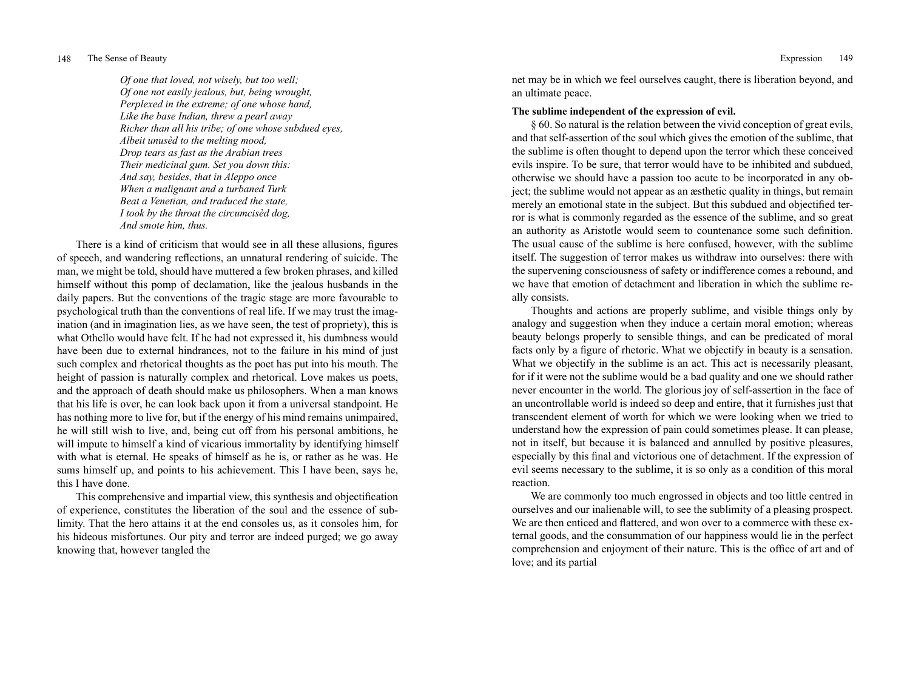*Of one that loved, not wisely, but too well;*
*Of one not easily jealous, but, being wrought,*
*Perplexed in the extreme; of one whose hand,*
*Like the base Indian, threw a pearl away*
*Richer than all his tribe; of one whose subdued eyes,*
*Albeit unusèd to the melting mood,*
*Drop tears as fast as the Arabian trees*
*Their medicinal gum. Set you down this:*
*And say, besides, that in Aleppo once*
*When a malignant and a turbaned Turk*
*Beat a Venetian, and traduced the state,*
*I took by the throat the circumcisèd dog,*
*And smote him, thus.*

There is a kind of criticism that would see in all these allusions, figures of speech, and wandering reflections, an unnatural rendering of suicide. The man, we might be told, should have muttered a few broken phrases, and killed himself without this pomp of declamation, like the jealous husbands in the daily papers. But the conventions of the tragic stage are more favourable to psychological truth than the conventions of real life. If we may trust the imagination (and in imagination lies, as we have seen, the test of propriety), this is what Othello would have felt. If he had not expressed it, his dumbness would have been due to external hindrances, not to the failure in his mind of just such complex and rhetorical thoughts as the poet has put into his mouth. The height of passion is naturally complex and rhetorical. Love makes us poets, and the approach of death should make us philosophers. When a man knows that his life is over, he can look back upon it from a universal standpoint. He has nothing more to live for, but if the energy of his mind remains unimpaired, he will still wish to live, and, being cut off from his personal ambitions, he will impute to himself a kind of vicarious immortality by identifying himself with what is eternal. He speaks of himself as he is, or rather as he was. He sums himself up, and points to his achievement. This I have been, says he, this I have done.

This comprehensive and impartial view, this synthesis and objectification of experience, constitutes the liberation of the soul and the essence of sublimity. That the hero attains it at the end consoles us, as it consoles him, for his hideous misfortunes. Our pity and terror are indeed purged; we go away knowing that, however tangled the net may be in which we feel ourselves caught, there is liberation beyond, and an ultimate peace.

**The sublime independent of the expression of evil.**

§ 60. So natural is the relation between the vivid conception of great evils, and that self-assertion of the soul which gives the emotion of the sublime, that the sublime is often thought to depend upon the terror which these conceived evils inspire. To be sure, that terror would have to be inhibited and subdued, otherwise we should have a passion too acute to be incorporated in any object; the sublime would not appear as an æsthetic quality in things, but remain merely an emotional state in the subject. But this subdued and objectified terror is what is commonly regarded as the essence of the sublime, and so great an authority as Aristotle would seem to countenance some such definition. The usual cause of the sublime is here confused, however, with the sublime itself. The suggestion of terror makes us withdraw into ourselves: there with the supervening consciousness of safety or indifference comes a rebound, and we have that emotion of detachment and liberation in which the sublime really consists.

Thoughts and actions are properly sublime, and visible things only by analogy and suggestion when they induce a certain moral emotion; whereas beauty belongs properly to sensible things, and can be predicated of moral facts only by a figure of rhetoric. What we objectify in beauty is a sensation. What we objectify in the sublime is an act. This act is necessarily pleasant, for if it were not the sublime would be a bad quality and one we should rather never encounter in the world. The glorious joy of self-assertion in the face of an uncontrollable world is indeed so deep and entire, that it furnishes just that transcendent element of worth for which we were looking when we tried to understand how the expression of pain could sometimes please. It can please, not in itself, but because it is balanced and annulled by positive pleasures, especially by this final and victorious one of detachment. If the expression of evil seems necessary to the sublime, it is so only as a condition of this moral reaction.

We are commonly too much engrossed in objects and too little centred in ourselves and our inalienable will, to see the sublimity of a pleasing prospect. We are then enticed and flattered, and won over to a commerce with these external goods, and the consummation of our happiness would lie in the perfect comprehension and enjoyment of their nature. This is the office of art and of love; and its partial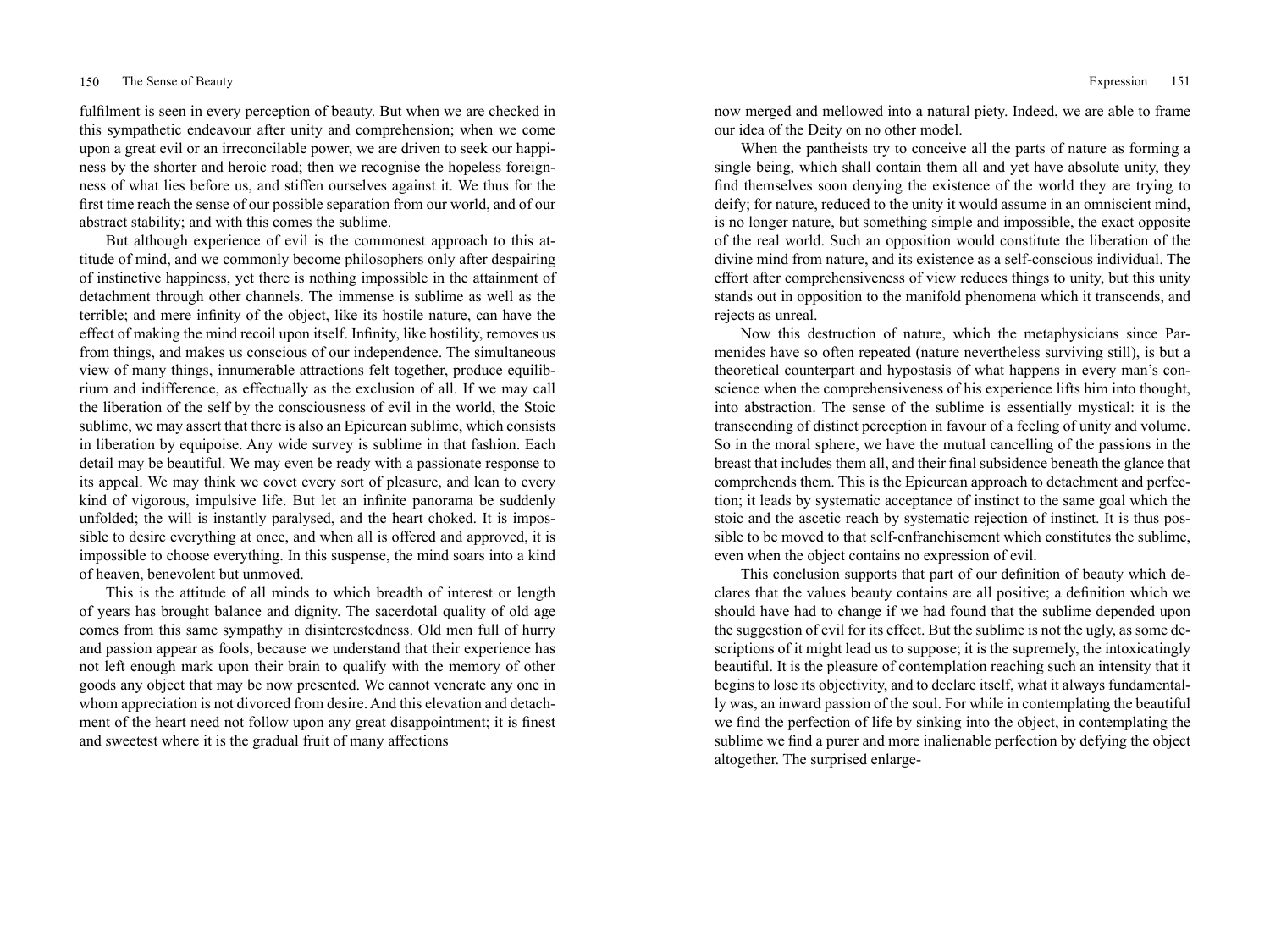fulfilment is seen in every perception of beauty. But when we are checked in this sympathetic endeavour after unity and comprehension; when we come upon a great evil or an irreconcilable power, we are driven to seek our happiness by the shorter and heroic road; then we recognise the hopeless foreignness of what lies before us, and stiffen ourselves against it. We thus for the first time reach the sense of our possible separation from our world, and of our abstract stability; and with this comes the sublime.

But although experience of evil is the commonest approach to this attitude of mind, and we commonly become philosophers only after despairing of instinctive happiness, yet there is nothing impossible in the attainment of detachment through other channels. The immense is sublime as well as the terrible; and mere infinity of the object, like its hostile nature, can have the effect of making the mind recoil upon itself. Infinity, like hostility, removes us from things, and makes us conscious of our independence. The simultaneous view of many things, innumerable attractions felt together, produce equilibrium and indifference, as effectually as the exclusion of all. If we may call the liberation of the self by the consciousness of evil in the world, the Stoic sublime, we may assert that there is also an Epicurean sublime, which consists in liberation by equipoise. Any wide survey is sublime in that fashion. Each detail may be beautiful. We may even be ready with a passionate response to its appeal. We may think we covet every sort of pleasure, and lean to every kind of vigorous, impulsive life. But let an infinite panorama be suddenly unfolded; the will is instantly paralysed, and the heart choked. It is impossible to desire everything at once, and when all is offered and approved, it is impossible to choose everything. In this suspense, the mind soars into a kind of heaven, benevolent but unmoved.

This is the attitude of all minds to which breadth of interest or length of years has brought balance and dignity. The sacerdotal quality of old age comes from this same sympathy in disinterestedness. Old men full of hurry and passion appear as fools, because we understand that their experience has not left enough mark upon their brain to qualify with the memory of other goods any object that may be now presented. We cannot venerate any one in whom appreciation is not divorced from desire. And this elevation and detachment of the heart need not follow upon any great disappointment; it is finest and sweetest where it is the gradual fruit of many affections now merged and mellowed into a natural piety. Indeed, we are able to frame our idea of the Deity on no other model.

When the pantheists try to conceive all the parts of nature as forming a single being, which shall contain them all and yet have absolute unity, they find themselves soon denying the existence of the world they are trying to deify; for nature, reduced to the unity it would assume in an omniscient mind, is no longer nature, but something simple and impossible, the exact opposite of the real world. Such an opposition would constitute the liberation of the divine mind from nature, and its existence as a self-conscious individual. The effort after comprehensiveness of view reduces things to unity, but this unity stands out in opposition to the manifold phenomena which it transcends, and rejects as unreal.

Now this destruction of nature, which the metaphysicians since Parmenides have so often repeated (nature nevertheless surviving still), is but a theoretical counterpart and hypostasis of what happens in every man's conscience when the comprehensiveness of his experience lifts him into thought, into abstraction. The sense of the sublime is essentially mystical: it is the transcending of distinct perception in favour of a feeling of unity and volume. So in the moral sphere, we have the mutual cancelling of the passions in the breast that includes them all, and their final subsidence beneath the glance that comprehends them. This is the Epicurean approach to detachment and perfection; it leads by systematic acceptance of instinct to the same goal which the stoic and the ascetic reach by systematic rejection of instinct. It is thus possible to be moved to that self-enfranchisement which constitutes the sublime, even when the object contains no expression of evil.

This conclusion supports that part of our definition of beauty which declares that the values beauty contains are all positive; a definition which we should have had to change if we had found that the sublime depended upon the suggestion of evil for its effect. But the sublime is not the ugly, as some descriptions of it might lead us to suppose; it is the supremely, the intoxicatingly beautiful. It is the pleasure of contemplation reaching such an intensity that it begins to lose its objectivity, and to declare itself, what it always fundamentally was, an inward passion of the soul. For while in contemplating the beautiful we find the perfection of life by sinking into the object, in contemplating the sublime we find a purer and more inalienable perfection by defying the object altogether. The surprised enlarge-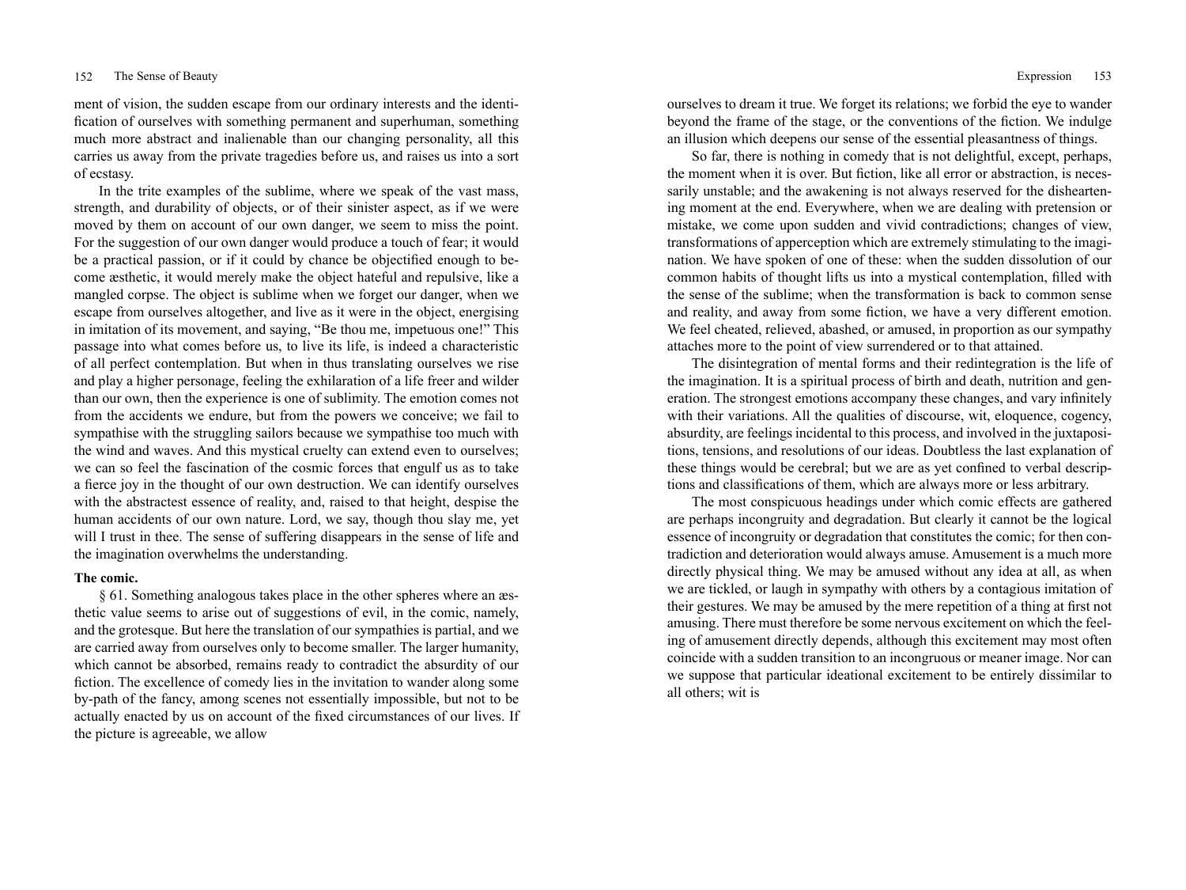ment of vision, the sudden escape from our ordinary interests and the identification of ourselves with something permanent and superhuman, something much more abstract and inalienable than our changing personality, all this carries us away from the private tragedies before us, and raises us into a sort of ecstasy.

In the trite examples of the sublime, where we speak of the vast mass, strength, and durability of objects, or of their sinister aspect, as if we were moved by them on account of our own danger, we seem to miss the point. For the suggestion of our own danger would produce a touch of fear; it would be a practical passion, or if it could by chance be objectified enough to become æsthetic, it would merely make the object hateful and repulsive, like a mangled corpse. The object is sublime when we forget our danger, when we escape from ourselves altogether, and live as it were in the object, energising in imitation of its movement, and saying, "Be thou me, impetuous one!" This passage into what comes before us, to live its life, is indeed a characteristic of all perfect contemplation. But when in thus translating ourselves we rise and play a higher personage, feeling the exhilaration of a life freer and wilder than our own, then the experience is one of sublimity. The emotion comes not from the accidents we endure, but from the powers we conceive; we fail to sympathise with the struggling sailors because we sympathise too much with the wind and waves. And this mystical cruelty can extend even to ourselves; we can so feel the fascination of the cosmic forces that engulf us as to take a fierce joy in the thought of our own destruction. We can identify ourselves with the abstractest essence of reality, and, raised to that height, despise the human accidents of our own nature. Lord, we say, though thou slay me, yet will I trust in thee. The sense of suffering disappears in the sense of life and the imagination overwhelms the understanding.

**The comic.**

§ 61. Something analogous takes place in the other spheres where an æsthetic value seems to arise out of suggestions of evil, in the comic, namely, and the grotesque. But here the translation of our sympathies is partial, and we are carried away from ourselves only to become smaller. The larger humanity, which cannot be absorbed, remains ready to contradict the absurdity of our fiction. The excellence of comedy lies in the invitation to wander along some by-path of the fancy, among scenes not essentially impossible, but not to be actually enacted by us on account of the fixed circumstances of our lives. If the picture is agreeable, we allow ourselves to dream it true. We forget its relations; we forbid the eye to wander beyond the frame of the stage, or the conventions of the fiction. We indulge an illusion which deepens our sense of the essential pleasantness of things.

So far, there is nothing in comedy that is not delightful, except, perhaps, the moment when it is over. But fiction, like all error or abstraction, is necessarily unstable; and the awakening is not always reserved for the disheartening moment at the end. Everywhere, when we are dealing with pretension or mistake, we come upon sudden and vivid contradictions; changes of view, transformations of apperception which are extremely stimulating to the imagination. We have spoken of one of these: when the sudden dissolution of our common habits of thought lifts us into a mystical contemplation, filled with the sense of the sublime; when the transformation is back to common sense and reality, and away from some fiction, we have a very different emotion. We feel cheated, relieved, abashed, or amused, in proportion as our sympathy attaches more to the point of view surrendered or to that attained.

The disintegration of mental forms and their redintegration is the life of the imagination. It is a spiritual process of birth and death, nutrition and generation. The strongest emotions accompany these changes, and vary infinitely with their variations. All the qualities of discourse, wit, eloquence, cogency, absurdity, are feelings incidental to this process, and involved in the juxtapositions, tensions, and resolutions of our ideas. Doubtless the last explanation of these things would be cerebral; but we are as yet confined to verbal descriptions and classifications of them, which are always more or less arbitrary.

The most conspicuous headings under which comic effects are gathered are perhaps incongruity and degradation. But clearly it cannot be the logical essence of incongruity or degradation that constitutes the comic; for then contradiction and deterioration would always amuse. Amusement is a much more directly physical thing. We may be amused without any idea at all, as when we are tickled, or laugh in sympathy with others by a contagious imitation of their gestures. We may be amused by the mere repetition of a thing at first not amusing. There must therefore be some nervous excitement on which the feeling of amusement directly depends, although this excitement may most often coincide with a sudden transition to an incongruous or meaner image. Nor can we suppose that particular ideational excitement to be entirely dissimilar to all others; wit is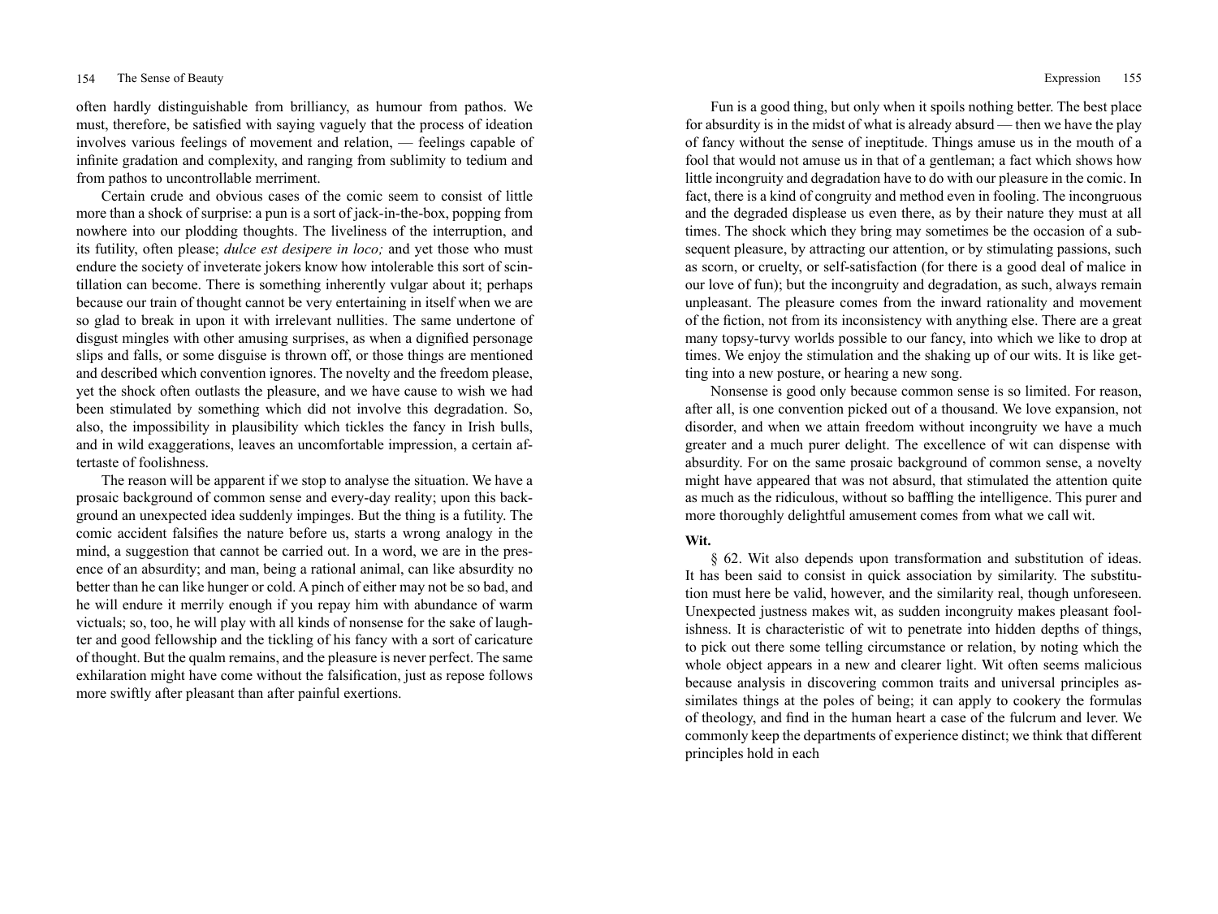often hardly distinguishable from brilliancy, as humour from pathos. We must, therefore, be satisfied with saying vaguely that the process of ideation involves various feelings of movement and relation, — feelings capable of infinite gradation and complexity, and ranging from sublimity to tedium and from pathos to uncontrollable merriment.

Certain crude and obvious cases of the comic seem to consist of little more than a shock of surprise: a pun is a sort of jack-in-the-box, popping from nowhere into our plodding thoughts. The liveliness of the interruption, and its futility, often please; *dulce est desipere in loco;* and yet those who must endure the society of inveterate jokers know how intolerable this sort of scintillation can become. There is something inherently vulgar about it; perhaps because our train of thought cannot be very entertaining in itself when we are so glad to break in upon it with irrelevant nullities. The same undertone of disgust mingles with other amusing surprises, as when a dignified personage slips and falls, or some disguise is thrown off, or those things are mentioned and described which convention ignores. The novelty and the freedom please, yet the shock often outlasts the pleasure, and we have cause to wish we had been stimulated by something which did not involve this degradation. So, also, the impossibility in plausibility which tickles the fancy in Irish bulls, and in wild exaggerations, leaves an uncomfortable impression, a certain aftertaste of foolishness.

The reason will be apparent if we stop to analyse the situation. We have a prosaic background of common sense and every-day reality; upon this background an unexpected idea suddenly impinges. But the thing is a futility. The comic accident falsifies the nature before us, starts a wrong analogy in the mind, a suggestion that cannot be carried out. In a word, we are in the presence of an absurdity; and man, being a rational animal, can like absurdity no better than he can like hunger or cold. A pinch of either may not be so bad, and he will endure it merrily enough if you repay him with abundance of warm victuals; so, too, he will play with all kinds of nonsense for the sake of laughter and good fellowship and the tickling of his fancy with a sort of caricature of thought. But the qualm remains, and the pleasure is never perfect. The same exhilaration might have come without the falsification, just as repose follows more swiftly after pleasant than after painful exertions.

Fun is a good thing, but only when it spoils nothing better. The best place for absurdity is in the midst of what is already absurd — then we have the play of fancy without the sense of ineptitude. Things amuse us in the mouth of a fool that would not amuse us in that of a gentleman; a fact which shows how little incongruity and degradation have to do with our pleasure in the comic. In fact, there is a kind of congruity and method even in fooling. The incongruous and the degraded displease us even there, as by their nature they must at all times. The shock which they bring may sometimes be the occasion of a subsequent pleasure, by attracting our attention, or by stimulating passions, such as scorn, or cruelty, or self-satisfaction (for there is a good deal of malice in our love of fun); but the incongruity and degradation, as such, always remain unpleasant. The pleasure comes from the inward rationality and movement of the fiction, not from its inconsistency with anything else. There are a great many topsy-turvy worlds possible to our fancy, into which we like to drop at times. We enjoy the stimulation and the shaking up of our wits. It is like getting into a new posture, or hearing a new song.

Nonsense is good only because common sense is so limited. For reason, after all, is one convention picked out of a thousand. We love expansion, not disorder, and when we attain freedom without incongruity we have a much greater and a much purer delight. The excellence of wit can dispense with absurdity. For on the same prosaic background of common sense, a novelty might have appeared that was not absurd, that stimulated the attention quite as much as the ridiculous, without so baffling the intelligence. This purer and more thoroughly delightful amusement comes from what we call wit.

**Wit.**

§ 62. Wit also depends upon transformation and substitution of ideas. It has been said to consist in quick association by similarity. The substitution must here be valid, however, and the similarity real, though unforeseen. Unexpected justness makes wit, as sudden incongruity makes pleasant foolishness. It is characteristic of wit to penetrate into hidden depths of things, to pick out there some telling circumstance or relation, by noting which the whole object appears in a new and clearer light. Wit often seems malicious because analysis in discovering common traits and universal principles assimilates things at the poles of being; it can apply to cookery the formulas of theology, and find in the human heart a case of the fulcrum and lever. We commonly keep the departments of experience distinct; we think that different principles hold in each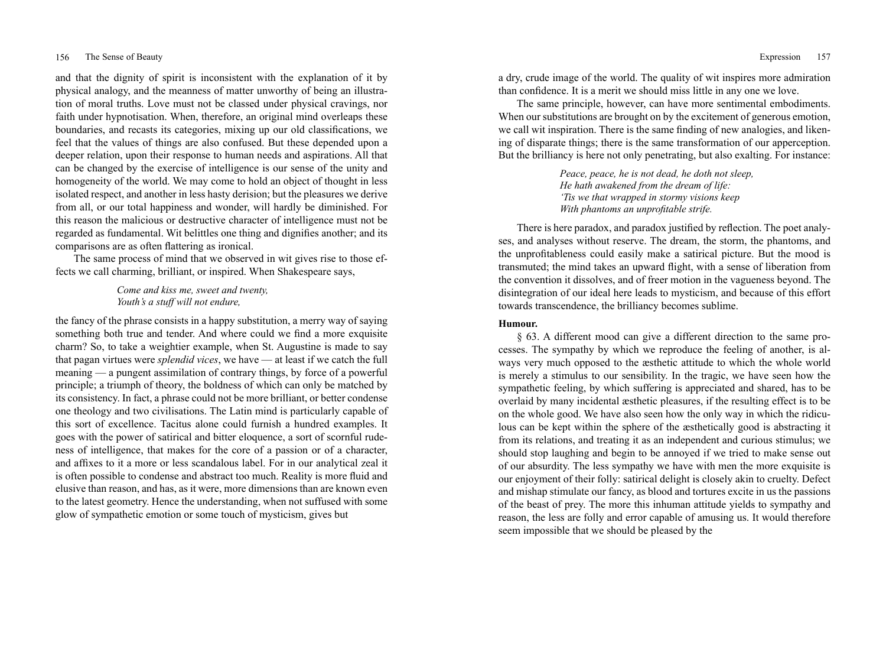and that the dignity of spirit is inconsistent with the explanation of it by physical analogy, and the meanness of matter unworthy of being an illustration of moral truths. Love must not be classed under physical cravings, nor faith under hypnotisation. When, therefore, an original mind overleaps these boundaries, and recasts its categories, mixing up our old classifications, we feel that the values of things are also confused. But these depended upon a deeper relation, upon their response to human needs and aspirations. All that can be changed by the exercise of intelligence is our sense of the unity and homogeneity of the world. We may come to hold an object of thought in less isolated respect, and another in less hasty derision; but the pleasures we derive from all, or our total happiness and wonder, will hardly be diminished. For this reason the malicious or destructive character of intelligence must not be regarded as fundamental. Wit belittles one thing and dignifies another; and its comparisons are as often flattering as ironical.

The same process of mind that we observed in wit gives rise to those effects we call charming, brilliant, or inspired. When Shakespeare says,

> *Come and kiss me, sweet and twenty,*
> *Youth's a stuff will not endure,*

the fancy of the phrase consists in a happy substitution, a merry way of saying something both true and tender. And where could we find a more exquisite charm? So, to take a weightier example, when St. Augustine is made to say that pagan virtues were *splendid vices*, we have — at least if we catch the full meaning — a pungent assimilation of contrary things, by force of a powerful principle; a triumph of theory, the boldness of which can only be matched by its consistency. In fact, a phrase could not be more brilliant, or better condense one theology and two civilisations. The Latin mind is particularly capable of this sort of excellence. Tacitus alone could furnish a hundred examples. It goes with the power of satirical and bitter eloquence, a sort of scornful rudeness of intelligence, that makes for the core of a passion or of a character, and affixes to it a more or less scandalous label. For in our analytical zeal it is often possible to condense and abstract too much. Reality is more fluid and elusive than reason, and has, as it were, more dimensions than are known even to the latest geometry. Hence the understanding, when not suffused with some glow of sympathetic emotion or some touch of mysticism, gives but a dry, crude image of the world. The quality of wit inspires more admiration than confidence. It is a merit we should miss little in any one we love.

The same principle, however, can have more sentimental embodiments. When our substitutions are brought on by the excitement of generous emotion, we call wit inspiration. There is the same finding of new analogies, and likening of disparate things; there is the same transformation of our apperception. But the brilliancy is here not only penetrating, but also exalting. For instance:

> *Peace, peace, he is not dead, he doth not sleep,*
> *He hath awakened from the dream of life:*
> *'Tis we that wrapped in stormy visions keep*
> *With phantoms an unprofitable strife.*

There is here paradox, and paradox justified by reflection. The poet analyses, and analyses without reserve. The dream, the storm, the phantoms, and the unprofitableness could easily make a satirical picture. But the mood is transmuted; the mind takes an upward flight, with a sense of liberation from the convention it dissolves, and of freer motion in the vagueness beyond. The disintegration of our ideal here leads to mysticism, and because of this effort towards transcendence, the brilliancy becomes sublime.

**Humour.**

§ 63. A different mood can give a different direction to the same processes. The sympathy by which we reproduce the feeling of another, is always very much opposed to the æsthetic attitude to which the whole world is merely a stimulus to our sensibility. In the tragic, we have seen how the sympathetic feeling, by which suffering is appreciated and shared, has to be overlaid by many incidental æsthetic pleasures, if the resulting effect is to be on the whole good. We have also seen how the only way in which the ridiculous can be kept within the sphere of the æsthetically good is abstracting it from its relations, and treating it as an independent and curious stimulus; we should stop laughing and begin to be annoyed if we tried to make sense out of our absurdity. The less sympathy we have with men the more exquisite is our enjoyment of their folly: satirical delight is closely akin to cruelty. Defect and mishap stimulate our fancy, as blood and tortures excite in us the passions of the beast of prey. The more this inhuman attitude yields to sympathy and reason, the less are folly and error capable of amusing us. It would therefore seem impossible that we should be pleased by the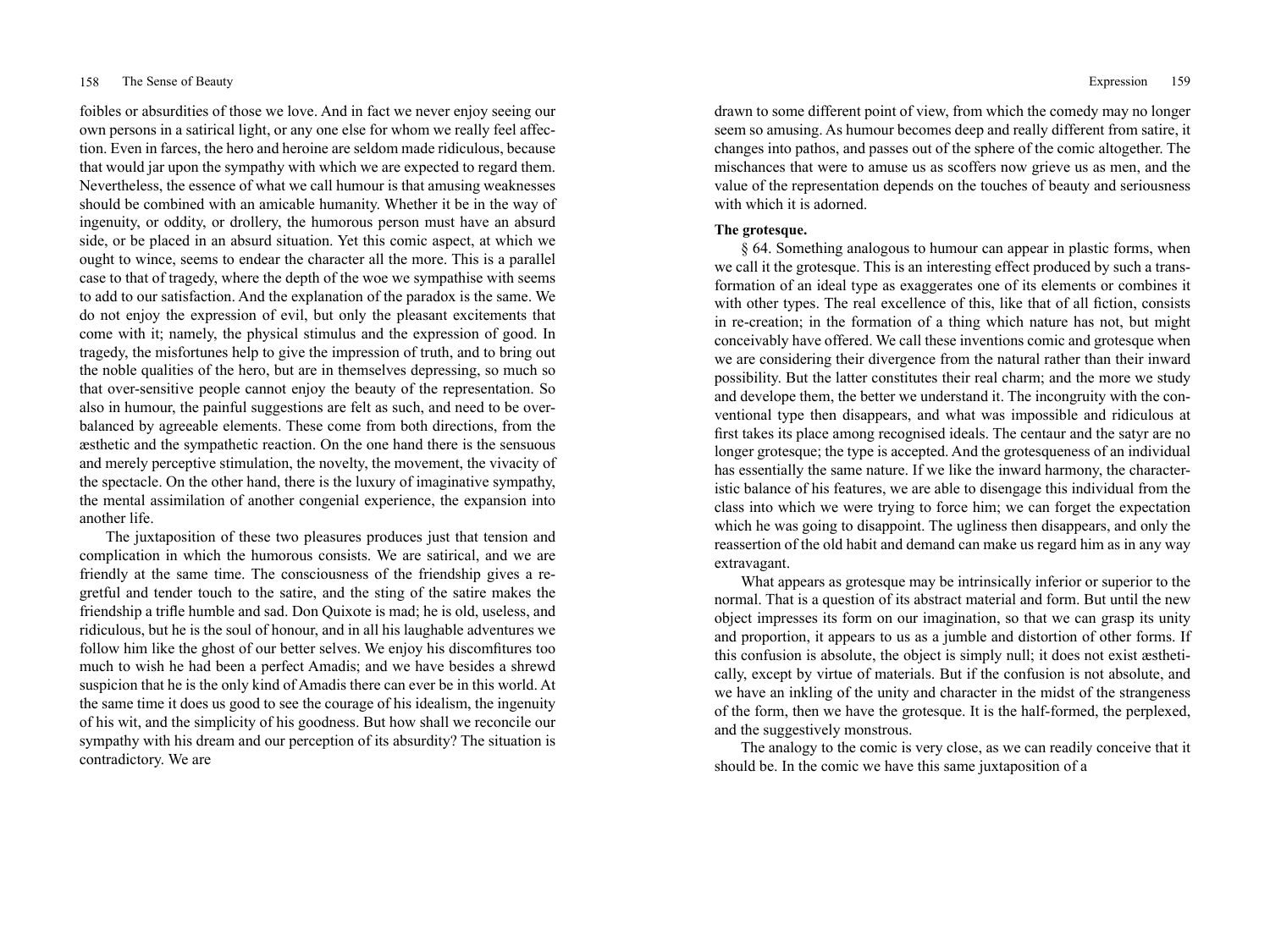foibles or absurdities of those we love. And in fact we never enjoy seeing our own persons in a satirical light, or any one else for whom we really feel affection. Even in farces, the hero and heroine are seldom made ridiculous, because that would jar upon the sympathy with which we are expected to regard them. Nevertheless, the essence of what we call humour is that amusing weaknesses should be combined with an amicable humanity. Whether it be in the way of ingenuity, or oddity, or drollery, the humorous person must have an absurd side, or be placed in an absurd situation. Yet this comic aspect, at which we ought to wince, seems to endear the character all the more. This is a parallel case to that of tragedy, where the depth of the woe we sympathise with seems to add to our satisfaction. And the explanation of the paradox is the same. We do not enjoy the expression of evil, but only the pleasant excitements that come with it; namely, the physical stimulus and the expression of good. In tragedy, the misfortunes help to give the impression of truth, and to bring out the noble qualities of the hero, but are in themselves depressing, so much so that over-sensitive people cannot enjoy the beauty of the representation. So also in humour, the painful suggestions are felt as such, and need to be overbalanced by agreeable elements. These come from both directions, from the æsthetic and the sympathetic reaction. On the one hand there is the sensuous and merely perceptive stimulation, the novelty, the movement, the vivacity of the spectacle. On the other hand, there is the luxury of imaginative sympathy, the mental assimilation of another congenial experience, the expansion into another life.

The juxtaposition of these two pleasures produces just that tension and complication in which the humorous consists. We are satirical, and we are friendly at the same time. The consciousness of the friendship gives a regretful and tender touch to the satire, and the sting of the satire makes the friendship a trifle humble and sad. Don Quixote is mad; he is old, useless, and ridiculous, but he is the soul of honour, and in all his laughable adventures we follow him like the ghost of our better selves. We enjoy his discomfitures too much to wish he had been a perfect Amadis; and we have besides a shrewd suspicion that he is the only kind of Amadis there can ever be in this world. At the same time it does us good to see the courage of his idealism, the ingenuity of his wit, and the simplicity of his goodness. But how shall we reconcile our sympathy with his dream and our perception of its absurdity? The situation is contradictory. We are drawn to some different point of view, from which the comedy may no longer seem so amusing. As humour becomes deep and really different from satire, it changes into pathos, and passes out of the sphere of the comic altogether. The mischances that were to amuse us as scoffers now grieve us as men, and the value of the representation depends on the touches of beauty and seriousness with which it is adorned.

**The grotesque.**

§ 64. Something analogous to humour can appear in plastic forms, when we call it the grotesque. This is an interesting effect produced by such a transformation of an ideal type as exaggerates one of its elements or combines it with other types. The real excellence of this, like that of all fiction, consists in re-creation; in the formation of a thing which nature has not, but might conceivably have offered. We call these inventions comic and grotesque when we are considering their divergence from the natural rather than their inward possibility. But the latter constitutes their real charm; and the more we study and develope them, the better we understand it. The incongruity with the conventional type then disappears, and what was impossible and ridiculous at first takes its place among recognised ideals. The centaur and the satyr are no longer grotesque; the type is accepted. And the grotesqueness of an individual has essentially the same nature. If we like the inward harmony, the characteristic balance of his features, we are able to disengage this individual from the class into which we were trying to force him; we can forget the expectation which he was going to disappoint. The ugliness then disappears, and only the reassertion of the old habit and demand can make us regard him as in any way extravagant.

What appears as grotesque may be intrinsically inferior or superior to the normal. That is a question of its abstract material and form. But until the new object impresses its form on our imagination, so that we can grasp its unity and proportion, it appears to us as a jumble and distortion of other forms. If this confusion is absolute, the object is simply null; it does not exist æsthetically, except by virtue of materials. But if the confusion is not absolute, and we have an inkling of the unity and character in the midst of the strangeness of the form, then we have the grotesque. It is the half-formed, the perplexed, and the suggestively monstrous.

The analogy to the comic is very close, as we can readily conceive that it should be. In the comic we have this same juxtaposition of a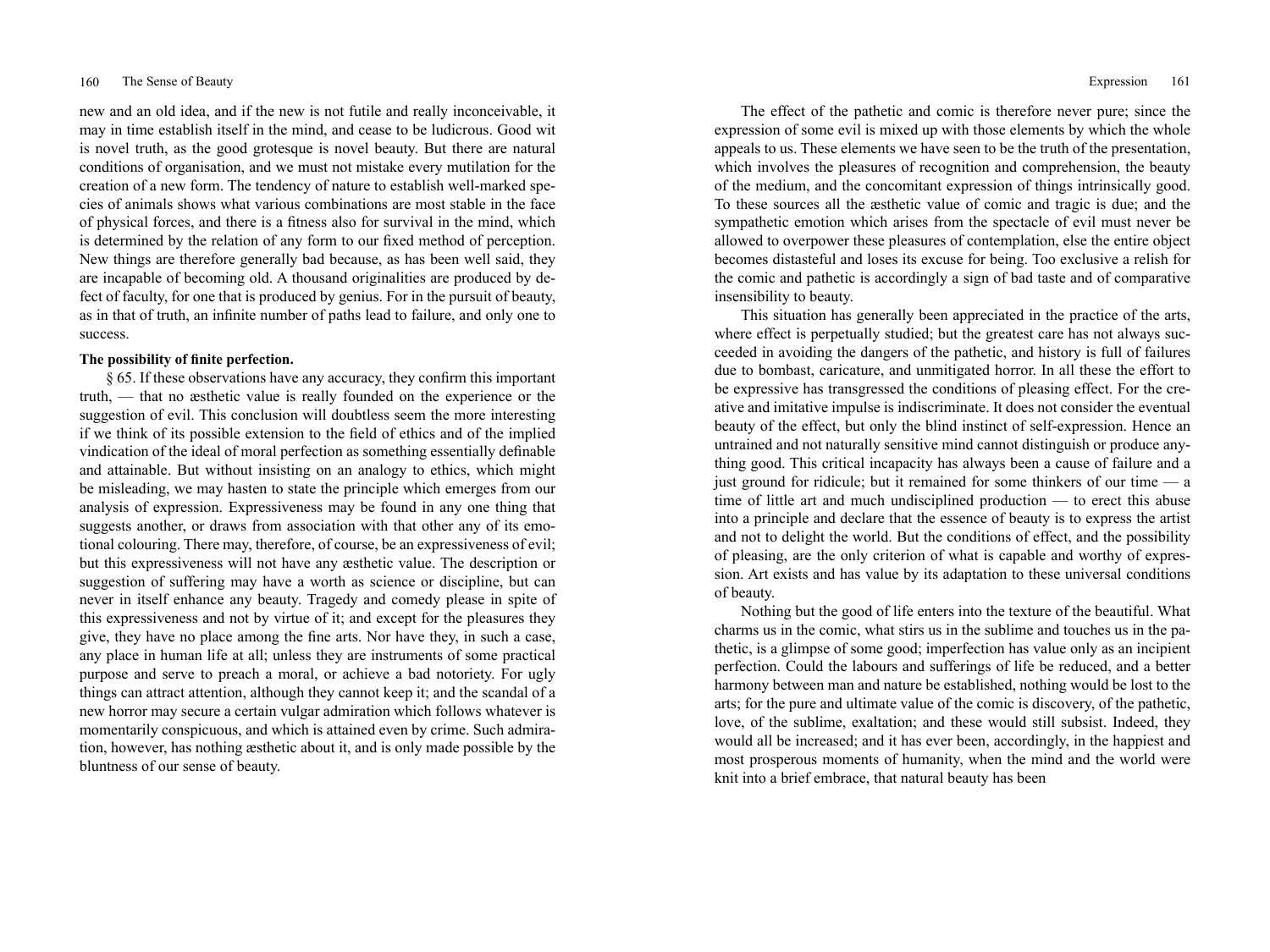new and an old idea, and if the new is not futile and really inconceivable, it may in time establish itself in the mind, and cease to be ludicrous. Good wit is novel truth, as the good grotesque is novel beauty. But there are natural conditions of organisation, and we must not mistake every mutilation for the creation of a new form. The tendency of nature to establish well-marked species of animals shows what various combinations are most stable in the face of physical forces, and there is a fitness also for survival in the mind, which is determined by the relation of any form to our fixed method of perception. New things are therefore generally bad because, as has been well said, they are incapable of becoming old. A thousand originalities are produced by defect of faculty, for one that is produced by genius. For in the pursuit of beauty, as in that of truth, an infinite number of paths lead to failure, and only one to success.

**The possibility of finite perfection.**

§ 65. If these observations have any accuracy, they confirm this important truth, — that no æsthetic value is really founded on the experience or the suggestion of evil. This conclusion will doubtless seem the more interesting if we think of its possible extension to the field of ethics and of the implied vindication of the ideal of moral perfection as something essentially definable and attainable. But without insisting on an analogy to ethics, which might be misleading, we may hasten to state the principle which emerges from our analysis of expression. Expressiveness may be found in any one thing that suggests another, or draws from association with that other any of its emotional colouring. There may, therefore, of course, be an expressiveness of evil; but this expressiveness will not have any æsthetic value. The description or suggestion of suffering may have a worth as science or discipline, but can never in itself enhance any beauty. Tragedy and comedy please in spite of this expressiveness and not by virtue of it; and except for the pleasures they give, they have no place among the fine arts. Nor have they, in such a case, any place in human life at all; unless they are instruments of some practical purpose and serve to preach a moral, or achieve a bad notoriety. For ugly things can attract attention, although they cannot keep it; and the scandal of a new horror may secure a certain vulgar admiration which follows whatever is momentarily conspicuous, and which is attained even by crime. Such admiration, however, has nothing æsthetic about it, and is only made possible by the bluntness of our sense of beauty.

The effect of the pathetic and comic is therefore never pure; since the expression of some evil is mixed up with those elements by which the whole appeals to us. These elements we have seen to be the truth of the presentation, which involves the pleasures of recognition and comprehension, the beauty of the medium, and the concomitant expression of things intrinsically good. To these sources all the æsthetic value of comic and tragic is due; and the sympathetic emotion which arises from the spectacle of evil must never be allowed to overpower these pleasures of contemplation, else the entire object becomes distasteful and loses its excuse for being. Too exclusive a relish for the comic and pathetic is accordingly a sign of bad taste and of comparative insensibility to beauty.

This situation has generally been appreciated in the practice of the arts, where effect is perpetually studied; but the greatest care has not always succeeded in avoiding the dangers of the pathetic, and history is full of failures due to bombast, caricature, and unmitigated horror. In all these the effort to be expressive has transgressed the conditions of pleasing effect. For the creative and imitative impulse is indiscriminate. It does not consider the eventual beauty of the effect, but only the blind instinct of self-expression. Hence an untrained and not naturally sensitive mind cannot distinguish or produce anything good. This critical incapacity has always been a cause of failure and a just ground for ridicule; but it remained for some thinkers of our time — a time of little art and much undisciplined production — to erect this abuse into a principle and declare that the essence of beauty is to express the artist and not to delight the world. But the conditions of effect, and the possibility of pleasing, are the only criterion of what is capable and worthy of expression. Art exists and has value by its adaptation to these universal conditions of beauty.

Nothing but the good of life enters into the texture of the beautiful. What charms us in the comic, what stirs us in the sublime and touches us in the pathetic, is a glimpse of some good; imperfection has value only as an incipient perfection. Could the labours and sufferings of life be reduced, and a better harmony between man and nature be established, nothing would be lost to the arts; for the pure and ultimate value of the comic is discovery, of the pathetic, love, of the sublime, exaltation; and these would still subsist. Indeed, they would all be increased; and it has ever been, accordingly, in the happiest and most prosperous moments of humanity, when the mind and the world were knit into a brief embrace, that natural beauty has been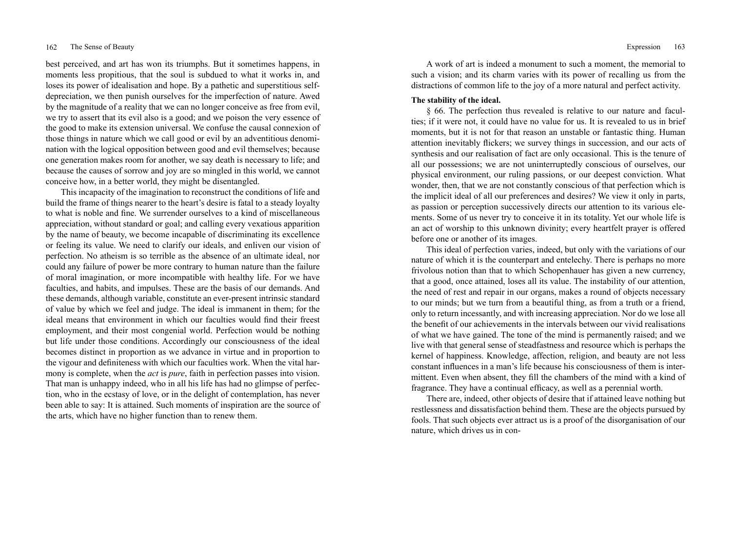best perceived, and art has won its triumphs. But it sometimes happens, in moments less propitious, that the soul is subdued to what it works in, and loses its power of idealisation and hope. By a pathetic and superstitious self-depreciation, we then punish ourselves for the imperfection of nature. Awed by the magnitude of a reality that we can no longer conceive as free from evil, we try to assert that its evil also is a good; and we poison the very essence of the good to make its extension universal. We confuse the causal connexion of those things in nature which we call good or evil by an adventitious denomination with the logical opposition between good and evil themselves; because one generation makes room for another, we say death is necessary to life; and because the causes of sorrow and joy are so mingled in this world, we cannot conceive how, in a better world, they might be disentangled.

This incapacity of the imagination to reconstruct the conditions of life and build the frame of things nearer to the heart's desire is fatal to a steady loyalty to what is noble and fine. We surrender ourselves to a kind of miscellaneous appreciation, without standard or goal; and calling every vexatious apparition by the name of beauty, we become incapable of discriminating its excellence or feeling its value. We need to clarify our ideals, and enliven our vision of perfection. No atheism is so terrible as the absence of an ultimate ideal, nor could any failure of power be more contrary to human nature than the failure of moral imagination, or more incompatible with healthy life. For we have faculties, and habits, and impulses. These are the basis of our demands. And these demands, although variable, constitute an ever-present intrinsic standard of value by which we feel and judge. The ideal is immanent in them; for the ideal means that environment in which our faculties would find their freest employment, and their most congenial world. Perfection would be nothing but life under those conditions. Accordingly our consciousness of the ideal becomes distinct in proportion as we advance in virtue and in proportion to the vigour and definiteness with which our faculties work. When the vital harmony is complete, when the *act* is *pure*, faith in perfection passes into vision. That man is unhappy indeed, who in all his life has had no glimpse of perfection, who in the ecstasy of love, or in the delight of contemplation, has never been able to say: It is attained. Such moments of inspiration are the source of the arts, which have no higher function than to renew them.

A work of art is indeed a monument to such a moment, the memorial to such a vision; and its charm varies with its power of recalling us from the distractions of common life to the joy of a more natural and perfect activity.

**The stability of the ideal.**

§ 66. The perfection thus revealed is relative to our nature and faculties; if it were not, it could have no value for us. It is revealed to us in brief moments, but it is not for that reason an unstable or fantastic thing. Human attention inevitably flickers; we survey things in succession, and our acts of synthesis and our realisation of fact are only occasional. This is the tenure of all our possessions; we are not uninterruptedly conscious of ourselves, our physical environment, our ruling passions, or our deepest conviction. What wonder, then, that we are not constantly conscious of that perfection which is the implicit ideal of all our preferences and desires? We view it only in parts, as passion or perception successively directs our attention to its various elements. Some of us never try to conceive it in its totality. Yet our whole life is an act of worship to this unknown divinity; every heartfelt prayer is offered before one or another of its images.

This ideal of perfection varies, indeed, but only with the variations of our nature of which it is the counterpart and entelechy. There is perhaps no more frivolous notion than that to which Schopenhauer has given a new currency, that a good, once attained, loses all its value. The instability of our attention, the need of rest and repair in our organs, makes a round of objects necessary to our minds; but we turn from a beautiful thing, as from a truth or a friend, only to return incessantly, and with increasing appreciation. Nor do we lose all the benefit of our achievements in the intervals between our vivid realisations of what we have gained. The tone of the mind is permanently raised; and we live with that general sense of steadfastness and resource which is perhaps the kernel of happiness. Knowledge, affection, religion, and beauty are not less constant influences in a man's life because his consciousness of them is intermittent. Even when absent, they fill the chambers of the mind with a kind of fragrance. They have a continual efficacy, as well as a perennial worth.

There are, indeed, other objects of desire that if attained leave nothing but restlessness and dissatisfaction behind them. These are the objects pursued by fools. That such objects ever attract us is a proof of the disorganisation of our nature, which drives us in con-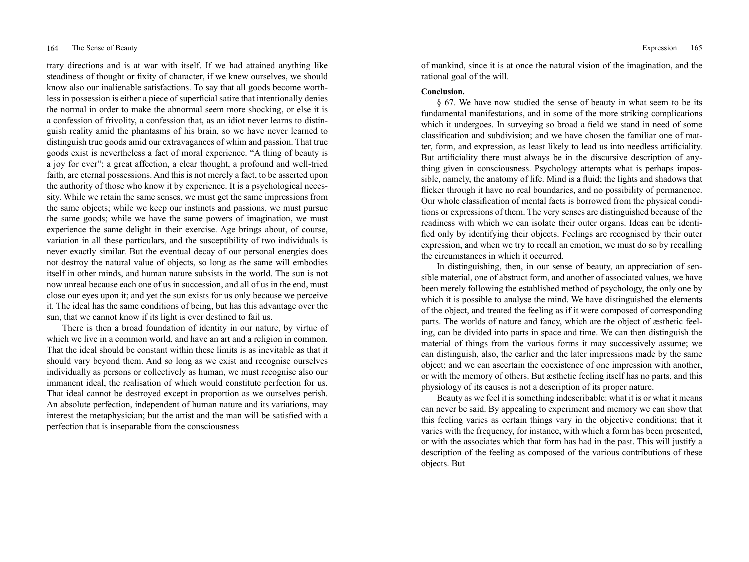trary directions and is at war with itself. If we had attained anything like steadiness of thought or fixity of character, if we knew ourselves, we should know also our inalienable satisfactions. To say that all goods become worthless in possession is either a piece of superficial satire that intentionally denies the normal in order to make the abnormal seem more shocking, or else it is a confession of frivolity, a confession that, as an idiot never learns to distinguish reality amid the phantasms of his brain, so we have never learned to distinguish true goods amid our extravagances of whim and passion. That true goods exist is nevertheless a fact of moral experience. "A thing of beauty is a joy for ever"; a great affection, a clear thought, a profound and well-tried faith, are eternal possessions. And this is not merely a fact, to be asserted upon the authority of those who know it by experience. It is a psychological necessity. While we retain the same senses, we must get the same impressions from the same objects; while we keep our instincts and passions, we must pursue the same goods; while we have the same powers of imagination, we must experience the same delight in their exercise. Age brings about, of course, variation in all these particulars, and the susceptibility of two individuals is never exactly similar. But the eventual decay of our personal energies does not destroy the natural value of objects, so long as the same will embodies itself in other minds, and human nature subsists in the world. The sun is not now unreal because each one of us in succession, and all of us in the end, must close our eyes upon it; and yet the sun exists for us only because we perceive it. The ideal has the same conditions of being, but has this advantage over the sun, that we cannot know if its light is ever destined to fail us.

There is then a broad foundation of identity in our nature, by virtue of which we live in a common world, and have an art and a religion in common. That the ideal should be constant within these limits is as inevitable as that it should vary beyond them. And so long as we exist and recognise ourselves individually as persons or collectively as human, we must recognise also our immanent ideal, the realisation of which would constitute perfection for us. That ideal cannot be destroyed except in proportion as we ourselves perish. An absolute perfection, independent of human nature and its variations, may interest the metaphysician; but the artist and the man will be satisfied with a perfection that is inseparable from the consciousness of mankind, since it is at once the natural vision of the imagination, and the rational goal of the will.

**Conclusion.**

§ 67. We have now studied the sense of beauty in what seem to be its fundamental manifestations, and in some of the more striking complications which it undergoes. In surveying so broad a field we stand in need of some classification and subdivision; and we have chosen the familiar one of matter, form, and expression, as least likely to lead us into needless artificiality. But artificiality there must always be in the discursive description of anything given in consciousness. Psychology attempts what is perhaps impossible, namely, the anatomy of life. Mind is a fluid; the lights and shadows that flicker through it have no real boundaries, and no possibility of permanence. Our whole classification of mental facts is borrowed from the physical conditions or expressions of them. The very senses are distinguished because of the readiness with which we can isolate their outer organs. Ideas can be identified only by identifying their objects. Feelings are recognised by their outer expression, and when we try to recall an emotion, we must do so by recalling the circumstances in which it occurred.

In distinguishing, then, in our sense of beauty, an appreciation of sensible material, one of abstract form, and another of associated values, we have been merely following the established method of psychology, the only one by which it is possible to analyse the mind. We have distinguished the elements of the object, and treated the feeling as if it were composed of corresponding parts. The worlds of nature and fancy, which are the object of æsthetic feeling, can be divided into parts in space and time. We can then distinguish the material of things from the various forms it may successively assume; we can distinguish, also, the earlier and the later impressions made by the same object; and we can ascertain the coexistence of one impression with another, or with the memory of others. But æsthetic feeling itself has no parts, and this physiology of its causes is not a description of its proper nature.

Beauty as we feel it is something indescribable: what it is or what it means can never be said. By appealing to experiment and memory we can show that this feeling varies as certain things vary in the objective conditions; that it varies with the frequency, for instance, with which a form has been presented, or with the associates which that form has had in the past. This will justify a description of the feeling as composed of the various contributions of these objects. But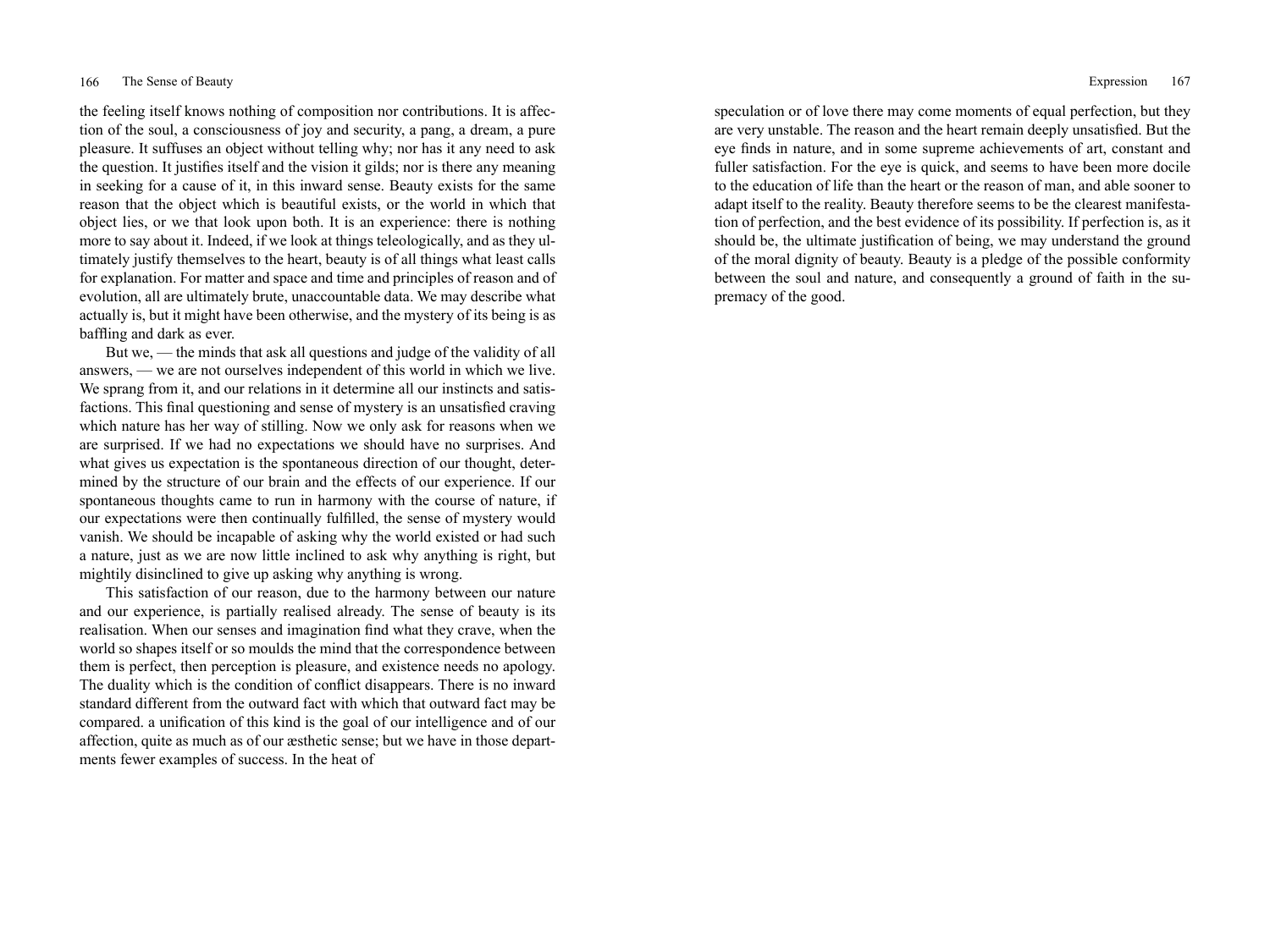the feeling itself knows nothing of composition nor contributions. It is affection of the soul, a consciousness of joy and security, a pang, a dream, a pure pleasure. It suffuses an object without telling why; nor has it any need to ask the question. It justifies itself and the vision it gilds; nor is there any meaning in seeking for a cause of it, in this inward sense. Beauty exists for the same reason that the object which is beautiful exists, or the world in which that object lies, or we that look upon both. It is an experience: there is nothing more to say about it. Indeed, if we look at things teleologically, and as they ultimately justify themselves to the heart, beauty is of all things what least calls for explanation. For matter and space and time and principles of reason and of evolution, all are ultimately brute, unaccountable data. We may describe what actually is, but it might have been otherwise, and the mystery of its being is as baffling and dark as ever.

But we, — the minds that ask all questions and judge of the validity of all answers, — we are not ourselves independent of this world in which we live. We sprang from it, and our relations in it determine all our instincts and satisfactions. This final questioning and sense of mystery is an unsatisfied craving which nature has her way of stilling. Now we only ask for reasons when we are surprised. If we had no expectations we should have no surprises. And what gives us expectation is the spontaneous direction of our thought, determined by the structure of our brain and the effects of our experience. If our spontaneous thoughts came to run in harmony with the course of nature, if our expectations were then continually fulfilled, the sense of mystery would vanish. We should be incapable of asking why the world existed or had such a nature, just as we are now little inclined to ask why anything is right, but mightily disinclined to give up asking why anything is wrong.

This satisfaction of our reason, due to the harmony between our nature and our experience, is partially realised already. The sense of beauty is its realisation. When our senses and imagination find what they crave, when the world so shapes itself or so moulds the mind that the correspondence between them is perfect, then perception is pleasure, and existence needs no apology. The duality which is the condition of conflict disappears. There is no inward standard different from the outward fact with which that outward fact may be compared. a unification of this kind is the goal of our intelligence and of our affection, quite as much as of our æsthetic sense; but we have in those departments fewer examples of success. In the heat of speculation or of love there may come moments of equal perfection, but they are very unstable. The reason and the heart remain deeply unsatisfied. But the eye finds in nature, and in some supreme achievements of art, constant and fuller satisfaction. For the eye is quick, and seems to have been more docile to the education of life than the heart or the reason of man, and able sooner to adapt itself to the reality. Beauty therefore seems to be the clearest manifestation of perfection, and the best evidence of its possibility. If perfection is, as it should be, the ultimate justification of being, we may understand the ground of the moral dignity of beauty. Beauty is a pledge of the possible conformity between the soul and nature, and consequently a ground of faith in the supremacy of the good.